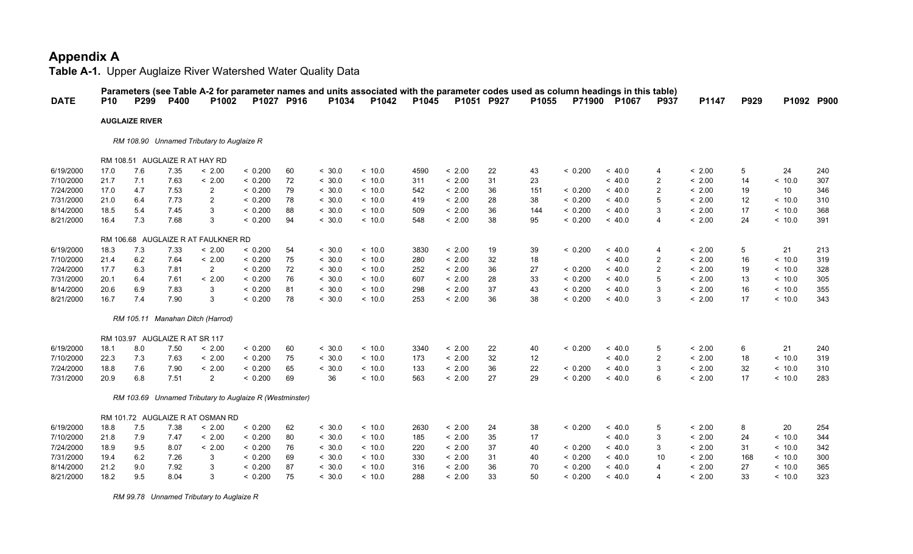# Appendix A

**Table A-1.** Upper Auglaize River Watershed Water Quality Data

| DATE | P10 | P299 | P400 | P1002 | P1027 | P916 | P1034 | P1042 | P1045 | P1051 | P927 | P1055 | P71900 | P1067 | P937 | P1147 | P929 | P1092 | P900 |
|---|---|---|---|---|---|---|---|---|---|---|---|---|---|---|---|---|---|---|---|
| | Parameters (see Table A-2 for parameter names and units associated with the parameter codes used as column headings in this table) | | | | | | | | | | | | | | | | | | |
| | **AUGLAIZE RIVER** | | | | | | | | | | | | | | | | | | |
| | *RM 108.90 Unnamed Tributary to Auglaize R* | | | | | | | | | | | | | | | | | | |
| | RM 108.51 AUGLAIZE R AT HAY RD | | | | | | | | | | | | | | | | | | |
| 6/19/2000 | 17.0 | 7.6 | 7.35 | < 2.00 | < 0.200 | 60 | < 30.0 | < 10.0 | 4590 | < 2.00 | 22 | 43 | < 0.200 | < 40.0 | 4 | < 2.00 | 5 | 24 | 240 |
| 7/10/2000 | 21.7 | 7.1 | 7.63 | < 2.00 | < 0.200 | 72 | < 30.0 | < 10.0 | 311 | < 2.00 | 31 | 23 | | < 40.0 | 2 | < 2.00 | 14 | < 10.0 | 307 |
| 7/24/2000 | 17.0 | 4.7 | 7.53 | 2 | < 0.200 | 79 | < 30.0 | < 10.0 | 542 | < 2.00 | 36 | 151 | < 0.200 | < 40.0 | 2 | < 2.00 | 19 | 10 | 346 |
| 7/31/2000 | 21.0 | 6.4 | 7.73 | 2 | < 0.200 | 78 | < 30.0 | < 10.0 | 419 | < 2.00 | 28 | 38 | < 0.200 | < 40.0 | 5 | < 2.00 | 12 | < 10.0 | 310 |
| 8/14/2000 | 18.5 | 5.4 | 7.45 | 3 | < 0.200 | 88 | < 30.0 | < 10.0 | 509 | < 2.00 | 36 | 144 | < 0.200 | < 40.0 | 3 | < 2.00 | 17 | < 10.0 | 368 |
| 8/21/2000 | 16.4 | 7.3 | 7.68 | 3 | < 0.200 | 94 | < 30.0 | < 10.0 | 548 | < 2.00 | 38 | 95 | < 0.200 | < 40.0 | 4 | < 2.00 | 24 | < 10.0 | 391 |
| | RM 106.68 AUGLAIZE R AT FAULKNER RD | | | | | | | | | | | | | | | | | | |
| 6/19/2000 | 18.3 | 7.3 | 7.33 | < 2.00 | < 0.200 | 54 | < 30.0 | < 10.0 | 3830 | < 2.00 | 19 | 39 | < 0.200 | < 40.0 | 4 | < 2.00 | 5 | 21 | 213 |
| 7/10/2000 | 21.4 | 6.2 | 7.64 | < 2.00 | < 0.200 | 75 | < 30.0 | < 10.0 | 280 | < 2.00 | 32 | 18 | | < 40.0 | 2 | < 2.00 | 16 | < 10.0 | 319 |
| 7/24/2000 | 17.7 | 6.3 | 7.81 | 2 | < 0.200 | 72 | < 30.0 | < 10.0 | 252 | < 2.00 | 36 | 27 | < 0.200 | < 40.0 | 2 | < 2.00 | 19 | < 10.0 | 328 |
| 7/31/2000 | 20.1 | 6.4 | 7.61 | < 2.00 | < 0.200 | 76 | < 30.0 | < 10.0 | 607 | < 2.00 | 28 | 33 | < 0.200 | < 40.0 | 5 | < 2.00 | 13 | < 10.0 | 305 |
| 8/14/2000 | 20.6 | 6.9 | 7.83 | 3 | < 0.200 | 81 | < 30.0 | < 10.0 | 298 | < 2.00 | 37 | 43 | < 0.200 | < 40.0 | 3 | < 2.00 | 16 | < 10.0 | 355 |
| 8/21/2000 | 16.7 | 7.4 | 7.90 | 3 | < 0.200 | 78 | < 30.0 | < 10.0 | 253 | < 2.00 | 36 | 38 | < 0.200 | < 40.0 | 3 | < 2.00 | 17 | < 10.0 | 343 |
| | *RM 105.11 Manahan Ditch (Harrod)* | | | | | | | | | | | | | | | | | | |
| | RM 103.97 AUGLAIZE R AT SR 117 | | | | | | | | | | | | | | | | | | |
| 6/19/2000 | 18.1 | 8.0 | 7.50 | < 2.00 | < 0.200 | 60 | < 30.0 | < 10.0 | 3340 | < 2.00 | 22 | 40 | < 0.200 | < 40.0 | 5 | < 2.00 | 6 | 21 | 240 |
| 7/10/2000 | 22.3 | 7.3 | 7.63 | < 2.00 | < 0.200 | 75 | < 30.0 | < 10.0 | 173 | < 2.00 | 32 | 12 | | < 40.0 | 2 | < 2.00 | 18 | < 10.0 | 319 |
| 7/24/2000 | 18.8 | 7.6 | 7.90 | < 2.00 | < 0.200 | 65 | < 30.0 | < 10.0 | 133 | < 2.00 | 36 | 22 | < 0.200 | < 40.0 | 3 | < 2.00 | 32 | < 10.0 | 310 |
| 7/31/2000 | 20.9 | 6.8 | 7.51 | 2 | < 0.200 | 69 | 36 | < 10.0 | 563 | < 2.00 | 27 | 29 | < 0.200 | < 40.0 | 6 | < 2.00 | 17 | < 10.0 | 283 |
| | *RM 103.69 Unnamed Tributary to Auglaize R (Westminster)* | | | | | | | | | | | | | | | | | | |
| | RM 101.72 AUGLAIZE R AT OSMAN RD | | | | | | | | | | | | | | | | | | |
| 6/19/2000 | 18.8 | 7.5 | 7.38 | < 2.00 | < 0.200 | 62 | < 30.0 | < 10.0 | 2630 | < 2.00 | 24 | 38 | < 0.200 | < 40.0 | 5 | < 2.00 | 8 | 20 | 254 |
| 7/10/2000 | 21.8 | 7.9 | 7.47 | < 2.00 | < 0.200 | 80 | < 30.0 | < 10.0 | 185 | < 2.00 | 35 | 17 | | < 40.0 | 3 | < 2.00 | 24 | < 10.0 | 344 |
| 7/24/2000 | 18.9 | 9.5 | 8.07 | < 2.00 | < 0.200 | 76 | < 30.0 | < 10.0 | 220 | < 2.00 | 37 | 40 | < 0.200 | < 40.0 | 3 | < 2.00 | 31 | < 10.0 | 342 |
| 7/31/2000 | 19.4 | 6.2 | 7.26 | 3 | < 0.200 | 69 | < 30.0 | < 10.0 | 330 | < 2.00 | 31 | 40 | < 0.200 | < 40.0 | 10 | < 2.00 | 168 | < 10.0 | 300 |
| 8/14/2000 | 21.2 | 9.0 | 7.92 | 3 | < 0.200 | 87 | < 30.0 | < 10.0 | 316 | < 2.00 | 36 | 70 | < 0.200 | < 40.0 | 4 | < 2.00 | 27 | < 10.0 | 365 |
| 8/21/2000 | 18.2 | 9.5 | 8.04 | 3 | < 0.200 | 75 | < 30.0 | < 10.0 | 288 | < 2.00 | 33 | 50 | < 0.200 | < 40.0 | 4 | < 2.00 | 33 | < 10.0 | 323 |
| | *RM 99.78 Unnamed Tributary to Auglaize R* | | | | | | | | | | | | | | | | | | |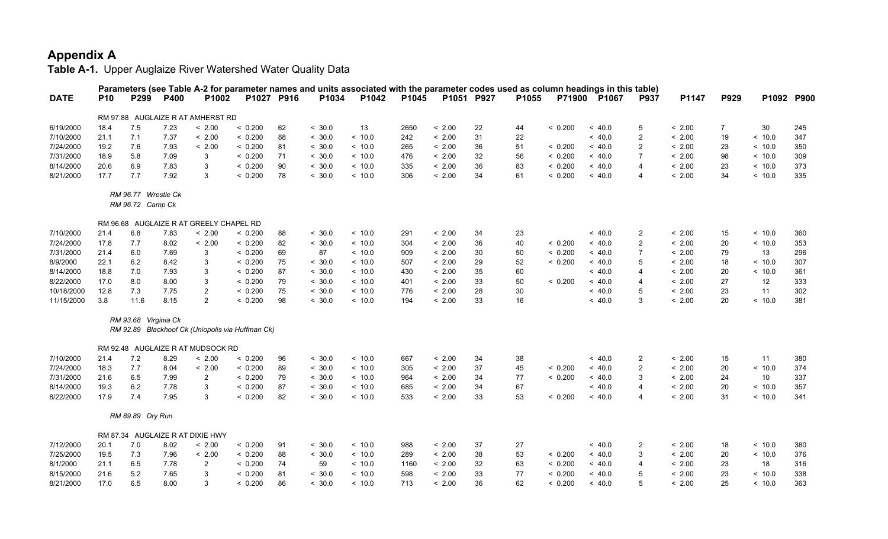# Appendix A

**Table A-1.** Upper Auglaize River Watershed Water Quality Data

**Parameters (see Table A-2 for parameter names and units associated with the parameter codes used as column headings in this table)**

| DATE | P10 | P299 | P400 | P1002 | P1027 | P916 | P1034 | P1042 | P1045 | P1051 | P927 | P1055 | P71900 | P1067 | P937 | P1147 | P929 | P1092 | P900 |
|---|---|---|---|---|---|---|---|---|---|---|---|---|---|---|---|---|---|---|---|
| RM 97.88 AUGLAIZE R AT AMHERST RD | | | | | | | | | | | | | | | | | | | |
| 6/19/2000 | 18.4 | 7.5 | 7.23 | < 2.00 | < 0.200 | 62 | < 30.0 | 13 | 2650 | < 2.00 | 22 | 44 | < 0.200 | < 40.0 | 5 | < 2.00 | 7 | 30 | 245 |
| 7/10/2000 | 21.1 | 7.1 | 7.37 | < 2.00 | < 0.200 | 88 | < 30.0 | < 10.0 | 242 | < 2.00 | 31 | 22 | | < 40.0 | 2 | < 2.00 | 19 | < 10.0 | 347 |
| 7/24/2000 | 19.2 | 7.6 | 7.93 | < 2.00 | < 0.200 | 81 | < 30.0 | < 10.0 | 265 | < 2.00 | 36 | 51 | < 0.200 | < 40.0 | 2 | < 2.00 | 23 | < 10.0 | 350 |
| 7/31/2000 | 18.9 | 5.8 | 7.09 | 3 | < 0.200 | 71 | < 30.0 | < 10.0 | 476 | < 2.00 | 32 | 56 | < 0.200 | < 40.0 | 7 | < 2.00 | 98 | < 10.0 | 309 |
| 8/14/2000 | 20.6 | 6.9 | 7.83 | 3 | < 0.200 | 90 | < 30.0 | < 10.0 | 335 | < 2.00 | 36 | 83 | < 0.200 | < 40.0 | 4 | < 2.00 | 23 | < 10.0 | 373 |
| 8/21/2000 | 17.7 | 7.7 | 7.92 | 3 | < 0.200 | 78 | < 30.0 | < 10.0 | 306 | < 2.00 | 34 | 61 | < 0.200 | < 40.0 | 4 | < 2.00 | 34 | < 10.0 | 335 |
| *RM 96.77 Wrestle Ck* | | | | | | | | | | | | | | | | | | | |
| *RM 96.72 Camp Ck* | | | | | | | | | | | | | | | | | | | |
| RM 96.68 AUGLAIZE R AT GREELY CHAPEL RD | | | | | | | | | | | | | | | | | | | |
| 7/10/2000 | 21.4 | 6.8 | 7.83 | < 2.00 | < 0.200 | 88 | < 30.0 | < 10.0 | 291 | < 2.00 | 34 | 23 | | < 40.0 | 2 | < 2.00 | 15 | < 10.0 | 360 |
| 7/24/2000 | 17.8 | 7.7 | 8.02 | < 2.00 | < 0.200 | 82 | < 30.0 | < 10.0 | 304 | < 2.00 | 36 | 40 | < 0.200 | < 40.0 | 2 | < 2.00 | 20 | < 10.0 | 353 |
| 7/31/2000 | 21.4 | 6.0 | 7.69 | 3 | < 0.200 | 69 | 87 | < 10.0 | 909 | < 2.00 | 30 | 50 | < 0.200 | < 40.0 | 7 | < 2.00 | 79 | 13 | 296 |
| 8/9/2000 | 22.1 | 6.2 | 8.42 | 3 | < 0.200 | 75 | < 30.0 | < 10.0 | 507 | < 2.00 | 29 | 52 | < 0.200 | < 40.0 | 5 | < 2.00 | 18 | < 10.0 | 307 |
| 8/14/2000 | 18.8 | 7.0 | 7.93 | 3 | < 0.200 | 87 | < 30.0 | < 10.0 | 430 | < 2.00 | 35 | 60 | | < 40.0 | 4 | < 2.00 | 20 | < 10.0 | 361 |
| 8/22/2000 | 17.0 | 8.0 | 8.00 | 3 | < 0.200 | 79 | < 30.0 | < 10.0 | 401 | < 2.00 | 33 | 50 | < 0.200 | < 40.0 | 4 | < 2.00 | 27 | 12 | 333 |
| 10/18/2000 | 12.8 | 7.3 | 7.75 | 2 | < 0.200 | 75 | < 30.0 | < 10.0 | 776 | < 2.00 | 28 | 30 | | < 40.0 | 5 | < 2.00 | 23 | 11 | 302 |
| 11/15/2000 | 3.8 | 11.6 | 8.15 | 2 | < 0.200 | 98 | < 30.0 | < 10.0 | 194 | < 2.00 | 33 | 16 | | < 40.0 | 3 | < 2.00 | 20 | < 10.0 | 381 |
| *RM 93.68 Virginia Ck* | | | | | | | | | | | | | | | | | | | |
| *RM 92.89 Blackhoof Ck (Uniopolis via Huffman Ck)* | | | | | | | | | | | | | | | | | | | |
| RM 92.48 AUGLAIZE R AT MUDSOCK RD | | | | | | | | | | | | | | | | | | | |
| 7/10/2000 | 21.4 | 7.2 | 8.29 | < 2.00 | < 0.200 | 96 | < 30.0 | < 10.0 | 667 | < 2.00 | 34 | 38 | | < 40.0 | 2 | < 2.00 | 15 | 11 | 380 |
| 7/24/2000 | 18.3 | 7.7 | 8.04 | < 2.00 | < 0.200 | 89 | < 30.0 | < 10.0 | 305 | < 2.00 | 37 | 45 | < 0.200 | < 40.0 | 2 | < 2.00 | 20 | < 10.0 | 374 |
| 7/31/2000 | 21.6 | 6.5 | 7.99 | 2 | < 0.200 | 79 | < 30.0 | < 10.0 | 964 | < 2.00 | 34 | 77 | < 0.200 | < 40.0 | 3 | < 2.00 | 24 | 10 | 337 |
| 8/14/2000 | 19.3 | 6.2 | 7.78 | 3 | < 0.200 | 87 | < 30.0 | < 10.0 | 685 | < 2.00 | 34 | 67 | | < 40.0 | 4 | < 2.00 | 20 | < 10.0 | 357 |
| 8/22/2000 | 17.9 | 7.4 | 7.95 | 3 | < 0.200 | 82 | < 30.0 | < 10.0 | 533 | < 2.00 | 33 | 53 | < 0.200 | < 40.0 | 4 | < 2.00 | 31 | < 10.0 | 341 |
| *RM 89.89 Dry Run* | | | | | | | | | | | | | | | | | | | |
| RM 87.34 AUGLAIZE R AT DIXIE HWY | | | | | | | | | | | | | | | | | | | |
| 7/12/2000 | 20.1 | 7.0 | 8.02 | < 2.00 | < 0.200 | 91 | < 30.0 | < 10.0 | 988 | < 2.00 | 37 | 27 | | < 40.0 | 2 | < 2.00 | 18 | < 10.0 | 380 |
| 7/25/2000 | 19.5 | 7.3 | 7.96 | < 2.00 | < 0.200 | 88 | < 30.0 | < 10.0 | 289 | < 2.00 | 38 | 53 | < 0.200 | < 40.0 | 3 | < 2.00 | 20 | < 10.0 | 376 |
| 8/1/2000 | 21.1 | 6.5 | 7.78 | 2 | < 0.200 | 74 | 59 | < 10.0 | 1160 | < 2.00 | 32 | 63 | < 0.200 | < 40.0 | 4 | < 2.00 | 23 | 18 | 316 |
| 8/15/2000 | 21.6 | 5.2 | 7.65 | 3 | < 0.200 | 81 | < 30.0 | < 10.0 | 598 | < 2.00 | 33 | 77 | < 0.200 | < 40.0 | 5 | < 2.00 | 23 | < 10.0 | 338 |
| 8/21/2000 | 17.0 | 6.5 | 8.00 | 3 | < 0.200 | 86 | < 30.0 | < 10.0 | 713 | < 2.00 | 36 | 62 | < 0.200 | < 40.0 | 5 | < 2.00 | 25 | < 10.0 | 363 |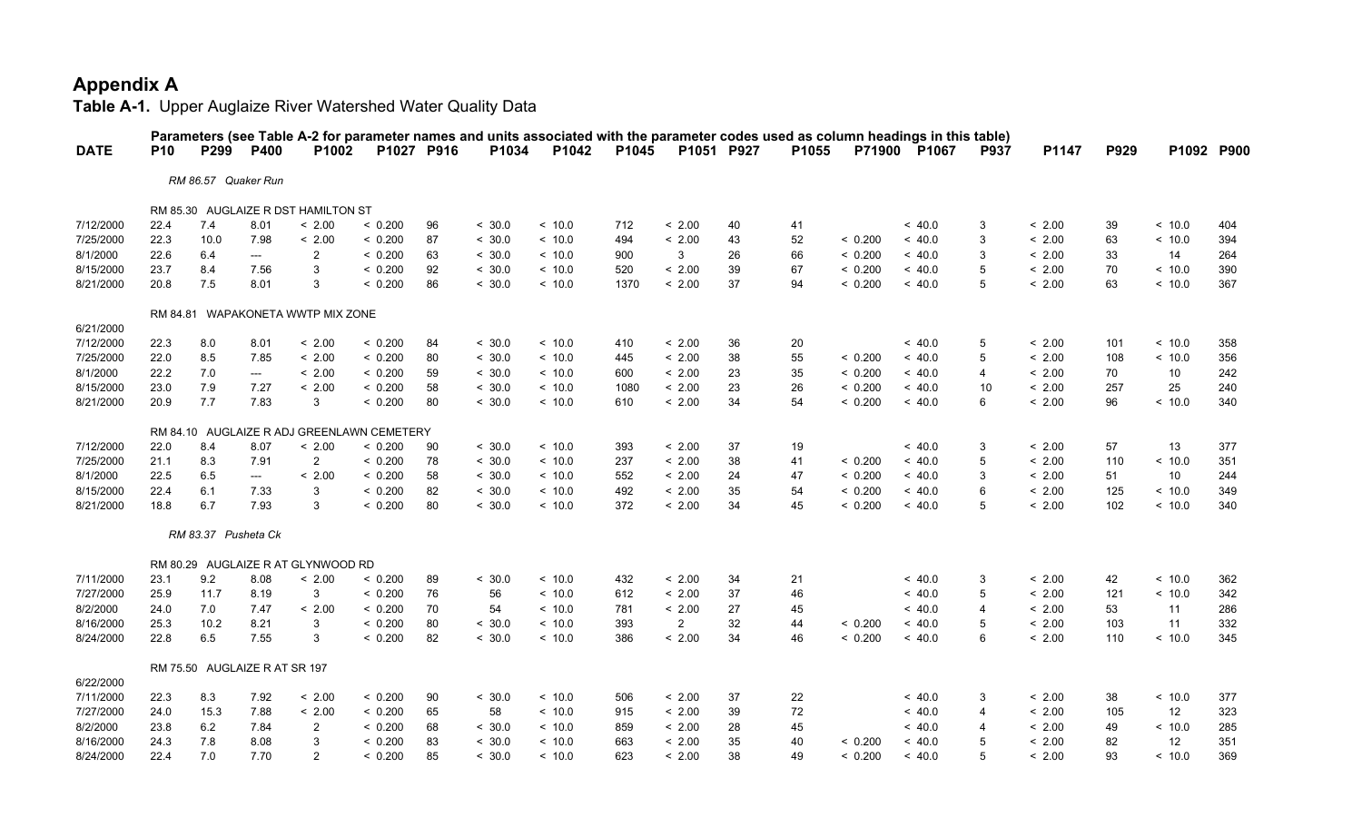# Appendix A

**Table A-1.** Upper Auglaize River Watershed Water Quality Data

Parameters (see Table A-2 for parameter names and units associated with the parameter codes used as column headings in this table)

| DATE | P10 | P299 | P400 | P1002 | P1027 | P916 | P1034 | P1042 | P1045 | P1051 | P927 | P1055 | P71900 | P1067 | P937 | P1147 | P929 | P1092 | P900 |
|---|---|---|---|---|---|---|---|---|---|---|---|---|---|---|---|---|---|---|---|
| *RM 86.57 Quaker Run* | | | | | | | | | | | | | | | | | | | |
| RM 85.30 AUGLAIZE R DST HAMILTON ST | | | | | | | | | | | | | | | | | | | |
| 7/12/2000 | 22.4 | 7.4 | 8.01 | < 2.00 | < 0.200 | 96 | < 30.0 | < 10.0 | 712 | < 2.00 | 40 | 41 | | < 40.0 | 3 | < 2.00 | 39 | < 10.0 | 404 |
| 7/25/2000 | 22.3 | 10.0 | 7.98 | < 2.00 | < 0.200 | 87 | < 30.0 | < 10.0 | 494 | < 2.00 | 43 | 52 | < 0.200 | < 40.0 | 3 | < 2.00 | 63 | < 10.0 | 394 |
| 8/1/2000 | 22.6 | 6.4 | --- | 2 | < 0.200 | 63 | < 30.0 | < 10.0 | 900 | 3 | 26 | 66 | < 0.200 | < 40.0 | 3 | < 2.00 | 33 | 14 | 264 |
| 8/15/2000 | 23.7 | 8.4 | 7.56 | 3 | < 0.200 | 92 | < 30.0 | < 10.0 | 520 | < 2.00 | 39 | 67 | < 0.200 | < 40.0 | 5 | < 2.00 | 70 | < 10.0 | 390 |
| 8/21/2000 | 20.8 | 7.5 | 8.01 | 3 | < 0.200 | 86 | < 30.0 | < 10.0 | 1370 | < 2.00 | 37 | 94 | < 0.200 | < 40.0 | 5 | < 2.00 | 63 | < 10.0 | 367 |
| RM 84.81 WAPAKONETA WWTP MIX ZONE | | | | | | | | | | | | | | | | | | | |
| 6/21/2000 | | | | | | | | | | | | | | | | | | | |
| 7/12/2000 | 22.3 | 8.0 | 8.01 | < 2.00 | < 0.200 | 84 | < 30.0 | < 10.0 | 410 | < 2.00 | 36 | 20 | | < 40.0 | 5 | < 2.00 | 101 | < 10.0 | 358 |
| 7/25/2000 | 22.0 | 8.5 | 7.85 | < 2.00 | < 0.200 | 80 | < 30.0 | < 10.0 | 445 | < 2.00 | 38 | 55 | < 0.200 | < 40.0 | 5 | < 2.00 | 108 | < 10.0 | 356 |
| 8/1/2000 | 22.2 | 7.0 | --- | < 2.00 | < 0.200 | 59 | < 30.0 | < 10.0 | 600 | < 2.00 | 23 | 35 | < 0.200 | < 40.0 | 4 | < 2.00 | 70 | 10 | 242 |
| 8/15/2000 | 23.0 | 7.9 | 7.27 | < 2.00 | < 0.200 | 58 | < 30.0 | < 10.0 | 1080 | < 2.00 | 23 | 26 | < 0.200 | < 40.0 | 10 | < 2.00 | 257 | 25 | 240 |
| 8/21/2000 | 20.9 | 7.7 | 7.83 | 3 | < 0.200 | 80 | < 30.0 | < 10.0 | 610 | < 2.00 | 34 | 54 | < 0.200 | < 40.0 | 6 | < 2.00 | 96 | < 10.0 | 340 |
| RM 84.10 AUGLAIZE R ADJ GREENLAWN CEMETERY | | | | | | | | | | | | | | | | | | | |
| 7/12/2000 | 22.0 | 8.4 | 8.07 | < 2.00 | < 0.200 | 90 | < 30.0 | < 10.0 | 393 | < 2.00 | 37 | 19 | | < 40.0 | 3 | < 2.00 | 57 | 13 | 377 |
| 7/25/2000 | 21.1 | 8.3 | 7.91 | 2 | < 0.200 | 78 | < 30.0 | < 10.0 | 237 | < 2.00 | 38 | 41 | < 0.200 | < 40.0 | 5 | < 2.00 | 110 | < 10.0 | 351 |
| 8/1/2000 | 22.5 | 6.5 | --- | < 2.00 | < 0.200 | 58 | < 30.0 | < 10.0 | 552 | < 2.00 | 24 | 47 | < 0.200 | < 40.0 | 3 | < 2.00 | 51 | 10 | 244 |
| 8/15/2000 | 22.4 | 6.1 | 7.33 | 3 | < 0.200 | 82 | < 30.0 | < 10.0 | 492 | < 2.00 | 35 | 54 | < 0.200 | < 40.0 | 6 | < 2.00 | 125 | < 10.0 | 349 |
| 8/21/2000 | 18.8 | 6.7 | 7.93 | 3 | < 0.200 | 80 | < 30.0 | < 10.0 | 372 | < 2.00 | 34 | 45 | < 0.200 | < 40.0 | 5 | < 2.00 | 102 | < 10.0 | 340 |
| *RM 83.37 Pusheta Ck* | | | | | | | | | | | | | | | | | | | |
| RM 80.29 AUGLAIZE R AT GLYNWOOD RD | | | | | | | | | | | | | | | | | | | |
| 7/11/2000 | 23.1 | 9.2 | 8.08 | < 2.00 | < 0.200 | 89 | < 30.0 | < 10.0 | 432 | < 2.00 | 34 | 21 | | < 40.0 | 3 | < 2.00 | 42 | < 10.0 | 362 |
| 7/27/2000 | 25.9 | 11.7 | 8.19 | 3 | < 0.200 | 76 | 56 | < 10.0 | 612 | < 2.00 | 37 | 46 | | < 40.0 | 5 | < 2.00 | 121 | < 10.0 | 342 |
| 8/2/2000 | 24.0 | 7.0 | 7.47 | < 2.00 | < 0.200 | 70 | 54 | < 10.0 | 781 | < 2.00 | 27 | 45 | | < 40.0 | 4 | < 2.00 | 53 | 11 | 286 |
| 8/16/2000 | 25.3 | 10.2 | 8.21 | 3 | < 0.200 | 80 | < 30.0 | < 10.0 | 393 | 2 | 32 | 44 | < 0.200 | < 40.0 | 5 | < 2.00 | 103 | 11 | 332 |
| 8/24/2000 | 22.8 | 6.5 | 7.55 | 3 | < 0.200 | 82 | < 30.0 | < 10.0 | 386 | < 2.00 | 34 | 46 | < 0.200 | < 40.0 | 6 | < 2.00 | 110 | < 10.0 | 345 |
| RM 75.50 AUGLAIZE R AT SR 197 | | | | | | | | | | | | | | | | | | | |
| 6/22/2000 | | | | | | | | | | | | | | | | | | | |
| 7/11/2000 | 22.3 | 8.3 | 7.92 | < 2.00 | < 0.200 | 90 | < 30.0 | < 10.0 | 506 | < 2.00 | 37 | 22 | | < 40.0 | 3 | < 2.00 | 38 | < 10.0 | 377 |
| 7/27/2000 | 24.0 | 15.3 | 7.88 | < 2.00 | < 0.200 | 65 | 58 | < 10.0 | 915 | < 2.00 | 39 | 72 | | < 40.0 | 4 | < 2.00 | 105 | 12 | 323 |
| 8/2/2000 | 23.8 | 6.2 | 7.84 | 2 | < 0.200 | 68 | < 30.0 | < 10.0 | 859 | < 2.00 | 28 | 45 | | < 40.0 | 4 | < 2.00 | 49 | < 10.0 | 285 |
| 8/16/2000 | 24.3 | 7.8 | 8.08 | 3 | < 0.200 | 83 | < 30.0 | < 10.0 | 663 | < 2.00 | 35 | 40 | < 0.200 | < 40.0 | 5 | < 2.00 | 82 | 12 | 351 |
| 8/24/2000 | 22.4 | 7.0 | 7.70 | 2 | < 0.200 | 85 | < 30.0 | < 10.0 | 623 | < 2.00 | 38 | 49 | < 0.200 | < 40.0 | 5 | < 2.00 | 93 | < 10.0 | 369 |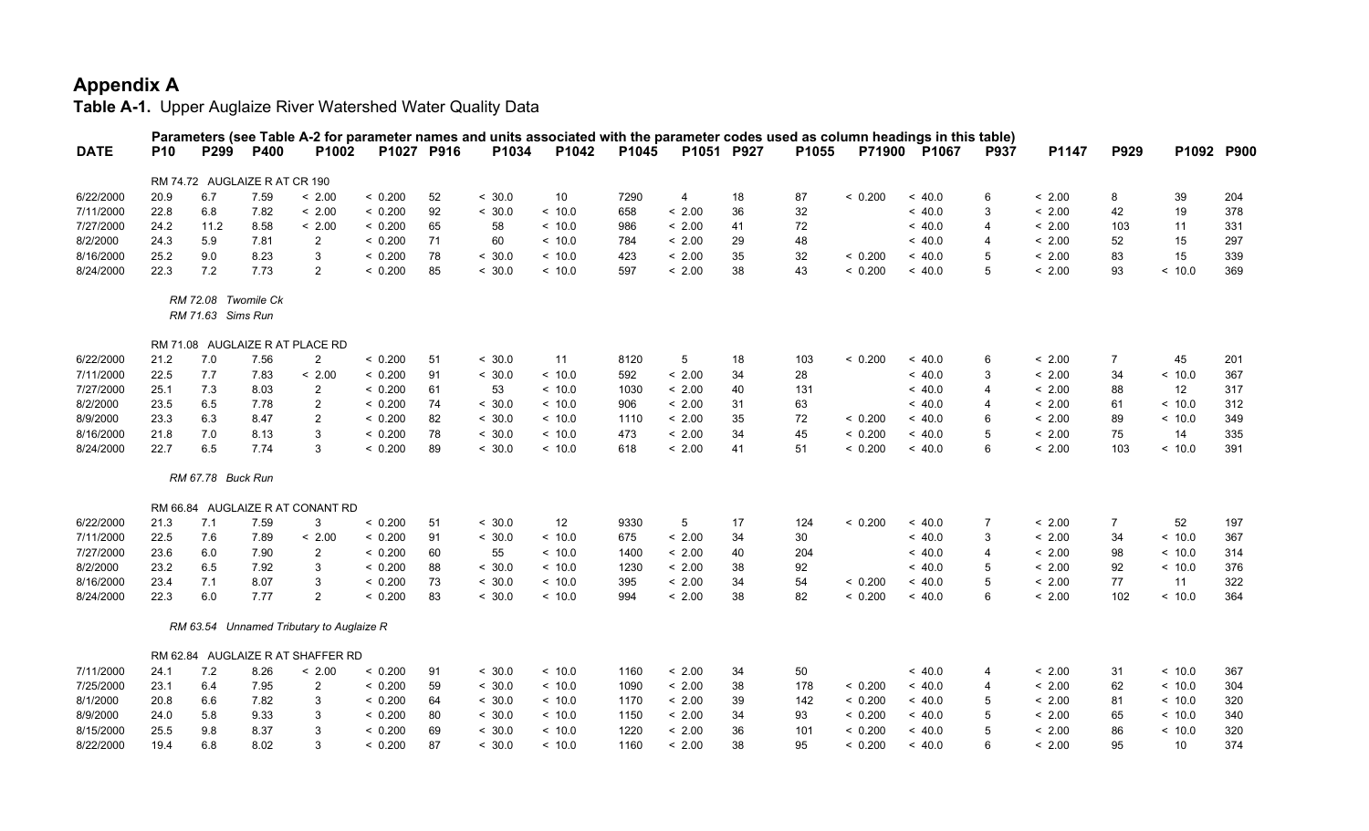# Appendix A

**Table A-1.** Upper Auglaize River Watershed Water Quality Data

| DATE | P10 | P299 | P400 | P1002 | P1027 | P916 | P1034 | P1042 | P1045 | P1051 | P927 | P1055 | P71900 | P1067 | P937 | P1147 | P929 | P1092 | P900 |
|---|---|---|---|---|---|---|---|---|---|---|---|---|---|---|---|---|---|---|---|
| | Parameters (see Table A-2 for parameter names and units associated with the parameter codes used as column headings in this table) | | | | | | | | | | | | | | | | | | |
| | RM 74.72 AUGLAIZE R AT CR 190 | | | | | | | | | | | | | | | | | | |
| 6/22/2000 | 20.9 | 6.7 | 7.59 | < 2.00 | < 0.200 | 52 | < 30.0 | 10 | 7290 | 4 | 18 | 87 | < 0.200 | < 40.0 | 6 | < 2.00 | 8 | 39 | 204 |
| 7/11/2000 | 22.8 | 6.8 | 7.82 | < 2.00 | < 0.200 | 92 | < 30.0 | < 10.0 | 658 | < 2.00 | 36 | 32 | | < 40.0 | 3 | < 2.00 | 42 | 19 | 378 |
| 7/27/2000 | 24.2 | 11.2 | 8.58 | < 2.00 | < 0.200 | 65 | 58 | < 10.0 | 986 | < 2.00 | 41 | 72 | | < 40.0 | 4 | < 2.00 | 103 | 11 | 331 |
| 8/2/2000 | 24.3 | 5.9 | 7.81 | 2 | < 0.200 | 71 | 60 | < 10.0 | 784 | < 2.00 | 29 | 48 | | < 40.0 | 4 | < 2.00 | 52 | 15 | 297 |
| 8/16/2000 | 25.2 | 9.0 | 8.23 | 3 | < 0.200 | 78 | < 30.0 | < 10.0 | 423 | < 2.00 | 35 | 32 | < 0.200 | < 40.0 | 5 | < 2.00 | 83 | 15 | 339 |
| 8/24/2000 | 22.3 | 7.2 | 7.73 | 2 | < 0.200 | 85 | < 30.0 | < 10.0 | 597 | < 2.00 | 38 | 43 | < 0.200 | < 40.0 | 5 | < 2.00 | 93 | < 10.0 | 369 |
| | *RM 72.08 Twomile Ck* | | | | | | | | | | | | | | | | | | |
| | *RM 71.63 Sims Run* | | | | | | | | | | | | | | | | | | |
| | RM 71.08 AUGLAIZE R AT PLACE RD | | | | | | | | | | | | | | | | | | |
| 6/22/2000 | 21.2 | 7.0 | 7.56 | 2 | < 0.200 | 51 | < 30.0 | 11 | 8120 | 5 | 18 | 103 | < 0.200 | < 40.0 | 6 | < 2.00 | 7 | 45 | 201 |
| 7/11/2000 | 22.5 | 7.7 | 7.83 | < 2.00 | < 0.200 | 91 | < 30.0 | < 10.0 | 592 | < 2.00 | 34 | 28 | | < 40.0 | 3 | < 2.00 | 34 | < 10.0 | 367 |
| 7/27/2000 | 25.1 | 7.3 | 8.03 | 2 | < 0.200 | 61 | 53 | < 10.0 | 1030 | < 2.00 | 40 | 131 | | < 40.0 | 4 | < 2.00 | 88 | 12 | 317 |
| 8/2/2000 | 23.5 | 6.5 | 7.78 | 2 | < 0.200 | 74 | < 30.0 | < 10.0 | 906 | < 2.00 | 31 | 63 | | < 40.0 | 4 | < 2.00 | 61 | < 10.0 | 312 |
| 8/9/2000 | 23.3 | 6.3 | 8.47 | 2 | < 0.200 | 82 | < 30.0 | < 10.0 | 1110 | < 2.00 | 35 | 72 | < 0.200 | < 40.0 | 6 | < 2.00 | 89 | < 10.0 | 349 |
| 8/16/2000 | 21.8 | 7.0 | 8.13 | 3 | < 0.200 | 78 | < 30.0 | < 10.0 | 473 | < 2.00 | 34 | 45 | < 0.200 | < 40.0 | 5 | < 2.00 | 75 | 14 | 335 |
| 8/24/2000 | 22.7 | 6.5 | 7.74 | 3 | < 0.200 | 89 | < 30.0 | < 10.0 | 618 | < 2.00 | 41 | 51 | < 0.200 | < 40.0 | 6 | < 2.00 | 103 | < 10.0 | 391 |
| | *RM 67.78 Buck Run* | | | | | | | | | | | | | | | | | | |
| | RM 66.84 AUGLAIZE R AT CONANT RD | | | | | | | | | | | | | | | | | | |
| 6/22/2000 | 21.3 | 7.1 | 7.59 | 3 | < 0.200 | 51 | < 30.0 | 12 | 9330 | 5 | 17 | 124 | < 0.200 | < 40.0 | 7 | < 2.00 | 7 | 52 | 197 |
| 7/11/2000 | 22.5 | 7.6 | 7.89 | < 2.00 | < 0.200 | 91 | < 30.0 | < 10.0 | 675 | < 2.00 | 34 | 30 | | < 40.0 | 3 | < 2.00 | 34 | < 10.0 | 367 |
| 7/27/2000 | 23.6 | 6.0 | 7.90 | 2 | < 0.200 | 60 | 55 | < 10.0 | 1400 | < 2.00 | 40 | 204 | | < 40.0 | 4 | < 2.00 | 98 | < 10.0 | 314 |
| 8/2/2000 | 23.2 | 6.5 | 7.92 | 3 | < 0.200 | 88 | < 30.0 | < 10.0 | 1230 | < 2.00 | 38 | 92 | | < 40.0 | 5 | < 2.00 | 92 | < 10.0 | 376 |
| 8/16/2000 | 23.4 | 7.1 | 8.07 | 3 | < 0.200 | 73 | < 30.0 | < 10.0 | 395 | < 2.00 | 34 | 54 | < 0.200 | < 40.0 | 5 | < 2.00 | 77 | 11 | 322 |
| 8/24/2000 | 22.3 | 6.0 | 7.77 | 2 | < 0.200 | 83 | < 30.0 | < 10.0 | 994 | < 2.00 | 38 | 82 | < 0.200 | < 40.0 | 6 | < 2.00 | 102 | < 10.0 | 364 |
| | *RM 63.54 Unnamed Tributary to Auglaize R* | | | | | | | | | | | | | | | | | | |
| | RM 62.84 AUGLAIZE R AT SHAFFER RD | | | | | | | | | | | | | | | | | | |
| 7/11/2000 | 24.1 | 7.2 | 8.26 | < 2.00 | < 0.200 | 91 | < 30.0 | < 10.0 | 1160 | < 2.00 | 34 | 50 | | < 40.0 | 4 | < 2.00 | 31 | < 10.0 | 367 |
| 7/25/2000 | 23.1 | 6.4 | 7.95 | 2 | < 0.200 | 59 | < 30.0 | < 10.0 | 1090 | < 2.00 | 38 | 178 | < 0.200 | < 40.0 | 4 | < 2.00 | 62 | < 10.0 | 304 |
| 8/1/2000 | 20.8 | 6.6 | 7.82 | 3 | < 0.200 | 64 | < 30.0 | < 10.0 | 1170 | < 2.00 | 39 | 142 | < 0.200 | < 40.0 | 5 | < 2.00 | 81 | < 10.0 | 320 |
| 8/9/2000 | 24.0 | 5.8 | 9.33 | 3 | < 0.200 | 80 | < 30.0 | < 10.0 | 1150 | < 2.00 | 34 | 93 | < 0.200 | < 40.0 | 5 | < 2.00 | 65 | < 10.0 | 340 |
| 8/15/2000 | 25.5 | 9.8 | 8.37 | 3 | < 0.200 | 69 | < 30.0 | < 10.0 | 1220 | < 2.00 | 36 | 101 | < 0.200 | < 40.0 | 5 | < 2.00 | 86 | < 10.0 | 320 |
| 8/22/2000 | 19.4 | 6.8 | 8.02 | 3 | < 0.200 | 87 | < 30.0 | < 10.0 | 1160 | < 2.00 | 38 | 95 | < 0.200 | < 40.0 | 6 | < 2.00 | 95 | 10 | 374 |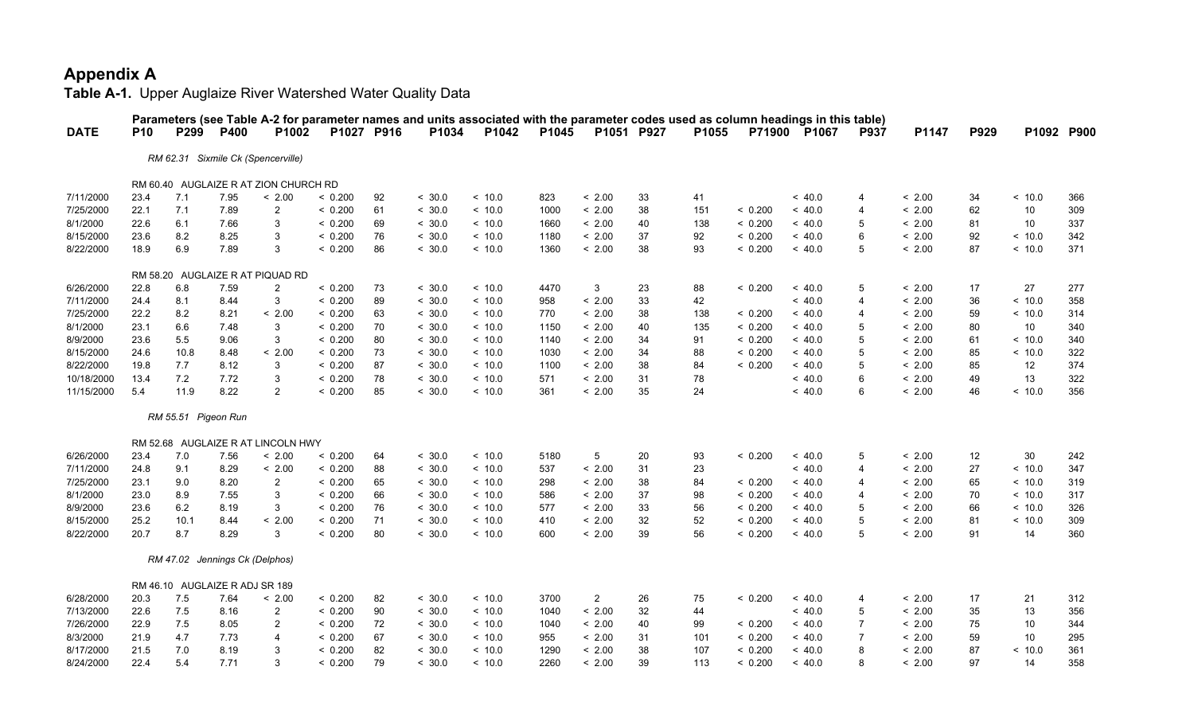# Appendix A

**Table A-1.** Upper Auglaize River Watershed Water Quality Data

| DATE | P10 | P299 | P400 | P1002 | P1027 | P916 | P1034 | P1042 | P1045 | P1051 | P927 | P1055 | P71900 | P1067 | P937 | P1147 | P929 | P1092 | P900 |
|---|---|---|---|---|---|---|---|---|---|---|---|---|---|---|---|---|---|---|---|
| | Parameters (see Table A-2 for parameter names and units associated with the parameter codes used as column headings in this table) | | | | | | | | | | | | | | | | | | |
| *RM 62.31 Sixmile Ck (Spencerville)* | | | | | | | | | | | | | | | | | | | |
| RM 60.40 AUGLAIZE R AT ZION CHURCH RD | | | | | | | | | | | | | | | | | | | |
| 7/11/2000 | 23.4 | 7.1 | 7.95 | < 2.00 | < 0.200 | 92 | < 30.0 | < 10.0 | 823 | < 2.00 | 33 | 41 | | < 40.0 | 4 | < 2.00 | 34 | < 10.0 | 366 |
| 7/25/2000 | 22.1 | 7.1 | 7.89 | 2 | < 0.200 | 61 | < 30.0 | < 10.0 | 1000 | < 2.00 | 38 | 151 | < 0.200 | < 40.0 | 4 | < 2.00 | 62 | 10 | 309 |
| 8/1/2000 | 22.6 | 6.1 | 7.66 | 3 | < 0.200 | 69 | < 30.0 | < 10.0 | 1660 | < 2.00 | 40 | 138 | < 0.200 | < 40.0 | 5 | < 2.00 | 81 | 10 | 337 |
| 8/15/2000 | 23.6 | 8.2 | 8.25 | 3 | < 0.200 | 76 | < 30.0 | < 10.0 | 1180 | < 2.00 | 37 | 92 | < 0.200 | < 40.0 | 6 | < 2.00 | 92 | < 10.0 | 342 |
| 8/22/2000 | 18.9 | 6.9 | 7.89 | 3 | < 0.200 | 86 | < 30.0 | < 10.0 | 1360 | < 2.00 | 38 | 93 | < 0.200 | < 40.0 | 5 | < 2.00 | 87 | < 10.0 | 371 |
| RM 58.20 AUGLAIZE R AT PIQUAD RD | | | | | | | | | | | | | | | | | | | |
| 6/26/2000 | 22.8 | 6.8 | 7.59 | 2 | < 0.200 | 73 | < 30.0 | < 10.0 | 4470 | 3 | 23 | 88 | < 0.200 | < 40.0 | 5 | < 2.00 | 17 | 27 | 277 |
| 7/11/2000 | 24.4 | 8.1 | 8.44 | 3 | < 0.200 | 89 | < 30.0 | < 10.0 | 958 | < 2.00 | 33 | 42 | | < 40.0 | 4 | < 2.00 | 36 | < 10.0 | 358 |
| 7/25/2000 | 22.2 | 8.2 | 8.21 | < 2.00 | < 0.200 | 63 | < 30.0 | < 10.0 | 770 | < 2.00 | 38 | 138 | < 0.200 | < 40.0 | 4 | < 2.00 | 59 | < 10.0 | 314 |
| 8/1/2000 | 23.1 | 6.6 | 7.48 | 3 | < 0.200 | 70 | < 30.0 | < 10.0 | 1150 | < 2.00 | 40 | 135 | < 0.200 | < 40.0 | 5 | < 2.00 | 80 | 10 | 340 |
| 8/9/2000 | 23.6 | 5.5 | 9.06 | 3 | < 0.200 | 80 | < 30.0 | < 10.0 | 1140 | < 2.00 | 34 | 91 | < 0.200 | < 40.0 | 5 | < 2.00 | 61 | < 10.0 | 340 |
| 8/15/2000 | 24.6 | 10.8 | 8.48 | < 2.00 | < 0.200 | 73 | < 30.0 | < 10.0 | 1030 | < 2.00 | 34 | 88 | < 0.200 | < 40.0 | 5 | < 2.00 | 85 | < 10.0 | 322 |
| 8/22/2000 | 19.8 | 7.7 | 8.12 | 3 | < 0.200 | 87 | < 30.0 | < 10.0 | 1100 | < 2.00 | 38 | 84 | < 0.200 | < 40.0 | 5 | < 2.00 | 85 | 12 | 374 |
| 10/18/2000 | 13.4 | 7.2 | 7.72 | 3 | < 0.200 | 78 | < 30.0 | < 10.0 | 571 | < 2.00 | 31 | 78 | | < 40.0 | 6 | < 2.00 | 49 | 13 | 322 |
| 11/15/2000 | 5.4 | 11.9 | 8.22 | 2 | < 0.200 | 85 | < 30.0 | < 10.0 | 361 | < 2.00 | 35 | 24 | | < 40.0 | 6 | < 2.00 | 46 | < 10.0 | 356 |
| *RM 55.51 Pigeon Run* | | | | | | | | | | | | | | | | | | | |
| RM 52.68 AUGLAIZE R AT LINCOLN HWY | | | | | | | | | | | | | | | | | | | |
| 6/26/2000 | 23.4 | 7.0 | 7.56 | < 2.00 | < 0.200 | 64 | < 30.0 | < 10.0 | 5180 | 5 | 20 | 93 | < 0.200 | < 40.0 | 5 | < 2.00 | 12 | 30 | 242 |
| 7/11/2000 | 24.8 | 9.1 | 8.29 | < 2.00 | < 0.200 | 88 | < 30.0 | < 10.0 | 537 | < 2.00 | 31 | 23 | | < 40.0 | 4 | < 2.00 | 27 | < 10.0 | 347 |
| 7/25/2000 | 23.1 | 9.0 | 8.20 | 2 | < 0.200 | 65 | < 30.0 | < 10.0 | 298 | < 2.00 | 38 | 84 | < 0.200 | < 40.0 | 4 | < 2.00 | 65 | < 10.0 | 319 |
| 8/1/2000 | 23.0 | 8.9 | 7.55 | 3 | < 0.200 | 66 | < 30.0 | < 10.0 | 586 | < 2.00 | 37 | 98 | < 0.200 | < 40.0 | 4 | < 2.00 | 70 | < 10.0 | 317 |
| 8/9/2000 | 23.6 | 6.2 | 8.19 | 3 | < 0.200 | 76 | < 30.0 | < 10.0 | 577 | < 2.00 | 33 | 56 | < 0.200 | < 40.0 | 5 | < 2.00 | 66 | < 10.0 | 326 |
| 8/15/2000 | 25.2 | 10.1 | 8.44 | < 2.00 | < 0.200 | 71 | < 30.0 | < 10.0 | 410 | < 2.00 | 32 | 52 | < 0.200 | < 40.0 | 5 | < 2.00 | 81 | < 10.0 | 309 |
| 8/22/2000 | 20.7 | 8.7 | 8.29 | 3 | < 0.200 | 80 | < 30.0 | < 10.0 | 600 | < 2.00 | 39 | 56 | < 0.200 | < 40.0 | 5 | < 2.00 | 91 | 14 | 360 |
| *RM 47.02 Jennings Ck (Delphos)* | | | | | | | | | | | | | | | | | | | |
| RM 46.10 AUGLAIZE R ADJ SR 189 | | | | | | | | | | | | | | | | | | | |
| 6/28/2000 | 20.3 | 7.5 | 7.64 | < 2.00 | < 0.200 | 82 | < 30.0 | < 10.0 | 3700 | 2 | 26 | 75 | < 0.200 | < 40.0 | 4 | < 2.00 | 17 | 21 | 312 |
| 7/13/2000 | 22.6 | 7.5 | 8.16 | 2 | < 0.200 | 90 | < 30.0 | < 10.0 | 1040 | < 2.00 | 32 | 44 | | < 40.0 | 5 | < 2.00 | 35 | 13 | 356 |
| 7/26/2000 | 22.9 | 7.5 | 8.05 | 2 | < 0.200 | 72 | < 30.0 | < 10.0 | 1040 | < 2.00 | 40 | 99 | < 0.200 | < 40.0 | 7 | < 2.00 | 75 | 10 | 344 |
| 8/3/2000 | 21.9 | 4.7 | 7.73 | 4 | < 0.200 | 67 | < 30.0 | < 10.0 | 955 | < 2.00 | 31 | 101 | < 0.200 | < 40.0 | 7 | < 2.00 | 59 | 10 | 295 |
| 8/17/2000 | 21.5 | 7.0 | 8.19 | 3 | < 0.200 | 82 | < 30.0 | < 10.0 | 1290 | < 2.00 | 38 | 107 | < 0.200 | < 40.0 | 8 | < 2.00 | 87 | < 10.0 | 361 |
| 8/24/2000 | 22.4 | 5.4 | 7.71 | 3 | < 0.200 | 79 | < 30.0 | < 10.0 | 2260 | < 2.00 | 39 | 113 | < 0.200 | < 40.0 | 8 | < 2.00 | 97 | 14 | 358 |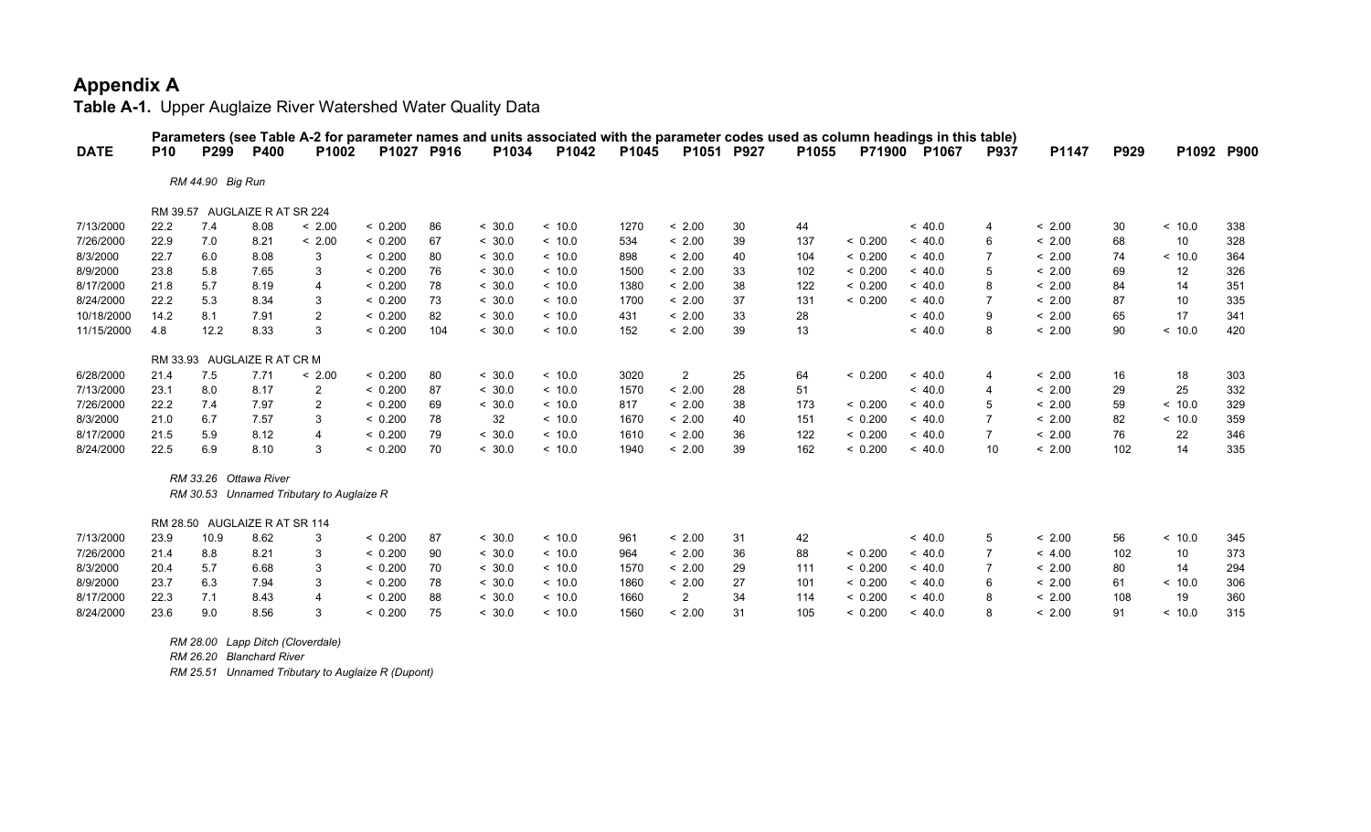# Appendix A

**Table A-1.** Upper Auglaize River Watershed Water Quality Data

| DATE | P10 | P299 | P400 | P1002 | P1027 | P916 | P1034 | P1042 | P1045 | P1051 | P927 | P1055 | P71900 | P1067 | P937 | P1147 | P929 | P1092 | P900 |
|---|---|---|---|---|---|---|---|---|---|---|---|---|---|---|---|---|---|---|---|
| | *Parameters (see Table A-2 for parameter names and units associated with the parameter codes used as column headings in this table)* | | | | | | | | | | | | | | | | | | |
| | *RM 44.90 Big Run* | | | | | | | | | | | | | | | | | | |
| | RM 39.57 AUGLAIZE R AT SR 224 | | | | | | | | | | | | | | | | | | |
| 7/13/2000 | 22.2 | 7.4 | 8.08 | < 2.00 | < 0.200 | 86 | < 30.0 | < 10.0 | 1270 | < 2.00 | 30 | 44 | | < 40.0 | 4 | < 2.00 | 30 | < 10.0 | 338 |
| 7/26/2000 | 22.9 | 7.0 | 8.21 | < 2.00 | < 0.200 | 67 | < 30.0 | < 10.0 | 534 | < 2.00 | 39 | 137 | < 0.200 | < 40.0 | 6 | < 2.00 | 68 | 10 | 328 |
| 8/3/2000 | 22.7 | 6.0 | 8.08 | 3 | < 0.200 | 80 | < 30.0 | < 10.0 | 898 | < 2.00 | 40 | 104 | < 0.200 | < 40.0 | 7 | < 2.00 | 74 | < 10.0 | 364 |
| 8/9/2000 | 23.8 | 5.8 | 7.65 | 3 | < 0.200 | 76 | < 30.0 | < 10.0 | 1500 | < 2.00 | 33 | 102 | < 0.200 | < 40.0 | 5 | < 2.00 | 69 | 12 | 326 |
| 8/17/2000 | 21.8 | 5.7 | 8.19 | 4 | < 0.200 | 78 | < 30.0 | < 10.0 | 1380 | < 2.00 | 38 | 122 | < 0.200 | < 40.0 | 8 | < 2.00 | 84 | 14 | 351 |
| 8/24/2000 | 22.2 | 5.3 | 8.34 | 3 | < 0.200 | 73 | < 30.0 | < 10.0 | 1700 | < 2.00 | 37 | 131 | < 0.200 | < 40.0 | 7 | < 2.00 | 87 | 10 | 335 |
| 10/18/2000 | 14.2 | 8.1 | 7.91 | 2 | < 0.200 | 82 | < 30.0 | < 10.0 | 431 | < 2.00 | 33 | 28 | | < 40.0 | 9 | < 2.00 | 65 | 17 | 341 |
| 11/15/2000 | 4.8 | 12.2 | 8.33 | 3 | < 0.200 | 104 | < 30.0 | < 10.0 | 152 | < 2.00 | 39 | 13 | | < 40.0 | 8 | < 2.00 | 90 | < 10.0 | 420 |
| | RM 33.93 AUGLAIZE R AT CR M | | | | | | | | | | | | | | | | | | |
| 6/28/2000 | 21.4 | 7.5 | 7.71 | < 2.00 | < 0.200 | 80 | < 30.0 | < 10.0 | 3020 | 2 | 25 | 64 | < 0.200 | < 40.0 | 4 | < 2.00 | 16 | 18 | 303 |
| 7/13/2000 | 23.1 | 8.0 | 8.17 | 2 | < 0.200 | 87 | < 30.0 | < 10.0 | 1570 | < 2.00 | 28 | 51 | | < 40.0 | 4 | < 2.00 | 29 | 25 | 332 |
| 7/26/2000 | 22.2 | 7.4 | 7.97 | 2 | < 0.200 | 69 | < 30.0 | < 10.0 | 817 | < 2.00 | 38 | 173 | < 0.200 | < 40.0 | 5 | < 2.00 | 59 | < 10.0 | 329 |
| 8/3/2000 | 21.0 | 6.7 | 7.57 | 3 | < 0.200 | 78 | 32 | < 10.0 | 1670 | < 2.00 | 40 | 151 | < 0.200 | < 40.0 | 7 | < 2.00 | 82 | < 10.0 | 359 |
| 8/17/2000 | 21.5 | 5.9 | 8.12 | 4 | < 0.200 | 79 | < 30.0 | < 10.0 | 1610 | < 2.00 | 36 | 122 | < 0.200 | < 40.0 | 7 | < 2.00 | 76 | 22 | 346 |
| 8/24/2000 | 22.5 | 6.9 | 8.10 | 3 | < 0.200 | 70 | < 30.0 | < 10.0 | 1940 | < 2.00 | 39 | 162 | < 0.200 | < 40.0 | 10 | < 2.00 | 102 | 14 | 335 |
| | *RM 33.26 Ottawa River* | | | | | | | | | | | | | | | | | | |
| | *RM 30.53 Unnamed Tributary to Auglaize R* | | | | | | | | | | | | | | | | | | |
| | RM 28.50 AUGLAIZE R AT SR 114 | | | | | | | | | | | | | | | | | | |
| 7/13/2000 | 23.9 | 10.9 | 8.62 | 3 | < 0.200 | 87 | < 30.0 | < 10.0 | 961 | < 2.00 | 31 | 42 | | < 40.0 | 5 | < 2.00 | 56 | < 10.0 | 345 |
| 7/26/2000 | 21.4 | 8.8 | 8.21 | 3 | < 0.200 | 90 | < 30.0 | < 10.0 | 964 | < 2.00 | 36 | 88 | < 0.200 | < 40.0 | 7 | < 4.00 | 102 | 10 | 373 |
| 8/3/2000 | 20.4 | 5.7 | 6.68 | 3 | < 0.200 | 70 | < 30.0 | < 10.0 | 1570 | < 2.00 | 29 | 111 | < 0.200 | < 40.0 | 7 | < 2.00 | 80 | 14 | 294 |
| 8/9/2000 | 23.7 | 6.3 | 7.94 | 3 | < 0.200 | 78 | < 30.0 | < 10.0 | 1860 | < 2.00 | 27 | 101 | < 0.200 | < 40.0 | 6 | < 2.00 | 61 | < 10.0 | 306 |
| 8/17/2000 | 22.3 | 7.1 | 8.43 | 4 | < 0.200 | 88 | < 30.0 | < 10.0 | 1660 | 2 | 34 | 114 | < 0.200 | < 40.0 | 8 | < 2.00 | 108 | 19 | 360 |
| 8/24/2000 | 23.6 | 9.0 | 8.56 | 3 | < 0.200 | 75 | < 30.0 | < 10.0 | 1560 | < 2.00 | 31 | 105 | < 0.200 | < 40.0 | 8 | < 2.00 | 91 | < 10.0 | 315 |
| | *RM 28.00 Lapp Ditch (Cloverdale)* | | | | | | | | | | | | | | | | | | |
| | *RM 26.20 Blanchard River* | | | | | | | | | | | | | | | | | | |
| | *RM 25.51 Unnamed Tributary to Auglaize R (Dupont)* | | | | | | | | | | | | | | | | | | |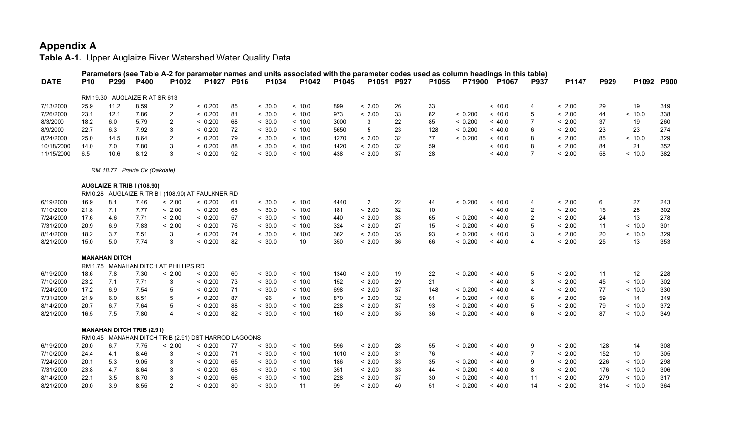# Appendix A

**Table A-1.** Upper Auglaize River Watershed Water Quality Data

| DATE | P10 | P299 | P400 | P1002 | P1027 | P916 | P1034 | P1042 | P1045 | P1051 | P927 | P1055 | P71900 | P1067 | P937 | P1147 | P929 | P1092 | P900 |
|---|---|---|---|---|---|---|---|---|---|---|---|---|---|---|---|---|---|---|---|
| | Parameters (see Table A-2 for parameter names and units associated with the parameter codes used as column headings in this table) | | | | | | | | | | | | | | | | | | |
| | RM 19.30 AUGLAIZE R AT SR 613 | | | | | | | | | | | | | | | | | | |
| 7/13/2000 | 25.9 | 11.2 | 8.59 | 2 | < 0.200 | 85 | < 30.0 | < 10.0 | 899 | < 2.00 | 26 | 33 | | < 40.0 | 4 | < 2.00 | 29 | 19 | 319 |
| 7/26/2000 | 23.1 | 12.1 | 7.86 | 2 | < 0.200 | 81 | < 30.0 | < 10.0 | 973 | < 2.00 | 33 | 82 | < 0.200 | < 40.0 | 5 | < 2.00 | 44 | < 10.0 | 338 |
| 8/3/2000 | 18.2 | 6.0 | 5.79 | 2 | < 0.200 | 68 | < 30.0 | < 10.0 | 3000 | 3 | 22 | 85 | < 0.200 | < 40.0 | 7 | < 2.00 | 37 | 19 | 260 |
| 8/9/2000 | 22.7 | 6.3 | 7.92 | 3 | < 0.200 | 72 | < 30.0 | < 10.0 | 5650 | 5 | 23 | 128 | < 0.200 | < 40.0 | 6 | < 2.00 | 23 | 23 | 274 |
| 8/24/2000 | 25.0 | 14.5 | 8.64 | 2 | < 0.200 | 79 | < 30.0 | < 10.0 | 1270 | < 2.00 | 32 | 77 | < 0.200 | < 40.0 | 8 | < 2.00 | 85 | < 10.0 | 329 |
| 10/18/2000 | 14.0 | 7.0 | 7.80 | 3 | < 0.200 | 88 | < 30.0 | < 10.0 | 1420 | < 2.00 | 32 | 59 | | < 40.0 | 8 | < 2.00 | 84 | 21 | 352 |
| 11/15/2000 | 6.5 | 10.6 | 8.12 | 3 | < 0.200 | 92 | < 30.0 | < 10.0 | 438 | < 2.00 | 37 | 28 | | < 40.0 | 7 | < 2.00 | 58 | < 10.0 | 382 |
| | *RM 18.77 Prairie Ck (Oakdale)* | | | | | | | | | | | | | | | | | | |
| | **AUGLAIZE R TRIB I (108.90)** | | | | | | | | | | | | | | | | | | |
| | RM 0.28 AUGLAIZE R TRIB I (108.90) AT FAULKNER RD | | | | | | | | | | | | | | | | | | |
| 6/19/2000 | 16.9 | 8.1 | 7.46 | < 2.00 | < 0.200 | 61 | < 30.0 | < 10.0 | 4440 | 2 | 22 | 44 | < 0.200 | < 40.0 | 4 | < 2.00 | 6 | 27 | 243 |
| 7/10/2000 | 21.8 | 7.1 | 7.77 | < 2.00 | < 0.200 | 68 | < 30.0 | < 10.0 | 181 | < 2.00 | 32 | 10 | | < 40.0 | 2 | < 2.00 | 15 | 28 | 302 |
| 7/24/2000 | 17.6 | 4.6 | 7.71 | < 2.00 | < 0.200 | 57 | < 30.0 | < 10.0 | 440 | < 2.00 | 33 | 65 | < 0.200 | < 40.0 | 2 | < 2.00 | 24 | 13 | 278 |
| 7/31/2000 | 20.9 | 6.9 | 7.83 | < 2.00 | < 0.200 | 76 | < 30.0 | < 10.0 | 324 | < 2.00 | 27 | 15 | < 0.200 | < 40.0 | 5 | < 2.00 | 11 | < 10.0 | 301 |
| 8/14/2000 | 18.2 | 3.7 | 7.51 | 3 | < 0.200 | 74 | < 30.0 | < 10.0 | 362 | < 2.00 | 35 | 93 | < 0.200 | < 40.0 | 3 | < 2.00 | 20 | < 10.0 | 329 |
| 8/21/2000 | 15.0 | 5.0 | 7.74 | 3 | < 0.200 | 82 | < 30.0 | 10 | 350 | < 2.00 | 36 | 66 | < 0.200 | < 40.0 | 4 | < 2.00 | 25 | 13 | 353 |
| | **MANAHAN DITCH** | | | | | | | | | | | | | | | | | | |
| | RM 1.75 MANAHAN DITCH AT PHILLIPS RD | | | | | | | | | | | | | | | | | | |
| 6/19/2000 | 18.6 | 7.8 | 7.30 | < 2.00 | < 0.200 | 60 | < 30.0 | < 10.0 | 1340 | < 2.00 | 19 | 22 | < 0.200 | < 40.0 | 5 | < 2.00 | 11 | 12 | 228 |
| 7/10/2000 | 23.2 | 7.1 | 7.71 | 3 | < 0.200 | 73 | < 30.0 | < 10.0 | 152 | < 2.00 | 29 | 21 | | < 40.0 | 3 | < 2.00 | 45 | < 10.0 | 302 |
| 7/24/2000 | 17.2 | 6.9 | 7.54 | 5 | < 0.200 | 71 | < 30.0 | < 10.0 | 698 | < 2.00 | 37 | 148 | < 0.200 | < 40.0 | 4 | < 2.00 | 77 | < 10.0 | 330 |
| 7/31/2000 | 21.9 | 6.0 | 6.51 | 5 | < 0.200 | 87 | 96 | < 10.0 | 870 | < 2.00 | 32 | 61 | < 0.200 | < 40.0 | 6 | < 2.00 | 59 | 14 | 349 |
| 8/14/2000 | 20.7 | 6.7 | 7.64 | 5 | < 0.200 | 88 | < 30.0 | < 10.0 | 228 | < 2.00 | 37 | 93 | < 0.200 | < 40.0 | 5 | < 2.00 | 79 | < 10.0 | 372 |
| 8/21/2000 | 16.5 | 7.5 | 7.80 | 4 | < 0.200 | 82 | < 30.0 | < 10.0 | 160 | < 2.00 | 35 | 36 | < 0.200 | < 40.0 | 6 | < 2.00 | 87 | < 10.0 | 349 |
| | **MANAHAN DITCH TRIB (2.91)** | | | | | | | | | | | | | | | | | | |
| | RM 0.45 MANAHAN DITCH TRIB (2.91) DST HARROD LAGOONS | | | | | | | | | | | | | | | | | | |
| 6/19/2000 | 20.0 | 6.7 | 7.75 | < 2.00 | < 0.200 | 77 | < 30.0 | < 10.0 | 596 | < 2.00 | 28 | 55 | < 0.200 | < 40.0 | 9 | < 2.00 | 128 | 14 | 308 |
| 7/10/2000 | 24.4 | 4.1 | 8.46 | 3 | < 0.200 | 71 | < 30.0 | < 10.0 | 1010 | < 2.00 | 31 | 76 | | < 40.0 | 7 | < 2.00 | 152 | 10 | 305 |
| 7/24/2000 | 20.1 | 5.3 | 9.05 | 3 | < 0.200 | 65 | < 30.0 | < 10.0 | 186 | < 2.00 | 33 | 35 | < 0.200 | < 40.0 | 9 | < 2.00 | 226 | < 10.0 | 298 |
| 7/31/2000 | 23.8 | 4.7 | 8.64 | 3 | < 0.200 | 68 | < 30.0 | < 10.0 | 351 | < 2.00 | 33 | 44 | < 0.200 | < 40.0 | 8 | < 2.00 | 176 | < 10.0 | 306 |
| 8/14/2000 | 22.1 | 3.5 | 8.70 | 3 | < 0.200 | 66 | < 30.0 | < 10.0 | 228 | < 2.00 | 37 | 30 | < 0.200 | < 40.0 | 11 | < 2.00 | 279 | < 10.0 | 317 |
| 8/21/2000 | 20.0 | 3.9 | 8.55 | 2 | < 0.200 | 80 | < 30.0 | 11 | 99 | < 2.00 | 40 | 51 | < 0.200 | < 40.0 | 14 | < 2.00 | 314 | < 10.0 | 364 |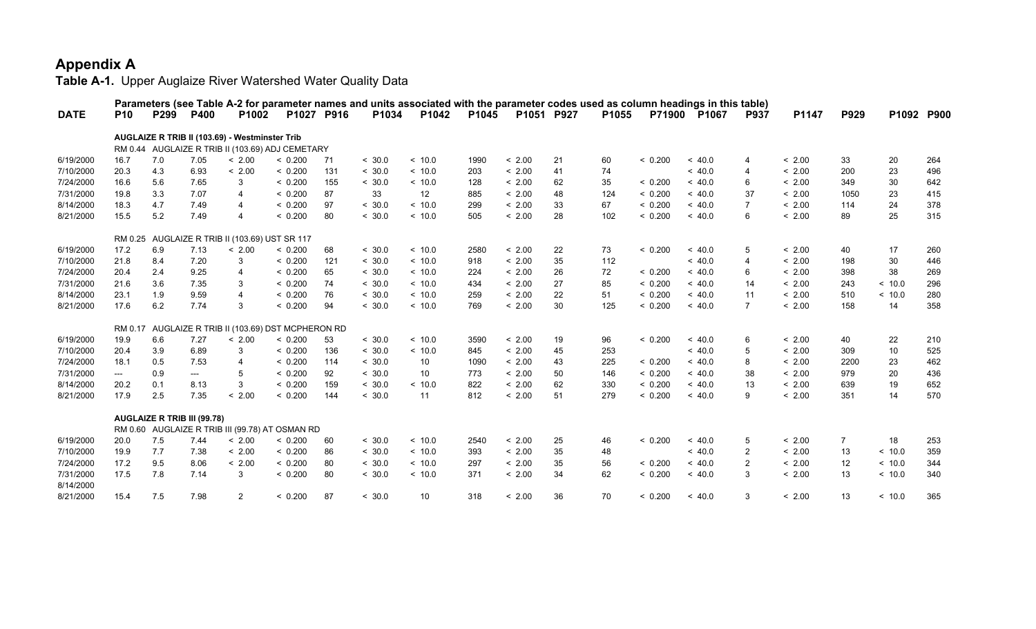# Appendix A

**Table A-1.** Upper Auglaize River Watershed Water Quality Data

Parameters (see Table A-2 for parameter names and units associated with the parameter codes used as column headings in this table)

| DATE | P10 | P299 | P400 | P1002 | P1027 | P916 | P1034 | P1042 | P1045 | P1051 | P927 | P1055 | P71900 | P1067 | P937 | P1147 | P929 | P1092 | P900 |
|---|---|---|---|---|---|---|---|---|---|---|---|---|---|---|---|---|---|---|---|
| **AUGLAIZE R TRIB II (103.69) - Westminster Trib** | | | | | | | | | | | | | | | | | | | |
| RM 0.44 AUGLAIZE R TRIB II (103.69) ADJ CEMETARY | | | | | | | | | | | | | | | | | | | |
| 6/19/2000 | 16.7 | 7.0 | 7.05 | < 2.00 | < 0.200 | 71 | < 30.0 | < 10.0 | 1990 | < 2.00 | 21 | 60 | < 0.200 | < 40.0 | 4 | < 2.00 | 33 | 20 | 264 |
| 7/10/2000 | 20.3 | 4.3 | 6.93 | < 2.00 | < 0.200 | 131 | < 30.0 | < 10.0 | 203 | < 2.00 | 41 | 74 | | < 40.0 | 4 | < 2.00 | 200 | 23 | 496 |
| 7/24/2000 | 16.6 | 5.6 | 7.65 | 3 | < 0.200 | 155 | < 30.0 | < 10.0 | 128 | < 2.00 | 62 | 35 | < 0.200 | < 40.0 | 6 | < 2.00 | 349 | 30 | 642 |
| 7/31/2000 | 19.8 | 3.3 | 7.07 | 4 | < 0.200 | 87 | 33 | 12 | 885 | < 2.00 | 48 | 124 | < 0.200 | < 40.0 | 37 | < 2.00 | 1050 | 23 | 415 |
| 8/14/2000 | 18.3 | 4.7 | 7.49 | 4 | < 0.200 | 97 | < 30.0 | < 10.0 | 299 | < 2.00 | 33 | 67 | < 0.200 | < 40.0 | 7 | < 2.00 | 114 | 24 | 378 |
| 8/21/2000 | 15.5 | 5.2 | 7.49 | 4 | < 0.200 | 80 | < 30.0 | < 10.0 | 505 | < 2.00 | 28 | 102 | < 0.200 | < 40.0 | 6 | < 2.00 | 89 | 25 | 315 |
| RM 0.25 AUGLAIZE R TRIB II (103.69) UST SR 117 | | | | | | | | | | | | | | | | | | | |
| 6/19/2000 | 17.2 | 6.9 | 7.13 | < 2.00 | < 0.200 | 68 | < 30.0 | < 10.0 | 2580 | < 2.00 | 22 | 73 | < 0.200 | < 40.0 | 5 | < 2.00 | 40 | 17 | 260 |
| 7/10/2000 | 21.8 | 8.4 | 7.20 | 3 | < 0.200 | 121 | < 30.0 | < 10.0 | 918 | < 2.00 | 35 | 112 | | < 40.0 | 4 | < 2.00 | 198 | 30 | 446 |
| 7/24/2000 | 20.4 | 2.4 | 9.25 | 4 | < 0.200 | 65 | < 30.0 | < 10.0 | 224 | < 2.00 | 26 | 72 | < 0.200 | < 40.0 | 6 | < 2.00 | 398 | 38 | 269 |
| 7/31/2000 | 21.6 | 3.6 | 7.35 | 3 | < 0.200 | 74 | < 30.0 | < 10.0 | 434 | < 2.00 | 27 | 85 | < 0.200 | < 40.0 | 14 | < 2.00 | 243 | < 10.0 | 296 |
| 8/14/2000 | 23.1 | 1.9 | 9.59 | 4 | < 0.200 | 76 | < 30.0 | < 10.0 | 259 | < 2.00 | 22 | 51 | < 0.200 | < 40.0 | 11 | < 2.00 | 510 | < 10.0 | 280 |
| 8/21/2000 | 17.6 | 6.2 | 7.74 | 3 | < 0.200 | 94 | < 30.0 | < 10.0 | 769 | < 2.00 | 30 | 125 | < 0.200 | < 40.0 | 7 | < 2.00 | 158 | 14 | 358 |
| RM 0.17 AUGLAIZE R TRIB II (103.69) DST MCPHERON RD | | | | | | | | | | | | | | | | | | | |
| 6/19/2000 | 19.9 | 6.6 | 7.27 | < 2.00 | < 0.200 | 53 | < 30.0 | < 10.0 | 3590 | < 2.00 | 19 | 96 | < 0.200 | < 40.0 | 6 | < 2.00 | 40 | 22 | 210 |
| 7/10/2000 | 20.4 | 3.9 | 6.89 | 3 | < 0.200 | 136 | < 30.0 | < 10.0 | 845 | < 2.00 | 45 | 253 | | < 40.0 | 5 | < 2.00 | 309 | 10 | 525 |
| 7/24/2000 | 18.1 | 0.5 | 7.53 | 4 | < 0.200 | 114 | < 30.0 | 10 | 1090 | < 2.00 | 43 | 225 | < 0.200 | < 40.0 | 8 | < 2.00 | 2200 | 23 | 462 |
| 7/31/2000 | --- | 0.9 | --- | 5 | < 0.200 | 92 | < 30.0 | 10 | 773 | < 2.00 | 50 | 146 | < 0.200 | < 40.0 | 38 | < 2.00 | 979 | 20 | 436 |
| 8/14/2000 | 20.2 | 0.1 | 8.13 | 3 | < 0.200 | 159 | < 30.0 | < 10.0 | 822 | < 2.00 | 62 | 330 | < 0.200 | < 40.0 | 13 | < 2.00 | 639 | 19 | 652 |
| 8/21/2000 | 17.9 | 2.5 | 7.35 | < 2.00 | < 0.200 | 144 | < 30.0 | 11 | 812 | < 2.00 | 51 | 279 | < 0.200 | < 40.0 | 9 | < 2.00 | 351 | 14 | 570 |
| **AUGLAIZE R TRIB III (99.78)** | | | | | | | | | | | | | | | | | | | |
| RM 0.60 AUGLAIZE R TRIB III (99.78) AT OSMAN RD | | | | | | | | | | | | | | | | | | | |
| 6/19/2000 | 20.0 | 7.5 | 7.44 | < 2.00 | < 0.200 | 60 | < 30.0 | < 10.0 | 2540 | < 2.00 | 25 | 46 | < 0.200 | < 40.0 | 5 | < 2.00 | 7 | 18 | 253 |
| 7/10/2000 | 19.9 | 7.7 | 7.38 | < 2.00 | < 0.200 | 86 | < 30.0 | < 10.0 | 393 | < 2.00 | 35 | 48 | | < 40.0 | 2 | < 2.00 | 13 | < 10.0 | 359 |
| 7/24/2000 | 17.2 | 9.5 | 8.06 | < 2.00 | < 0.200 | 80 | < 30.0 | < 10.0 | 297 | < 2.00 | 35 | 56 | < 0.200 | < 40.0 | 2 | < 2.00 | 12 | < 10.0 | 344 |
| 7/31/2000 | 17.5 | 7.8 | 7.14 | 3 | < 0.200 | 80 | < 30.0 | < 10.0 | 371 | < 2.00 | 34 | 62 | < 0.200 | < 40.0 | 3 | < 2.00 | 13 | < 10.0 | 340 |
| 8/14/2000 | | | | | | | | | | | | | | | | | | | |
| 8/21/2000 | 15.4 | 7.5 | 7.98 | 2 | < 0.200 | 87 | < 30.0 | 10 | 318 | < 2.00 | 36 | 70 | < 0.200 | < 40.0 | 3 | < 2.00 | 13 | < 10.0 | 365 |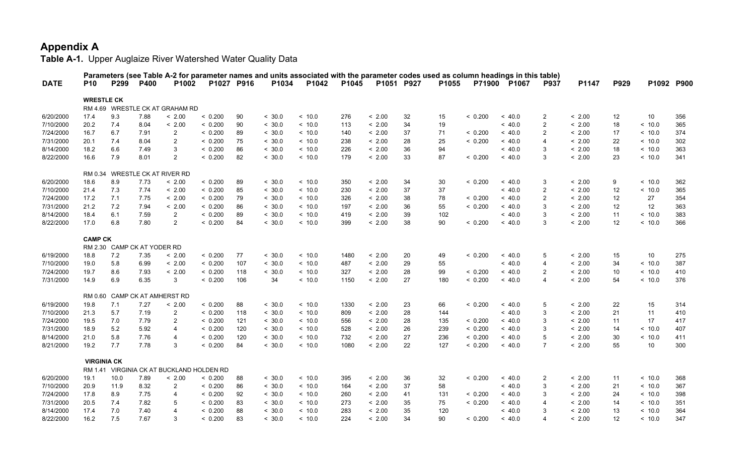# Appendix A

**Table A-1.** Upper Auglaize River Watershed Water Quality Data

| DATE | P10 | P299 | P400 | P1002 | P1027 | P916 | P1034 | P1042 | P1045 | P1051 | P927 | P1055 | P71900 | P1067 | P937 | P1147 | P929 | P1092 | P900 |
|---|---|---|---|---|---|---|---|---|---|---|---|---|---|---|---|---|---|---|---|
| | Parameters (see Table A-2 for parameter names and units associated with the parameter codes used as column headings in this table) | | | | | | | | | | | | | | | | | | |
| **WRESTLE CK** | | | | | | | | | | | | | | | | | | | |
| RM 4.69 WRESTLE CK AT GRAHAM RD | | | | | | | | | | | | | | | | | | | |
| 6/20/2000 | 17.4 | 9.3 | 7.88 | < 2.00 | < 0.200 | 90 | < 30.0 | < 10.0 | 276 | < 2.00 | 32 | 15 | < 0.200 | < 40.0 | 2 | < 2.00 | 12 | 10 | 356 |
| 7/10/2000 | 20.2 | 7.4 | 8.04 | < 2.00 | < 0.200 | 90 | < 30.0 | < 10.0 | 113 | < 2.00 | 34 | 19 | | < 40.0 | 2 | < 2.00 | 18 | < 10.0 | 365 |
| 7/24/2000 | 16.7 | 6.7 | 7.91 | 2 | < 0.200 | 89 | < 30.0 | < 10.0 | 140 | < 2.00 | 37 | 71 | < 0.200 | < 40.0 | 2 | < 2.00 | 17 | < 10.0 | 374 |
| 7/31/2000 | 20.1 | 7.4 | 8.04 | 2 | < 0.200 | 75 | < 30.0 | < 10.0 | 238 | < 2.00 | 28 | 25 | < 0.200 | < 40.0 | 4 | < 2.00 | 22 | < 10.0 | 302 |
| 8/14/2000 | 18.2 | 6.6 | 7.49 | 3 | < 0.200 | 86 | < 30.0 | < 10.0 | 226 | < 2.00 | 36 | 94 | | < 40.0 | 3 | < 2.00 | 18 | < 10.0 | 363 |
| 8/22/2000 | 16.6 | 7.9 | 8.01 | 2 | < 0.200 | 82 | < 30.0 | < 10.0 | 179 | < 2.00 | 33 | 87 | < 0.200 | < 40.0 | 3 | < 2.00 | 23 | < 10.0 | 341 |
| RM 0.34 WRESTLE CK AT RIVER RD | | | | | | | | | | | | | | | | | | | |
| 6/20/2000 | 18.6 | 8.9 | 7.73 | < 2.00 | < 0.200 | 89 | < 30.0 | < 10.0 | 350 | < 2.00 | 34 | 30 | < 0.200 | < 40.0 | 3 | < 2.00 | 9 | < 10.0 | 362 |
| 7/10/2000 | 21.4 | 7.3 | 7.74 | < 2.00 | < 0.200 | 85 | < 30.0 | < 10.0 | 230 | < 2.00 | 37 | 37 | | < 40.0 | 2 | < 2.00 | 12 | < 10.0 | 365 |
| 7/24/2000 | 17.2 | 7.1 | 7.75 | < 2.00 | < 0.200 | 79 | < 30.0 | < 10.0 | 326 | < 2.00 | 38 | 78 | < 0.200 | < 40.0 | 2 | < 2.00 | 12 | 27 | 354 |
| 7/31/2000 | 21.2 | 7.2 | 7.94 | < 2.00 | < 0.200 | 86 | < 30.0 | < 10.0 | 197 | < 2.00 | 36 | 55 | < 0.200 | < 40.0 | 3 | < 2.00 | 12 | 12 | 363 |
| 8/14/2000 | 18.4 | 6.1 | 7.59 | 2 | < 0.200 | 89 | < 30.0 | < 10.0 | 419 | < 2.00 | 39 | 102 | | < 40.0 | 3 | < 2.00 | 11 | < 10.0 | 383 |
| 8/22/2000 | 17.0 | 6.8 | 7.80 | 2 | < 0.200 | 84 | < 30.0 | < 10.0 | 399 | < 2.00 | 38 | 90 | < 0.200 | < 40.0 | 3 | < 2.00 | 12 | < 10.0 | 366 |
| **CAMP CK** | | | | | | | | | | | | | | | | | | | |
| RM 2.30 CAMP CK AT YODER RD | | | | | | | | | | | | | | | | | | | |
| 6/19/2000 | 18.8 | 7.2 | 7.35 | < 2.00 | < 0.200 | 77 | < 30.0 | < 10.0 | 1480 | < 2.00 | 20 | 49 | < 0.200 | < 40.0 | 5 | < 2.00 | 15 | 10 | 275 |
| 7/10/2000 | 19.0 | 5.8 | 6.99 | < 2.00 | < 0.200 | 107 | < 30.0 | < 10.0 | 487 | < 2.00 | 29 | 55 | | < 40.0 | 4 | < 2.00 | 34 | < 10.0 | 387 |
| 7/24/2000 | 19.7 | 8.6 | 7.93 | < 2.00 | < 0.200 | 118 | < 30.0 | < 10.0 | 327 | < 2.00 | 28 | 99 | < 0.200 | < 40.0 | 2 | < 2.00 | 10 | < 10.0 | 410 |
| 7/31/2000 | 14.9 | 6.9 | 6.35 | 3 | < 0.200 | 106 | 34 | < 10.0 | 1150 | < 2.00 | 27 | 180 | < 0.200 | < 40.0 | 4 | < 2.00 | 54 | < 10.0 | 376 |
| RM 0.60 CAMP CK AT AMHERST RD | | | | | | | | | | | | | | | | | | | |
| 6/19/2000 | 19.8 | 7.1 | 7.27 | < 2.00 | < 0.200 | 88 | < 30.0 | < 10.0 | 1330 | < 2.00 | 23 | 66 | < 0.200 | < 40.0 | 5 | < 2.00 | 22 | 15 | 314 |
| 7/10/2000 | 21.3 | 5.7 | 7.19 | 2 | < 0.200 | 118 | < 30.0 | < 10.0 | 809 | < 2.00 | 28 | 144 | | < 40.0 | 3 | < 2.00 | 21 | 11 | 410 |
| 7/24/2000 | 19.5 | 7.0 | 7.79 | 2 | < 0.200 | 121 | < 30.0 | < 10.0 | 556 | < 2.00 | 28 | 135 | < 0.200 | < 40.0 | 3 | < 2.00 | 11 | 17 | 417 |
| 7/31/2000 | 18.9 | 5.2 | 5.92 | 4 | < 0.200 | 120 | < 30.0 | < 10.0 | 528 | < 2.00 | 26 | 239 | < 0.200 | < 40.0 | 3 | < 2.00 | 14 | < 10.0 | 407 |
| 8/14/2000 | 21.0 | 5.8 | 7.76 | 4 | < 0.200 | 120 | < 30.0 | < 10.0 | 732 | < 2.00 | 27 | 236 | < 0.200 | < 40.0 | 5 | < 2.00 | 30 | < 10.0 | 411 |
| 8/21/2000 | 19.2 | 7.7 | 7.78 | 3 | < 0.200 | 84 | < 30.0 | < 10.0 | 1080 | < 2.00 | 22 | 127 | < 0.200 | < 40.0 | 7 | < 2.00 | 55 | 10 | 300 |
| **VIRGINIA CK** | | | | | | | | | | | | | | | | | | | |
| RM 1.41 VIRGINIA CK AT BUCKLAND HOLDEN RD | | | | | | | | | | | | | | | | | | | |
| 6/20/2000 | 19.1 | 10.0 | 7.89 | < 2.00 | < 0.200 | 88 | < 30.0 | < 10.0 | 395 | < 2.00 | 36 | 32 | < 0.200 | < 40.0 | 2 | < 2.00 | 11 | < 10.0 | 368 |
| 7/10/2000 | 20.9 | 11.9 | 8.32 | 2 | < 0.200 | 86 | < 30.0 | < 10.0 | 164 | < 2.00 | 37 | 58 | | < 40.0 | 3 | < 2.00 | 21 | < 10.0 | 367 |
| 7/24/2000 | 17.8 | 8.9 | 7.75 | 4 | < 0.200 | 92 | < 30.0 | < 10.0 | 260 | < 2.00 | 41 | 131 | < 0.200 | < 40.0 | 3 | < 2.00 | 24 | < 10.0 | 398 |
| 7/31/2000 | 20.5 | 7.4 | 7.82 | 5 | < 0.200 | 83 | < 30.0 | < 10.0 | 273 | < 2.00 | 35 | 75 | < 0.200 | < 40.0 | 4 | < 2.00 | 14 | < 10.0 | 351 |
| 8/14/2000 | 17.4 | 7.0 | 7.40 | 4 | < 0.200 | 88 | < 30.0 | < 10.0 | 283 | < 2.00 | 35 | 120 | | < 40.0 | 3 | < 2.00 | 13 | < 10.0 | 364 |
| 8/22/2000 | 16.2 | 7.5 | 7.67 | 3 | < 0.200 | 83 | < 30.0 | < 10.0 | 224 | < 2.00 | 34 | 90 | < 0.200 | < 40.0 | 4 | < 2.00 | 12 | < 10.0 | 347 |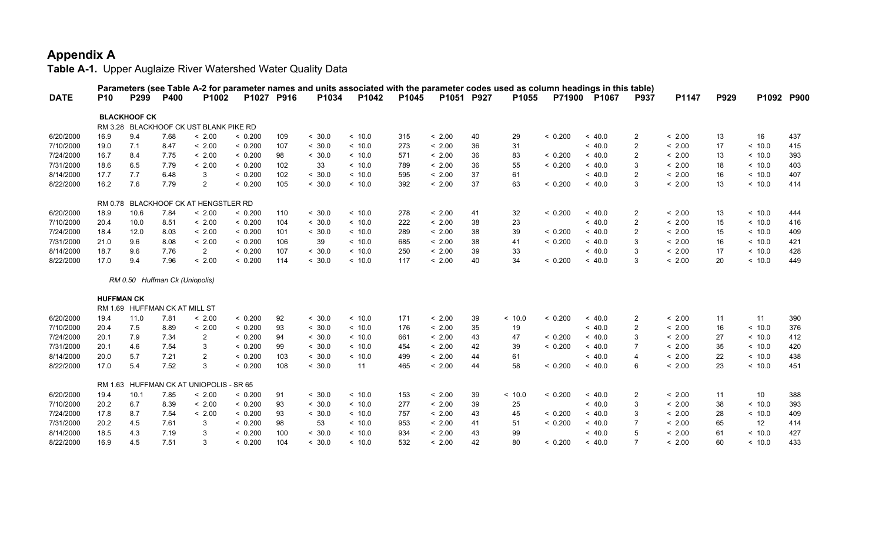# Appendix A

**Table A-1.** Upper Auglaize River Watershed Water Quality Data

Parameters (see Table A-2 for parameter names and units associated with the parameter codes used as column headings in this table)

| DATE | P10 | P299 | P400 | P1002 | P1027 | P916 | P1034 | P1042 | P1045 | P1051 | P927 | P1055 | P71900 | P1067 | P937 | P1147 | P929 | P1092 | P900 |
|---|---|---|---|---|---|---|---|---|---|---|---|---|---|---|---|---|---|---|---|
| **BLACKHOOF CK** | | | | | | | | | | | | | | | | | | | |
| RM 3.28 BLACKHOOF CK UST BLANK PIKE RD | | | | | | | | | | | | | | | | | | | |
| 6/20/2000 | 16.9 | 9.4 | 7.68 | < 2.00 | < 0.200 | 109 | < 30.0 | < 10.0 | 315 | < 2.00 | 40 | 29 | < 0.200 | < 40.0 | 2 | < 2.00 | 13 | 16 | 437 |
| 7/10/2000 | 19.0 | 7.1 | 8.47 | < 2.00 | < 0.200 | 107 | < 30.0 | < 10.0 | 273 | < 2.00 | 36 | 31 | | < 40.0 | 2 | < 2.00 | 17 | < 10.0 | 415 |
| 7/24/2000 | 16.7 | 8.4 | 7.75 | < 2.00 | < 0.200 | 98 | < 30.0 | < 10.0 | 571 | < 2.00 | 36 | 83 | < 0.200 | < 40.0 | 2 | < 2.00 | 13 | < 10.0 | 393 |
| 7/31/2000 | 18.6 | 6.5 | 7.79 | < 2.00 | < 0.200 | 102 | 33 | < 10.0 | 789 | < 2.00 | 36 | 55 | < 0.200 | < 40.0 | 3 | < 2.00 | 18 | < 10.0 | 403 |
| 8/14/2000 | 17.7 | 7.7 | 6.48 | 3 | < 0.200 | 102 | < 30.0 | < 10.0 | 595 | < 2.00 | 37 | 61 | | < 40.0 | 2 | < 2.00 | 16 | < 10.0 | 407 |
| 8/22/2000 | 16.2 | 7.6 | 7.79 | 2 | < 0.200 | 105 | < 30.0 | < 10.0 | 392 | < 2.00 | 37 | 63 | < 0.200 | < 40.0 | 3 | < 2.00 | 13 | < 10.0 | 414 |
| RM 0.78 BLACKHOOF CK AT HENGSTLER RD | | | | | | | | | | | | | | | | | | | |
| 6/20/2000 | 18.9 | 10.6 | 7.84 | < 2.00 | < 0.200 | 110 | < 30.0 | < 10.0 | 278 | < 2.00 | 41 | 32 | < 0.200 | < 40.0 | 2 | < 2.00 | 13 | < 10.0 | 444 |
| 7/10/2000 | 20.4 | 10.0 | 8.51 | < 2.00 | < 0.200 | 104 | < 30.0 | < 10.0 | 222 | < 2.00 | 38 | 23 | | < 40.0 | 2 | < 2.00 | 15 | < 10.0 | 416 |
| 7/24/2000 | 18.4 | 12.0 | 8.03 | < 2.00 | < 0.200 | 101 | < 30.0 | < 10.0 | 289 | < 2.00 | 38 | 39 | < 0.200 | < 40.0 | 2 | < 2.00 | 15 | < 10.0 | 409 |
| 7/31/2000 | 21.0 | 9.6 | 8.08 | < 2.00 | < 0.200 | 106 | 39 | < 10.0 | 685 | < 2.00 | 38 | 41 | < 0.200 | < 40.0 | 3 | < 2.00 | 16 | < 10.0 | 421 |
| 8/14/2000 | 18.7 | 9.6 | 7.76 | 2 | < 0.200 | 107 | < 30.0 | < 10.0 | 250 | < 2.00 | 39 | 33 | | < 40.0 | 3 | < 2.00 | 17 | < 10.0 | 428 |
| 8/22/2000 | 17.0 | 9.4 | 7.96 | < 2.00 | < 0.200 | 114 | < 30.0 | < 10.0 | 117 | < 2.00 | 40 | 34 | < 0.200 | < 40.0 | 3 | < 2.00 | 20 | < 10.0 | 449 |
| *RM 0.50 Huffman Ck (Uniopolis)* | | | | | | | | | | | | | | | | | | | |
| **HUFFMAN CK** | | | | | | | | | | | | | | | | | | | |
| RM 1.69 HUFFMAN CK AT MILL ST | | | | | | | | | | | | | | | | | | | |
| 6/20/2000 | 19.4 | 11.0 | 7.81 | < 2.00 | < 0.200 | 92 | < 30.0 | < 10.0 | 171 | < 2.00 | 39 | < 10.0 | < 0.200 | < 40.0 | 2 | < 2.00 | 11 | 11 | 390 |
| 7/10/2000 | 20.4 | 7.5 | 8.89 | < 2.00 | < 0.200 | 93 | < 30.0 | < 10.0 | 176 | < 2.00 | 35 | 19 | | < 40.0 | 2 | < 2.00 | 16 | < 10.0 | 376 |
| 7/24/2000 | 20.1 | 7.9 | 7.34 | 2 | < 0.200 | 94 | < 30.0 | < 10.0 | 661 | < 2.00 | 43 | 47 | < 0.200 | < 40.0 | 3 | < 2.00 | 27 | < 10.0 | 412 |
| 7/31/2000 | 20.1 | 4.6 | 7.54 | 3 | < 0.200 | 99 | < 30.0 | < 10.0 | 454 | < 2.00 | 42 | 39 | < 0.200 | < 40.0 | 7 | < 2.00 | 35 | < 10.0 | 420 |
| 8/14/2000 | 20.0 | 5.7 | 7.21 | 2 | < 0.200 | 103 | < 30.0 | < 10.0 | 499 | < 2.00 | 44 | 61 | | < 40.0 | 4 | < 2.00 | 22 | < 10.0 | 438 |
| 8/22/2000 | 17.0 | 5.4 | 7.52 | 3 | < 0.200 | 108 | < 30.0 | 11 | 465 | < 2.00 | 44 | 58 | < 0.200 | < 40.0 | 6 | < 2.00 | 23 | < 10.0 | 451 |
| RM 1.63 HUFFMAN CK AT UNIOPOLIS - SR 65 | | | | | | | | | | | | | | | | | | | |
| 6/20/2000 | 19.4 | 10.1 | 7.85 | < 2.00 | < 0.200 | 91 | < 30.0 | < 10.0 | 153 | < 2.00 | 39 | < 10.0 | < 0.200 | < 40.0 | 2 | < 2.00 | 11 | 10 | 388 |
| 7/10/2000 | 20.2 | 6.7 | 8.39 | < 2.00 | < 0.200 | 93 | < 30.0 | < 10.0 | 277 | < 2.00 | 39 | 25 | | < 40.0 | 3 | < 2.00 | 38 | < 10.0 | 393 |
| 7/24/2000 | 17.8 | 8.7 | 7.54 | < 2.00 | < 0.200 | 93 | < 30.0 | < 10.0 | 757 | < 2.00 | 43 | 45 | < 0.200 | < 40.0 | 3 | < 2.00 | 28 | < 10.0 | 409 |
| 7/31/2000 | 20.2 | 4.5 | 7.61 | 3 | < 0.200 | 98 | 53 | < 10.0 | 953 | < 2.00 | 41 | 51 | < 0.200 | < 40.0 | 7 | < 2.00 | 65 | 12 | 414 |
| 8/14/2000 | 18.5 | 4.3 | 7.19 | 3 | < 0.200 | 100 | < 30.0 | < 10.0 | 934 | < 2.00 | 43 | 99 | | < 40.0 | 5 | < 2.00 | 61 | < 10.0 | 427 |
| 8/22/2000 | 16.9 | 4.5 | 7.51 | 3 | < 0.200 | 104 | < 30.0 | < 10.0 | 532 | < 2.00 | 42 | 80 | < 0.200 | < 40.0 | 7 | < 2.00 | 60 | < 10.0 | 433 |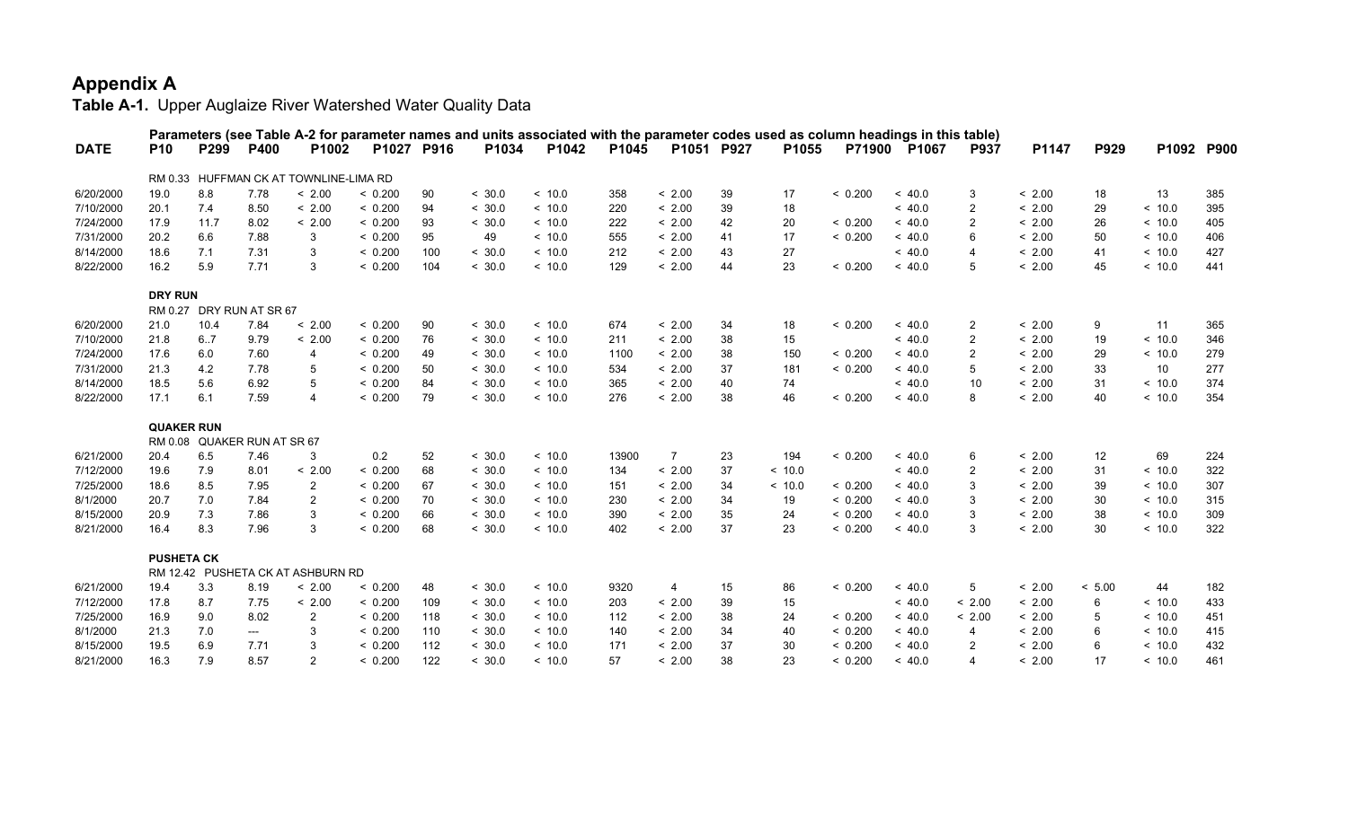# Appendix A

**Table A-1.** Upper Auglaize River Watershed Water Quality Data

| DATE | P10 | P299 | P400 | P1002 | P1027 | P916 | P1034 | P1042 | P1045 | P1051 | P927 | P1055 | P71900 | P1067 | P937 | P1147 | P929 | P1092 | P900 |
|---|---|---|---|---|---|---|---|---|---|---|---|---|---|---|---|---|---|---|---|
| | Parameters (see Table A-2 for parameter names and units associated with the parameter codes used as column headings in this table) | | | | | | | | | | | | | | | | | | |
| | RM 0.33 HUFFMAN CK AT TOWNLINE-LIMA RD | | | | | | | | | | | | | | | | | | |
| 6/20/2000 | 19.0 | 8.8 | 7.78 | < 2.00 | < 0.200 | 90 | < 30.0 | < 10.0 | 358 | < 2.00 | 39 | 17 | < 0.200 | < 40.0 | 3 | < 2.00 | 18 | 13 | 385 |
| 7/10/2000 | 20.1 | 7.4 | 8.50 | < 2.00 | < 0.200 | 94 | < 30.0 | < 10.0 | 220 | < 2.00 | 39 | 18 | | < 40.0 | 2 | < 2.00 | 29 | < 10.0 | 395 |
| 7/24/2000 | 17.9 | 11.7 | 8.02 | < 2.00 | < 0.200 | 93 | < 30.0 | < 10.0 | 222 | < 2.00 | 42 | 20 | < 0.200 | < 40.0 | 2 | < 2.00 | 26 | < 10.0 | 405 |
| 7/31/2000 | 20.2 | 6.6 | 7.88 | 3 | < 0.200 | 95 | 49 | < 10.0 | 555 | < 2.00 | 41 | 17 | < 0.200 | < 40.0 | 6 | < 2.00 | 50 | < 10.0 | 406 |
| 8/14/2000 | 18.6 | 7.1 | 7.31 | 3 | < 0.200 | 100 | < 30.0 | < 10.0 | 212 | < 2.00 | 43 | 27 | | < 40.0 | 4 | < 2.00 | 41 | < 10.0 | 427 |
| 8/22/2000 | 16.2 | 5.9 | 7.71 | 3 | < 0.200 | 104 | < 30.0 | < 10.0 | 129 | < 2.00 | 44 | 23 | < 0.200 | < 40.0 | 5 | < 2.00 | 45 | < 10.0 | 441 |
| | **DRY RUN** | | | | | | | | | | | | | | | | | | |
| | RM 0.27 DRY RUN AT SR 67 | | | | | | | | | | | | | | | | | | |
| 6/20/2000 | 21.0 | 10.4 | 7.84 | < 2.00 | < 0.200 | 90 | < 30.0 | < 10.0 | 674 | < 2.00 | 34 | 18 | < 0.200 | < 40.0 | 2 | < 2.00 | 9 | 11 | 365 |
| 7/10/2000 | 21.8 | 6..7 | 9.79 | < 2.00 | < 0.200 | 76 | < 30.0 | < 10.0 | 211 | < 2.00 | 38 | 15 | | < 40.0 | 2 | < 2.00 | 19 | < 10.0 | 346 |
| 7/24/2000 | 17.6 | 6.0 | 7.60 | 4 | < 0.200 | 49 | < 30.0 | < 10.0 | 1100 | < 2.00 | 38 | 150 | < 0.200 | < 40.0 | 2 | < 2.00 | 29 | < 10.0 | 279 |
| 7/31/2000 | 21.3 | 4.2 | 7.78 | 5 | < 0.200 | 50 | < 30.0 | < 10.0 | 534 | < 2.00 | 37 | 181 | < 0.200 | < 40.0 | 5 | < 2.00 | 33 | 10 | 277 |
| 8/14/2000 | 18.5 | 5.6 | 6.92 | 5 | < 0.200 | 84 | < 30.0 | < 10.0 | 365 | < 2.00 | 40 | 74 | | < 40.0 | 10 | < 2.00 | 31 | < 10.0 | 374 |
| 8/22/2000 | 17.1 | 6.1 | 7.59 | 4 | < 0.200 | 79 | < 30.0 | < 10.0 | 276 | < 2.00 | 38 | 46 | < 0.200 | < 40.0 | 8 | < 2.00 | 40 | < 10.0 | 354 |
| | **QUAKER RUN** | | | | | | | | | | | | | | | | | | |
| | RM 0.08 QUAKER RUN AT SR 67 | | | | | | | | | | | | | | | | | | |
| 6/21/2000 | 20.4 | 6.5 | 7.46 | 3 | 0.2 | 52 | < 30.0 | < 10.0 | 13900 | 7 | 23 | 194 | < 0.200 | < 40.0 | 6 | < 2.00 | 12 | 69 | 224 |
| 7/12/2000 | 19.6 | 7.9 | 8.01 | < 2.00 | < 0.200 | 68 | < 30.0 | < 10.0 | 134 | < 2.00 | 37 | < 10.0 | | < 40.0 | 2 | < 2.00 | 31 | < 10.0 | 322 |
| 7/25/2000 | 18.6 | 8.5 | 7.95 | 2 | < 0.200 | 67 | < 30.0 | < 10.0 | 151 | < 2.00 | 34 | < 10.0 | < 0.200 | < 40.0 | 3 | < 2.00 | 39 | < 10.0 | 307 |
| 8/1/2000 | 20.7 | 7.0 | 7.84 | 2 | < 0.200 | 70 | < 30.0 | < 10.0 | 230 | < 2.00 | 34 | 19 | < 0.200 | < 40.0 | 3 | < 2.00 | 30 | < 10.0 | 315 |
| 8/15/2000 | 20.9 | 7.3 | 7.86 | 3 | < 0.200 | 66 | < 30.0 | < 10.0 | 390 | < 2.00 | 35 | 24 | < 0.200 | < 40.0 | 3 | < 2.00 | 38 | < 10.0 | 309 |
| 8/21/2000 | 16.4 | 8.3 | 7.96 | 3 | < 0.200 | 68 | < 30.0 | < 10.0 | 402 | < 2.00 | 37 | 23 | < 0.200 | < 40.0 | 3 | < 2.00 | 30 | < 10.0 | 322 |
| | **PUSHETA CK** | | | | | | | | | | | | | | | | | | |
| | RM 12.42 PUSHETA CK AT ASHBURN RD | | | | | | | | | | | | | | | | | | |
| 6/21/2000 | 19.4 | 3.3 | 8.19 | < 2.00 | < 0.200 | 48 | < 30.0 | < 10.0 | 9320 | 4 | 15 | 86 | < 0.200 | < 40.0 | 5 | < 2.00 | < 5.00 | 44 | 182 |
| 7/12/2000 | 17.8 | 8.7 | 7.75 | < 2.00 | < 0.200 | 109 | < 30.0 | < 10.0 | 203 | < 2.00 | 39 | 15 | | < 40.0 | < 2.00 | < 2.00 | 6 | < 10.0 | 433 |
| 7/25/2000 | 16.9 | 9.0 | 8.02 | 2 | < 0.200 | 118 | < 30.0 | < 10.0 | 112 | < 2.00 | 38 | 24 | < 0.200 | < 40.0 | < 2.00 | < 2.00 | 5 | < 10.0 | 451 |
| 8/1/2000 | 21.3 | 7.0 | --- | 3 | < 0.200 | 110 | < 30.0 | < 10.0 | 140 | < 2.00 | 34 | 40 | < 0.200 | < 40.0 | 4 | < 2.00 | 6 | < 10.0 | 415 |
| 8/15/2000 | 19.5 | 6.9 | 7.71 | 3 | < 0.200 | 112 | < 30.0 | < 10.0 | 171 | < 2.00 | 37 | 30 | < 0.200 | < 40.0 | 2 | < 2.00 | 6 | < 10.0 | 432 |
| 8/21/2000 | 16.3 | 7.9 | 8.57 | 2 | < 0.200 | 122 | < 30.0 | < 10.0 | 57 | < 2.00 | 38 | 23 | < 0.200 | < 40.0 | 4 | < 2.00 | 17 | < 10.0 | 461 |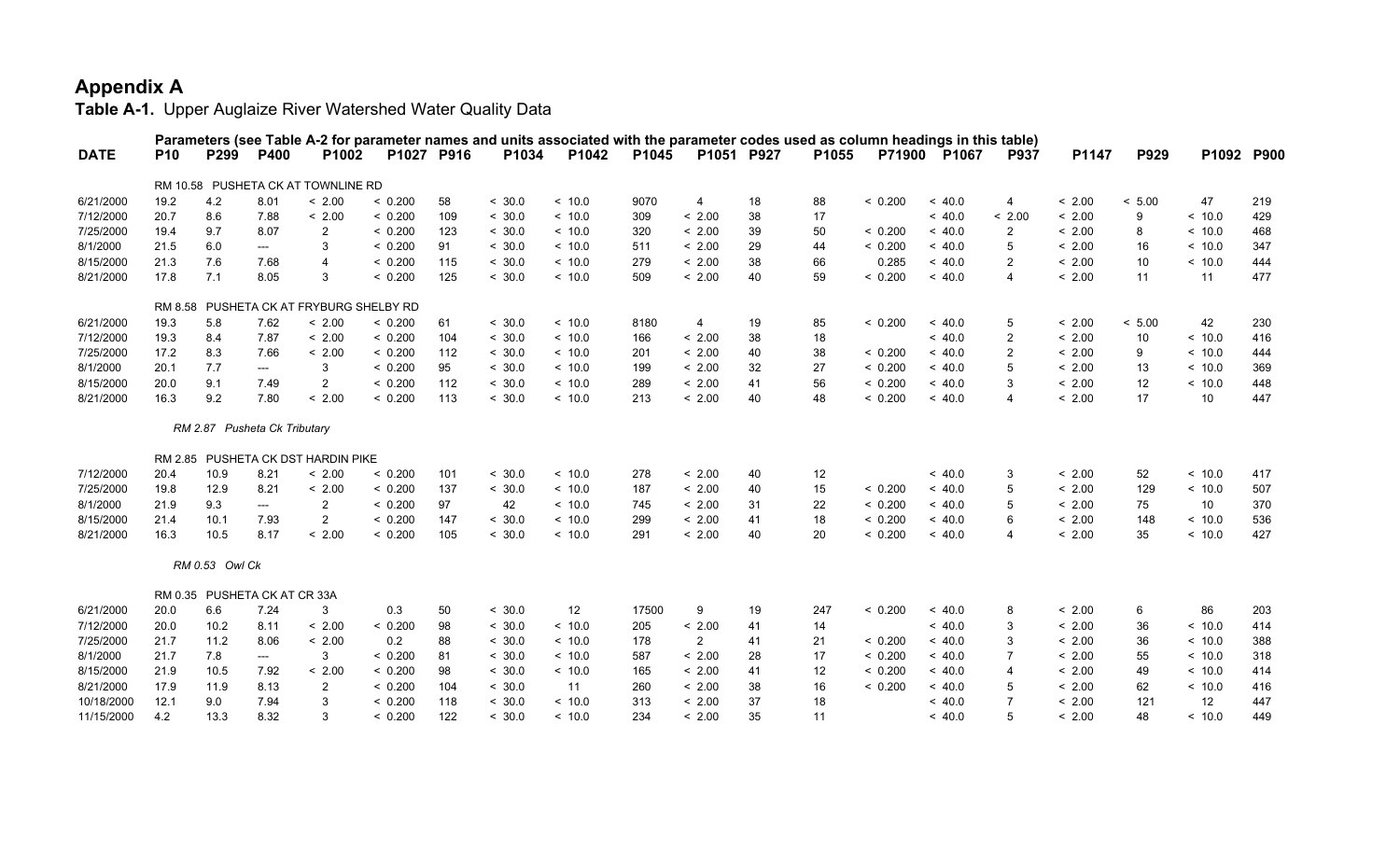# Appendix A

**Table A-1.** Upper Auglaize River Watershed Water Quality Data

| DATE | P10 | P299 | P400 | P1002 | P1027 | P916 | P1034 | P1042 | P1045 | P1051 | P927 | P1055 | P71900 | P1067 | P937 | P1147 | P929 | P1092 | P900 |
|---|---|---|---|---|---|---|---|---|---|---|---|---|---|---|---|---|---|---|---|
| | Parameters (see Table A-2 for parameter names and units associated with the parameter codes used as column headings in this table) | | | | | | | | | | | | | | | | | | |
| | RM 10.58 PUSHETA CK AT TOWNLINE RD | | | | | | | | | | | | | | | | | | |
| 6/21/2000 | 19.2 | 4.2 | 8.01 | < 2.00 | < 0.200 | 58 | < 30.0 | < 10.0 | 9070 | 4 | 18 | 88 | < 0.200 | < 40.0 | 4 | < 2.00 | < 5.00 | 47 | 219 |
| 7/12/2000 | 20.7 | 8.6 | 7.88 | < 2.00 | < 0.200 | 109 | < 30.0 | < 10.0 | 309 | < 2.00 | 38 | 17 | | < 40.0 | < 2.00 | < 2.00 | 9 | < 10.0 | 429 |
| 7/25/2000 | 19.4 | 9.7 | 8.07 | 2 | < 0.200 | 123 | < 30.0 | < 10.0 | 320 | < 2.00 | 39 | 50 | < 0.200 | < 40.0 | 2 | < 2.00 | 8 | < 10.0 | 468 |
| 8/1/2000 | 21.5 | 6.0 | --- | 3 | < 0.200 | 91 | < 30.0 | < 10.0 | 511 | < 2.00 | 29 | 44 | < 0.200 | < 40.0 | 5 | < 2.00 | 16 | < 10.0 | 347 |
| 8/15/2000 | 21.3 | 7.6 | 7.68 | 4 | < 0.200 | 115 | < 30.0 | < 10.0 | 279 | < 2.00 | 38 | 66 | 0.285 | < 40.0 | 2 | < 2.00 | 10 | < 10.0 | 444 |
| 8/21/2000 | 17.8 | 7.1 | 8.05 | 3 | < 0.200 | 125 | < 30.0 | < 10.0 | 509 | < 2.00 | 40 | 59 | < 0.200 | < 40.0 | 4 | < 2.00 | 11 | 11 | 477 |
| | RM 8.58 PUSHETA CK AT FRYBURG SHELBY RD | | | | | | | | | | | | | | | | | | |
| 6/21/2000 | 19.3 | 5.8 | 7.62 | < 2.00 | < 0.200 | 61 | < 30.0 | < 10.0 | 8180 | 4 | 19 | 85 | < 0.200 | < 40.0 | 5 | < 2.00 | < 5.00 | 42 | 230 |
| 7/12/2000 | 19.3 | 8.4 | 7.87 | < 2.00 | < 0.200 | 104 | < 30.0 | < 10.0 | 166 | < 2.00 | 38 | 18 | | < 40.0 | 2 | < 2.00 | 10 | < 10.0 | 416 |
| 7/25/2000 | 17.2 | 8.3 | 7.66 | < 2.00 | < 0.200 | 112 | < 30.0 | < 10.0 | 201 | < 2.00 | 40 | 38 | < 0.200 | < 40.0 | 2 | < 2.00 | 9 | < 10.0 | 444 |
| 8/1/2000 | 20.1 | 7.7 | --- | 3 | < 0.200 | 95 | < 30.0 | < 10.0 | 199 | < 2.00 | 32 | 27 | < 0.200 | < 40.0 | 5 | < 2.00 | 13 | < 10.0 | 369 |
| 8/15/2000 | 20.0 | 9.1 | 7.49 | 2 | < 0.200 | 112 | < 30.0 | < 10.0 | 289 | < 2.00 | 41 | 56 | < 0.200 | < 40.0 | 3 | < 2.00 | 12 | < 10.0 | 448 |
| 8/21/2000 | 16.3 | 9.2 | 7.80 | < 2.00 | < 0.200 | 113 | < 30.0 | < 10.0 | 213 | < 2.00 | 40 | 48 | < 0.200 | < 40.0 | 4 | < 2.00 | 17 | 10 | 447 |
| | *RM 2.87 Pusheta Ck Tributary* | | | | | | | | | | | | | | | | | | |
| | RM 2.85 PUSHETA CK DST HARDIN PIKE | | | | | | | | | | | | | | | | | | |
| 7/12/2000 | 20.4 | 10.9 | 8.21 | < 2.00 | < 0.200 | 101 | < 30.0 | < 10.0 | 278 | < 2.00 | 40 | 12 | | < 40.0 | 3 | < 2.00 | 52 | < 10.0 | 417 |
| 7/25/2000 | 19.8 | 12.9 | 8.21 | < 2.00 | < 0.200 | 137 | < 30.0 | < 10.0 | 187 | < 2.00 | 40 | 15 | < 0.200 | < 40.0 | 5 | < 2.00 | 129 | < 10.0 | 507 |
| 8/1/2000 | 21.9 | 9.3 | --- | 2 | < 0.200 | 97 | 42 | < 10.0 | 745 | < 2.00 | 31 | 22 | < 0.200 | < 40.0 | 5 | < 2.00 | 75 | 10 | 370 |
| 8/15/2000 | 21.4 | 10.1 | 7.93 | 2 | < 0.200 | 147 | < 30.0 | < 10.0 | 299 | < 2.00 | 41 | 18 | < 0.200 | < 40.0 | 6 | < 2.00 | 148 | < 10.0 | 536 |
| 8/21/2000 | 16.3 | 10.5 | 8.17 | < 2.00 | < 0.200 | 105 | < 30.0 | < 10.0 | 291 | < 2.00 | 40 | 20 | < 0.200 | < 40.0 | 4 | < 2.00 | 35 | < 10.0 | 427 |
| | *RM 0.53 Owl Ck* | | | | | | | | | | | | | | | | | | |
| | RM 0.35 PUSHETA CK AT CR 33A | | | | | | | | | | | | | | | | | | |
| 6/21/2000 | 20.0 | 6.6 | 7.24 | 3 | 0.3 | 50 | < 30.0 | 12 | 17500 | 9 | 19 | 247 | < 0.200 | < 40.0 | 8 | < 2.00 | 6 | 86 | 203 |
| 7/12/2000 | 20.0 | 10.2 | 8.11 | < 2.00 | < 0.200 | 98 | < 30.0 | < 10.0 | 205 | < 2.00 | 41 | 14 | | < 40.0 | 3 | < 2.00 | 36 | < 10.0 | 414 |
| 7/25/2000 | 21.7 | 11.2 | 8.06 | < 2.00 | 0.2 | 88 | < 30.0 | < 10.0 | 178 | 2 | 41 | 21 | < 0.200 | < 40.0 | 3 | < 2.00 | 36 | < 10.0 | 388 |
| 8/1/2000 | 21.7 | 7.8 | --- | 3 | < 0.200 | 81 | < 30.0 | < 10.0 | 587 | < 2.00 | 28 | 17 | < 0.200 | < 40.0 | 7 | < 2.00 | 55 | < 10.0 | 318 |
| 8/15/2000 | 21.9 | 10.5 | 7.92 | < 2.00 | < 0.200 | 98 | < 30.0 | < 10.0 | 165 | < 2.00 | 41 | 12 | < 0.200 | < 40.0 | 4 | < 2.00 | 49 | < 10.0 | 414 |
| 8/21/2000 | 17.9 | 11.9 | 8.13 | 2 | < 0.200 | 104 | < 30.0 | 11 | 260 | < 2.00 | 38 | 16 | < 0.200 | < 40.0 | 5 | < 2.00 | 62 | < 10.0 | 416 |
| 10/18/2000 | 12.1 | 9.0 | 7.94 | 3 | < 0.200 | 118 | < 30.0 | < 10.0 | 313 | < 2.00 | 37 | 18 | | < 40.0 | 7 | < 2.00 | 121 | 12 | 447 |
| 11/15/2000 | 4.2 | 13.3 | 8.32 | 3 | < 0.200 | 122 | < 30.0 | < 10.0 | 234 | < 2.00 | 35 | 11 | | < 40.0 | 5 | < 2.00 | 48 | < 10.0 | 449 |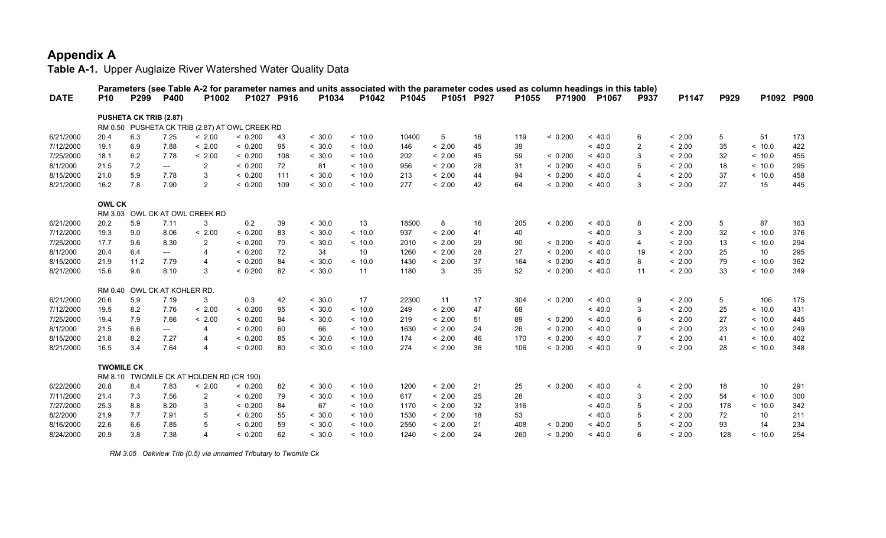# Appendix A

**Table A-1.** Upper Auglaize River Watershed Water Quality Data

| | Parameters (see Table A-2 for parameter names and units associated with the parameter codes used as column headings in this table) | | | | | | | | | | | | | | | | | | | |
|---|---|---|---|---|---|---|---|---|---|---|---|---|---|---|---|---|---|---|---|---|
| **DATE** | **P10** | **P299** | **P400** | **P1002** | **P1027** | **P916** | **P1034** | **P1042** | **P1045** | **P1051** | **P927** | **P1055** | **P71900** | **P1067** | **P937** | **P1147** | **P929** | **P1092** | **P900** |
| **PUSHETA CK TRIB (2.87)** | | | | | | | | | | | | | | | | | | | |
| RM 0.50 PUSHETA CK TRIB (2.87) AT OWL CREEK RD | | | | | | | | | | | | | | | | | | | |
| 6/21/2000 | 20.4 | 6.3 | 7.25 | < 2.00 | < 0.200 | 43 | < 30.0 | < 10.0 | 10400 | 5 | 16 | 119 | < 0.200 | < 40.0 | 6 | < 2.00 | 5 | 51 | 173 |
| 7/12/2000 | 19.1 | 6.9 | 7.88 | < 2.00 | < 0.200 | 95 | < 30.0 | < 10.0 | 146 | < 2.00 | 45 | 39 | | < 40.0 | 2 | < 2.00 | 35 | < 10.0 | 422 |
| 7/25/2000 | 18.1 | 6.2 | 7.78 | < 2.00 | < 0.200 | 108 | < 30.0 | < 10.0 | 202 | < 2.00 | 45 | 59 | < 0.200 | < 40.0 | 3 | < 2.00 | 32 | < 10.0 | 455 |
| 8/1/2000 | 21.5 | 7.2 | --- | 2 | < 0.200 | 72 | 81 | < 10.0 | 956 | < 2.00 | 28 | 31 | < 0.200 | < 40.0 | 5 | < 2.00 | 18 | < 10.0 | 295 |
| 8/15/2000 | 21.0 | 5.9 | 7.78 | 3 | < 0.200 | 111 | < 30.0 | < 10.0 | 213 | < 2.00 | 44 | 94 | < 0.200 | < 40.0 | 4 | < 2.00 | 37 | < 10.0 | 458 |
| 8/21/2000 | 16.2 | 7.8 | 7.90 | 2 | < 0.200 | 109 | < 30.0 | < 10.0 | 277 | < 2.00 | 42 | 64 | < 0.200 | < 40.0 | 3 | < 2.00 | 27 | 15 | 445 |
| **OWL CK** | | | | | | | | | | | | | | | | | | | |
| RM 3.03 OWL CK AT OWL CREEK RD | | | | | | | | | | | | | | | | | | | |
| 6/21/2000 | 20.2 | 5.9 | 7.11 | 3 | 0.2 | 39 | < 30.0 | 13 | 18500 | 8 | 16 | 205 | < 0.200 | < 40.0 | 8 | < 2.00 | 5 | 87 | 163 |
| 7/12/2000 | 19.3 | 9.0 | 8.06 | < 2.00 | < 0.200 | 83 | < 30.0 | < 10.0 | 937 | < 2.00 | 41 | 40 | | < 40.0 | 3 | < 2.00 | 32 | < 10.0 | 376 |
| 7/25/2000 | 17.7 | 9.6 | 8.30 | 2 | < 0.200 | 70 | < 30.0 | < 10.0 | 2010 | < 2.00 | 29 | 90 | < 0.200 | < 40.0 | 4 | < 2.00 | 13 | < 10.0 | 294 |
| 8/1/2000 | 20.4 | 6.4 | --- | 4 | < 0.200 | 72 | 34 | 10 | 1260 | < 2.00 | 28 | 27 | < 0.200 | < 40.0 | 19 | < 2.00 | 25 | 10 | 295 |
| 8/15/2000 | 21.9 | 11.2 | 7.79 | 4 | < 0.200 | 84 | < 30.0 | < 10.0 | 1430 | < 2.00 | 37 | 164 | < 0.200 | < 40.0 | 8 | < 2.00 | 79 | < 10.0 | 362 |
| 8/21/2000 | 15.6 | 9.6 | 8.10 | 3 | < 0.200 | 82 | < 30.0 | 11 | 1180 | 3 | 35 | 52 | < 0.200 | < 40.0 | 11 | < 2.00 | 33 | < 10.0 | 349 |
| RM 0.40 OWL CK AT KOHLER RD. | | | | | | | | | | | | | | | | | | | |
| 6/21/2000 | 20.6 | 5.9 | 7.19 | 3 | 0.3 | 42 | < 30.0 | 17 | 22300 | 11 | 17 | 304 | < 0.200 | < 40.0 | 9 | < 2.00 | 5 | 106 | 175 |
| 7/12/2000 | 19.5 | 8.2 | 7.76 | < 2.00 | < 0.200 | 95 | < 30.0 | < 10.0 | 249 | < 2.00 | 47 | 68 | | < 40.0 | 3 | < 2.00 | 25 | < 10.0 | 431 |
| 7/25/2000 | 19.4 | 7.9 | 7.66 | < 2.00 | < 0.200 | 94 | < 30.0 | < 10.0 | 219 | < 2.00 | 51 | 89 | < 0.200 | < 40.0 | 6 | < 2.00 | 27 | < 10.0 | 445 |
| 8/1/2000 | 21.5 | 6.6 | --- | 4 | < 0.200 | 60 | 66 | < 10.0 | 1630 | < 2.00 | 24 | 26 | < 0.200 | < 40.0 | 9 | < 2.00 | 23 | < 10.0 | 249 |
| 8/15/2000 | 21.8 | 8.2 | 7.27 | 4 | < 0.200 | 85 | < 30.0 | < 10.0 | 174 | < 2.00 | 46 | 170 | < 0.200 | < 40.0 | 7 | < 2.00 | 41 | < 10.0 | 402 |
| 8/21/2000 | 16.5 | 3.4 | 7.64 | 4 | < 0.200 | 80 | < 30.0 | < 10.0 | 274 | < 2.00 | 36 | 106 | < 0.200 | < 40.0 | 9 | < 2.00 | 28 | < 10.0 | 348 |
| **TWOMILE CK** | | | | | | | | | | | | | | | | | | | |
| RM 8.10 TWOMILE CK AT HOLDEN RD (CR 190) | | | | | | | | | | | | | | | | | | | |
| 6/22/2000 | 20.8 | 8.4 | 7.83 | < 2.00 | < 0.200 | 82 | < 30.0 | < 10.0 | 1200 | < 2.00 | 21 | 25 | < 0.200 | < 40.0 | 4 | < 2.00 | 18 | 10 | 291 |
| 7/11/2000 | 21.4 | 7.3 | 7.56 | 2 | < 0.200 | 79 | < 30.0 | < 10.0 | 617 | < 2.00 | 25 | 28 | | < 40.0 | 3 | < 2.00 | 54 | < 10.0 | 300 |
| 7/27/2000 | 25.3 | 8.8 | 8.20 | 3 | < 0.200 | 84 | 67 | < 10.0 | 1170 | < 2.00 | 32 | 316 | | < 40.0 | 5 | < 2.00 | 178 | < 10.0 | 342 |
| 8/2/2000 | 21.9 | 7.7 | 7.91 | 5 | < 0.200 | 55 | < 30.0 | < 10.0 | 1530 | < 2.00 | 18 | 53 | | < 40.0 | 5 | < 2.00 | 72 | 10 | 211 |
| 8/16/2000 | 22.6 | 6.6 | 7.85 | 5 | < 0.200 | 59 | < 30.0 | < 10.0 | 2550 | < 2.00 | 21 | 408 | < 0.200 | < 40.0 | 5 | < 2.00 | 93 | 14 | 234 |
| 8/24/2000 | 20.9 | 3.8 | 7.38 | 4 | < 0.200 | 62 | < 30.0 | < 10.0 | 1240 | < 2.00 | 24 | 260 | < 0.200 | < 40.0 | 6 | < 2.00 | 128 | < 10.0 | 254 |

*RM 3.05 Oakview Trib (0.5) via unnamed Tributary to Twomile Ck*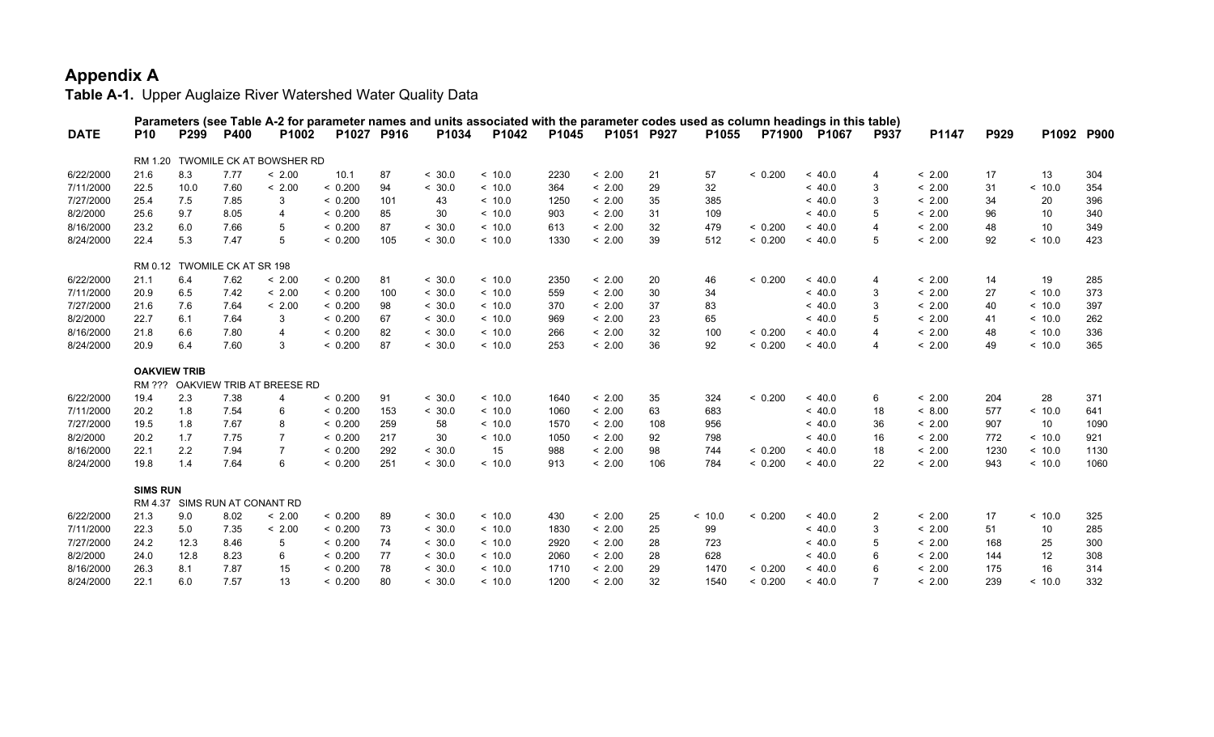# Appendix A

**Table A-1.** Upper Auglaize River Watershed Water Quality Data

| DATE | P10 | P299 | P400 | P1002 | P1027 | P916 | P1034 | P1042 | P1045 | P1051 | P927 | P1055 | P71900 | P1067 | P937 | P1147 | P929 | P1092 | P900 |
|---|---|---|---|---|---|---|---|---|---|---|---|---|---|---|---|---|---|---|---|
| | Parameters (see Table A-2 for parameter names and units associated with the parameter codes used as column headings in this table) | | | | | | | | | | | | | | | | | | |
| | RM 1.20 TWOMILE CK AT BOWSHER RD | | | | | | | | | | | | | | | | | | |
| 6/22/2000 | 21.6 | 8.3 | 7.77 | < 2.00 | 10.1 | 87 | < 30.0 | < 10.0 | 2230 | < 2.00 | 21 | 57 | < 0.200 | < 40.0 | 4 | < 2.00 | 17 | 13 | 304 |
| 7/11/2000 | 22.5 | 10.0 | 7.60 | < 2.00 | < 0.200 | 94 | < 30.0 | < 10.0 | 364 | < 2.00 | 29 | 32 | | < 40.0 | 3 | < 2.00 | 31 | < 10.0 | 354 |
| 7/27/2000 | 25.4 | 7.5 | 7.85 | 3 | < 0.200 | 101 | 43 | < 10.0 | 1250 | < 2.00 | 35 | 385 | | < 40.0 | 3 | < 2.00 | 34 | 20 | 396 |
| 8/2/2000 | 25.6 | 9.7 | 8.05 | 4 | < 0.200 | 85 | 30 | < 10.0 | 903 | < 2.00 | 31 | 109 | | < 40.0 | 5 | < 2.00 | 96 | 10 | 340 |
| 8/16/2000 | 23.2 | 6.0 | 7.66 | 5 | < 0.200 | 87 | < 30.0 | < 10.0 | 613 | < 2.00 | 32 | 479 | < 0.200 | < 40.0 | 4 | < 2.00 | 48 | 10 | 349 |
| 8/24/2000 | 22.4 | 5.3 | 7.47 | 5 | < 0.200 | 105 | < 30.0 | < 10.0 | 1330 | < 2.00 | 39 | 512 | < 0.200 | < 40.0 | 5 | < 2.00 | 92 | < 10.0 | 423 |
| | RM 0.12 TWOMILE CK AT SR 198 | | | | | | | | | | | | | | | | | | |
| 6/22/2000 | 21.1 | 6.4 | 7.62 | < 2.00 | < 0.200 | 81 | < 30.0 | < 10.0 | 2350 | < 2.00 | 20 | 46 | < 0.200 | < 40.0 | 4 | < 2.00 | 14 | 19 | 285 |
| 7/11/2000 | 20.9 | 6.5 | 7.42 | < 2.00 | < 0.200 | 100 | < 30.0 | < 10.0 | 559 | < 2.00 | 30 | 34 | | < 40.0 | 3 | < 2.00 | 27 | < 10.0 | 373 |
| 7/27/2000 | 21.6 | 7.6 | 7.64 | < 2.00 | < 0.200 | 98 | < 30.0 | < 10.0 | 370 | < 2.00 | 37 | 83 | | < 40.0 | 3 | < 2.00 | 40 | < 10.0 | 397 |
| 8/2/2000 | 22.7 | 6.1 | 7.64 | 3 | < 0.200 | 67 | < 30.0 | < 10.0 | 969 | < 2.00 | 23 | 65 | | < 40.0 | 5 | < 2.00 | 41 | < 10.0 | 262 |
| 8/16/2000 | 21.8 | 6.6 | 7.80 | 4 | < 0.200 | 82 | < 30.0 | < 10.0 | 266 | < 2.00 | 32 | 100 | < 0.200 | < 40.0 | 4 | < 2.00 | 48 | < 10.0 | 336 |
| 8/24/2000 | 20.9 | 6.4 | 7.60 | 3 | < 0.200 | 87 | < 30.0 | < 10.0 | 253 | < 2.00 | 36 | 92 | < 0.200 | < 40.0 | 4 | < 2.00 | 49 | < 10.0 | 365 |
| | **OAKVIEW TRIB** | | | | | | | | | | | | | | | | | | |
| | RM ??? OAKVIEW TRIB AT BREESE RD | | | | | | | | | | | | | | | | | | |
| 6/22/2000 | 19.4 | 2.3 | 7.38 | 4 | < 0.200 | 91 | < 30.0 | < 10.0 | 1640 | < 2.00 | 35 | 324 | < 0.200 | < 40.0 | 6 | < 2.00 | 204 | 28 | 371 |
| 7/11/2000 | 20.2 | 1.8 | 7.54 | 6 | < 0.200 | 153 | < 30.0 | < 10.0 | 1060 | < 2.00 | 63 | 683 | | < 40.0 | 18 | < 8.00 | 577 | < 10.0 | 641 |
| 7/27/2000 | 19.5 | 1.8 | 7.67 | 8 | < 0.200 | 259 | 58 | < 10.0 | 1570 | < 2.00 | 108 | 956 | | < 40.0 | 36 | < 2.00 | 907 | 10 | 1090 |
| 8/2/2000 | 20.2 | 1.7 | 7.75 | 7 | < 0.200 | 217 | 30 | < 10.0 | 1050 | < 2.00 | 92 | 798 | | < 40.0 | 16 | < 2.00 | 772 | < 10.0 | 921 |
| 8/16/2000 | 22.1 | 2.2 | 7.94 | 7 | < 0.200 | 292 | < 30.0 | 15 | 988 | < 2.00 | 98 | 744 | < 0.200 | < 40.0 | 18 | < 2.00 | 1230 | < 10.0 | 1130 |
| 8/24/2000 | 19.8 | 1.4 | 7.64 | 6 | < 0.200 | 251 | < 30.0 | < 10.0 | 913 | < 2.00 | 106 | 784 | < 0.200 | < 40.0 | 22 | < 2.00 | 943 | < 10.0 | 1060 |
| | **SIMS RUN** | | | | | | | | | | | | | | | | | | |
| | RM 4.37 SIMS RUN AT CONANT RD | | | | | | | | | | | | | | | | | | |
| 6/22/2000 | 21.3 | 9.0 | 8.02 | < 2.00 | < 0.200 | 89 | < 30.0 | < 10.0 | 430 | < 2.00 | 25 | < 10.0 | < 0.200 | < 40.0 | 2 | < 2.00 | 17 | < 10.0 | 325 |
| 7/11/2000 | 22.3 | 5.0 | 7.35 | < 2.00 | < 0.200 | 73 | < 30.0 | < 10.0 | 1830 | < 2.00 | 25 | 99 | | < 40.0 | 3 | < 2.00 | 51 | 10 | 285 |
| 7/27/2000 | 24.2 | 12.3 | 8.46 | 5 | < 0.200 | 74 | < 30.0 | < 10.0 | 2920 | < 2.00 | 28 | 723 | | < 40.0 | 5 | < 2.00 | 168 | 25 | 300 |
| 8/2/2000 | 24.0 | 12.8 | 8.23 | 6 | < 0.200 | 77 | < 30.0 | < 10.0 | 2060 | < 2.00 | 28 | 628 | | < 40.0 | 6 | < 2.00 | 144 | 12 | 308 |
| 8/16/2000 | 26.3 | 8.1 | 7.87 | 15 | < 0.200 | 78 | < 30.0 | < 10.0 | 1710 | < 2.00 | 29 | 1470 | < 0.200 | < 40.0 | 6 | < 2.00 | 175 | 16 | 314 |
| 8/24/2000 | 22.1 | 6.0 | 7.57 | 13 | < 0.200 | 80 | < 30.0 | < 10.0 | 1200 | < 2.00 | 32 | 1540 | < 0.200 | < 40.0 | 7 | < 2.00 | 239 | < 10.0 | 332 |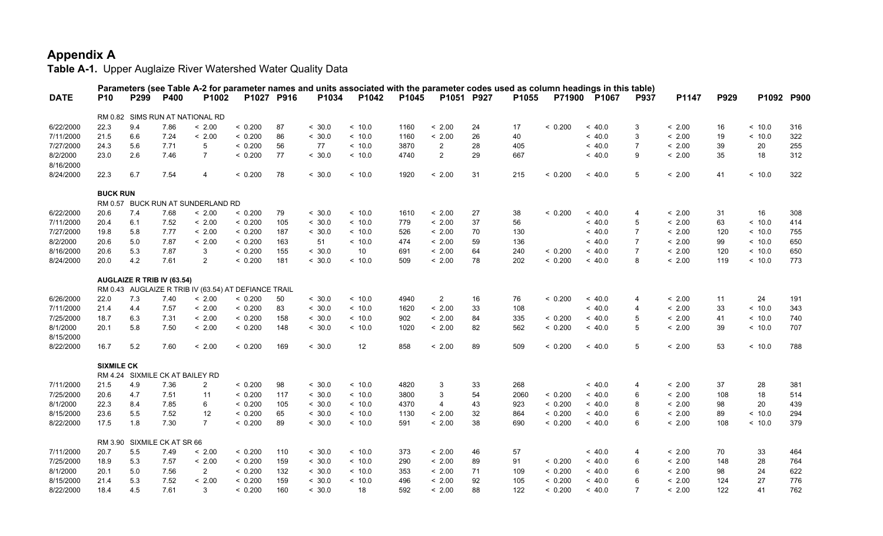# Appendix A

**Table A-1.** Upper Auglaize River Watershed Water Quality Data

Parameters (see Table A-2 for parameter names and units associated with the parameter codes used as column headings in this table)

| DATE | P10 | P299 | P400 | P1002 | P1027 | P916 | P1034 | P1042 | P1045 | P1051 | P927 | P1055 | P71900 | P1067 | P937 | P1147 | P929 | P1092 | P900 |
|---|---|---|---|---|---|---|---|---|---|---|---|---|---|---|---|---|---|---|---|
| | RM 0.82 SIMS RUN AT NATIONAL RD | | | | | | | | | | | | | | | | | | |
| 6/22/2000 | 22.3 | 9.4 | 7.86 | < 2.00 | < 0.200 | 87 | < 30.0 | < 10.0 | 1160 | < 2.00 | 24 | 17 | < 0.200 | < 40.0 | 3 | < 2.00 | 16 | < 10.0 | 316 |
| 7/11/2000 | 21.5 | 6.6 | 7.24 | < 2.00 | < 0.200 | 86 | < 30.0 | < 10.0 | 1160 | < 2.00 | 26 | 40 | | < 40.0 | 3 | < 2.00 | 19 | < 10.0 | 322 |
| 7/27/2000 | 24.3 | 5.6 | 7.71 | 5 | < 0.200 | 56 | 77 | < 10.0 | 3870 | 2 | 28 | 405 | | < 40.0 | 7 | < 2.00 | 39 | 20 | 255 |
| 8/2/2000 | 23.0 | 2.6 | 7.46 | 7 | < 0.200 | 77 | < 30.0 | < 10.0 | 4740 | 2 | 29 | 667 | | < 40.0 | 9 | < 2.00 | 35 | 18 | 312 |
| 8/16/2000 | | | | | | | | | | | | | | | | | | | |
| 8/24/2000 | 22.3 | 6.7 | 7.54 | 4 | < 0.200 | 78 | < 30.0 | < 10.0 | 1920 | < 2.00 | 31 | 215 | < 0.200 | < 40.0 | 5 | < 2.00 | 41 | < 10.0 | 322 |
| | **BUCK RUN** | | | | | | | | | | | | | | | | | | |
| | RM 0.57 BUCK RUN AT SUNDERLAND RD | | | | | | | | | | | | | | | | | | |
| 6/22/2000 | 20.6 | 7.4 | 7.68 | < 2.00 | < 0.200 | 79 | < 30.0 | < 10.0 | 1610 | < 2.00 | 27 | 38 | < 0.200 | < 40.0 | 4 | < 2.00 | 31 | 16 | 308 |
| 7/11/2000 | 20.4 | 6.1 | 7.52 | < 2.00 | < 0.200 | 105 | < 30.0 | < 10.0 | 779 | < 2.00 | 37 | 56 | | < 40.0 | 5 | < 2.00 | 63 | < 10.0 | 414 |
| 7/27/2000 | 19.8 | 5.8 | 7.77 | < 2.00 | < 0.200 | 187 | < 30.0 | < 10.0 | 526 | < 2.00 | 70 | 130 | | < 40.0 | 7 | < 2.00 | 120 | < 10.0 | 755 |
| 8/2/2000 | 20.6 | 5.0 | 7.87 | < 2.00 | < 0.200 | 163 | 51 | < 10.0 | 474 | < 2.00 | 59 | 136 | | < 40.0 | 7 | < 2.00 | 99 | < 10.0 | 650 |
| 8/16/2000 | 20.6 | 5.3 | 7.87 | 3 | < 0.200 | 155 | < 30.0 | 10 | 691 | < 2.00 | 64 | 240 | < 0.200 | < 40.0 | 7 | < 2.00 | 120 | < 10.0 | 650 |
| 8/24/2000 | 20.0 | 4.2 | 7.61 | 2 | < 0.200 | 181 | < 30.0 | < 10.0 | 509 | < 2.00 | 78 | 202 | < 0.200 | < 40.0 | 8 | < 2.00 | 119 | < 10.0 | 773 |
| | **AUGLAIZE R TRIB IV (63.54)** | | | | | | | | | | | | | | | | | | |
| | RM 0.43 AUGLAIZE R TRIB IV (63.54) AT DEFIANCE TRAIL | | | | | | | | | | | | | | | | | | |
| 6/26/2000 | 22.0 | 7.3 | 7.40 | < 2.00 | < 0.200 | 50 | < 30.0 | < 10.0 | 4940 | 2 | 16 | 76 | < 0.200 | < 40.0 | 4 | < 2.00 | 11 | 24 | 191 |
| 7/11/2000 | 21.4 | 4.4 | 7.57 | < 2.00 | < 0.200 | 83 | < 30.0 | < 10.0 | 1620 | < 2.00 | 33 | 108 | | < 40.0 | 4 | < 2.00 | 33 | < 10.0 | 343 |
| 7/25/2000 | 18.7 | 6.3 | 7.31 | < 2.00 | < 0.200 | 158 | < 30.0 | < 10.0 | 902 | < 2.00 | 84 | 335 | < 0.200 | < 40.0 | 5 | < 2.00 | 41 | < 10.0 | 740 |
| 8/1/2000 | 20.1 | 5.8 | 7.50 | < 2.00 | < 0.200 | 148 | < 30.0 | < 10.0 | 1020 | < 2.00 | 82 | 562 | < 0.200 | < 40.0 | 5 | < 2.00 | 39 | < 10.0 | 707 |
| 8/15/2000 | | | | | | | | | | | | | | | | | | | |
| 8/22/2000 | 16.7 | 5.2 | 7.60 | < 2.00 | < 0.200 | 169 | < 30.0 | 12 | 858 | < 2.00 | 89 | 509 | < 0.200 | < 40.0 | 5 | < 2.00 | 53 | < 10.0 | 788 |
| | **SIXMILE CK** | | | | | | | | | | | | | | | | | | |
| | RM 4.24 SIXMILE CK AT BAILEY RD | | | | | | | | | | | | | | | | | | |
| 7/11/2000 | 21.5 | 4.9 | 7.36 | 2 | < 0.200 | 98 | < 30.0 | < 10.0 | 4820 | 3 | 33 | 268 | | < 40.0 | 4 | < 2.00 | 37 | 28 | 381 |
| 7/25/2000 | 20.6 | 4.7 | 7.51 | 11 | < 0.200 | 117 | < 30.0 | < 10.0 | 3800 | 3 | 54 | 2060 | < 0.200 | < 40.0 | 6 | < 2.00 | 108 | 18 | 514 |
| 8/1/2000 | 22.3 | 8.4 | 7.85 | 6 | < 0.200 | 105 | < 30.0 | < 10.0 | 4370 | 4 | 43 | 923 | < 0.200 | < 40.0 | 8 | < 2.00 | 98 | 20 | 439 |
| 8/15/2000 | 23.6 | 5.5 | 7.52 | 12 | < 0.200 | 65 | < 30.0 | < 10.0 | 1130 | < 2.00 | 32 | 864 | < 0.200 | < 40.0 | 6 | < 2.00 | 89 | < 10.0 | 294 |
| 8/22/2000 | 17.5 | 1.8 | 7.30 | 7 | < 0.200 | 89 | < 30.0 | < 10.0 | 591 | < 2.00 | 38 | 690 | < 0.200 | < 40.0 | 6 | < 2.00 | 108 | < 10.0 | 379 |
| | RM 3.90 SIXMILE CK AT SR 66 | | | | | | | | | | | | | | | | | | |
| 7/11/2000 | 20.7 | 5.5 | 7.49 | < 2.00 | < 0.200 | 110 | < 30.0 | < 10.0 | 373 | < 2.00 | 46 | 57 | | < 40.0 | 4 | < 2.00 | 70 | 33 | 464 |
| 7/25/2000 | 18.9 | 5.3 | 7.57 | < 2.00 | < 0.200 | 159 | < 30.0 | < 10.0 | 290 | < 2.00 | 89 | 91 | < 0.200 | < 40.0 | 6 | < 2.00 | 148 | 28 | 764 |
| 8/1/2000 | 20.1 | 5.0 | 7.56 | 2 | < 0.200 | 132 | < 30.0 | < 10.0 | 353 | < 2.00 | 71 | 109 | < 0.200 | < 40.0 | 6 | < 2.00 | 98 | 24 | 622 |
| 8/15/2000 | 21.4 | 5.3 | 7.52 | < 2.00 | < 0.200 | 159 | < 30.0 | < 10.0 | 496 | < 2.00 | 92 | 105 | < 0.200 | < 40.0 | 6 | < 2.00 | 124 | 27 | 776 |
| 8/22/2000 | 18.4 | 4.5 | 7.61 | 3 | < 0.200 | 160 | < 30.0 | 18 | 592 | < 2.00 | 88 | 122 | < 0.200 | < 40.0 | 7 | < 2.00 | 122 | 41 | 762 |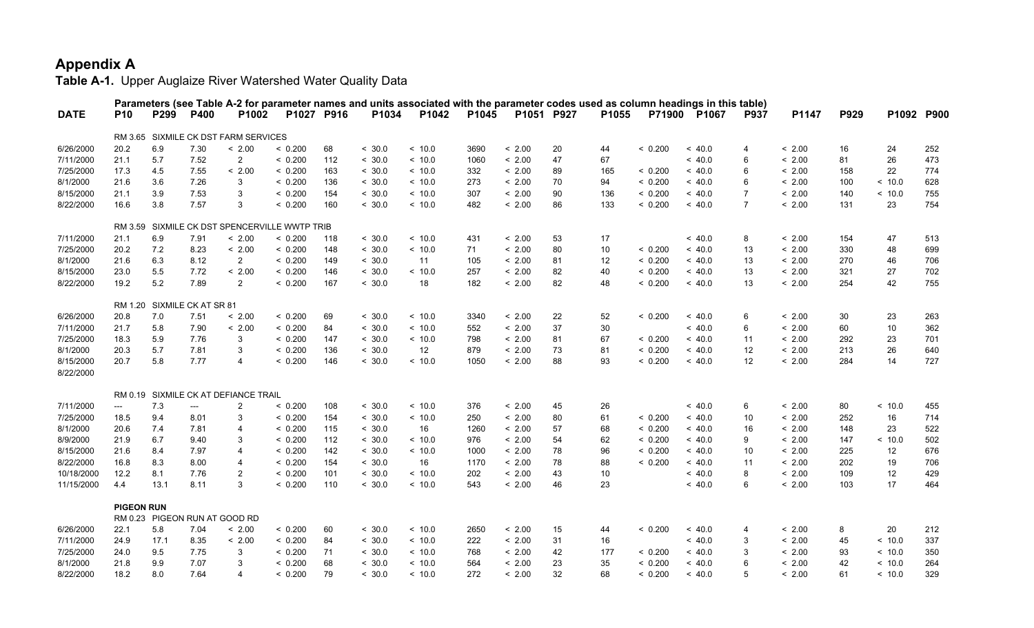# Appendix A

**Table A-1.** Upper Auglaize River Watershed Water Quality Data

Parameters (see Table A-2 for parameter names and units associated with the parameter codes used as column headings in this table)

| DATE | P10 | P299 | P400 | P1002 | P1027 | P916 | P1034 | P1042 | P1045 | P1051 | P927 | P1055 | P71900 | P1067 | P937 | P1147 | P929 | P1092 | P900 |
|---|---|---|---|---|---|---|---|---|---|---|---|---|---|---|---|---|---|---|---|
| | RM 3.65 SIXMILE CK DST FARM SERVICES | | | | | | | | | | | | | | | | | | |
| 6/26/2000 | 20.2 | 6.9 | 7.30 | < 2.00 | < 0.200 | 68 | < 30.0 | < 10.0 | 3690 | < 2.00 | 20 | 44 | < 0.200 | < 40.0 | 4 | < 2.00 | 16 | 24 | 252 |
| 7/11/2000 | 21.1 | 5.7 | 7.52 | 2 | < 0.200 | 112 | < 30.0 | < 10.0 | 1060 | < 2.00 | 47 | 67 | | < 40.0 | 6 | < 2.00 | 81 | 26 | 473 |
| 7/25/2000 | 17.3 | 4.5 | 7.55 | < 2.00 | < 0.200 | 163 | < 30.0 | < 10.0 | 332 | < 2.00 | 89 | 165 | < 0.200 | < 40.0 | 6 | < 2.00 | 158 | 22 | 774 |
| 8/1/2000 | 21.6 | 3.6 | 7.26 | 3 | < 0.200 | 136 | < 30.0 | < 10.0 | 273 | < 2.00 | 70 | 94 | < 0.200 | < 40.0 | 6 | < 2.00 | 100 | < 10.0 | 628 |
| 8/15/2000 | 21.1 | 3.9 | 7.53 | 3 | < 0.200 | 154 | < 30.0 | < 10.0 | 307 | < 2.00 | 90 | 136 | < 0.200 | < 40.0 | 7 | < 2.00 | 140 | < 10.0 | 755 |
| 8/22/2000 | 16.6 | 3.8 | 7.57 | 3 | < 0.200 | 160 | < 30.0 | < 10.0 | 482 | < 2.00 | 86 | 133 | < 0.200 | < 40.0 | 7 | < 2.00 | 131 | 23 | 754 |
| | RM 3.59 SIXMILE CK DST SPENCERVILLE WWTP TRIB | | | | | | | | | | | | | | | | | | |
| 7/11/2000 | 21.1 | 6.9 | 7.91 | < 2.00 | < 0.200 | 118 | < 30.0 | < 10.0 | 431 | < 2.00 | 53 | 17 | | < 40.0 | 8 | < 2.00 | 154 | 47 | 513 |
| 7/25/2000 | 20.2 | 7.2 | 8.23 | < 2.00 | < 0.200 | 148 | < 30.0 | < 10.0 | 71 | < 2.00 | 80 | 10 | < 0.200 | < 40.0 | 13 | < 2.00 | 330 | 48 | 699 |
| 8/1/2000 | 21.6 | 6.3 | 8.12 | 2 | < 0.200 | 149 | < 30.0 | 11 | 105 | < 2.00 | 81 | 12 | < 0.200 | < 40.0 | 13 | < 2.00 | 270 | 46 | 706 |
| 8/15/2000 | 23.0 | 5.5 | 7.72 | < 2.00 | < 0.200 | 146 | < 30.0 | < 10.0 | 257 | < 2.00 | 82 | 40 | < 0.200 | < 40.0 | 13 | < 2.00 | 321 | 27 | 702 |
| 8/22/2000 | 19.2 | 5.2 | 7.89 | 2 | < 0.200 | 167 | < 30.0 | 18 | 182 | < 2.00 | 82 | 48 | < 0.200 | < 40.0 | 13 | < 2.00 | 254 | 42 | 755 |
| | RM 1.20 SIXMILE CK AT SR 81 | | | | | | | | | | | | | | | | | | |
| 6/26/2000 | 20.8 | 7.0 | 7.51 | < 2.00 | < 0.200 | 69 | < 30.0 | < 10.0 | 3340 | < 2.00 | 22 | 52 | < 0.200 | < 40.0 | 6 | < 2.00 | 30 | 23 | 263 |
| 7/11/2000 | 21.7 | 5.8 | 7.90 | < 2.00 | < 0.200 | 84 | < 30.0 | < 10.0 | 552 | < 2.00 | 37 | 30 | | < 40.0 | 6 | < 2.00 | 60 | 10 | 362 |
| 7/25/2000 | 18.3 | 5.9 | 7.76 | 3 | < 0.200 | 147 | < 30.0 | < 10.0 | 798 | < 2.00 | 81 | 67 | < 0.200 | < 40.0 | 11 | < 2.00 | 292 | 23 | 701 |
| 8/1/2000 | 20.3 | 5.7 | 7.81 | 3 | < 0.200 | 136 | < 30.0 | 12 | 879 | < 2.00 | 73 | 81 | < 0.200 | < 40.0 | 12 | < 2.00 | 213 | 26 | 640 |
| 8/15/2000 | 20.7 | 5.8 | 7.77 | 4 | < 0.200 | 146 | < 30.0 | < 10.0 | 1050 | < 2.00 | 88 | 93 | < 0.200 | < 40.0 | 12 | < 2.00 | 284 | 14 | 727 |
| 8/22/2000 | | | | | | | | | | | | | | | | | | | |
| | RM 0.19 SIXMILE CK AT DEFIANCE TRAIL | | | | | | | | | | | | | | | | | | |
| 7/11/2000 | --- | 7.3 | --- | 2 | < 0.200 | 108 | < 30.0 | < 10.0 | 376 | < 2.00 | 45 | 26 | | < 40.0 | 6 | < 2.00 | 80 | < 10.0 | 455 |
| 7/25/2000 | 18.5 | 9.4 | 8.01 | 3 | < 0.200 | 154 | < 30.0 | < 10.0 | 250 | < 2.00 | 80 | 61 | < 0.200 | < 40.0 | 10 | < 2.00 | 252 | 16 | 714 |
| 8/1/2000 | 20.6 | 7.4 | 7.81 | 4 | < 0.200 | 115 | < 30.0 | 16 | 1260 | < 2.00 | 57 | 68 | < 0.200 | < 40.0 | 16 | < 2.00 | 148 | 23 | 522 |
| 8/9/2000 | 21.9 | 6.7 | 9.40 | 3 | < 0.200 | 112 | < 30.0 | < 10.0 | 976 | < 2.00 | 54 | 62 | < 0.200 | < 40.0 | 9 | < 2.00 | 147 | < 10.0 | 502 |
| 8/15/2000 | 21.6 | 8.4 | 7.97 | 4 | < 0.200 | 142 | < 30.0 | < 10.0 | 1000 | < 2.00 | 78 | 96 | < 0.200 | < 40.0 | 10 | < 2.00 | 225 | 12 | 676 |
| 8/22/2000 | 16.8 | 8.3 | 8.00 | 4 | < 0.200 | 154 | < 30.0 | 16 | 1170 | < 2.00 | 78 | 88 | < 0.200 | < 40.0 | 11 | < 2.00 | 202 | 19 | 706 |
| 10/18/2000 | 12.2 | 8.1 | 7.76 | 2 | < 0.200 | 101 | < 30.0 | < 10.0 | 202 | < 2.00 | 43 | 10 | | < 40.0 | 8 | < 2.00 | 109 | 12 | 429 |
| 11/15/2000 | 4.4 | 13.1 | 8.11 | 3 | < 0.200 | 110 | < 30.0 | < 10.0 | 543 | < 2.00 | 46 | 23 | | < 40.0 | 6 | < 2.00 | 103 | 17 | 464 |
| | **PIGEON RUN** | | | | | | | | | | | | | | | | | | |
| | RM 0.23 PIGEON RUN AT GOOD RD | | | | | | | | | | | | | | | | | | |
| 6/26/2000 | 22.1 | 5.8 | 7.04 | < 2.00 | < 0.200 | 60 | < 30.0 | < 10.0 | 2650 | < 2.00 | 15 | 44 | < 0.200 | < 40.0 | 4 | < 2.00 | 8 | 20 | 212 |
| 7/11/2000 | 24.9 | 17.1 | 8.35 | < 2.00 | < 0.200 | 84 | < 30.0 | < 10.0 | 222 | < 2.00 | 31 | 16 | | < 40.0 | 3 | < 2.00 | 45 | < 10.0 | 337 |
| 7/25/2000 | 24.0 | 9.5 | 7.75 | 3 | < 0.200 | 71 | < 30.0 | < 10.0 | 768 | < 2.00 | 42 | 177 | < 0.200 | < 40.0 | 3 | < 2.00 | 93 | < 10.0 | 350 |
| 8/1/2000 | 21.8 | 9.9 | 7.07 | 3 | < 0.200 | 68 | < 30.0 | < 10.0 | 564 | < 2.00 | 23 | 35 | < 0.200 | < 40.0 | 6 | < 2.00 | 42 | < 10.0 | 264 |
| 8/22/2000 | 18.2 | 8.0 | 7.64 | 4 | < 0.200 | 79 | < 30.0 | < 10.0 | 272 | < 2.00 | 32 | 68 | < 0.200 | < 40.0 | 5 | < 2.00 | 61 | < 10.0 | 329 |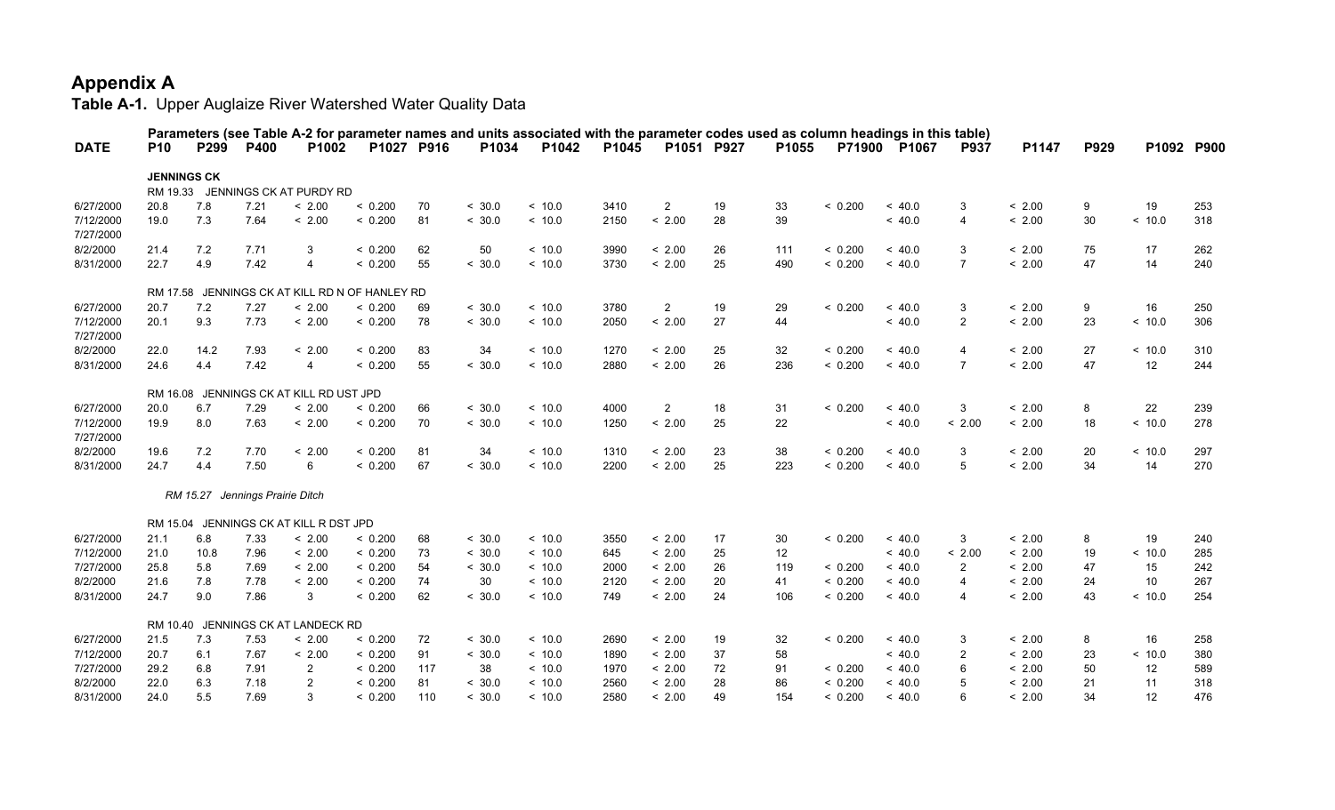# Appendix A

**Table A-1.** Upper Auglaize River Watershed Water Quality Data

| DATE | P10 | P299 | P400 | P1002 | P1027 | P916 | P1034 | P1042 | P1045 | P1051 | P927 | P1055 | P71900 | P1067 | P937 | P1147 | P929 | P1092 | P900 |
|---|---|---|---|---|---|---|---|---|---|---|---|---|---|---|---|---|---|---|---|
| | Parameters (see Table A-2 for parameter names and units associated with the parameter codes used as column headings in this table) | | | | | | | | | | | | | | | | | | |
| **JENNINGS CK** | | | | | | | | | | | | | | | | | | | |
| RM 19.33 JENNINGS CK AT PURDY RD | | | | | | | | | | | | | | | | | | | |
| 6/27/2000 | 20.8 | 7.8 | 7.21 | < 2.00 | < 0.200 | 70 | < 30.0 | < 10.0 | 3410 | 2 | 19 | 33 | < 0.200 | < 40.0 | 3 | < 2.00 | 9 | 19 | 253 |
| 7/12/2000 | 19.0 | 7.3 | 7.64 | < 2.00 | < 0.200 | 81 | < 30.0 | < 10.0 | 2150 | < 2.00 | 28 | 39 | | < 40.0 | 4 | < 2.00 | 30 | < 10.0 | 318 |
| 7/27/2000 | | | | | | | | | | | | | | | | | | | |
| 8/2/2000 | 21.4 | 7.2 | 7.71 | 3 | < 0.200 | 62 | 50 | < 10.0 | 3990 | < 2.00 | 26 | 111 | < 0.200 | < 40.0 | 3 | < 2.00 | 75 | 17 | 262 |
| 8/31/2000 | 22.7 | 4.9 | 7.42 | 4 | < 0.200 | 55 | < 30.0 | < 10.0 | 3730 | < 2.00 | 25 | 490 | < 0.200 | < 40.0 | 7 | < 2.00 | 47 | 14 | 240 |
| RM 17.58 JENNINGS CK AT KILL RD N OF HANLEY RD | | | | | | | | | | | | | | | | | | | |
| 6/27/2000 | 20.7 | 7.2 | 7.27 | < 2.00 | < 0.200 | 69 | < 30.0 | < 10.0 | 3780 | 2 | 19 | 29 | < 0.200 | < 40.0 | 3 | < 2.00 | 9 | 16 | 250 |
| 7/12/2000 | 20.1 | 9.3 | 7.73 | < 2.00 | < 0.200 | 78 | < 30.0 | < 10.0 | 2050 | < 2.00 | 27 | 44 | | < 40.0 | 2 | < 2.00 | 23 | < 10.0 | 306 |
| 7/27/2000 | | | | | | | | | | | | | | | | | | | |
| 8/2/2000 | 22.0 | 14.2 | 7.93 | < 2.00 | < 0.200 | 83 | 34 | < 10.0 | 1270 | < 2.00 | 25 | 32 | < 0.200 | < 40.0 | 4 | < 2.00 | 27 | < 10.0 | 310 |
| 8/31/2000 | 24.6 | 4.4 | 7.42 | 4 | < 0.200 | 55 | < 30.0 | < 10.0 | 2880 | < 2.00 | 26 | 236 | < 0.200 | < 40.0 | 7 | < 2.00 | 47 | 12 | 244 |
| RM 16.08 JENNINGS CK AT KILL RD UST JPD | | | | | | | | | | | | | | | | | | | |
| 6/27/2000 | 20.0 | 6.7 | 7.29 | < 2.00 | < 0.200 | 66 | < 30.0 | < 10.0 | 4000 | 2 | 18 | 31 | < 0.200 | < 40.0 | 3 | < 2.00 | 8 | 22 | 239 |
| 7/12/2000 | 19.9 | 8.0 | 7.63 | < 2.00 | < 0.200 | 70 | < 30.0 | < 10.0 | 1250 | < 2.00 | 25 | 22 | | < 40.0 | < 2.00 | < 2.00 | 18 | < 10.0 | 278 |
| 7/27/2000 | | | | | | | | | | | | | | | | | | | |
| 8/2/2000 | 19.6 | 7.2 | 7.70 | < 2.00 | < 0.200 | 81 | 34 | < 10.0 | 1310 | < 2.00 | 23 | 38 | < 0.200 | < 40.0 | 3 | < 2.00 | 20 | < 10.0 | 297 |
| 8/31/2000 | 24.7 | 4.4 | 7.50 | 6 | < 0.200 | 67 | < 30.0 | < 10.0 | 2200 | < 2.00 | 25 | 223 | < 0.200 | < 40.0 | 5 | < 2.00 | 34 | 14 | 270 |
| *RM 15.27 Jennings Prairie Ditch* | | | | | | | | | | | | | | | | | | | |
| RM 15.04 JENNINGS CK AT KILL R DST JPD | | | | | | | | | | | | | | | | | | | |
| 6/27/2000 | 21.1 | 6.8 | 7.33 | < 2.00 | < 0.200 | 68 | < 30.0 | < 10.0 | 3550 | < 2.00 | 17 | 30 | < 0.200 | < 40.0 | 3 | < 2.00 | 8 | 19 | 240 |
| 7/12/2000 | 21.0 | 10.8 | 7.96 | < 2.00 | < 0.200 | 73 | < 30.0 | < 10.0 | 645 | < 2.00 | 25 | 12 | | < 40.0 | < 2.00 | < 2.00 | 19 | < 10.0 | 285 |
| 7/27/2000 | 25.8 | 5.8 | 7.69 | < 2.00 | < 0.200 | 54 | < 30.0 | < 10.0 | 2000 | < 2.00 | 26 | 119 | < 0.200 | < 40.0 | 2 | < 2.00 | 47 | 15 | 242 |
| 8/2/2000 | 21.6 | 7.8 | 7.78 | < 2.00 | < 0.200 | 74 | 30 | < 10.0 | 2120 | < 2.00 | 20 | 41 | < 0.200 | < 40.0 | 4 | < 2.00 | 24 | 10 | 267 |
| 8/31/2000 | 24.7 | 9.0 | 7.86 | 3 | < 0.200 | 62 | < 30.0 | < 10.0 | 749 | < 2.00 | 24 | 106 | < 0.200 | < 40.0 | 4 | < 2.00 | 43 | < 10.0 | 254 |
| RM 10.40 JENNINGS CK AT LANDECK RD | | | | | | | | | | | | | | | | | | | |
| 6/27/2000 | 21.5 | 7.3 | 7.53 | < 2.00 | < 0.200 | 72 | < 30.0 | < 10.0 | 2690 | < 2.00 | 19 | 32 | < 0.200 | < 40.0 | 3 | < 2.00 | 8 | 16 | 258 |
| 7/12/2000 | 20.7 | 6.1 | 7.67 | < 2.00 | < 0.200 | 91 | < 30.0 | < 10.0 | 1890 | < 2.00 | 37 | 58 | | < 40.0 | 2 | < 2.00 | 23 | < 10.0 | 380 |
| 7/27/2000 | 29.2 | 6.8 | 7.91 | 2 | < 0.200 | 117 | 38 | < 10.0 | 1970 | < 2.00 | 72 | 91 | < 0.200 | < 40.0 | 6 | < 2.00 | 50 | 12 | 589 |
| 8/2/2000 | 22.0 | 6.3 | 7.18 | 2 | < 0.200 | 81 | < 30.0 | < 10.0 | 2560 | < 2.00 | 28 | 86 | < 0.200 | < 40.0 | 5 | < 2.00 | 21 | 11 | 318 |
| 8/31/2000 | 24.0 | 5.5 | 7.69 | 3 | < 0.200 | 110 | < 30.0 | < 10.0 | 2580 | < 2.00 | 49 | 154 | < 0.200 | < 40.0 | 6 | < 2.00 | 34 | 12 | 476 |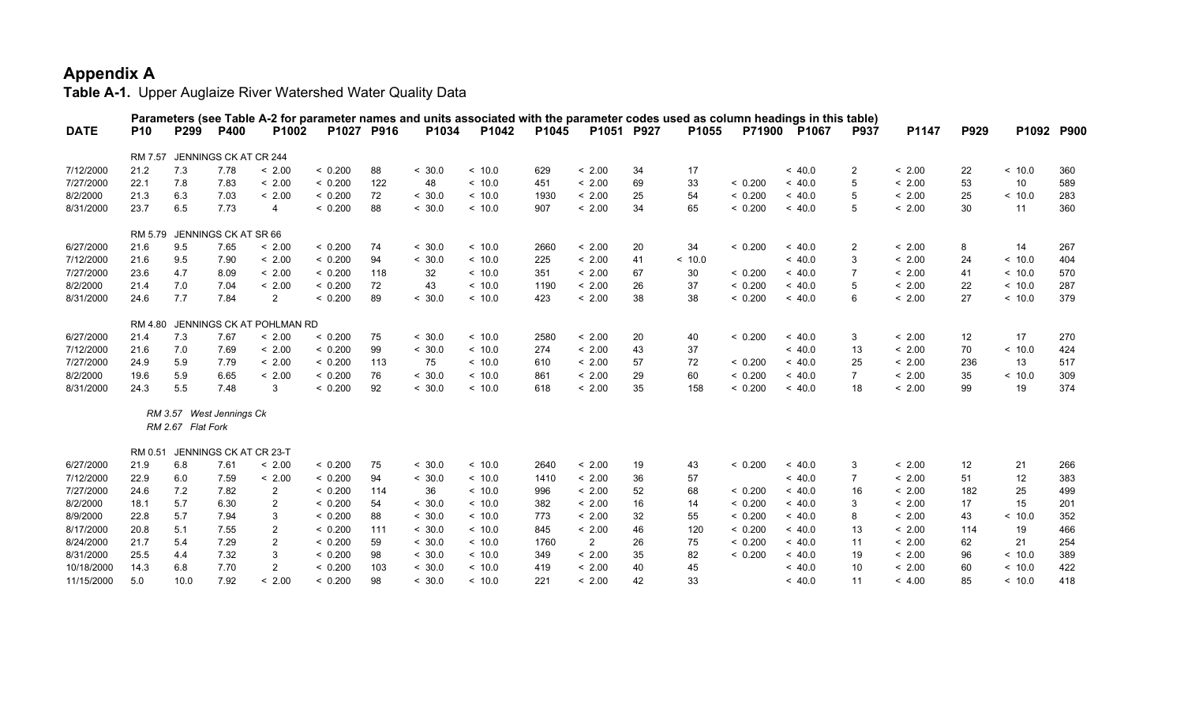# Appendix A

**Table A-1.** Upper Auglaize River Watershed Water Quality Data

Parameters (see Table A-2 for parameter names and units associated with the parameter codes used as column headings in this table)

| DATE | P10 | P299 | P400 | P1002 | P1027 | P916 | P1034 | P1042 | P1045 | P1051 | P927 | P1055 | P71900 | P1067 | P937 | P1147 | P929 | P1092 | P900 |
|---|---|---|---|---|---|---|---|---|---|---|---|---|---|---|---|---|---|---|---|
| | RM 7.57 JENNINGS CK AT CR 244 | | | | | | | | | | | | | | | | | | |
| 7/12/2000 | 21.2 | 7.3 | 7.78 | < 2.00 | < 0.200 | 88 | < 30.0 | < 10.0 | 629 | < 2.00 | 34 | 17 | | < 40.0 | 2 | < 2.00 | 22 | < 10.0 | 360 |
| 7/27/2000 | 22.1 | 7.8 | 7.83 | < 2.00 | < 0.200 | 122 | 48 | < 10.0 | 451 | < 2.00 | 69 | 33 | < 0.200 | < 40.0 | 5 | < 2.00 | 53 | 10 | 589 |
| 8/2/2000 | 21.3 | 6.3 | 7.03 | < 2.00 | < 0.200 | 72 | < 30.0 | < 10.0 | 1930 | < 2.00 | 25 | 54 | < 0.200 | < 40.0 | 5 | < 2.00 | 25 | < 10.0 | 283 |
| 8/31/2000 | 23.7 | 6.5 | 7.73 | 4 | < 0.200 | 88 | < 30.0 | < 10.0 | 907 | < 2.00 | 34 | 65 | < 0.200 | < 40.0 | 5 | < 2.00 | 30 | 11 | 360 |
| | RM 5.79 JENNINGS CK AT SR 66 | | | | | | | | | | | | | | | | | | |
| 6/27/2000 | 21.6 | 9.5 | 7.65 | < 2.00 | < 0.200 | 74 | < 30.0 | < 10.0 | 2660 | < 2.00 | 20 | 34 | < 0.200 | < 40.0 | 2 | < 2.00 | 8 | 14 | 267 |
| 7/12/2000 | 21.6 | 9.5 | 7.90 | < 2.00 | < 0.200 | 94 | < 30.0 | < 10.0 | 225 | < 2.00 | 41 | < 10.0 | | < 40.0 | 3 | < 2.00 | 24 | < 10.0 | 404 |
| 7/27/2000 | 23.6 | 4.7 | 8.09 | < 2.00 | < 0.200 | 118 | 32 | < 10.0 | 351 | < 2.00 | 67 | 30 | < 0.200 | < 40.0 | 7 | < 2.00 | 41 | < 10.0 | 570 |
| 8/2/2000 | 21.4 | 7.0 | 7.04 | < 2.00 | < 0.200 | 72 | 43 | < 10.0 | 1190 | < 2.00 | 26 | 37 | < 0.200 | < 40.0 | 5 | < 2.00 | 22 | < 10.0 | 287 |
| 8/31/2000 | 24.6 | 7.7 | 7.84 | 2 | < 0.200 | 89 | < 30.0 | < 10.0 | 423 | < 2.00 | 38 | 38 | < 0.200 | < 40.0 | 6 | < 2.00 | 27 | < 10.0 | 379 |
| | RM 4.80 JENNINGS CK AT POHLMAN RD | | | | | | | | | | | | | | | | | | |
| 6/27/2000 | 21.4 | 7.3 | 7.67 | < 2.00 | < 0.200 | 75 | < 30.0 | < 10.0 | 2580 | < 2.00 | 20 | 40 | < 0.200 | < 40.0 | 3 | < 2.00 | 12 | 17 | 270 |
| 7/12/2000 | 21.6 | 7.0 | 7.69 | < 2.00 | < 0.200 | 99 | < 30.0 | < 10.0 | 274 | < 2.00 | 43 | 37 | | < 40.0 | 13 | < 2.00 | 70 | < 10.0 | 424 |
| 7/27/2000 | 24.9 | 5.9 | 7.79 | < 2.00 | < 0.200 | 113 | 75 | < 10.0 | 610 | < 2.00 | 57 | 72 | < 0.200 | < 40.0 | 25 | < 2.00 | 236 | 13 | 517 |
| 8/2/2000 | 19.6 | 5.9 | 6.65 | < 2.00 | < 0.200 | 76 | < 30.0 | < 10.0 | 861 | < 2.00 | 29 | 60 | < 0.200 | < 40.0 | 7 | < 2.00 | 35 | < 10.0 | 309 |
| 8/31/2000 | 24.3 | 5.5 | 7.48 | 3 | < 0.200 | 92 | < 30.0 | < 10.0 | 618 | < 2.00 | 35 | 158 | < 0.200 | < 40.0 | 18 | < 2.00 | 99 | 19 | 374 |
| | *RM 3.57 West Jennings Ck* | | | | | | | | | | | | | | | | | | |
| | *RM 2.67 Flat Fork* | | | | | | | | | | | | | | | | | | |
| | RM 0.51 JENNINGS CK AT CR 23-T | | | | | | | | | | | | | | | | | | |
| 6/27/2000 | 21.9 | 6.8 | 7.61 | < 2.00 | < 0.200 | 75 | < 30.0 | < 10.0 | 2640 | < 2.00 | 19 | 43 | < 0.200 | < 40.0 | 3 | < 2.00 | 12 | 21 | 266 |
| 7/12/2000 | 22.9 | 6.0 | 7.59 | < 2.00 | < 0.200 | 94 | < 30.0 | < 10.0 | 1410 | < 2.00 | 36 | 57 | | < 40.0 | 7 | < 2.00 | 51 | 12 | 383 |
| 7/27/2000 | 24.6 | 7.2 | 7.82 | 2 | < 0.200 | 114 | 36 | < 10.0 | 996 | < 2.00 | 52 | 68 | < 0.200 | < 40.0 | 16 | < 2.00 | 182 | 25 | 499 |
| 8/2/2000 | 18.1 | 5.7 | 6.30 | 2 | < 0.200 | 54 | < 30.0 | < 10.0 | 382 | < 2.00 | 16 | 14 | < 0.200 | < 40.0 | 3 | < 2.00 | 17 | 15 | 201 |
| 8/9/2000 | 22.8 | 5.7 | 7.94 | 3 | < 0.200 | 88 | < 30.0 | < 10.0 | 773 | < 2.00 | 32 | 55 | < 0.200 | < 40.0 | 8 | < 2.00 | 43 | < 10.0 | 352 |
| 8/17/2000 | 20.8 | 5.1 | 7.55 | 2 | < 0.200 | 111 | < 30.0 | < 10.0 | 845 | < 2.00 | 46 | 120 | < 0.200 | < 40.0 | 13 | < 2.00 | 114 | 19 | 466 |
| 8/24/2000 | 21.7 | 5.4 | 7.29 | 2 | < 0.200 | 59 | < 30.0 | < 10.0 | 1760 | 2 | 26 | 75 | < 0.200 | < 40.0 | 11 | < 2.00 | 62 | 21 | 254 |
| 8/31/2000 | 25.5 | 4.4 | 7.32 | 3 | < 0.200 | 98 | < 30.0 | < 10.0 | 349 | < 2.00 | 35 | 82 | < 0.200 | < 40.0 | 19 | < 2.00 | 96 | < 10.0 | 389 |
| 10/18/2000 | 14.3 | 6.8 | 7.70 | 2 | < 0.200 | 103 | < 30.0 | < 10.0 | 419 | < 2.00 | 40 | 45 | | < 40.0 | 10 | < 2.00 | 60 | < 10.0 | 422 |
| 11/15/2000 | 5.0 | 10.0 | 7.92 | < 2.00 | < 0.200 | 98 | < 30.0 | < 10.0 | 221 | < 2.00 | 42 | 33 | | < 40.0 | 11 | < 4.00 | 85 | < 10.0 | 418 |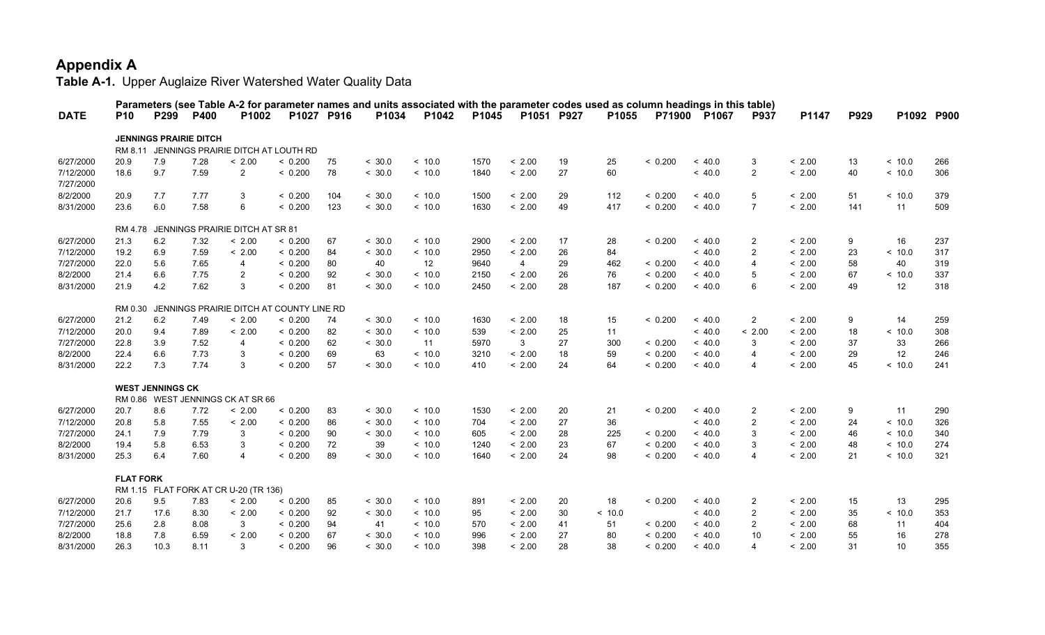# Appendix A

**Table A-1.** Upper Auglaize River Watershed Water Quality Data

| DATE | P10 | P299 | P400 | P1002 | P1027 | P916 | P1034 | P1042 | P1045 | P1051 | P927 | P1055 | P71900 | P1067 | P937 | P1147 | P929 | P1092 | P900 |
|---|---|---|---|---|---|---|---|---|---|---|---|---|---|---|---|---|---|---|---|
| | Parameters (see Table A-2 for parameter names and units associated with the parameter codes used as column headings in this table) | | | | | | | | | | | | | | | | | | |
| **JENNINGS PRAIRIE DITCH** | | | | | | | | | | | | | | | | | | | |
| RM 8.11 JENNINGS PRAIRIE DITCH AT LOUTH RD | | | | | | | | | | | | | | | | | | | |
| 6/27/2000 | 20.9 | 7.9 | 7.28 | < 2.00 | < 0.200 | 75 | < 30.0 | < 10.0 | 1570 | < 2.00 | 19 | 25 | < 0.200 | < 40.0 | 3 | < 2.00 | 13 | < 10.0 | 266 |
| 7/12/2000 | 18.6 | 9.7 | 7.59 | 2 | < 0.200 | 78 | < 30.0 | < 10.0 | 1840 | < 2.00 | 27 | 60 | | < 40.0 | 2 | < 2.00 | 40 | < 10.0 | 306 |
| 7/27/2000 | | | | | | | | | | | | | | | | | | | |
| 8/2/2000 | 20.9 | 7.7 | 7.77 | 3 | < 0.200 | 104 | < 30.0 | < 10.0 | 1500 | < 2.00 | 29 | 112 | < 0.200 | < 40.0 | 5 | < 2.00 | 51 | < 10.0 | 379 |
| 8/31/2000 | 23.6 | 6.0 | 7.58 | 6 | < 0.200 | 123 | < 30.0 | < 10.0 | 1630 | < 2.00 | 49 | 417 | < 0.200 | < 40.0 | 7 | < 2.00 | 141 | 11 | 509 |
| RM 4.78 JENNINGS PRAIRIE DITCH AT SR 81 | | | | | | | | | | | | | | | | | | | |
| 6/27/2000 | 21.3 | 6.2 | 7.32 | < 2.00 | < 0.200 | 67 | < 30.0 | < 10.0 | 2900 | < 2.00 | 17 | 28 | < 0.200 | < 40.0 | 2 | < 2.00 | 9 | 16 | 237 |
| 7/12/2000 | 19.2 | 6.9 | 7.59 | < 2.00 | < 0.200 | 84 | < 30.0 | < 10.0 | 2950 | < 2.00 | 26 | 84 | | < 40.0 | 2 | < 2.00 | 23 | < 10.0 | 317 |
| 7/27/2000 | 22.0 | 5.6 | 7.65 | 4 | < 0.200 | 80 | 40 | 12 | 9640 | 4 | 29 | 462 | < 0.200 | < 40.0 | 4 | < 2.00 | 58 | 40 | 319 |
| 8/2/2000 | 21.4 | 6.6 | 7.75 | 2 | < 0.200 | 92 | < 30.0 | < 10.0 | 2150 | < 2.00 | 26 | 76 | < 0.200 | < 40.0 | 5 | < 2.00 | 67 | < 10.0 | 337 |
| 8/31/2000 | 21.9 | 4.2 | 7.62 | 3 | < 0.200 | 81 | < 30.0 | < 10.0 | 2450 | < 2.00 | 28 | 187 | < 0.200 | < 40.0 | 6 | < 2.00 | 49 | 12 | 318 |
| RM 0.30 JENNINGS PRAIRIE DITCH AT COUNTY LINE RD | | | | | | | | | | | | | | | | | | | |
| 6/27/2000 | 21.2 | 6.2 | 7.49 | < 2.00 | < 0.200 | 74 | < 30.0 | < 10.0 | 1630 | < 2.00 | 18 | 15 | < 0.200 | < 40.0 | 2 | < 2.00 | 9 | 14 | 259 |
| 7/12/2000 | 20.0 | 9.4 | 7.89 | < 2.00 | < 0.200 | 82 | < 30.0 | < 10.0 | 539 | < 2.00 | 25 | 11 | | < 40.0 | < 2.00 | < 2.00 | 18 | < 10.0 | 308 |
| 7/27/2000 | 22.8 | 3.9 | 7.52 | 4 | < 0.200 | 62 | < 30.0 | 11 | 5970 | 3 | 27 | 300 | < 0.200 | < 40.0 | 3 | < 2.00 | 37 | 33 | 266 |
| 8/2/2000 | 22.4 | 6.6 | 7.73 | 3 | < 0.200 | 69 | 63 | < 10.0 | 3210 | < 2.00 | 18 | 59 | < 0.200 | < 40.0 | 4 | < 2.00 | 29 | 12 | 246 |
| 8/31/2000 | 22.2 | 7.3 | 7.74 | 3 | < 0.200 | 57 | < 30.0 | < 10.0 | 410 | < 2.00 | 24 | 64 | < 0.200 | < 40.0 | 4 | < 2.00 | 45 | < 10.0 | 241 |
| **WEST JENNINGS CK** | | | | | | | | | | | | | | | | | | | |
| RM 0.86 WEST JENNINGS CK AT SR 66 | | | | | | | | | | | | | | | | | | | |
| 6/27/2000 | 20.7 | 8.6 | 7.72 | < 2.00 | < 0.200 | 83 | < 30.0 | < 10.0 | 1530 | < 2.00 | 20 | 21 | < 0.200 | < 40.0 | 2 | < 2.00 | 9 | 11 | 290 |
| 7/12/2000 | 20.8 | 5.8 | 7.55 | < 2.00 | < 0.200 | 86 | < 30.0 | < 10.0 | 704 | < 2.00 | 27 | 36 | | < 40.0 | 2 | < 2.00 | 24 | < 10.0 | 326 |
| 7/27/2000 | 24.1 | 7.9 | 7.79 | 3 | < 0.200 | 90 | < 30.0 | < 10.0 | 605 | < 2.00 | 28 | 225 | < 0.200 | < 40.0 | 3 | < 2.00 | 46 | < 10.0 | 340 |
| 8/2/2000 | 19.4 | 5.8 | 6.53 | 3 | < 0.200 | 72 | 39 | < 10.0 | 1240 | < 2.00 | 23 | 67 | < 0.200 | < 40.0 | 3 | < 2.00 | 48 | < 10.0 | 274 |
| 8/31/2000 | 25.3 | 6.4 | 7.60 | 4 | < 0.200 | 89 | < 30.0 | < 10.0 | 1640 | < 2.00 | 24 | 98 | < 0.200 | < 40.0 | 4 | < 2.00 | 21 | < 10.0 | 321 |
| **FLAT FORK** | | | | | | | | | | | | | | | | | | | |
| RM 1.15 FLAT FORK AT CR U-20 (TR 136) | | | | | | | | | | | | | | | | | | | |
| 6/27/2000 | 20.6 | 9.5 | 7.83 | < 2.00 | < 0.200 | 85 | < 30.0 | < 10.0 | 891 | < 2.00 | 20 | 18 | < 0.200 | < 40.0 | 2 | < 2.00 | 15 | 13 | 295 |
| 7/12/2000 | 21.7 | 17.6 | 8.30 | < 2.00 | < 0.200 | 92 | < 30.0 | < 10.0 | 95 | < 2.00 | 30 | < 10.0 | | < 40.0 | 2 | < 2.00 | 35 | < 10.0 | 353 |
| 7/27/2000 | 25.6 | 2.8 | 8.08 | 3 | < 0.200 | 94 | 41 | < 10.0 | 570 | < 2.00 | 41 | 51 | < 0.200 | < 40.0 | 2 | < 2.00 | 68 | 11 | 404 |
| 8/2/2000 | 18.8 | 7.8 | 6.59 | < 2.00 | < 0.200 | 67 | < 30.0 | < 10.0 | 996 | < 2.00 | 27 | 80 | < 0.200 | < 40.0 | 10 | < 2.00 | 55 | 16 | 278 |
| 8/31/2000 | 26.3 | 10.3 | 8.11 | 3 | < 0.200 | 96 | < 30.0 | < 10.0 | 398 | < 2.00 | 28 | 38 | < 0.200 | < 40.0 | 4 | < 2.00 | 31 | 10 | 355 |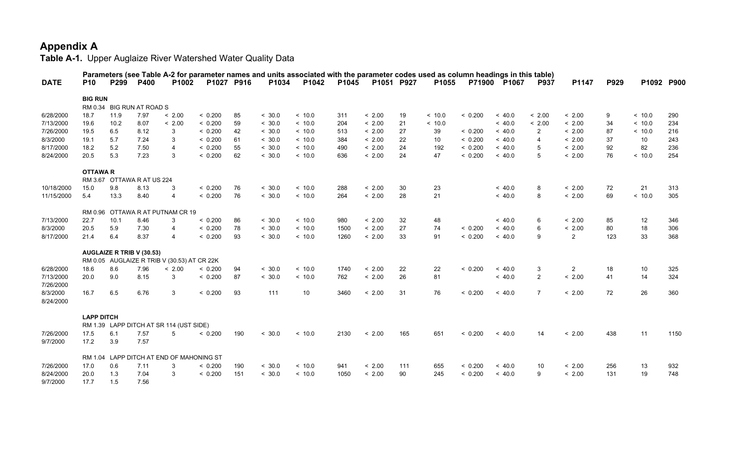# Appendix A

**Table A-1.** Upper Auglaize River Watershed Water Quality Data

**Parameters (see Table A-2 for parameter names and units associated with the parameter codes used as column headings in this table)**

| DATE | P10 | P299 | P400 | P1002 | P1027 | P916 | P1034 | P1042 | P1045 | P1051 | P927 | P1055 | P71900 | P1067 | P937 | P1147 | P929 | P1092 | P900 |
|---|---|---|---|---|---|---|---|---|---|---|---|---|---|---|---|---|---|---|---|
| **BIG RUN** | | | | | | | | | | | | | | | | | | | |
| | RM 0.34 BIG RUN AT ROAD S | | | | | | | | | | | | | | | | | | |
| 6/28/2000 | 18.7 | 11.9 | 7.97 | < 2.00 | < 0.200 | 85 | < 30.0 | < 10.0 | 311 | < 2.00 | 19 | < 10.0 | < 0.200 | < 40.0 | < 2.00 | < 2.00 | 9 | < 10.0 | 290 |
| 7/13/2000 | 19.6 | 10.2 | 8.07 | < 2.00 | < 0.200 | 59 | < 30.0 | < 10.0 | 204 | < 2.00 | 21 | < 10.0 | | < 40.0 | < 2.00 | < 2.00 | 34 | < 10.0 | 234 |
| 7/26/2000 | 19.5 | 6.5 | 8.12 | 3 | < 0.200 | 42 | < 30.0 | < 10.0 | 513 | < 2.00 | 27 | 39 | < 0.200 | < 40.0 | 2 | < 2.00 | 87 | < 10.0 | 216 |
| 8/3/2000 | 19.1 | 5.7 | 7.24 | 3 | < 0.200 | 61 | < 30.0 | < 10.0 | 384 | < 2.00 | 22 | 10 | < 0.200 | < 40.0 | 4 | < 2.00 | 37 | 10 | 243 |
| 8/17/2000 | 18.2 | 5.2 | 7.50 | 4 | < 0.200 | 55 | < 30.0 | < 10.0 | 490 | < 2.00 | 24 | 192 | < 0.200 | < 40.0 | 5 | < 2.00 | 92 | 82 | 236 |
| 8/24/2000 | 20.5 | 5.3 | 7.23 | 3 | < 0.200 | 62 | < 30.0 | < 10.0 | 636 | < 2.00 | 24 | 47 | < 0.200 | < 40.0 | 5 | < 2.00 | 76 | < 10.0 | 254 |
| **OTTAWA R** | | | | | | | | | | | | | | | | | | | |
| | RM 3.67 OTTAWA R AT US 224 | | | | | | | | | | | | | | | | | | |
| 10/18/2000 | 15.0 | 9.8 | 8.13 | 3 | < 0.200 | 76 | < 30.0 | < 10.0 | 288 | < 2.00 | 30 | 23 | | < 40.0 | 8 | < 2.00 | 72 | 21 | 313 |
| 11/15/2000 | 5.4 | 13.3 | 8.40 | 4 | < 0.200 | 76 | < 30.0 | < 10.0 | 264 | < 2.00 | 28 | 21 | | < 40.0 | 8 | < 2.00 | 69 | < 10.0 | 305 |
| | RM 0.96 OTTAWA R AT PUTNAM CR 19 | | | | | | | | | | | | | | | | | | |
| 7/13/2000 | 22.7 | 10.1 | 8.46 | 3 | < 0.200 | 86 | < 30.0 | < 10.0 | 980 | < 2.00 | 32 | 48 | | < 40.0 | 6 | < 2.00 | 85 | 12 | 346 |
| 8/3/2000 | 20.5 | 5.9 | 7.30 | 4 | < 0.200 | 78 | < 30.0 | < 10.0 | 1500 | < 2.00 | 27 | 74 | < 0.200 | < 40.0 | 6 | < 2.00 | 80 | 18 | 306 |
| 8/17/2000 | 21.4 | 6.4 | 8.37 | 4 | < 0.200 | 93 | < 30.0 | < 10.0 | 1260 | < 2.00 | 33 | 91 | < 0.200 | < 40.0 | 9 | 2 | 123 | 33 | 368 |
| **AUGLAIZE R TRIB V (30.53)** | | | | | | | | | | | | | | | | | | | |
| | RM 0.05 AUGLAIZE R TRIB V (30.53) AT CR 22K | | | | | | | | | | | | | | | | | | |
| 6/28/2000 | 18.6 | 8.6 | 7.96 | < 2.00 | < 0.200 | 94 | < 30.0 | < 10.0 | 1740 | < 2.00 | 22 | 22 | < 0.200 | < 40.0 | 3 | 2 | 18 | 10 | 325 |
| 7/13/2000 | 20.0 | 9.0 | 8.15 | 3 | < 0.200 | 87 | < 30.0 | < 10.0 | 762 | < 2.00 | 26 | 81 | | < 40.0 | 2 | < 2.00 | 41 | 14 | 324 |
| 7/26/2000 | | | | | | | | | | | | | | | | | | | |
| 8/3/2000 | 16.7 | 6.5 | 6.76 | 3 | < 0.200 | 93 | 111 | 10 | 3460 | < 2.00 | 31 | 76 | < 0.200 | < 40.0 | 7 | < 2.00 | 72 | 26 | 360 |
| 8/24/2000 | | | | | | | | | | | | | | | | | | | |
| **LAPP DITCH** | | | | | | | | | | | | | | | | | | | |
| | RM 1.39 LAPP DITCH AT SR 114 (UST SIDE) | | | | | | | | | | | | | | | | | | |
| 7/26/2000 | 17.5 | 6.1 | 7.57 | 5 | < 0.200 | 190 | < 30.0 | < 10.0 | 2130 | < 2.00 | 165 | 651 | < 0.200 | < 40.0 | 14 | < 2.00 | 438 | 11 | 1150 |
| 9/7/2000 | 17.2 | 3.9 | 7.57 | | | | | | | | | | | | | | | | |
| | RM 1.04 LAPP DITCH AT END OF MAHONING ST | | | | | | | | | | | | | | | | | | |
| 7/26/2000 | 17.0 | 0.6 | 7.11 | 3 | < 0.200 | 190 | < 30.0 | < 10.0 | 941 | < 2.00 | 111 | 655 | < 0.200 | < 40.0 | 10 | < 2.00 | 256 | 13 | 932 |
| 8/24/2000 | 20.0 | 1.3 | 7.04 | 3 | < 0.200 | 151 | < 30.0 | < 10.0 | 1050 | < 2.00 | 90 | 245 | < 0.200 | < 40.0 | 9 | < 2.00 | 131 | 19 | 748 |
| 9/7/2000 | 17.7 | 1.5 | 7.56 | | | | | | | | | | | | | | | | |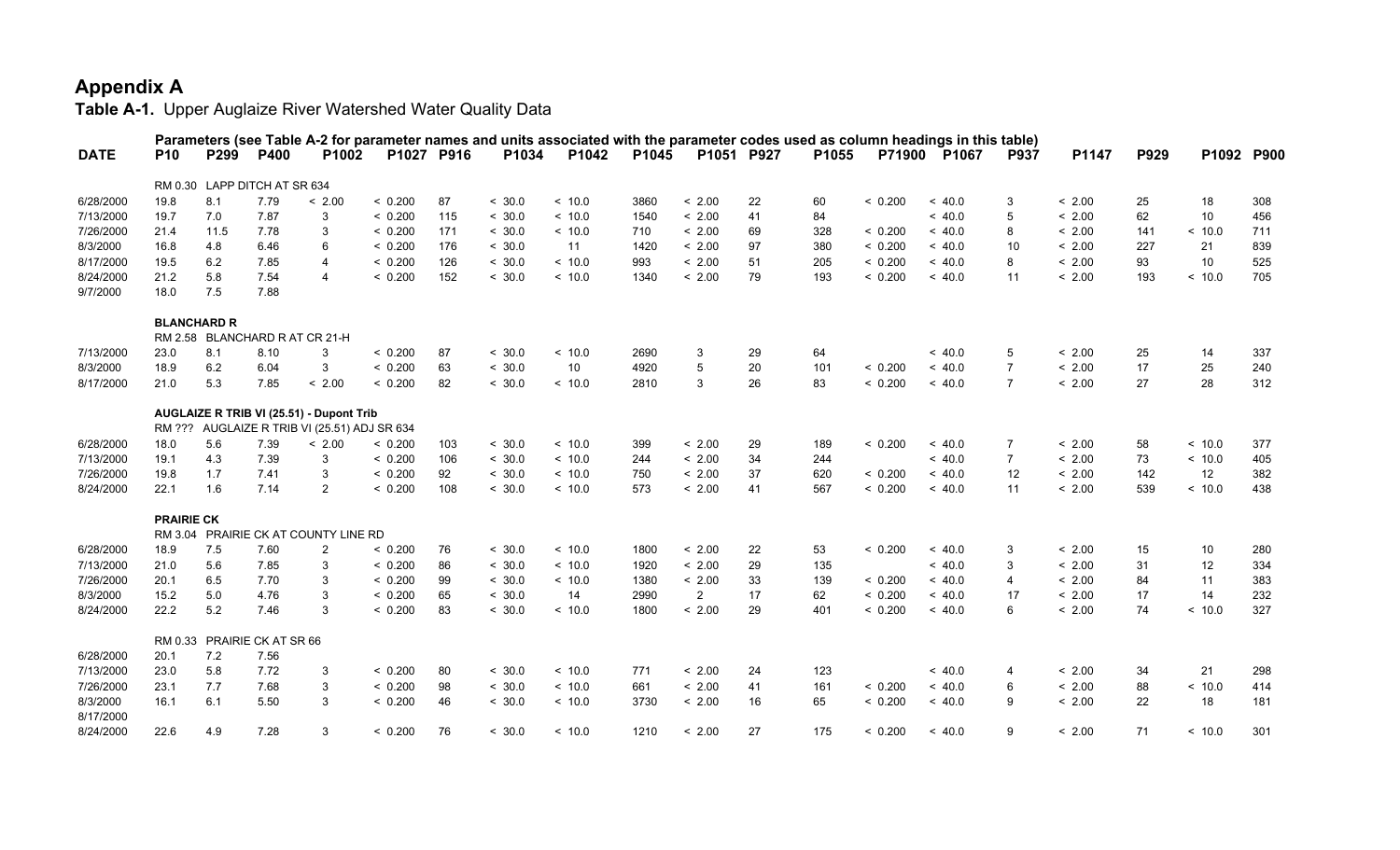# Appendix A

**Table A-1.** Upper Auglaize River Watershed Water Quality Data

| DATE | P10 | P299 | P400 | P1002 | P1027 | P916 | P1034 | P1042 | P1045 | P1051 | P927 | P1055 | P71900 | P1067 | P937 | P1147 | P929 | P1092 | P900 |
|---|---|---|---|---|---|---|---|---|---|---|---|---|---|---|---|---|---|---|---|
| | **Parameters (see Table A-2 for parameter names and units associated with the parameter codes used as column headings in this table)** | | | | | | | | | | | | | | | | | | |
| | RM 0.30 LAPP DITCH AT SR 634 | | | | | | | | | | | | | | | | | | |
| 6/28/2000 | 19.8 | 8.1 | 7.79 | < 2.00 | < 0.200 | 87 | < 30.0 | < 10.0 | 3860 | < 2.00 | 22 | 60 | < 0.200 | < 40.0 | 3 | < 2.00 | 25 | 18 | 308 |
| 7/13/2000 | 19.7 | 7.0 | 7.87 | 3 | < 0.200 | 115 | < 30.0 | < 10.0 | 1540 | < 2.00 | 41 | 84 | | < 40.0 | 5 | < 2.00 | 62 | 10 | 456 |
| 7/26/2000 | 21.4 | 11.5 | 7.78 | 3 | < 0.200 | 171 | < 30.0 | < 10.0 | 710 | < 2.00 | 69 | 328 | < 0.200 | < 40.0 | 8 | < 2.00 | 141 | < 10.0 | 711 |
| 8/3/2000 | 16.8 | 4.8 | 6.46 | 6 | < 0.200 | 176 | < 30.0 | 11 | 1420 | < 2.00 | 97 | 380 | < 0.200 | < 40.0 | 10 | < 2.00 | 227 | 21 | 839 |
| 8/17/2000 | 19.5 | 6.2 | 7.85 | 4 | < 0.200 | 126 | < 30.0 | < 10.0 | 993 | < 2.00 | 51 | 205 | < 0.200 | < 40.0 | 8 | < 2.00 | 93 | 10 | 525 |
| 8/24/2000 | 21.2 | 5.8 | 7.54 | 4 | < 0.200 | 152 | < 30.0 | < 10.0 | 1340 | < 2.00 | 79 | 193 | < 0.200 | < 40.0 | 11 | < 2.00 | 193 | < 10.0 | 705 |
| 9/7/2000 | 18.0 | 7.5 | 7.88 | | | | | | | | | | | | | | | | |
| | **BLANCHARD R** | | | | | | | | | | | | | | | | | | |
| | RM 2.58 BLANCHARD R AT CR 21-H | | | | | | | | | | | | | | | | | | |
| 7/13/2000 | 23.0 | 8.1 | 8.10 | 3 | < 0.200 | 87 | < 30.0 | < 10.0 | 2690 | 3 | 29 | 64 | | < 40.0 | 5 | < 2.00 | 25 | 14 | 337 |
| 8/3/2000 | 18.9 | 6.2 | 6.04 | 3 | < 0.200 | 63 | < 30.0 | 10 | 4920 | 5 | 20 | 101 | < 0.200 | < 40.0 | 7 | < 2.00 | 17 | 25 | 240 |
| 8/17/2000 | 21.0 | 5.3 | 7.85 | < 2.00 | < 0.200 | 82 | < 30.0 | < 10.0 | 2810 | 3 | 26 | 83 | < 0.200 | < 40.0 | 7 | < 2.00 | 27 | 28 | 312 |
| | **AUGLAIZE R TRIB VI (25.51) - Dupont Trib** | | | | | | | | | | | | | | | | | | |
| | RM ??? AUGLAIZE R TRIB VI (25.51) ADJ SR 634 | | | | | | | | | | | | | | | | | | |
| 6/28/2000 | 18.0 | 5.6 | 7.39 | < 2.00 | < 0.200 | 103 | < 30.0 | < 10.0 | 399 | < 2.00 | 29 | 189 | < 0.200 | < 40.0 | 7 | < 2.00 | 58 | < 10.0 | 377 |
| 7/13/2000 | 19.1 | 4.3 | 7.39 | 3 | < 0.200 | 106 | < 30.0 | < 10.0 | 244 | < 2.00 | 34 | 244 | | < 40.0 | 7 | < 2.00 | 73 | < 10.0 | 405 |
| 7/26/2000 | 19.8 | 1.7 | 7.41 | 3 | < 0.200 | 92 | < 30.0 | < 10.0 | 750 | < 2.00 | 37 | 620 | < 0.200 | < 40.0 | 12 | < 2.00 | 142 | 12 | 382 |
| 8/24/2000 | 22.1 | 1.6 | 7.14 | 2 | < 0.200 | 108 | < 30.0 | < 10.0 | 573 | < 2.00 | 41 | 567 | < 0.200 | < 40.0 | 11 | < 2.00 | 539 | < 10.0 | 438 |
| | **PRAIRIE CK** | | | | | | | | | | | | | | | | | | |
| | RM 3.04 PRAIRIE CK AT COUNTY LINE RD | | | | | | | | | | | | | | | | | | |
| 6/28/2000 | 18.9 | 7.5 | 7.60 | 2 | < 0.200 | 76 | < 30.0 | < 10.0 | 1800 | < 2.00 | 22 | 53 | < 0.200 | < 40.0 | 3 | < 2.00 | 15 | 10 | 280 |
| 7/13/2000 | 21.0 | 5.6 | 7.85 | 3 | < 0.200 | 86 | < 30.0 | < 10.0 | 1920 | < 2.00 | 29 | 135 | | < 40.0 | 3 | < 2.00 | 31 | 12 | 334 |
| 7/26/2000 | 20.1 | 6.5 | 7.70 | 3 | < 0.200 | 99 | < 30.0 | < 10.0 | 1380 | < 2.00 | 33 | 139 | < 0.200 | < 40.0 | 4 | < 2.00 | 84 | 11 | 383 |
| 8/3/2000 | 15.2 | 5.0 | 4.76 | 3 | < 0.200 | 65 | < 30.0 | 14 | 2990 | 2 | 17 | 62 | < 0.200 | < 40.0 | 17 | < 2.00 | 17 | 14 | 232 |
| 8/24/2000 | 22.2 | 5.2 | 7.46 | 3 | < 0.200 | 83 | < 30.0 | < 10.0 | 1800 | < 2.00 | 29 | 401 | < 0.200 | < 40.0 | 6 | < 2.00 | 74 | < 10.0 | 327 |
| | RM 0.33 PRAIRIE CK AT SR 66 | | | | | | | | | | | | | | | | | | |
| 6/28/2000 | 20.1 | 7.2 | 7.56 | | | | | | | | | | | | | | | | |
| 7/13/2000 | 23.0 | 5.8 | 7.72 | 3 | < 0.200 | 80 | < 30.0 | < 10.0 | 771 | < 2.00 | 24 | 123 | | < 40.0 | 4 | < 2.00 | 34 | 21 | 298 |
| 7/26/2000 | 23.1 | 7.7 | 7.68 | 3 | < 0.200 | 98 | < 30.0 | < 10.0 | 661 | < 2.00 | 41 | 161 | < 0.200 | < 40.0 | 6 | < 2.00 | 88 | < 10.0 | 414 |
| 8/3/2000 | 16.1 | 6.1 | 5.50 | 3 | < 0.200 | 46 | < 30.0 | < 10.0 | 3730 | < 2.00 | 16 | 65 | < 0.200 | < 40.0 | 9 | < 2.00 | 22 | 18 | 181 |
| 8/17/2000 | | | | | | | | | | | | | | | | | | | |
| 8/24/2000 | 22.6 | 4.9 | 7.28 | 3 | < 0.200 | 76 | < 30.0 | < 10.0 | 1210 | < 2.00 | 27 | 175 | < 0.200 | < 40.0 | 9 | < 2.00 | 71 | < 10.0 | 301 |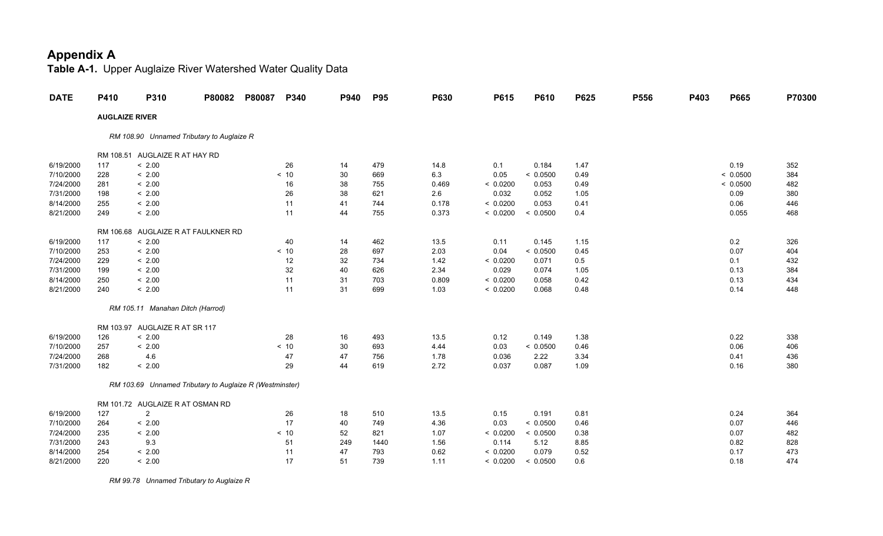# Appendix A

**Table A-1.** Upper Auglaize River Watershed Water Quality Data

| DATE | P410 | P310 | P80082 | P80087 | P340 | P940 | P95 | P630 | P615 | P610 | P625 | P556 | P403 | P665 | P70300 |
|---|---|---|---|---|---|---|---|---|---|---|---|---|---|---|---|
| | **AUGLAIZE RIVER** | | | | | | | | | | | | | | |
| | *RM 108.90 Unnamed Tributary to Auglaize R* | | | | | | | | | | | | | | |
| | RM 108.51 AUGLAIZE R AT HAY RD | | | | | | | | | | | | | | |
| 6/19/2000 | 117 | < 2.00 | | | 26 | 14 | 479 | 14.8 | 0.1 | 0.184 | 1.47 | | | 0.19 | 352 |
| 7/10/2000 | 228 | < 2.00 | | | < 10 | 30 | 669 | 6.3 | 0.05 | < 0.0500 | 0.49 | | | < 0.0500 | 384 |
| 7/24/2000 | 281 | < 2.00 | | | 16 | 38 | 755 | 0.469 | < 0.0200 | 0.053 | 0.49 | | | < 0.0500 | 482 |
| 7/31/2000 | 198 | < 2.00 | | | 26 | 38 | 621 | 2.6 | 0.032 | 0.052 | 1.05 | | | 0.09 | 380 |
| 8/14/2000 | 255 | < 2.00 | | | 11 | 41 | 744 | 0.178 | < 0.0200 | 0.053 | 0.41 | | | 0.06 | 446 |
| 8/21/2000 | 249 | < 2.00 | | | 11 | 44 | 755 | 0.373 | < 0.0200 | < 0.0500 | 0.4 | | | 0.055 | 468 |
| | RM 106.68 AUGLAIZE R AT FAULKNER RD | | | | | | | | | | | | | | |
| 6/19/2000 | 117 | < 2.00 | | | 40 | 14 | 462 | 13.5 | 0.11 | 0.145 | 1.15 | | | 0.2 | 326 |
| 7/10/2000 | 253 | < 2.00 | | | < 10 | 28 | 697 | 2.03 | 0.04 | < 0.0500 | 0.45 | | | 0.07 | 404 |
| 7/24/2000 | 229 | < 2.00 | | | 12 | 32 | 734 | 1.42 | < 0.0200 | 0.071 | 0.5 | | | 0.1 | 432 |
| 7/31/2000 | 199 | < 2.00 | | | 32 | 40 | 626 | 2.34 | 0.029 | 0.074 | 1.05 | | | 0.13 | 384 |
| 8/14/2000 | 250 | < 2.00 | | | 11 | 31 | 703 | 0.809 | < 0.0200 | 0.058 | 0.42 | | | 0.13 | 434 |
| 8/21/2000 | 240 | < 2.00 | | | 11 | 31 | 699 | 1.03 | < 0.0200 | 0.068 | 0.48 | | | 0.14 | 448 |
| | *RM 105.11 Manahan Ditch (Harrod)* | | | | | | | | | | | | | | |
| | RM 103.97 AUGLAIZE R AT SR 117 | | | | | | | | | | | | | | |
| 6/19/2000 | 126 | < 2.00 | | | 28 | 16 | 493 | 13.5 | 0.12 | 0.149 | 1.38 | | | 0.22 | 338 |
| 7/10/2000 | 257 | < 2.00 | | | < 10 | 30 | 693 | 4.44 | 0.03 | < 0.0500 | 0.46 | | | 0.06 | 406 |
| 7/24/2000 | 268 | 4.6 | | | 47 | 47 | 756 | 1.78 | 0.036 | 2.22 | 3.34 | | | 0.41 | 436 |
| 7/31/2000 | 182 | < 2.00 | | | 29 | 44 | 619 | 2.72 | 0.037 | 0.087 | 1.09 | | | 0.16 | 380 |
| | *RM 103.69 Unnamed Tributary to Auglaize R (Westminster)* | | | | | | | | | | | | | | |
| | RM 101.72 AUGLAIZE R AT OSMAN RD | | | | | | | | | | | | | | |
| 6/19/2000 | 127 | 2 | | | 26 | 18 | 510 | 13.5 | 0.15 | 0.191 | 0.81 | | | 0.24 | 364 |
| 7/10/2000 | 264 | < 2.00 | | | 17 | 40 | 749 | 4.36 | 0.03 | < 0.0500 | 0.46 | | | 0.07 | 446 |
| 7/24/2000 | 235 | < 2.00 | | | < 10 | 52 | 821 | 1.07 | < 0.0200 | < 0.0500 | 0.38 | | | 0.07 | 482 |
| 7/31/2000 | 243 | 9.3 | | | 51 | 249 | 1440 | 1.56 | 0.114 | 5.12 | 8.85 | | | 0.82 | 828 |
| 8/14/2000 | 254 | < 2.00 | | | 11 | 47 | 793 | 0.62 | < 0.0200 | 0.079 | 0.52 | | | 0.17 | 473 |
| 8/21/2000 | 220 | < 2.00 | | | 17 | 51 | 739 | 1.11 | < 0.0200 | < 0.0500 | 0.6 | | | 0.18 | 474 |
| | *RM 99.78 Unnamed Tributary to Auglaize R* | | | | | | | | | | | | | | |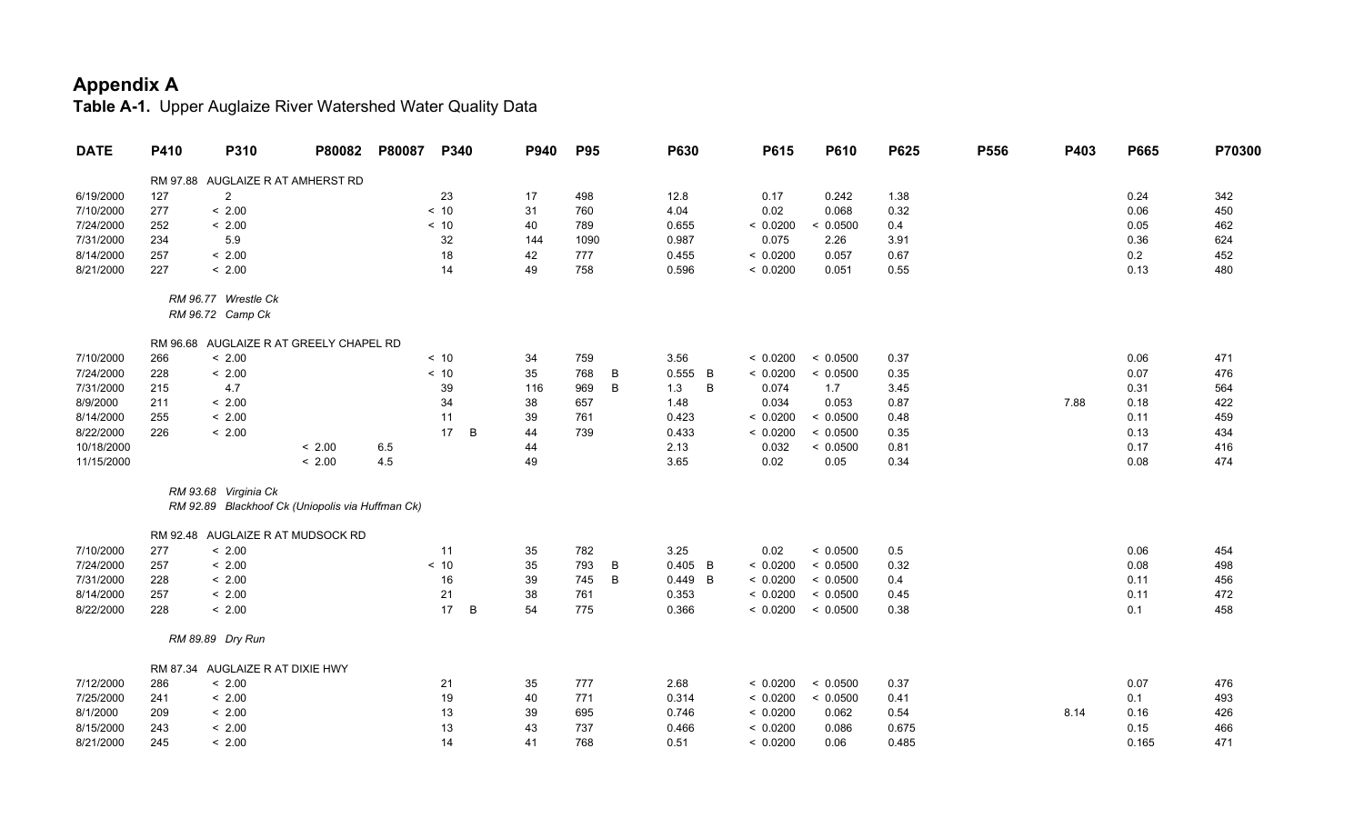# Appendix A

**Table A-1.** Upper Auglaize River Watershed Water Quality Data

| DATE | P410 | P310 | P80082 | P80087 | P340 | P940 | P95 | P630 | P615 | P610 | P625 | P556 | P403 | P665 | P70300 |
|---|---|---|---|---|---|---|---|---|---|---|---|---|---|---|---|
| | RM 97.88 AUGLAIZE R AT AMHERST RD | | | | | | | | | | | | | | |
| 6/19/2000 | 127 | 2 | | | 23 | 17 | 498 | 12.8 | 0.17 | 0.242 | 1.38 | | | 0.24 | 342 |
| 7/10/2000 | 277 | < 2.00 | | | < 10 | 31 | 760 | 4.04 | 0.02 | 0.068 | 0.32 | | | 0.06 | 450 |
| 7/24/2000 | 252 | < 2.00 | | | < 10 | 40 | 789 | 0.655 | < 0.0200 | < 0.0500 | 0.4 | | | 0.05 | 462 |
| 7/31/2000 | 234 | 5.9 | | | 32 | 144 | 1090 | 0.987 | 0.075 | 2.26 | 3.91 | | | 0.36 | 624 |
| 8/14/2000 | 257 | < 2.00 | | | 18 | 42 | 777 | 0.455 | < 0.0200 | 0.057 | 0.67 | | | 0.2 | 452 |
| 8/21/2000 | 227 | < 2.00 | | | 14 | 49 | 758 | 0.596 | < 0.0200 | 0.051 | 0.55 | | | 0.13 | 480 |
| | *RM 96.77 Wrestle Ck* | | | | | | | | | | | | | | |
| | *RM 96.72 Camp Ck* | | | | | | | | | | | | | | |
| | RM 96.68 AUGLAIZE R AT GREELY CHAPEL RD | | | | | | | | | | | | | | |
| 7/10/2000 | 266 | < 2.00 | | | < 10 | 34 | 759 | 3.56 | < 0.0200 | < 0.0500 | 0.37 | | | 0.06 | 471 |
| 7/24/2000 | 228 | < 2.00 | | | < 10 | 35 | 768 B | 0.555 B | < 0.0200 | < 0.0500 | 0.35 | | | 0.07 | 476 |
| 7/31/2000 | 215 | 4.7 | | | 39 | 116 | 969 B | 1.3 B | 0.074 | 1.7 | 3.45 | | | 0.31 | 564 |
| 8/9/2000 | 211 | < 2.00 | | | 34 | 38 | 657 | 1.48 | 0.034 | 0.053 | 0.87 | | 7.88 | 0.18 | 422 |
| 8/14/2000 | 255 | < 2.00 | | | 11 | 39 | 761 | 0.423 | < 0.0200 | < 0.0500 | 0.48 | | | 0.11 | 459 |
| 8/22/2000 | 226 | < 2.00 | | | 17 B | 44 | 739 | 0.433 | < 0.0200 | < 0.0500 | 0.35 | | | 0.13 | 434 |
| 10/18/2000 | | | < 2.00 | 6.5 | | 44 | | 2.13 | 0.032 | < 0.0500 | 0.81 | | | 0.17 | 416 |
| 11/15/2000 | | | < 2.00 | 4.5 | | 49 | | 3.65 | 0.02 | 0.05 | 0.34 | | | 0.08 | 474 |
| | *RM 93.68 Virginia Ck* | | | | | | | | | | | | | | |
| | *RM 92.89 Blackhoof Ck (Uniopolis via Huffman Ck)* | | | | | | | | | | | | | | |
| | RM 92.48 AUGLAIZE R AT MUDSOCK RD | | | | | | | | | | | | | | |
| 7/10/2000 | 277 | < 2.00 | | | 11 | 35 | 782 | 3.25 | 0.02 | < 0.0500 | 0.5 | | | 0.06 | 454 |
| 7/24/2000 | 257 | < 2.00 | | | < 10 | 35 | 793 B | 0.405 B | < 0.0200 | < 0.0500 | 0.32 | | | 0.08 | 498 |
| 7/31/2000 | 228 | < 2.00 | | | 16 | 39 | 745 B | 0.449 B | < 0.0200 | < 0.0500 | 0.4 | | | 0.11 | 456 |
| 8/14/2000 | 257 | < 2.00 | | | 21 | 38 | 761 | 0.353 | < 0.0200 | < 0.0500 | 0.45 | | | 0.11 | 472 |
| 8/22/2000 | 228 | < 2.00 | | | 17 B | 54 | 775 | 0.366 | < 0.0200 | < 0.0500 | 0.38 | | | 0.1 | 458 |
| | *RM 89.89 Dry Run* | | | | | | | | | | | | | | |
| | RM 87.34 AUGLAIZE R AT DIXIE HWY | | | | | | | | | | | | | | |
| 7/12/2000 | 286 | < 2.00 | | | 21 | 35 | 777 | 2.68 | < 0.0200 | < 0.0500 | 0.37 | | | 0.07 | 476 |
| 7/25/2000 | 241 | < 2.00 | | | 19 | 40 | 771 | 0.314 | < 0.0200 | < 0.0500 | 0.41 | | | 0.1 | 493 |
| 8/1/2000 | 209 | < 2.00 | | | 13 | 39 | 695 | 0.746 | < 0.0200 | 0.062 | 0.54 | | 8.14 | 0.16 | 426 |
| 8/15/2000 | 243 | < 2.00 | | | 13 | 43 | 737 | 0.466 | < 0.0200 | 0.086 | 0.675 | | | 0.15 | 466 |
| 8/21/2000 | 245 | < 2.00 | | | 14 | 41 | 768 | 0.51 | < 0.0200 | 0.06 | 0.485 | | | 0.165 | 471 |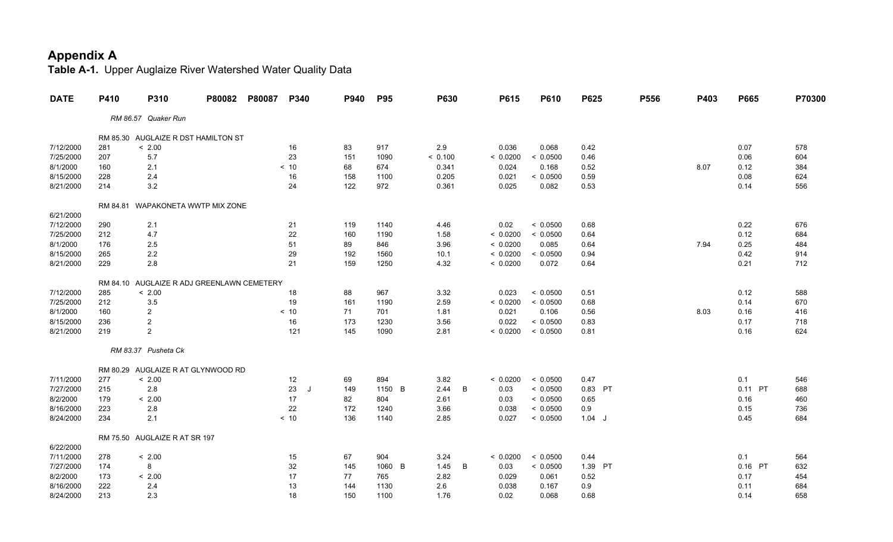# Appendix A

**Table A-1.** Upper Auglaize River Watershed Water Quality Data

| DATE | P410 | P310 | P80082 | P80087 | P340 | P940 | P95 | P630 | P615 | P610 | P625 | P556 | P403 | P665 | P70300 |
|---|---|---|---|---|---|---|---|---|---|---|---|---|---|---|---|
| | *RM 86.57 Quaker Run* | | | | | | | | | | | | | | |
| | RM 85.30 AUGLAIZE R DST HAMILTON ST | | | | | | | | | | | | | | |
| 7/12/2000 | 281 | < 2.00 | | | 16 | 83 | 917 | 2.9 | 0.036 | 0.068 | 0.42 | | | 0.07 | 578 |
| 7/25/2000 | 207 | 5.7 | | | 23 | 151 | 1090 | < 0.100 | < 0.0200 | < 0.0500 | 0.46 | | | 0.06 | 604 |
| 8/1/2000 | 160 | 2.1 | | | < 10 | 68 | 674 | 0.341 | 0.024 | 0.168 | 0.52 | | 8.07 | 0.12 | 384 |
| 8/15/2000 | 228 | 2.4 | | | 16 | 158 | 1100 | 0.205 | 0.021 | < 0.0500 | 0.59 | | | 0.08 | 624 |
| 8/21/2000 | 214 | 3.2 | | | 24 | 122 | 972 | 0.361 | 0.025 | 0.082 | 0.53 | | | 0.14 | 556 |
| | RM 84.81 WAPAKONETA WWTP MIX ZONE | | | | | | | | | | | | | | |
| 6/21/2000 | | | | | | | | | | | | | | | |
| 7/12/2000 | 290 | 2.1 | | | 21 | 119 | 1140 | 4.46 | 0.02 | < 0.0500 | 0.68 | | | 0.22 | 676 |
| 7/25/2000 | 212 | 4.7 | | | 22 | 160 | 1190 | 1.58 | < 0.0200 | < 0.0500 | 0.64 | | | 0.12 | 684 |
| 8/1/2000 | 176 | 2.5 | | | 51 | 89 | 846 | 3.96 | < 0.0200 | 0.085 | 0.64 | | 7.94 | 0.25 | 484 |
| 8/15/2000 | 265 | 2.2 | | | 29 | 192 | 1560 | 10.1 | < 0.0200 | < 0.0500 | 0.94 | | | 0.42 | 914 |
| 8/21/2000 | 229 | 2.8 | | | 21 | 159 | 1250 | 4.32 | < 0.0200 | 0.072 | 0.64 | | | 0.21 | 712 |
| | RM 84.10 AUGLAIZE R ADJ GREENLAWN CEMETERY | | | | | | | | | | | | | | |
| 7/12/2000 | 285 | < 2.00 | | | 18 | 88 | 967 | 3.32 | 0.023 | < 0.0500 | 0.51 | | | 0.12 | 588 |
| 7/25/2000 | 212 | 3.5 | | | 19 | 161 | 1190 | 2.59 | < 0.0200 | < 0.0500 | 0.68 | | | 0.14 | 670 |
| 8/1/2000 | 160 | 2 | | | < 10 | 71 | 701 | 1.81 | 0.021 | 0.106 | 0.56 | | 8.03 | 0.16 | 416 |
| 8/15/2000 | 236 | 2 | | | 16 | 173 | 1230 | 3.56 | 0.022 | < 0.0500 | 0.83 | | | 0.17 | 718 |
| 8/21/2000 | 219 | 2 | | | 121 | 145 | 1090 | 2.81 | < 0.0200 | < 0.0500 | 0.81 | | | 0.16 | 624 |
| | *RM 83.37 Pusheta Ck* | | | | | | | | | | | | | | |
| | RM 80.29 AUGLAIZE R AT GLYNWOOD RD | | | | | | | | | | | | | | |
| 7/11/2000 | 277 | < 2.00 | | | 12 | 69 | 894 | 3.82 | < 0.0200 | < 0.0500 | 0.47 | | | 0.1 | 546 |
| 7/27/2000 | 215 | 2.8 | | | 23 J | 149 | 1150 B | 2.44 B | 0.03 | < 0.0500 | 0.83 PT | | | 0.11 PT | 688 |
| 8/2/2000 | 179 | < 2.00 | | | 17 | 82 | 804 | 2.61 | 0.03 | < 0.0500 | 0.65 | | | 0.16 | 460 |
| 8/16/2000 | 223 | 2.8 | | | 22 | 172 | 1240 | 3.66 | 0.038 | < 0.0500 | 0.9 | | | 0.15 | 736 |
| 8/24/2000 | 234 | 2.1 | | | < 10 | 136 | 1140 | 2.85 | 0.027 | < 0.0500 | 1.04 J | | | 0.45 | 684 |
| | RM 75.50 AUGLAIZE R AT SR 197 | | | | | | | | | | | | | | |
| 6/22/2000 | | | | | | | | | | | | | | | |
| 7/11/2000 | 278 | < 2.00 | | | 15 | 67 | 904 | 3.24 | < 0.0200 | < 0.0500 | 0.44 | | | 0.1 | 564 |
| 7/27/2000 | 174 | 8 | | | 32 | 145 | 1060 B | 1.45 B | 0.03 | < 0.0500 | 1.39 PT | | | 0.16 PT | 632 |
| 8/2/2000 | 173 | < 2.00 | | | 17 | 77 | 765 | 2.82 | 0.029 | 0.061 | 0.52 | | | 0.17 | 454 |
| 8/16/2000 | 222 | 2.4 | | | 13 | 144 | 1130 | 2.6 | 0.038 | 0.167 | 0.9 | | | 0.11 | 684 |
| 8/24/2000 | 213 | 2.3 | | | 18 | 150 | 1100 | 1.76 | 0.02 | 0.068 | 0.68 | | | 0.14 | 658 |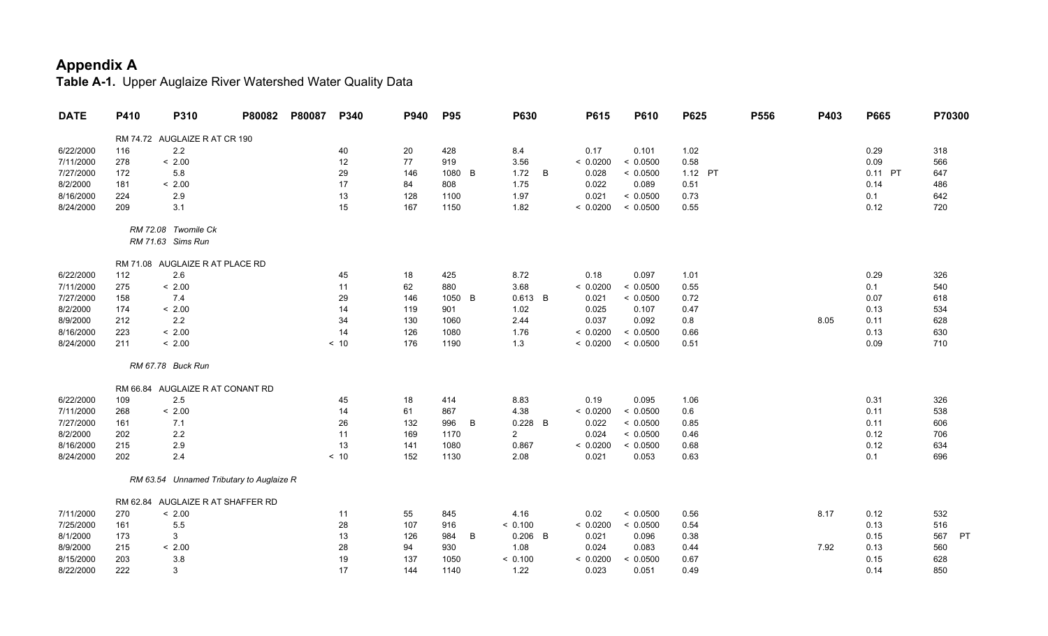# Appendix A

**Table A-1.** Upper Auglaize River Watershed Water Quality Data

| DATE | P410 | P310 | P80082 | P80087 | P340 | P940 | P95 | P630 | P615 | P610 | P625 | P556 | P403 | P665 | P70300 |
|---|---|---|---|---|---|---|---|---|---|---|---|---|---|---|---|
| | RM 74.72 AUGLAIZE R AT CR 190 | | | | | | | | | | | | | | |
| 6/22/2000 | 116 | 2.2 | | | 40 | 20 | 428 | 8.4 | 0.17 | 0.101 | 1.02 | | | 0.29 | 318 |
| 7/11/2000 | 278 | < 2.00 | | | 12 | 77 | 919 | 3.56 | < 0.0200 | < 0.0500 | 0.58 | | | 0.09 | 566 |
| 7/27/2000 | 172 | 5.8 | | | 29 | 146 | 1080 B | 1.72 B | 0.028 | < 0.0500 | 1.12 PT | | | 0.11 PT | 647 |
| 8/2/2000 | 181 | < 2.00 | | | 17 | 84 | 808 | 1.75 | 0.022 | 0.089 | 0.51 | | | 0.14 | 486 |
| 8/16/2000 | 224 | 2.9 | | | 13 | 128 | 1100 | 1.97 | 0.021 | < 0.0500 | 0.73 | | | 0.1 | 642 |
| 8/24/2000 | 209 | 3.1 | | | 15 | 167 | 1150 | 1.82 | < 0.0200 | < 0.0500 | 0.55 | | | 0.12 | 720 |
| | *RM 72.08 Twomile Ck* | | | | | | | | | | | | | | |
| | *RM 71.63 Sims Run* | | | | | | | | | | | | | | |
| | RM 71.08 AUGLAIZE R AT PLACE RD | | | | | | | | | | | | | | |
| 6/22/2000 | 112 | 2.6 | | | 45 | 18 | 425 | 8.72 | 0.18 | 0.097 | 1.01 | | | 0.29 | 326 |
| 7/11/2000 | 275 | < 2.00 | | | 11 | 62 | 880 | 3.68 | < 0.0200 | < 0.0500 | 0.55 | | | 0.1 | 540 |
| 7/27/2000 | 158 | 7.4 | | | 29 | 146 | 1050 B | 0.613 B | 0.021 | < 0.0500 | 0.72 | | | 0.07 | 618 |
| 8/2/2000 | 174 | < 2.00 | | | 14 | 119 | 901 | 1.02 | 0.025 | 0.107 | 0.47 | | | 0.13 | 534 |
| 8/9/2000 | 212 | 2.2 | | | 34 | 130 | 1060 | 2.44 | 0.037 | 0.092 | 0.8 | | 8.05 | 0.11 | 628 |
| 8/16/2000 | 223 | < 2.00 | | | 14 | 126 | 1080 | 1.76 | < 0.0200 | < 0.0500 | 0.66 | | | 0.13 | 630 |
| 8/24/2000 | 211 | < 2.00 | | | < 10 | 176 | 1190 | 1.3 | < 0.0200 | < 0.0500 | 0.51 | | | 0.09 | 710 |
| | *RM 67.78 Buck Run* | | | | | | | | | | | | | | |
| | RM 66.84 AUGLAIZE R AT CONANT RD | | | | | | | | | | | | | | |
| 6/22/2000 | 109 | 2.5 | | | 45 | 18 | 414 | 8.83 | 0.19 | 0.095 | 1.06 | | | 0.31 | 326 |
| 7/11/2000 | 268 | < 2.00 | | | 14 | 61 | 867 | 4.38 | < 0.0200 | < 0.0500 | 0.6 | | | 0.11 | 538 |
| 7/27/2000 | 161 | 7.1 | | | 26 | 132 | 996 B | 0.228 B | 0.022 | < 0.0500 | 0.85 | | | 0.11 | 606 |
| 8/2/2000 | 202 | 2.2 | | | 11 | 169 | 1170 | 2 | 0.024 | < 0.0500 | 0.46 | | | 0.12 | 706 |
| 8/16/2000 | 215 | 2.9 | | | 13 | 141 | 1080 | 0.867 | < 0.0200 | < 0.0500 | 0.68 | | | 0.12 | 634 |
| 8/24/2000 | 202 | 2.4 | | | < 10 | 152 | 1130 | 2.08 | 0.021 | 0.053 | 0.63 | | | 0.1 | 696 |
| | *RM 63.54 Unnamed Tributary to Auglaize R* | | | | | | | | | | | | | | |
| | RM 62.84 AUGLAIZE R AT SHAFFER RD | | | | | | | | | | | | | | |
| 7/11/2000 | 270 | < 2.00 | | | 11 | 55 | 845 | 4.16 | 0.02 | < 0.0500 | 0.56 | | 8.17 | 0.12 | 532 |
| 7/25/2000 | 161 | 5.5 | | | 28 | 107 | 916 | < 0.100 | < 0.0200 | < 0.0500 | 0.54 | | | 0.13 | 516 |
| 8/1/2000 | 173 | 3 | | | 13 | 126 | 984 B | 0.206 B | 0.021 | 0.096 | 0.38 | | | 0.15 | 567 PT |
| 8/9/2000 | 215 | < 2.00 | | | 28 | 94 | 930 | 1.08 | 0.024 | 0.083 | 0.44 | | 7.92 | 0.13 | 560 |
| 8/15/2000 | 203 | 3.8 | | | 19 | 137 | 1050 | < 0.100 | < 0.0200 | < 0.0500 | 0.67 | | | 0.15 | 628 |
| 8/22/2000 | 222 | 3 | | | 17 | 144 | 1140 | 1.22 | 0.023 | 0.051 | 0.49 | | | 0.14 | 850 |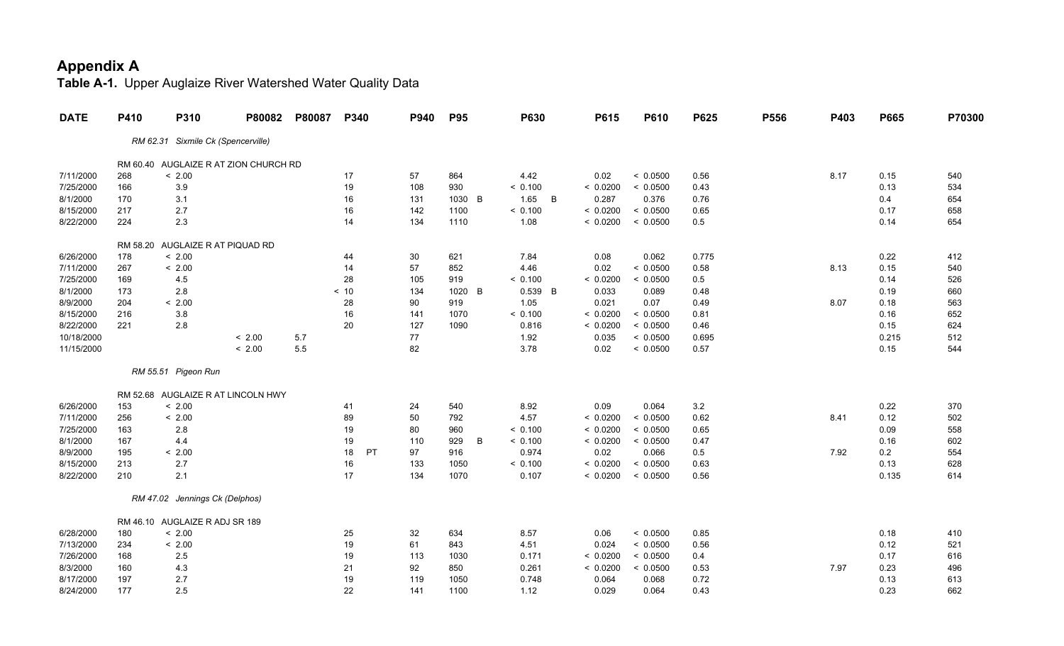# Appendix A

**Table A-1.** Upper Auglaize River Watershed Water Quality Data

| DATE | P410 | P310 | P80082 | P80087 | P340 | P940 | P95 | P630 | P615 | P610 | P625 | P556 | P403 | P665 | P70300 |
|---|---|---|---|---|---|---|---|---|---|---|---|---|---|---|---|
| | *RM 62.31 Sixmile Ck (Spencerville)* | | | | | | | | | | | | | | |
| | RM 60.40 AUGLAIZE R AT ZION CHURCH RD | | | | | | | | | | | | | | |
| 7/11/2000 | 268 | < 2.00 | | | 17 | 57 | 864 | 4.42 | 0.02 | < 0.0500 | 0.56 | | 8.17 | 0.15 | 540 |
| 7/25/2000 | 166 | 3.9 | | | 19 | 108 | 930 | < 0.100 | < 0.0200 | < 0.0500 | 0.43 | | | 0.13 | 534 |
| 8/1/2000 | 170 | 3.1 | | | 16 | 131 | 1030 B | 1.65 B | 0.287 | 0.376 | 0.76 | | | 0.4 | 654 |
| 8/15/2000 | 217 | 2.7 | | | 16 | 142 | 1100 | < 0.100 | < 0.0200 | < 0.0500 | 0.65 | | | 0.17 | 658 |
| 8/22/2000 | 224 | 2.3 | | | 14 | 134 | 1110 | 1.08 | < 0.0200 | < 0.0500 | 0.5 | | | 0.14 | 654 |
| | RM 58.20 AUGLAIZE R AT PIQUAD RD | | | | | | | | | | | | | | |
| 6/26/2000 | 178 | < 2.00 | | | 44 | 30 | 621 | 7.84 | 0.08 | 0.062 | 0.775 | | | 0.22 | 412 |
| 7/11/2000 | 267 | < 2.00 | | | 14 | 57 | 852 | 4.46 | 0.02 | < 0.0500 | 0.58 | | 8.13 | 0.15 | 540 |
| 7/25/2000 | 169 | 4.5 | | | 28 | 105 | 919 | < 0.100 | < 0.0200 | < 0.0500 | 0.5 | | | 0.14 | 526 |
| 8/1/2000 | 173 | 2.8 | | | < 10 | 134 | 1020 B | 0.539 B | 0.033 | 0.089 | 0.48 | | | 0.19 | 660 |
| 8/9/2000 | 204 | < 2.00 | | | 28 | 90 | 919 | 1.05 | 0.021 | 0.07 | 0.49 | | 8.07 | 0.18 | 563 |
| 8/15/2000 | 216 | 3.8 | | | 16 | 141 | 1070 | < 0.100 | < 0.0200 | < 0.0500 | 0.81 | | | 0.16 | 652 |
| 8/22/2000 | 221 | 2.8 | | | 20 | 127 | 1090 | 0.816 | < 0.0200 | < 0.0500 | 0.46 | | | 0.15 | 624 |
| 10/18/2000 | | | < 2.00 | 5.7 | | 77 | | 1.92 | 0.035 | < 0.0500 | 0.695 | | | 0.215 | 512 |
| 11/15/2000 | | | < 2.00 | 5.5 | | 82 | | 3.78 | 0.02 | < 0.0500 | 0.57 | | | 0.15 | 544 |
| | *RM 55.51 Pigeon Run* | | | | | | | | | | | | | | |
| | RM 52.68 AUGLAIZE R AT LINCOLN HWY | | | | | | | | | | | | | | |
| 6/26/2000 | 153 | < 2.00 | | | 41 | 24 | 540 | 8.92 | 0.09 | 0.064 | 3.2 | | | 0.22 | 370 |
| 7/11/2000 | 256 | < 2.00 | | | 89 | 50 | 792 | 4.57 | < 0.0200 | < 0.0500 | 0.62 | | 8.41 | 0.12 | 502 |
| 7/25/2000 | 163 | 2.8 | | | 19 | 80 | 960 | < 0.100 | < 0.0200 | < 0.0500 | 0.65 | | | 0.09 | 558 |
| 8/1/2000 | 167 | 4.4 | | | 19 | 110 | 929 B | < 0.100 | < 0.0200 | < 0.0500 | 0.47 | | | 0.16 | 602 |
| 8/9/2000 | 195 | < 2.00 | | | 18 PT | 97 | 916 | 0.974 | 0.02 | 0.066 | 0.5 | | 7.92 | 0.2 | 554 |
| 8/15/2000 | 213 | 2.7 | | | 16 | 133 | 1050 | < 0.100 | < 0.0200 | < 0.0500 | 0.63 | | | 0.13 | 628 |
| 8/22/2000 | 210 | 2.1 | | | 17 | 134 | 1070 | 0.107 | < 0.0200 | < 0.0500 | 0.56 | | | 0.135 | 614 |
| | *RM 47.02 Jennings Ck (Delphos)* | | | | | | | | | | | | | | |
| | RM 46.10 AUGLAIZE R ADJ SR 189 | | | | | | | | | | | | | | |
| 6/28/2000 | 180 | < 2.00 | | | 25 | 32 | 634 | 8.57 | 0.06 | < 0.0500 | 0.85 | | | 0.18 | 410 |
| 7/13/2000 | 234 | < 2.00 | | | 19 | 61 | 843 | 4.51 | 0.024 | < 0.0500 | 0.56 | | | 0.12 | 521 |
| 7/26/2000 | 168 | 2.5 | | | 19 | 113 | 1030 | 0.171 | < 0.0200 | < 0.0500 | 0.4 | | | 0.17 | 616 |
| 8/3/2000 | 160 | 4.3 | | | 21 | 92 | 850 | 0.261 | < 0.0200 | < 0.0500 | 0.53 | | 7.97 | 0.23 | 496 |
| 8/17/2000 | 197 | 2.7 | | | 19 | 119 | 1050 | 0.748 | 0.064 | 0.068 | 0.72 | | | 0.13 | 613 |
| 8/24/2000 | 177 | 2.5 | | | 22 | 141 | 1100 | 1.12 | 0.029 | 0.064 | 0.43 | | | 0.23 | 662 |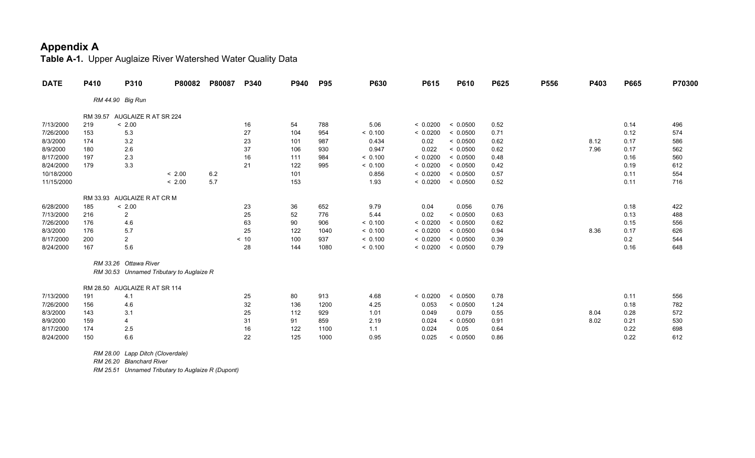# Appendix A

**Table A-1.** Upper Auglaize River Watershed Water Quality Data

| DATE | P410 | P310 | P80082 | P80087 | P340 | P940 | P95 | P630 | P615 | P610 | P625 | P556 | P403 | P665 | P70300 |
|---|---|---|---|---|---|---|---|---|---|---|---|---|---|---|---|
| | *RM 44.90 Big Run* | | | | | | | | | | | | | | |
| | RM 39.57 AUGLAIZE R AT SR 224 | | | | | | | | | | | | | | |
| 7/13/2000 | 219 | < 2.00 | | | 16 | 54 | 788 | 5.06 | < 0.0200 | < 0.0500 | 0.52 | | | 0.14 | 496 |
| 7/26/2000 | 153 | 5.3 | | | 27 | 104 | 954 | < 0.100 | < 0.0200 | < 0.0500 | 0.71 | | | 0.12 | 574 |
| 8/3/2000 | 174 | 3.2 | | | 23 | 101 | 987 | 0.434 | 0.02 | < 0.0500 | 0.62 | | 8.12 | 0.17 | 586 |
| 8/9/2000 | 180 | 2.6 | | | 37 | 106 | 930 | 0.947 | 0.022 | < 0.0500 | 0.62 | | 7.96 | 0.17 | 562 |
| 8/17/2000 | 197 | 2.3 | | | 16 | 111 | 984 | < 0.100 | < 0.0200 | < 0.0500 | 0.48 | | | 0.16 | 560 |
| 8/24/2000 | 179 | 3.3 | | | 21 | 122 | 995 | < 0.100 | < 0.0200 | < 0.0500 | 0.42 | | | 0.19 | 612 |
| 10/18/2000 | | | < 2.00 | 6.2 | | 101 | | 0.856 | < 0.0200 | < 0.0500 | 0.57 | | | 0.11 | 554 |
| 11/15/2000 | | | < 2.00 | 5.7 | | 153 | | 1.93 | < 0.0200 | < 0.0500 | 0.52 | | | 0.11 | 716 |
| | RM 33.93 AUGLAIZE R AT CR M | | | | | | | | | | | | | | |
| 6/28/2000 | 185 | < 2.00 | | | 23 | 36 | 652 | 9.79 | 0.04 | 0.056 | 0.76 | | | 0.18 | 422 |
| 7/13/2000 | 216 | 2 | | | 25 | 52 | 776 | 5.44 | 0.02 | < 0.0500 | 0.63 | | | 0.13 | 488 |
| 7/26/2000 | 176 | 4.6 | | | 63 | 90 | 906 | < 0.100 | < 0.0200 | < 0.0500 | 0.62 | | | 0.15 | 556 |
| 8/3/2000 | 176 | 5.7 | | | 25 | 122 | 1040 | < 0.100 | < 0.0200 | < 0.0500 | 0.94 | | 8.36 | 0.17 | 626 |
| 8/17/2000 | 200 | 2 | | | < 10 | 100 | 937 | < 0.100 | < 0.0200 | < 0.0500 | 0.39 | | | 0.2 | 544 |
| 8/24/2000 | 167 | 5.6 | | | 28 | 144 | 1080 | < 0.100 | < 0.0200 | < 0.0500 | 0.79 | | | 0.16 | 648 |
| | *RM 33.26 Ottawa River* | | | | | | | | | | | | | | |
| | *RM 30.53 Unnamed Tributary to Auglaize R* | | | | | | | | | | | | | | |
| | RM 28.50 AUGLAIZE R AT SR 114 | | | | | | | | | | | | | | |
| 7/13/2000 | 191 | 4.1 | | | 25 | 80 | 913 | 4.68 | < 0.0200 | < 0.0500 | 0.78 | | | 0.11 | 556 |
| 7/26/2000 | 156 | 4.6 | | | 32 | 136 | 1200 | 4.25 | 0.053 | < 0.0500 | 1.24 | | | 0.18 | 782 |
| 8/3/2000 | 143 | 3.1 | | | 25 | 112 | 929 | 1.01 | 0.049 | 0.079 | 0.55 | | 8.04 | 0.28 | 572 |
| 8/9/2000 | 159 | 4 | | | 31 | 91 | 859 | 2.19 | 0.024 | < 0.0500 | 0.91 | | 8.02 | 0.21 | 530 |
| 8/17/2000 | 174 | 2.5 | | | 16 | 122 | 1100 | 1.1 | 0.024 | 0.05 | 0.64 | | | 0.22 | 698 |
| 8/24/2000 | 150 | 6.6 | | | 22 | 125 | 1000 | 0.95 | 0.025 | < 0.0500 | 0.86 | | | 0.22 | 612 |
| | *RM 28.00 Lapp Ditch (Cloverdale)* | | | | | | | | | | | | | | |
| | *RM 26.20 Blanchard River* | | | | | | | | | | | | | | |
| | *RM 25.51 Unnamed Tributary to Auglaize R (Dupont)* | | | | | | | | | | | | | | |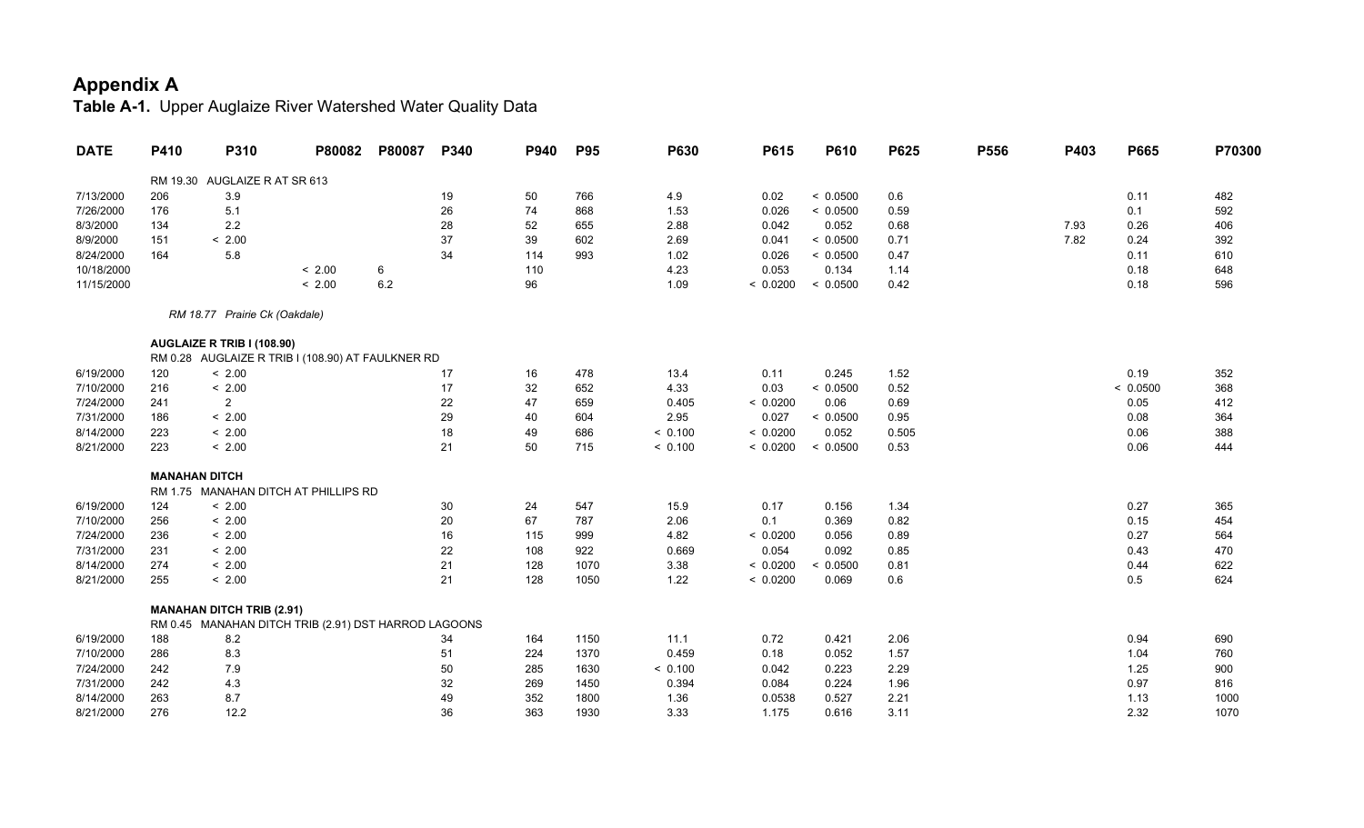# Appendix A

**Table A-1.** Upper Auglaize River Watershed Water Quality Data

| DATE | P410 | P310 | P80082 | P80087 | P340 | P940 | P95 | P630 | P615 | P610 | P625 | P556 | P403 | P665 | P70300 |
|---|---|---|---|---|---|---|---|---|---|---|---|---|---|---|---|
| | RM 19.30 AUGLAIZE R AT SR 613 | | | | | | | | | | | | | | |
| 7/13/2000 | 206 | 3.9 | | | 19 | 50 | 766 | 4.9 | 0.02 | < 0.0500 | 0.6 | | | 0.11 | 482 |
| 7/26/2000 | 176 | 5.1 | | | 26 | 74 | 868 | 1.53 | 0.026 | < 0.0500 | 0.59 | | | 0.1 | 592 |
| 8/3/2000 | 134 | 2.2 | | | 28 | 52 | 655 | 2.88 | 0.042 | 0.052 | 0.68 | | 7.93 | 0.26 | 406 |
| 8/9/2000 | 151 | < 2.00 | | | 37 | 39 | 602 | 2.69 | 0.041 | < 0.0500 | 0.71 | | 7.82 | 0.24 | 392 |
| 8/24/2000 | 164 | 5.8 | | | 34 | 114 | 993 | 1.02 | 0.026 | < 0.0500 | 0.47 | | | 0.11 | 610 |
| 10/18/2000 | | | < 2.00 | 6 | | 110 | | 4.23 | 0.053 | 0.134 | 1.14 | | | 0.18 | 648 |
| 11/15/2000 | | | < 2.00 | 6.2 | | 96 | | 1.09 | < 0.0200 | < 0.0500 | 0.42 | | | 0.18 | 596 |
| | *RM 18.77 Prairie Ck (Oakdale)* | | | | | | | | | | | | | | |
| | **AUGLAIZE R TRIB I (108.90)** | | | | | | | | | | | | | | |
| | RM 0.28 AUGLAIZE R TRIB I (108.90) AT FAULKNER RD | | | | | | | | | | | | | | |
| 6/19/2000 | 120 | < 2.00 | | | 17 | 16 | 478 | 13.4 | 0.11 | 0.245 | 1.52 | | | 0.19 | 352 |
| 7/10/2000 | 216 | < 2.00 | | | 17 | 32 | 652 | 4.33 | 0.03 | < 0.0500 | 0.52 | | | < 0.0500 | 368 |
| 7/24/2000 | 241 | 2 | | | 22 | 47 | 659 | 0.405 | < 0.0200 | 0.06 | 0.69 | | | 0.05 | 412 |
| 7/31/2000 | 186 | < 2.00 | | | 29 | 40 | 604 | 2.95 | 0.027 | < 0.0500 | 0.95 | | | 0.08 | 364 |
| 8/14/2000 | 223 | < 2.00 | | | 18 | 49 | 686 | < 0.100 | < 0.0200 | 0.052 | 0.505 | | | 0.06 | 388 |
| 8/21/2000 | 223 | < 2.00 | | | 21 | 50 | 715 | < 0.100 | < 0.0200 | < 0.0500 | 0.53 | | | 0.06 | 444 |
| | **MANAHAN DITCH** | | | | | | | | | | | | | | |
| | RM 1.75 MANAHAN DITCH AT PHILLIPS RD | | | | | | | | | | | | | | |
| 6/19/2000 | 124 | < 2.00 | | | 30 | 24 | 547 | 15.9 | 0.17 | 0.156 | 1.34 | | | 0.27 | 365 |
| 7/10/2000 | 256 | < 2.00 | | | 20 | 67 | 787 | 2.06 | 0.1 | 0.369 | 0.82 | | | 0.15 | 454 |
| 7/24/2000 | 236 | < 2.00 | | | 16 | 115 | 999 | 4.82 | < 0.0200 | 0.056 | 0.89 | | | 0.27 | 564 |
| 7/31/2000 | 231 | < 2.00 | | | 22 | 108 | 922 | 0.669 | 0.054 | 0.092 | 0.85 | | | 0.43 | 470 |
| 8/14/2000 | 274 | < 2.00 | | | 21 | 128 | 1070 | 3.38 | < 0.0200 | < 0.0500 | 0.81 | | | 0.44 | 622 |
| 8/21/2000 | 255 | < 2.00 | | | 21 | 128 | 1050 | 1.22 | < 0.0200 | 0.069 | 0.6 | | | 0.5 | 624 |
| | **MANAHAN DITCH TRIB (2.91)** | | | | | | | | | | | | | | |
| | RM 0.45 MANAHAN DITCH TRIB (2.91) DST HARROD LAGOONS | | | | | | | | | | | | | | |
| 6/19/2000 | 188 | 8.2 | | | 34 | 164 | 1150 | 11.1 | 0.72 | 0.421 | 2.06 | | | 0.94 | 690 |
| 7/10/2000 | 286 | 8.3 | | | 51 | 224 | 1370 | 0.459 | 0.18 | 0.052 | 1.57 | | | 1.04 | 760 |
| 7/24/2000 | 242 | 7.9 | | | 50 | 285 | 1630 | < 0.100 | 0.042 | 0.223 | 2.29 | | | 1.25 | 900 |
| 7/31/2000 | 242 | 4.3 | | | 32 | 269 | 1450 | 0.394 | 0.084 | 0.224 | 1.96 | | | 0.97 | 816 |
| 8/14/2000 | 263 | 8.7 | | | 49 | 352 | 1800 | 1.36 | 0.0538 | 0.527 | 2.21 | | | 1.13 | 1000 |
| 8/21/2000 | 276 | 12.2 | | | 36 | 363 | 1930 | 3.33 | 1.175 | 0.616 | 3.11 | | | 2.32 | 1070 |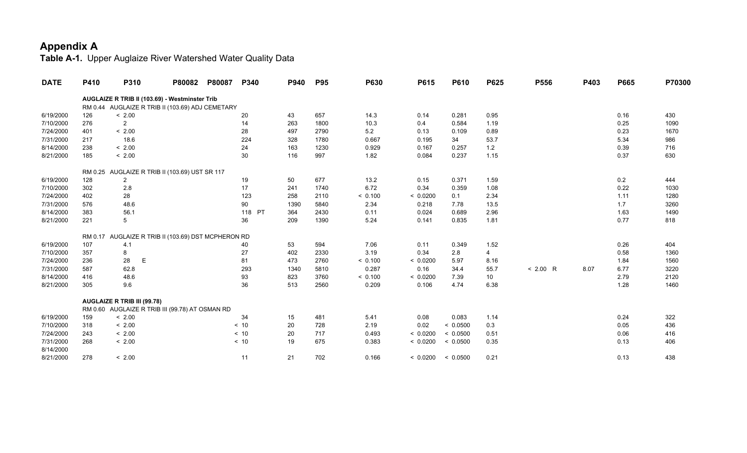# Appendix A

**Table A-1.** Upper Auglaize River Watershed Water Quality Data

| DATE | P410 | P310 | P80082 | P80087 | P340 | P940 | P95 | P630 | P615 | P610 | P625 | P556 | P403 | P665 | P70300 |
|---|---|---|---|---|---|---|---|---|---|---|---|---|---|---|---|
| **AUGLAIZE R TRIB II (103.69) - Westminster Trib** | | | | | | | | | | | | | | | |
| RM 0.44 AUGLAIZE R TRIB II (103.69) ADJ CEMETARY | | | | | | | | | | | | | | | |
| 6/19/2000 | 126 | < 2.00 | | | 20 | 43 | 657 | 14.3 | 0.14 | 0.281 | 0.95 | | | 0.16 | 430 |
| 7/10/2000 | 276 | 2 | | | 14 | 263 | 1800 | 10.3 | 0.4 | 0.584 | 1.19 | | | 0.25 | 1090 |
| 7/24/2000 | 401 | < 2.00 | | | 28 | 497 | 2790 | 5.2 | 0.13 | 0.109 | 0.89 | | | 0.23 | 1670 |
| 7/31/2000 | 217 | 18.6 | | | 224 | 328 | 1780 | 0.667 | 0.195 | 34 | 53.7 | | | 5.34 | 986 |
| 8/14/2000 | 238 | < 2.00 | | | 24 | 163 | 1230 | 0.929 | 0.167 | 0.257 | 1.2 | | | 0.39 | 716 |
| 8/21/2000 | 185 | < 2.00 | | | 30 | 116 | 997 | 1.82 | 0.084 | 0.237 | 1.15 | | | 0.37 | 630 |
| RM 0.25 AUGLAIZE R TRIB II (103.69) UST SR 117 | | | | | | | | | | | | | | | |
| 6/19/2000 | 128 | 2 | | | 19 | 50 | 677 | 13.2 | 0.15 | 0.371 | 1.59 | | | 0.2 | 444 |
| 7/10/2000 | 302 | 2.8 | | | 17 | 241 | 1740 | 6.72 | 0.34 | 0.359 | 1.08 | | | 0.22 | 1030 |
| 7/24/2000 | 402 | 28 | | | 123 | 258 | 2110 | < 0.100 | < 0.0200 | 0.1 | 2.34 | | | 1.11 | 1280 |
| 7/31/2000 | 576 | 48.6 | | | 90 | 1390 | 5840 | 2.34 | 0.218 | 7.78 | 13.5 | | | 1.7 | 3260 |
| 8/14/2000 | 383 | 56.1 | | | 118 PT | 364 | 2430 | 0.11 | 0.024 | 0.689 | 2.96 | | | 1.63 | 1490 |
| 8/21/2000 | 221 | 5 | | | 36 | 209 | 1390 | 5.24 | 0.141 | 0.835 | 1.81 | | | 0.77 | 818 |
| RM 0.17 AUGLAIZE R TRIB II (103.69) DST MCPHERON RD | | | | | | | | | | | | | | | |
| 6/19/2000 | 107 | 4.1 | | | 40 | 53 | 594 | 7.06 | 0.11 | 0.349 | 1.52 | | | 0.26 | 404 |
| 7/10/2000 | 357 | 8 | | | 27 | 402 | 2330 | 3.19 | 0.34 | 2.8 | 4 | | | 0.58 | 1360 |
| 7/24/2000 | 236 | 28 E | | | 81 | 473 | 2760 | < 0.100 | < 0.0200 | 5.97 | 8.16 | | | 1.84 | 1560 |
| 7/31/2000 | 587 | 62.8 | | | 293 | 1340 | 5810 | 0.287 | 0.16 | 34.4 | 55.7 | < 2.00 R | 8.07 | 6.77 | 3220 |
| 8/14/2000 | 416 | 48.6 | | | 93 | 823 | 3760 | < 0.100 | < 0.0200 | 7.39 | 10 | | | 2.79 | 2120 |
| 8/21/2000 | 305 | 9.6 | | | 36 | 513 | 2560 | 0.209 | 0.106 | 4.74 | 6.38 | | | 1.28 | 1460 |
| **AUGLAIZE R TRIB III (99.78)** | | | | | | | | | | | | | | | |
| RM 0.60 AUGLAIZE R TRIB III (99.78) AT OSMAN RD | | | | | | | | | | | | | | | |
| 6/19/2000 | 159 | < 2.00 | | | 34 | 15 | 481 | 5.41 | 0.08 | 0.083 | 1.14 | | | 0.24 | 322 |
| 7/10/2000 | 318 | < 2.00 | | | < 10 | 20 | 728 | 2.19 | 0.02 | < 0.0500 | 0.3 | | | 0.05 | 436 |
| 7/24/2000 | 243 | < 2.00 | | | < 10 | 20 | 717 | 0.493 | < 0.0200 | < 0.0500 | 0.51 | | | 0.06 | 416 |
| 7/31/2000 | 268 | < 2.00 | | | < 10 | 19 | 675 | 0.383 | < 0.0200 | < 0.0500 | 0.35 | | | 0.13 | 406 |
| 8/14/2000 | | | | | | | | | | | | | | | |
| 8/21/2000 | 278 | < 2.00 | | | 11 | 21 | 702 | 0.166 | < 0.0200 | < 0.0500 | 0.21 | | | 0.13 | 438 |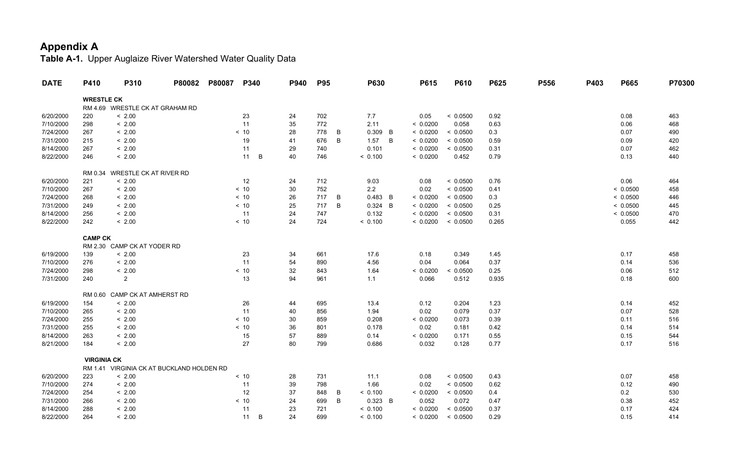# Appendix A

**Table A-1.** Upper Auglaize River Watershed Water Quality Data

| DATE | P410 | P310 | P80082 | P80087 | P340 | | P940 | P95 | | P630 | | P615 | P610 | P625 | P556 | P403 | P665 | P70300 |
|---|---|---|---|---|---|---|---|---|---|---|---|---|---|---|---|---|---|---|
| | **WRESTLE CK** | | | | | | | | | | | | | | | | | |
| | RM 4.69 WRESTLE CK AT GRAHAM RD | | | | | | | | | | | | | | | | | |
| 6/20/2000 | 220 | < 2.00 | | | 23 | | 24 | 702 | | 7.7 | | 0.05 | < 0.0500 | 0.92 | | | 0.08 | 463 |
| 7/10/2000 | 298 | < 2.00 | | | 11 | | 35 | 772 | | 2.11 | | < 0.0200 | 0.058 | 0.63 | | | 0.06 | 468 |
| 7/24/2000 | 267 | < 2.00 | | | < 10 | | 28 | 778 | B | 0.309 | B | < 0.0200 | < 0.0500 | 0.3 | | | 0.07 | 490 |
| 7/31/2000 | 215 | < 2.00 | | | 19 | | 41 | 676 | B | 1.57 | B | < 0.0200 | < 0.0500 | 0.59 | | | 0.09 | 420 |
| 8/14/2000 | 267 | < 2.00 | | | 11 | | 29 | 740 | | 0.101 | | < 0.0200 | < 0.0500 | 0.31 | | | 0.07 | 462 |
| 8/22/2000 | 246 | < 2.00 | | | 11 | B | 40 | 746 | | < 0.100 | | < 0.0200 | 0.452 | 0.79 | | | 0.13 | 440 |
| | RM 0.34 WRESTLE CK AT RIVER RD | | | | | | | | | | | | | | | | | |
| 6/20/2000 | 221 | < 2.00 | | | 12 | | 24 | 712 | | 9.03 | | 0.08 | < 0.0500 | 0.76 | | | 0.06 | 464 |
| 7/10/2000 | 267 | < 2.00 | | | < 10 | | 30 | 752 | | 2.2 | | 0.02 | < 0.0500 | 0.41 | | | < 0.0500 | 458 |
| 7/24/2000 | 268 | < 2.00 | | | < 10 | | 26 | 717 | B | 0.483 | B | < 0.0200 | < 0.0500 | 0.3 | | | < 0.0500 | 446 |
| 7/31/2000 | 249 | < 2.00 | | | < 10 | | 25 | 717 | B | 0.324 | B | < 0.0200 | < 0.0500 | 0.25 | | | < 0.0500 | 445 |
| 8/14/2000 | 256 | < 2.00 | | | 11 | | 24 | 747 | | 0.132 | | < 0.0200 | < 0.0500 | 0.31 | | | < 0.0500 | 470 |
| 8/22/2000 | 242 | < 2.00 | | | < 10 | | 24 | 724 | | < 0.100 | | < 0.0200 | < 0.0500 | 0.265 | | | 0.055 | 442 |
| | **CAMP CK** | | | | | | | | | | | | | | | | | |
| | RM 2.30 CAMP CK AT YODER RD | | | | | | | | | | | | | | | | | |
| 6/19/2000 | 139 | < 2.00 | | | 23 | | 34 | 661 | | 17.6 | | 0.18 | 0.349 | 1.45 | | | 0.17 | 458 |
| 7/10/2000 | 276 | < 2.00 | | | 11 | | 54 | 890 | | 4.56 | | 0.04 | 0.064 | 0.37 | | | 0.14 | 536 |
| 7/24/2000 | 298 | < 2.00 | | | < 10 | | 32 | 843 | | 1.64 | | < 0.0200 | < 0.0500 | 0.25 | | | 0.06 | 512 |
| 7/31/2000 | 240 | 2 | | | 13 | | 94 | 961 | | 1.1 | | 0.066 | 0.512 | 0.935 | | | 0.18 | 600 |
| | RM 0.60 CAMP CK AT AMHERST RD | | | | | | | | | | | | | | | | | |
| 6/19/2000 | 154 | < 2.00 | | | 26 | | 44 | 695 | | 13.4 | | 0.12 | 0.204 | 1.23 | | | 0.14 | 452 |
| 7/10/2000 | 265 | < 2.00 | | | 11 | | 40 | 856 | | 1.94 | | 0.02 | 0.079 | 0.37 | | | 0.07 | 528 |
| 7/24/2000 | 255 | < 2.00 | | | < 10 | | 30 | 859 | | 0.208 | | < 0.0200 | 0.073 | 0.39 | | | 0.11 | 516 |
| 7/31/2000 | 255 | < 2.00 | | | < 10 | | 36 | 801 | | 0.178 | | 0.02 | 0.181 | 0.42 | | | 0.14 | 514 |
| 8/14/2000 | 263 | < 2.00 | | | 15 | | 57 | 889 | | 0.14 | | < 0.0200 | 0.171 | 0.55 | | | 0.15 | 544 |
| 8/21/2000 | 184 | < 2.00 | | | 27 | | 80 | 799 | | 0.686 | | 0.032 | 0.128 | 0.77 | | | 0.17 | 516 |
| | **VIRGINIA CK** | | | | | | | | | | | | | | | | | |
| | RM 1.41 VIRGINIA CK AT BUCKLAND HOLDEN RD | | | | | | | | | | | | | | | | | |
| 6/20/2000 | 223 | < 2.00 | | | < 10 | | 28 | 731 | | 11.1 | | 0.08 | < 0.0500 | 0.43 | | | 0.07 | 458 |
| 7/10/2000 | 274 | < 2.00 | | | 11 | | 39 | 798 | | 1.66 | | 0.02 | < 0.0500 | 0.62 | | | 0.12 | 490 |
| 7/24/2000 | 254 | < 2.00 | | | 12 | | 37 | 848 | B | < 0.100 | | < 0.0200 | < 0.0500 | 0.4 | | | 0.2 | 530 |
| 7/31/2000 | 266 | < 2.00 | | | < 10 | | 24 | 699 | B | 0.323 | B | 0.052 | 0.072 | 0.47 | | | 0.38 | 452 |
| 8/14/2000 | 288 | < 2.00 | | | 11 | | 23 | 721 | | < 0.100 | | < 0.0200 | < 0.0500 | 0.37 | | | 0.17 | 424 |
| 8/22/2000 | 264 | < 2.00 | | | 11 | B | 24 | 699 | | < 0.100 | | < 0.0200 | < 0.0500 | 0.29 | | | 0.15 | 414 |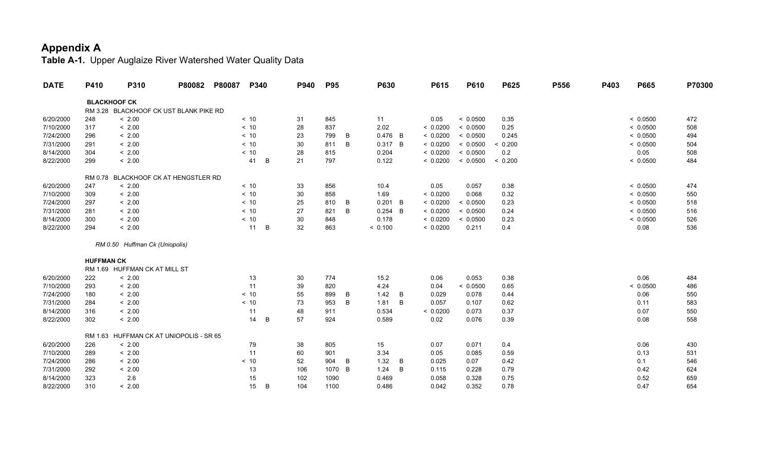# Appendix A

**Table A-1.** Upper Auglaize River Watershed Water Quality Data

| DATE | P410 | P310 | P80082 | P80087 | P340 | P940 | P95 | P630 | P615 | P610 | P625 | P556 | P403 | P665 | P70300 |
|---|---|---|---|---|---|---|---|---|---|---|---|---|---|---|---|
| **BLACKHOOF CK** | | | | | | | | | | | | | | | |
| RM 3.28 BLACKHOOF CK UST BLANK PIKE RD | | | | | | | | | | | | | | | |
| 6/20/2000 | 248 | < 2.00 | | | < 10 | 31 | 845 | 11 | 0.05 | < 0.0500 | 0.35 | | | < 0.0500 | 472 |
| 7/10/2000 | 317 | < 2.00 | | | < 10 | 28 | 837 | 2.02 | < 0.0200 | < 0.0500 | 0.25 | | | < 0.0500 | 508 |
| 7/24/2000 | 296 | < 2.00 | | | < 10 | 23 | 799 B | 0.476 B | < 0.0200 | < 0.0500 | 0.245 | | | < 0.0500 | 494 |
| 7/31/2000 | 291 | < 2.00 | | | < 10 | 30 | 811 B | 0.317 B | < 0.0200 | < 0.0500 | < 0.200 | | | < 0.0500 | 504 |
| 8/14/2000 | 304 | < 2.00 | | | < 10 | 28 | 815 | 0.204 | < 0.0200 | < 0.0500 | 0.2 | | | 0.05 | 508 |
| 8/22/2000 | 299 | < 2.00 | | | 41 B | 21 | 797 | 0.122 | < 0.0200 | < 0.0500 | < 0.200 | | | < 0.0500 | 484 |
| RM 0.78 BLACKHOOF CK AT HENGSTLER RD | | | | | | | | | | | | | | | |
| 6/20/2000 | 247 | < 2.00 | | | < 10 | 33 | 856 | 10.4 | 0.05 | 0.057 | 0.38 | | | < 0.0500 | 474 |
| 7/10/2000 | 309 | < 2.00 | | | < 10 | 30 | 858 | 1.69 | < 0.0200 | 0.068 | 0.32 | | | < 0.0500 | 550 |
| 7/24/2000 | 297 | < 2.00 | | | < 10 | 25 | 810 B | 0.201 B | < 0.0200 | < 0.0500 | 0.23 | | | < 0.0500 | 518 |
| 7/31/2000 | 281 | < 2.00 | | | < 10 | 27 | 821 B | 0.254 B | < 0.0200 | < 0.0500 | 0.24 | | | < 0.0500 | 516 |
| 8/14/2000 | 300 | < 2.00 | | | < 10 | 30 | 848 | 0.178 | < 0.0200 | < 0.0500 | 0.23 | | | < 0.0500 | 526 |
| 8/22/2000 | 294 | < 2.00 | | | 11 B | 32 | 863 | < 0.100 | < 0.0200 | 0.211 | 0.4 | | | 0.08 | 536 |
| *RM 0.50 Huffman Ck (Uniopolis)* | | | | | | | | | | | | | | | |
| **HUFFMAN CK** | | | | | | | | | | | | | | | |
| RM 1.69 HUFFMAN CK AT MILL ST | | | | | | | | | | | | | | | |
| 6/20/2000 | 222 | < 2.00 | | | 13 | 30 | 774 | 15.2 | 0.06 | 0.053 | 0.38 | | | 0.06 | 484 |
| 7/10/2000 | 293 | < 2.00 | | | 11 | 39 | 820 | 4.24 | 0.04 | < 0.0500 | 0.65 | | | < 0.0500 | 486 |
| 7/24/2000 | 180 | < 2.00 | | | < 10 | 55 | 899 B | 1.42 B | 0.029 | 0.078 | 0.44 | | | 0.06 | 550 |
| 7/31/2000 | 284 | < 2.00 | | | < 10 | 73 | 953 B | 1.81 B | 0.057 | 0.107 | 0.62 | | | 0.11 | 583 |
| 8/14/2000 | 316 | < 2.00 | | | 11 | 48 | 911 | 0.534 | < 0.0200 | 0.073 | 0.37 | | | 0.07 | 550 |
| 8/22/2000 | 302 | < 2.00 | | | 14 B | 57 | 924 | 0.589 | 0.02 | 0.076 | 0.39 | | | 0.08 | 558 |
| RM 1.63 HUFFMAN CK AT UNIOPOLIS - SR 65 | | | | | | | | | | | | | | | |
| 6/20/2000 | 226 | < 2.00 | | | 79 | 38 | 805 | 15 | 0.07 | 0.071 | 0.4 | | | 0.06 | 430 |
| 7/10/2000 | 289 | < 2.00 | | | 11 | 60 | 901 | 3.34 | 0.05 | 0.085 | 0.59 | | | 0.13 | 531 |
| 7/24/2000 | 286 | < 2.00 | | | < 10 | 52 | 904 B | 1.32 B | 0.025 | 0.07 | 0.42 | | | 0.1 | 546 |
| 7/31/2000 | 292 | < 2.00 | | | 13 | 106 | 1070 B | 1.24 B | 0.115 | 0.228 | 0.79 | | | 0.42 | 624 |
| 8/14/2000 | 323 | 2.6 | | | 15 | 102 | 1090 | 0.469 | 0.058 | 0.328 | 0.75 | | | 0.52 | 659 |
| 8/22/2000 | 310 | < 2.00 | | | 15 B | 104 | 1100 | 0.486 | 0.042 | 0.352 | 0.78 | | | 0.47 | 654 |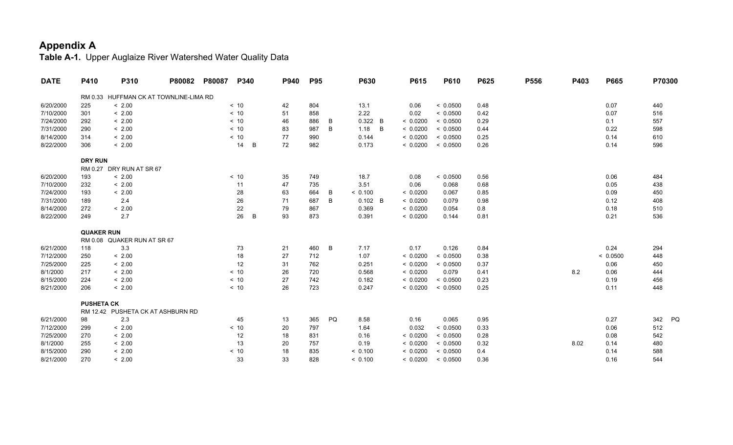# Appendix A

**Table A-1.** Upper Auglaize River Watershed Water Quality Data

| DATE | P410 | P310 | P80082 | P80087 | P340 | P940 | P95 | P630 | P615 | P610 | P625 | P556 | P403 | P665 | P70300 |
|---|---|---|---|---|---|---|---|---|---|---|---|---|---|---|---|
| | RM 0.33 HUFFMAN CK AT TOWNLINE-LIMA RD | | | | | | | | | | | | | | |
| 6/20/2000 | 225 | < 2.00 | | | < 10 | 42 | 804 | 13.1 | 0.06 | < 0.0500 | 0.48 | | | 0.07 | 440 |
| 7/10/2000 | 301 | < 2.00 | | | < 10 | 51 | 858 | 2.22 | 0.02 | < 0.0500 | 0.42 | | | 0.07 | 516 |
| 7/24/2000 | 292 | < 2.00 | | | < 10 | 46 | 886 B | 0.322 B | < 0.0200 | < 0.0500 | 0.29 | | | 0.1 | 557 |
| 7/31/2000 | 290 | < 2.00 | | | < 10 | 83 | 987 B | 1.18 B | < 0.0200 | < 0.0500 | 0.44 | | | 0.22 | 598 |
| 8/14/2000 | 314 | < 2.00 | | | < 10 | 77 | 990 | 0.144 | < 0.0200 | < 0.0500 | 0.25 | | | 0.14 | 610 |
| 8/22/2000 | 306 | < 2.00 | | | 14 B | 72 | 982 | 0.173 | < 0.0200 | < 0.0500 | 0.26 | | | 0.14 | 596 |
| | **DRY RUN** | | | | | | | | | | | | | | |
| | RM 0.27 DRY RUN AT SR 67 | | | | | | | | | | | | | | |
| 6/20/2000 | 193 | < 2.00 | | | < 10 | 35 | 749 | 18.7 | 0.08 | < 0.0500 | 0.56 | | | 0.06 | 484 |
| 7/10/2000 | 232 | < 2.00 | | | 11 | 47 | 735 | 3.51 | 0.06 | 0.068 | 0.68 | | | 0.05 | 438 |
| 7/24/2000 | 193 | < 2.00 | | | 28 | 63 | 664 B | < 0.100 | < 0.0200 | 0.067 | 0.85 | | | 0.09 | 450 |
| 7/31/2000 | 189 | 2.4 | | | 26 | 71 | 687 B | 0.102 B | < 0.0200 | 0.079 | 0.98 | | | 0.12 | 408 |
| 8/14/2000 | 272 | < 2.00 | | | 22 | 79 | 867 | 0.369 | < 0.0200 | 0.054 | 0.8 | | | 0.18 | 510 |
| 8/22/2000 | 249 | 2.7 | | | 26 B | 93 | 873 | 0.391 | < 0.0200 | 0.144 | 0.81 | | | 0.21 | 536 |
| | **QUAKER RUN** | | | | | | | | | | | | | | |
| | RM 0.08 QUAKER RUN AT SR 67 | | | | | | | | | | | | | | |
| 6/21/2000 | 118 | 3.3 | | | 73 | 21 | 460 B | 7.17 | 0.17 | 0.126 | 0.84 | | | 0.24 | 294 |
| 7/12/2000 | 250 | < 2.00 | | | 18 | 27 | 712 | 1.07 | < 0.0200 | < 0.0500 | 0.38 | | | < 0.0500 | 448 |
| 7/25/2000 | 225 | < 2.00 | | | 12 | 31 | 762 | 0.251 | < 0.0200 | < 0.0500 | 0.37 | | | 0.06 | 450 |
| 8/1/2000 | 217 | < 2.00 | | | < 10 | 26 | 720 | 0.568 | < 0.0200 | 0.079 | 0.41 | | 8.2 | 0.06 | 444 |
| 8/15/2000 | 224 | < 2.00 | | | < 10 | 27 | 742 | 0.182 | < 0.0200 | < 0.0500 | 0.23 | | | 0.19 | 456 |
| 8/21/2000 | 206 | < 2.00 | | | < 10 | 26 | 723 | 0.247 | < 0.0200 | < 0.0500 | 0.25 | | | 0.11 | 448 |
| | **PUSHETA CK** | | | | | | | | | | | | | | |
| | RM 12.42 PUSHETA CK AT ASHBURN RD | | | | | | | | | | | | | | |
| 6/21/2000 | 98 | 2.3 | | | 45 | 13 | 365 PQ | 8.58 | 0.16 | 0.065 | 0.95 | | | 0.27 | 342 PQ |
| 7/12/2000 | 299 | < 2.00 | | | < 10 | 20 | 797 | 1.64 | 0.032 | < 0.0500 | 0.33 | | | 0.06 | 512 |
| 7/25/2000 | 270 | < 2.00 | | | 12 | 18 | 831 | 0.16 | < 0.0200 | < 0.0500 | 0.28 | | | 0.08 | 542 |
| 8/1/2000 | 255 | < 2.00 | | | 13 | 20 | 757 | 0.19 | < 0.0200 | < 0.0500 | 0.32 | | 8.02 | 0.14 | 480 |
| 8/15/2000 | 290 | < 2.00 | | | < 10 | 18 | 835 | < 0.100 | < 0.0200 | < 0.0500 | 0.4 | | | 0.14 | 588 |
| 8/21/2000 | 270 | < 2.00 | | | 33 | 33 | 828 | < 0.100 | < 0.0200 | < 0.0500 | 0.36 | | | 0.16 | 544 |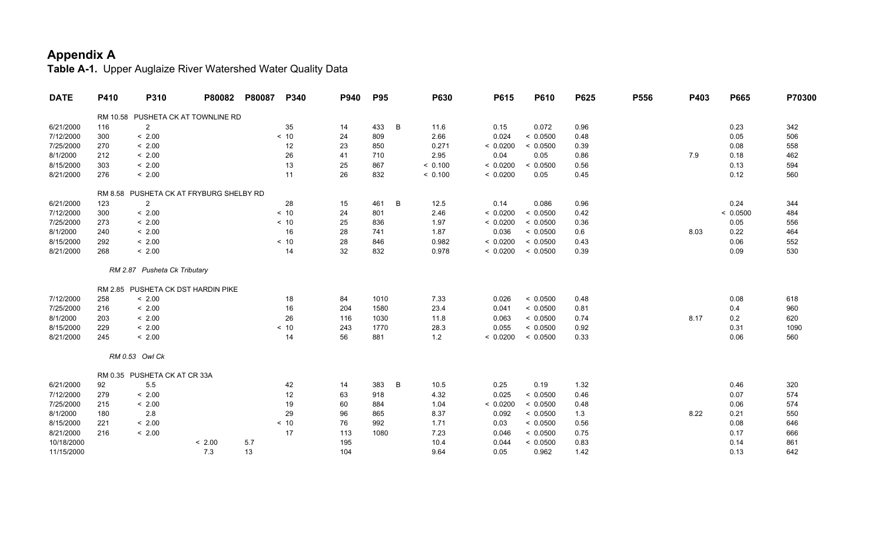# Appendix A

**Table A-1.** Upper Auglaize River Watershed Water Quality Data

| DATE | P410 | P310 | P80082 | P80087 | P340 | P940 | P95 | | P630 | P615 | P610 | P625 | P556 | P403 | P665 | P70300 |
|---|---|---|---|---|---|---|---|---|---|---|---|---|---|---|---|---|
| | RM 10.58 PUSHETA CK AT TOWNLINE RD | | | | | | | | | | | | | | | |
| 6/21/2000 | 116 | 2 | | | 35 | 14 | 433 | B | 11.6 | 0.15 | 0.072 | 0.96 | | | 0.23 | 342 |
| 7/12/2000 | 300 | < 2.00 | | | < 10 | 24 | 809 | | 2.66 | 0.024 | < 0.0500 | 0.48 | | | 0.05 | 506 |
| 7/25/2000 | 270 | < 2.00 | | | 12 | 23 | 850 | | 0.271 | < 0.0200 | < 0.0500 | 0.39 | | | 0.08 | 558 |
| 8/1/2000 | 212 | < 2.00 | | | 26 | 41 | 710 | | 2.95 | 0.04 | 0.05 | 0.86 | | 7.9 | 0.18 | 462 |
| 8/15/2000 | 303 | < 2.00 | | | 13 | 25 | 867 | | < 0.100 | < 0.0200 | < 0.0500 | 0.56 | | | 0.13 | 594 |
| 8/21/2000 | 276 | < 2.00 | | | 11 | 26 | 832 | | < 0.100 | < 0.0200 | 0.05 | 0.45 | | | 0.12 | 560 |
| | RM 8.58 PUSHETA CK AT FRYBURG SHELBY RD | | | | | | | | | | | | | | | |
| 6/21/2000 | 123 | 2 | | | 28 | 15 | 461 | B | 12.5 | 0.14 | 0.086 | 0.96 | | | 0.24 | 344 |
| 7/12/2000 | 300 | < 2.00 | | | < 10 | 24 | 801 | | 2.46 | < 0.0200 | < 0.0500 | 0.42 | | | < 0.0500 | 484 |
| 7/25/2000 | 273 | < 2.00 | | | < 10 | 25 | 836 | | 1.97 | < 0.0200 | < 0.0500 | 0.36 | | | 0.05 | 556 |
| 8/1/2000 | 240 | < 2.00 | | | 16 | 28 | 741 | | 1.87 | 0.036 | < 0.0500 | 0.6 | | 8.03 | 0.22 | 464 |
| 8/15/2000 | 292 | < 2.00 | | | < 10 | 28 | 846 | | 0.982 | < 0.0200 | < 0.0500 | 0.43 | | | 0.06 | 552 |
| 8/21/2000 | 268 | < 2.00 | | | 14 | 32 | 832 | | 0.978 | < 0.0200 | < 0.0500 | 0.39 | | | 0.09 | 530 |
| | *RM 2.87 Pusheta Ck Tributary* | | | | | | | | | | | | | | | |
| | RM 2.85 PUSHETA CK DST HARDIN PIKE | | | | | | | | | | | | | | | |
| 7/12/2000 | 258 | < 2.00 | | | 18 | 84 | 1010 | | 7.33 | 0.026 | < 0.0500 | 0.48 | | | 0.08 | 618 |
| 7/25/2000 | 216 | < 2.00 | | | 16 | 204 | 1580 | | 23.4 | 0.041 | < 0.0500 | 0.81 | | | 0.4 | 960 |
| 8/1/2000 | 203 | < 2.00 | | | 26 | 116 | 1030 | | 11.8 | 0.063 | < 0.0500 | 0.74 | | 8.17 | 0.2 | 620 |
| 8/15/2000 | 229 | < 2.00 | | | < 10 | 243 | 1770 | | 28.3 | 0.055 | < 0.0500 | 0.92 | | | 0.31 | 1090 |
| 8/21/2000 | 245 | < 2.00 | | | 14 | 56 | 881 | | 1.2 | < 0.0200 | < 0.0500 | 0.33 | | | 0.06 | 560 |
| | *RM 0.53 Owl Ck* | | | | | | | | | | | | | | | |
| | RM 0.35 PUSHETA CK AT CR 33A | | | | | | | | | | | | | | | |
| 6/21/2000 | 92 | 5.5 | | | 42 | 14 | 383 | B | 10.5 | 0.25 | 0.19 | 1.32 | | | 0.46 | 320 |
| 7/12/2000 | 279 | < 2.00 | | | 12 | 63 | 918 | | 4.32 | 0.025 | < 0.0500 | 0.46 | | | 0.07 | 574 |
| 7/25/2000 | 215 | < 2.00 | | | 19 | 60 | 884 | | 1.04 | < 0.0200 | < 0.0500 | 0.48 | | | 0.06 | 574 |
| 8/1/2000 | 180 | 2.8 | | | 29 | 96 | 865 | | 8.37 | 0.092 | < 0.0500 | 1.3 | | 8.22 | 0.21 | 550 |
| 8/15/2000 | 221 | < 2.00 | | | < 10 | 76 | 992 | | 1.71 | 0.03 | < 0.0500 | 0.56 | | | 0.08 | 646 |
| 8/21/2000 | 216 | < 2.00 | | | 17 | 113 | 1080 | | 7.23 | 0.046 | < 0.0500 | 0.75 | | | 0.17 | 666 |
| 10/18/2000 | | | < 2.00 | 5.7 | | 195 | | | 10.4 | 0.044 | < 0.0500 | 0.83 | | | 0.14 | 861 |
| 11/15/2000 | | | 7.3 | 13 | | 104 | | | 9.64 | 0.05 | 0.962 | 1.42 | | | 0.13 | 642 |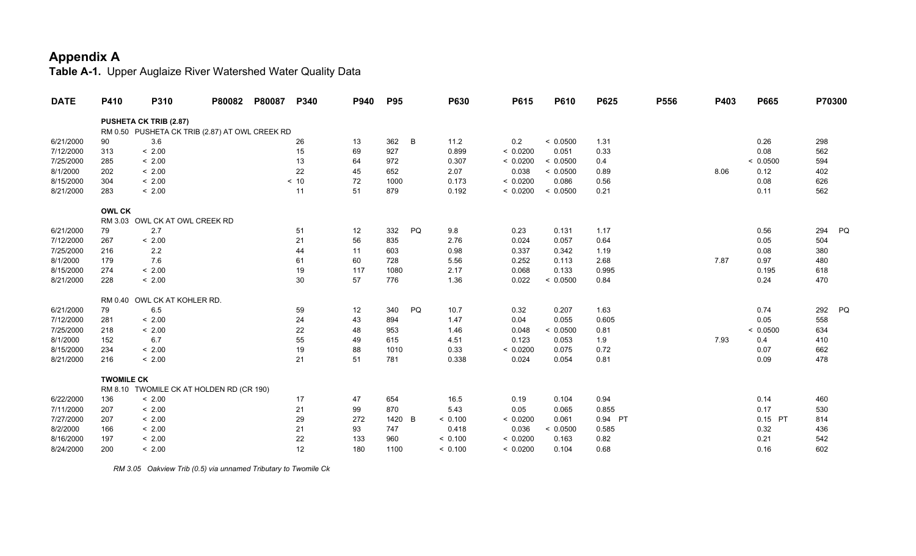# Appendix A

**Table A-1.** Upper Auglaize River Watershed Water Quality Data

| DATE | P410 | P310 | P80082 | P80087 | P340 | P940 | P95 | P630 | P615 | P610 | P625 | P556 | P403 | P665 | P70300 |
|---|---|---|---|---|---|---|---|---|---|---|---|---|---|---|---|
| **PUSHETA CK TRIB (2.87)** | | | | | | | | | | | | | | | |
| RM 0.50 PUSHETA CK TRIB (2.87) AT OWL CREEK RD | | | | | | | | | | | | | | | |
| 6/21/2000 | 90 | 3.6 | | | 26 | 13 | 362 B | 11.2 | 0.2 | < 0.0500 | 1.31 | | | 0.26 | 298 |
| 7/12/2000 | 313 | < 2.00 | | | 15 | 69 | 927 | 0.899 | < 0.0200 | 0.051 | 0.33 | | | 0.08 | 562 |
| 7/25/2000 | 285 | < 2.00 | | | 13 | 64 | 972 | 0.307 | < 0.0200 | < 0.0500 | 0.4 | | | < 0.0500 | 594 |
| 8/1/2000 | 202 | < 2.00 | | | 22 | 45 | 652 | 2.07 | 0.038 | < 0.0500 | 0.89 | | 8.06 | 0.12 | 402 |
| 8/15/2000 | 304 | < 2.00 | | | < 10 | 72 | 1000 | 0.173 | < 0.0200 | 0.086 | 0.56 | | | 0.08 | 626 |
| 8/21/2000 | 283 | < 2.00 | | | 11 | 51 | 879 | 0.192 | < 0.0200 | < 0.0500 | 0.21 | | | 0.11 | 562 |
| **OWL CK** | | | | | | | | | | | | | | | |
| RM 3.03 OWL CK AT OWL CREEK RD | | | | | | | | | | | | | | | |
| 6/21/2000 | 79 | 2.7 | | | 51 | 12 | 332 PQ | 9.8 | 0.23 | 0.131 | 1.17 | | | 0.56 | 294 PQ |
| 7/12/2000 | 267 | < 2.00 | | | 21 | 56 | 835 | 2.76 | 0.024 | 0.057 | 0.64 | | | 0.05 | 504 |
| 7/25/2000 | 216 | 2.2 | | | 44 | 11 | 603 | 0.98 | 0.337 | 0.342 | 1.19 | | | 0.08 | 380 |
| 8/1/2000 | 179 | 7.6 | | | 61 | 60 | 728 | 5.56 | 0.252 | 0.113 | 2.68 | | 7.87 | 0.97 | 480 |
| 8/15/2000 | 274 | < 2.00 | | | 19 | 117 | 1080 | 2.17 | 0.068 | 0.133 | 0.995 | | | 0.195 | 618 |
| 8/21/2000 | 228 | < 2.00 | | | 30 | 57 | 776 | 1.36 | 0.022 | < 0.0500 | 0.84 | | | 0.24 | 470 |
| RM 0.40 OWL CK AT KOHLER RD. | | | | | | | | | | | | | | | |
| 6/21/2000 | 79 | 6.5 | | | 59 | 12 | 340 PQ | 10.7 | 0.32 | 0.207 | 1.63 | | | 0.74 | 292 PQ |
| 7/12/2000 | 281 | < 2.00 | | | 24 | 43 | 894 | 1.47 | 0.04 | 0.055 | 0.605 | | | 0.05 | 558 |
| 7/25/2000 | 218 | < 2.00 | | | 22 | 48 | 953 | 1.46 | 0.048 | < 0.0500 | 0.81 | | | < 0.0500 | 634 |
| 8/1/2000 | 152 | 6.7 | | | 55 | 49 | 615 | 4.51 | 0.123 | 0.053 | 1.9 | | 7.93 | 0.4 | 410 |
| 8/15/2000 | 234 | < 2.00 | | | 19 | 88 | 1010 | 0.33 | < 0.0200 | 0.075 | 0.72 | | | 0.07 | 662 |
| 8/21/2000 | 216 | < 2.00 | | | 21 | 51 | 781 | 0.338 | 0.024 | 0.054 | 0.81 | | | 0.09 | 478 |
| **TWOMILE CK** | | | | | | | | | | | | | | | |
| RM 8.10 TWOMILE CK AT HOLDEN RD (CR 190) | | | | | | | | | | | | | | | |
| 6/22/2000 | 136 | < 2.00 | | | 17 | 47 | 654 | 16.5 | 0.19 | 0.104 | 0.94 | | | 0.14 | 460 |
| 7/11/2000 | 207 | < 2.00 | | | 21 | 99 | 870 | 5.43 | 0.05 | 0.065 | 0.855 | | | 0.17 | 530 |
| 7/27/2000 | 207 | < 2.00 | | | 29 | 272 | 1420 B | < 0.100 | < 0.0200 | 0.061 | 0.94 PT | | | 0.15 PT | 814 |
| 8/2/2000 | 166 | < 2.00 | | | 21 | 93 | 747 | 0.418 | 0.036 | < 0.0500 | 0.585 | | | 0.32 | 436 |
| 8/16/2000 | 197 | < 2.00 | | | 22 | 133 | 960 | < 0.100 | < 0.0200 | 0.163 | 0.82 | | | 0.21 | 542 |
| 8/24/2000 | 200 | < 2.00 | | | 12 | 180 | 1100 | < 0.100 | < 0.0200 | 0.104 | 0.68 | | | 0.16 | 602 |

*RM 3.05 Oakview Trib (0.5) via unnamed Tributary to Twomile Ck*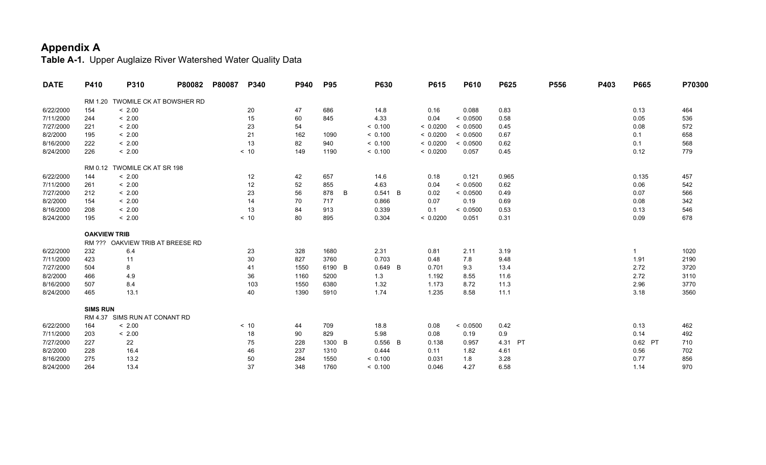# Appendix A

**Table A-1.** Upper Auglaize River Watershed Water Quality Data

| DATE | P410 | P310 | P80082 | P80087 | P340 | P940 | P95 | P630 | P615 | P610 | P625 | P556 | P403 | P665 | P70300 |
|---|---|---|---|---|---|---|---|---|---|---|---|---|---|---|---|
| | RM 1.20 TWOMILE CK AT BOWSHER RD | | | | | | | | | | | | | | |
| 6/22/2000 | 154 | < 2.00 | | | 20 | 47 | 686 | 14.8 | 0.16 | 0.088 | 0.83 | | | 0.13 | 464 |
| 7/11/2000 | 244 | < 2.00 | | | 15 | 60 | 845 | 4.33 | 0.04 | < 0.0500 | 0.58 | | | 0.05 | 536 |
| 7/27/2000 | 221 | < 2.00 | | | 23 | 54 | | < 0.100 | < 0.0200 | < 0.0500 | 0.45 | | | 0.08 | 572 |
| 8/2/2000 | 195 | < 2.00 | | | 21 | 162 | 1090 | < 0.100 | < 0.0200 | < 0.0500 | 0.67 | | | 0.1 | 658 |
| 8/16/2000 | 222 | < 2.00 | | | 13 | 82 | 940 | < 0.100 | < 0.0200 | < 0.0500 | 0.62 | | | 0.1 | 568 |
| 8/24/2000 | 226 | < 2.00 | | | < 10 | 149 | 1190 | < 0.100 | < 0.0200 | 0.057 | 0.45 | | | 0.12 | 779 |
| | RM 0.12 TWOMILE CK AT SR 198 | | | | | | | | | | | | | | |
| 6/22/2000 | 144 | < 2.00 | | | 12 | 42 | 657 | 14.6 | 0.18 | 0.121 | 0.965 | | | 0.135 | 457 |
| 7/11/2000 | 261 | < 2.00 | | | 12 | 52 | 855 | 4.63 | 0.04 | < 0.0500 | 0.62 | | | 0.06 | 542 |
| 7/27/2000 | 212 | < 2.00 | | | 23 | 56 | 878 B | 0.541 B | 0.02 | < 0.0500 | 0.49 | | | 0.07 | 566 |
| 8/2/2000 | 154 | < 2.00 | | | 14 | 70 | 717 | 0.866 | 0.07 | 0.19 | 0.69 | | | 0.08 | 342 |
| 8/16/2000 | 208 | < 2.00 | | | 13 | 84 | 913 | 0.339 | 0.1 | < 0.0500 | 0.53 | | | 0.13 | 546 |
| 8/24/2000 | 195 | < 2.00 | | | < 10 | 80 | 895 | 0.304 | < 0.0200 | 0.051 | 0.31 | | | 0.09 | 678 |
| | **OAKVIEW TRIB** | | | | | | | | | | | | | | |
| | RM ??? OAKVIEW TRIB AT BREESE RD | | | | | | | | | | | | | | |
| 6/22/2000 | 232 | 6.4 | | | 23 | 328 | 1680 | 2.31 | 0.81 | 2.11 | 3.19 | | | 1 | 1020 |
| 7/11/2000 | 423 | 11 | | | 30 | 827 | 3760 | 0.703 | 0.48 | 7.8 | 9.48 | | | 1.91 | 2190 |
| 7/27/2000 | 504 | 8 | | | 41 | 1550 | 6190 B | 0.649 B | 0.701 | 9.3 | 13.4 | | | 2.72 | 3720 |
| 8/2/2000 | 466 | 4.9 | | | 36 | 1160 | 5200 | 1.3 | 1.192 | 8.55 | 11.6 | | | 2.72 | 3110 |
| 8/16/2000 | 507 | 8.4 | | | 103 | 1550 | 6380 | 1.32 | 1.173 | 8.72 | 11.3 | | | 2.96 | 3770 |
| 8/24/2000 | 465 | 13.1 | | | 40 | 1390 | 5910 | 1.74 | 1.235 | 8.58 | 11.1 | | | 3.18 | 3560 |
| | **SIMS RUN** | | | | | | | | | | | | | | |
| | RM 4.37 SIMS RUN AT CONANT RD | | | | | | | | | | | | | | |
| 6/22/2000 | 164 | < 2.00 | | | < 10 | 44 | 709 | 18.8 | 0.08 | < 0.0500 | 0.42 | | | 0.13 | 462 |
| 7/11/2000 | 203 | < 2.00 | | | 18 | 90 | 829 | 5.98 | 0.08 | 0.19 | 0.9 | | | 0.14 | 492 |
| 7/27/2000 | 227 | 22 | | | 75 | 228 | 1300 B | 0.556 B | 0.138 | 0.957 | 4.31 PT | | | 0.62 PT | 710 |
| 8/2/2000 | 228 | 16.4 | | | 46 | 237 | 1310 | 0.444 | 0.11 | 1.82 | 4.61 | | | 0.56 | 702 |
| 8/16/2000 | 275 | 13.2 | | | 50 | 284 | 1550 | < 0.100 | 0.031 | 1.8 | 3.28 | | | 0.77 | 856 |
| 8/24/2000 | 264 | 13.4 | | | 37 | 348 | 1760 | < 0.100 | 0.046 | 4.27 | 6.58 | | | 1.14 | 970 |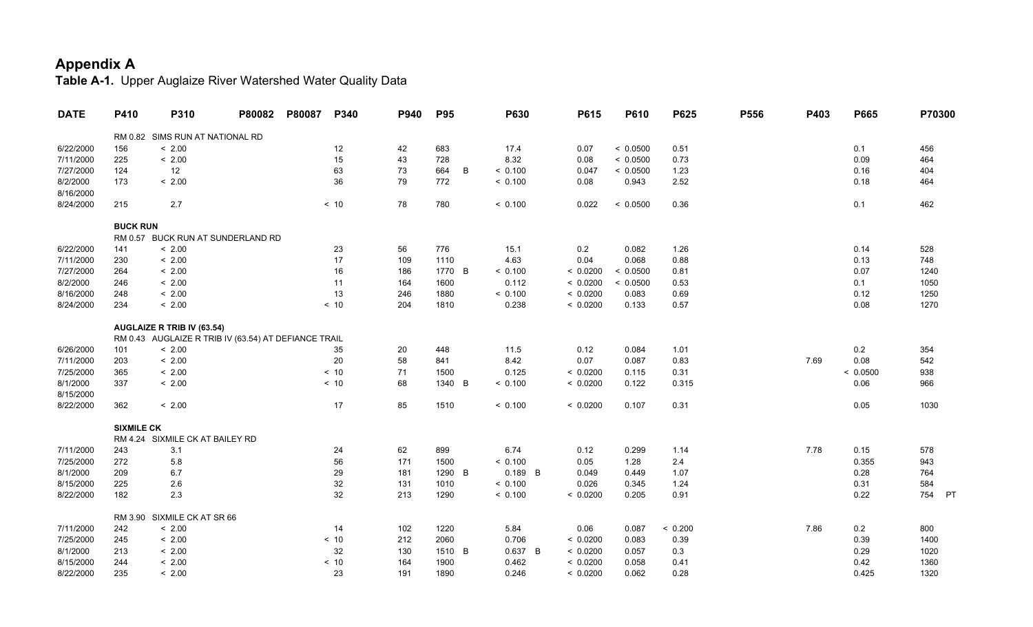# Appendix A

**Table A-1.** Upper Auglaize River Watershed Water Quality Data

| DATE | P410 | P310 | P80082 | P80087 | P340 | P940 | P95 | | P630 | | P615 | P610 | P625 | P556 | P403 | P665 | P70300 | |
|---|---|---|---|---|---|---|---|---|---|---|---|---|---|---|---|---|---|---|
| | RM 0.82 SIMS RUN AT NATIONAL RD | | | | | | | | | | | | | | | | | |
| 6/22/2000 | 156 | < 2.00 | | | 12 | 42 | 683 | | 17.4 | | 0.07 | < 0.0500 | 0.51 | | | 0.1 | 456 | |
| 7/11/2000 | 225 | < 2.00 | | | 15 | 43 | 728 | | 8.32 | | 0.08 | < 0.0500 | 0.73 | | | 0.09 | 464 | |
| 7/27/2000 | 124 | 12 | | | 63 | 73 | 664 | B | < 0.100 | | 0.047 | < 0.0500 | 1.23 | | | 0.16 | 404 | |
| 8/2/2000 | 173 | < 2.00 | | | 36 | 79 | 772 | | < 0.100 | | 0.08 | 0.943 | 2.52 | | | 0.18 | 464 | |
| 8/16/2000 | | | | | | | | | | | | | | | | | | |
| 8/24/2000 | 215 | 2.7 | | | < 10 | 78 | 780 | | < 0.100 | | 0.022 | < 0.0500 | 0.36 | | | 0.1 | 462 | |
| | **BUCK RUN** | | | | | | | | | | | | | | | | | |
| | RM 0.57 BUCK RUN AT SUNDERLAND RD | | | | | | | | | | | | | | | | | |
| 6/22/2000 | 141 | < 2.00 | | | 23 | 56 | 776 | | 15.1 | | 0.2 | 0.082 | 1.26 | | | 0.14 | 528 | |
| 7/11/2000 | 230 | < 2.00 | | | 17 | 109 | 1110 | | 4.63 | | 0.04 | 0.068 | 0.88 | | | 0.13 | 748 | |
| 7/27/2000 | 264 | < 2.00 | | | 16 | 186 | 1770 | B | < 0.100 | | < 0.0200 | < 0.0500 | 0.81 | | | 0.07 | 1240 | |
| 8/2/2000 | 246 | < 2.00 | | | 11 | 164 | 1600 | | 0.112 | | < 0.0200 | < 0.0500 | 0.53 | | | 0.1 | 1050 | |
| 8/16/2000 | 248 | < 2.00 | | | 13 | 246 | 1880 | | < 0.100 | | < 0.0200 | 0.083 | 0.69 | | | 0.12 | 1250 | |
| 8/24/2000 | 234 | < 2.00 | | | < 10 | 204 | 1810 | | 0.238 | | < 0.0200 | 0.133 | 0.57 | | | 0.08 | 1270 | |
| | **AUGLAIZE R TRIB IV (63.54)** | | | | | | | | | | | | | | | | | |
| | RM 0.43 AUGLAIZE R TRIB IV (63.54) AT DEFIANCE TRAIL | | | | | | | | | | | | | | | | | |
| 6/26/2000 | 101 | < 2.00 | | | 35 | 20 | 448 | | 11.5 | | 0.12 | 0.084 | 1.01 | | | 0.2 | 354 | |
| 7/11/2000 | 203 | < 2.00 | | | 20 | 58 | 841 | | 8.42 | | 0.07 | 0.087 | 0.83 | | 7.69 | 0.08 | 542 | |
| 7/25/2000 | 365 | < 2.00 | | | < 10 | 71 | 1500 | | 0.125 | | < 0.0200 | 0.115 | 0.31 | | | < 0.0500 | 938 | |
| 8/1/2000 | 337 | < 2.00 | | | < 10 | 68 | 1340 | B | < 0.100 | | < 0.0200 | 0.122 | 0.315 | | | 0.06 | 966 | |
| 8/15/2000 | | | | | | | | | | | | | | | | | | |
| 8/22/2000 | 362 | < 2.00 | | | 17 | 85 | 1510 | | < 0.100 | | < 0.0200 | 0.107 | 0.31 | | | 0.05 | 1030 | |
| | **SIXMILE CK** | | | | | | | | | | | | | | | | | |
| | RM 4.24 SIXMILE CK AT BAILEY RD | | | | | | | | | | | | | | | | | |
| 7/11/2000 | 243 | 3.1 | | | 24 | 62 | 899 | | 6.74 | | 0.12 | 0.299 | 1.14 | | 7.78 | 0.15 | 578 | |
| 7/25/2000 | 272 | 5.8 | | | 56 | 171 | 1500 | | < 0.100 | | 0.05 | 1.28 | 2.4 | | | 0.355 | 943 | |
| 8/1/2000 | 209 | 6.7 | | | 29 | 181 | 1290 | B | 0.189 | B | 0.049 | 0.449 | 1.07 | | | 0.28 | 764 | |
| 8/15/2000 | 225 | 2.6 | | | 32 | 131 | 1010 | | < 0.100 | | 0.026 | 0.345 | 1.24 | | | 0.31 | 584 | |
| 8/22/2000 | 182 | 2.3 | | | 32 | 213 | 1290 | | < 0.100 | | < 0.0200 | 0.205 | 0.91 | | | 0.22 | 754 | PT |
| | RM 3.90 SIXMILE CK AT SR 66 | | | | | | | | | | | | | | | | | |
| 7/11/2000 | 242 | < 2.00 | | | 14 | 102 | 1220 | | 5.84 | | 0.06 | 0.087 | < 0.200 | | 7.86 | 0.2 | 800 | |
| 7/25/2000 | 245 | < 2.00 | | | < 10 | 212 | 2060 | | 0.706 | | < 0.0200 | 0.083 | 0.39 | | | 0.39 | 1400 | |
| 8/1/2000 | 213 | < 2.00 | | | 32 | 130 | 1510 | B | 0.637 | B | < 0.0200 | 0.057 | 0.3 | | | 0.29 | 1020 | |
| 8/15/2000 | 244 | < 2.00 | | | < 10 | 164 | 1900 | | 0.462 | | < 0.0200 | 0.058 | 0.41 | | | 0.42 | 1360 | |
| 8/22/2000 | 235 | < 2.00 | | | 23 | 191 | 1890 | | 0.246 | | < 0.0200 | 0.062 | 0.28 | | | 0.425 | 1320 | |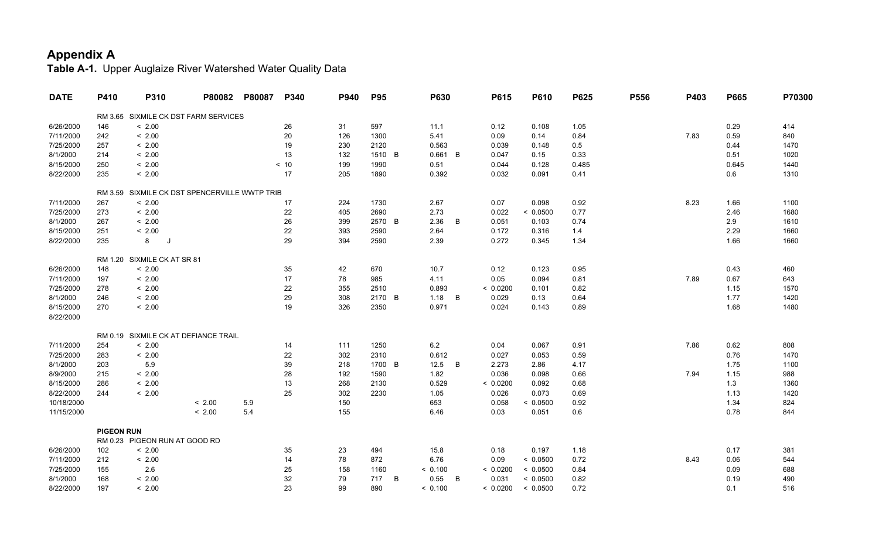# Appendix A

**Table A-1.** Upper Auglaize River Watershed Water Quality Data

| DATE | P410 | P310 | P80082 | P80087 | P340 | P940 | P95 | P630 | P615 | P610 | P625 | P556 | P403 | P665 | P70300 |
|---|---|---|---|---|---|---|---|---|---|---|---|---|---|---|---|
| | RM 3.65 SIXMILE CK DST FARM SERVICES | | | | | | | | | | | | | | |
| 6/26/2000 | 146 | < 2.00 | | | 26 | 31 | 597 | 11.1 | 0.12 | 0.108 | 1.05 | | | 0.29 | 414 |
| 7/11/2000 | 242 | < 2.00 | | | 20 | 126 | 1300 | 5.41 | 0.09 | 0.14 | 0.84 | | 7.83 | 0.59 | 840 |
| 7/25/2000 | 257 | < 2.00 | | | 19 | 230 | 2120 | 0.563 | 0.039 | 0.148 | 0.5 | | | 0.44 | 1470 |
| 8/1/2000 | 214 | < 2.00 | | | 13 | 132 | 1510 B | 0.661 B | 0.047 | 0.15 | 0.33 | | | 0.51 | 1020 |
| 8/15/2000 | 250 | < 2.00 | | | < 10 | 199 | 1990 | 0.51 | 0.044 | 0.128 | 0.485 | | | 0.645 | 1440 |
| 8/22/2000 | 235 | < 2.00 | | | 17 | 205 | 1890 | 0.392 | 0.032 | 0.091 | 0.41 | | | 0.6 | 1310 |
| | RM 3.59 SIXMILE CK DST SPENCERVILLE WWTP TRIB | | | | | | | | | | | | | | |
| 7/11/2000 | 267 | < 2.00 | | | 17 | 224 | 1730 | 2.67 | 0.07 | 0.098 | 0.92 | | 8.23 | 1.66 | 1100 |
| 7/25/2000 | 273 | < 2.00 | | | 22 | 405 | 2690 | 2.73 | 0.022 | < 0.0500 | 0.77 | | | 2.46 | 1680 |
| 8/1/2000 | 267 | < 2.00 | | | 26 | 399 | 2570 B | 2.36 B | 0.051 | 0.103 | 0.74 | | | 2.9 | 1610 |
| 8/15/2000 | 251 | < 2.00 | | | 22 | 393 | 2590 | 2.64 | 0.172 | 0.316 | 1.4 | | | 2.29 | 1660 |
| 8/22/2000 | 235 | 8 J | | | 29 | 394 | 2590 | 2.39 | 0.272 | 0.345 | 1.34 | | | 1.66 | 1660 |
| | RM 1.20 SIXMILE CK AT SR 81 | | | | | | | | | | | | | | |
| 6/26/2000 | 148 | < 2.00 | | | 35 | 42 | 670 | 10.7 | 0.12 | 0.123 | 0.95 | | | 0.43 | 460 |
| 7/11/2000 | 197 | < 2.00 | | | 17 | 78 | 985 | 4.11 | 0.05 | 0.094 | 0.81 | | 7.89 | 0.67 | 643 |
| 7/25/2000 | 278 | < 2.00 | | | 22 | 355 | 2510 | 0.893 | < 0.0200 | 0.101 | 0.82 | | | 1.15 | 1570 |
| 8/1/2000 | 246 | < 2.00 | | | 29 | 308 | 2170 B | 1.18 B | 0.029 | 0.13 | 0.64 | | | 1.77 | 1420 |
| 8/15/2000 | 270 | < 2.00 | | | 19 | 326 | 2350 | 0.971 | 0.024 | 0.143 | 0.89 | | | 1.68 | 1480 |
| 8/22/2000 | | | | | | | | | | | | | | | |
| | RM 0.19 SIXMILE CK AT DEFIANCE TRAIL | | | | | | | | | | | | | | |
| 7/11/2000 | 254 | < 2.00 | | | 14 | 111 | 1250 | 6.2 | 0.04 | 0.067 | 0.91 | | 7.86 | 0.62 | 808 |
| 7/25/2000 | 283 | < 2.00 | | | 22 | 302 | 2310 | 0.612 | 0.027 | 0.053 | 0.59 | | | 0.76 | 1470 |
| 8/1/2000 | 203 | 5.9 | | | 39 | 218 | 1700 B | 12.5 B | 2.273 | 2.86 | 4.17 | | | 1.75 | 1100 |
| 8/9/2000 | 215 | < 2.00 | | | 28 | 192 | 1590 | 1.82 | 0.036 | 0.098 | 0.66 | | 7.94 | 1.15 | 988 |
| 8/15/2000 | 286 | < 2.00 | | | 13 | 268 | 2130 | 0.529 | < 0.0200 | 0.092 | 0.68 | | | 1.3 | 1360 |
| 8/22/2000 | 244 | < 2.00 | | | 25 | 302 | 2230 | 1.05 | 0.026 | 0.073 | 0.69 | | | 1.13 | 1420 |
| 10/18/2000 | | | < 2.00 | 5.9 | | 150 | | 653 | 0.058 | < 0.0500 | 0.92 | | | 1.34 | 824 |
| 11/15/2000 | | | < 2.00 | 5.4 | | 155 | | 6.46 | 0.03 | 0.051 | 0.6 | | | 0.78 | 844 |
| | **PIGEON RUN** | | | | | | | | | | | | | | |
| | RM 0.23 PIGEON RUN AT GOOD RD | | | | | | | | | | | | | | |
| 6/26/2000 | 102 | < 2.00 | | | 35 | 23 | 494 | 15.8 | 0.18 | 0.197 | 1.18 | | | 0.17 | 381 |
| 7/11/2000 | 212 | < 2.00 | | | 14 | 78 | 872 | 6.76 | 0.09 | < 0.0500 | 0.72 | | 8.43 | 0.06 | 544 |
| 7/25/2000 | 155 | 2.6 | | | 25 | 158 | 1160 | < 0.100 | < 0.0200 | < 0.0500 | 0.84 | | | 0.09 | 688 |
| 8/1/2000 | 168 | < 2.00 | | | 32 | 79 | 717 B | 0.55 B | 0.031 | < 0.0500 | 0.82 | | | 0.19 | 490 |
| 8/22/2000 | 197 | < 2.00 | | | 23 | 99 | 890 | < 0.100 | < 0.0200 | < 0.0500 | 0.72 | | | 0.1 | 516 |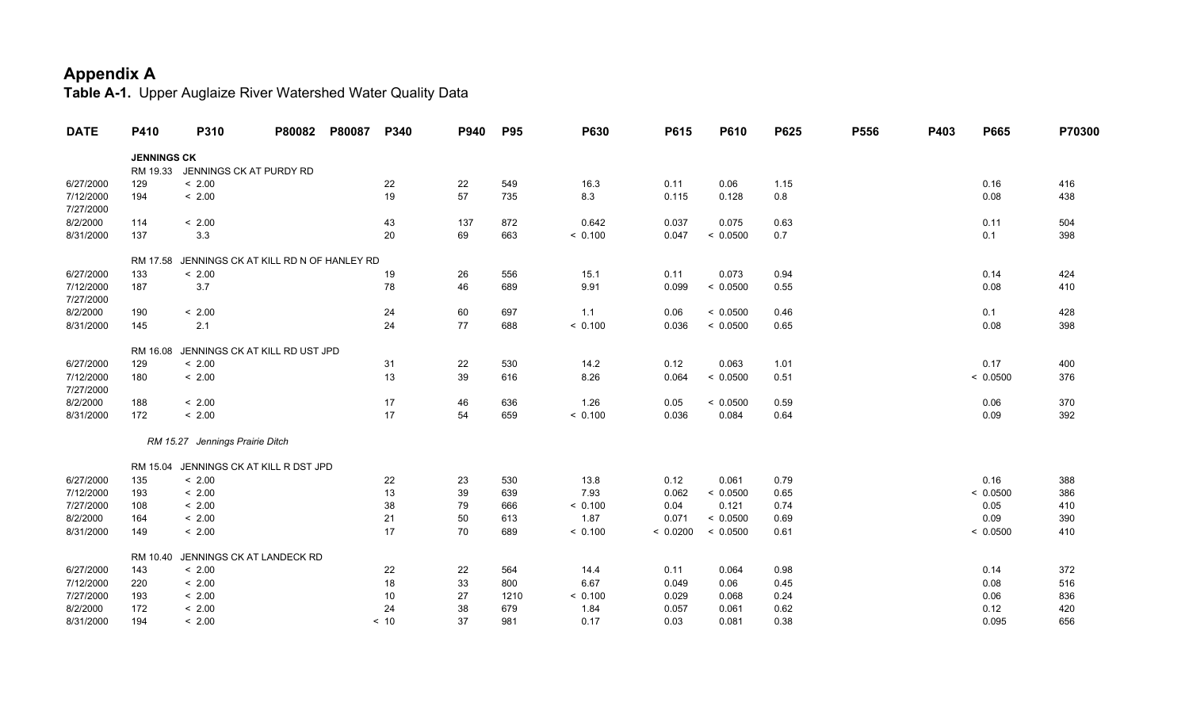# Appendix A

**Table A-1.** Upper Auglaize River Watershed Water Quality Data

| DATE | P410 | P310 | P80082 | P80087 | P340 | P940 | P95 | P630 | P615 | P610 | P625 | P556 | P403 | P665 | P70300 |
|---|---|---|---|---|---|---|---|---|---|---|---|---|---|---|---|
| | **JENNINGS CK** | | | | | | | | | | | | | | |
| | RM 19.33 | JENNINGS CK AT PURDY RD | | | | | | | | | | | | | |
| 6/27/2000 | 129 | < 2.00 | | | 22 | 22 | 549 | 16.3 | 0.11 | 0.06 | 1.15 | | | 0.16 | 416 |
| 7/12/2000 | 194 | < 2.00 | | | 19 | 57 | 735 | 8.3 | 0.115 | 0.128 | 0.8 | | | 0.08 | 438 |
| 7/27/2000 | | | | | | | | | | | | | | | |
| 8/2/2000 | 114 | < 2.00 | | | 43 | 137 | 872 | 0.642 | 0.037 | 0.075 | 0.63 | | | 0.11 | 504 |
| 8/31/2000 | 137 | 3.3 | | | 20 | 69 | 663 | < 0.100 | 0.047 | < 0.0500 | 0.7 | | | 0.1 | 398 |
| | RM 17.58 | JENNINGS CK AT KILL RD N OF HANLEY RD | | | | | | | | | | | | | |
| 6/27/2000 | 133 | < 2.00 | | | 19 | 26 | 556 | 15.1 | 0.11 | 0.073 | 0.94 | | | 0.14 | 424 |
| 7/12/2000 | 187 | 3.7 | | | 78 | 46 | 689 | 9.91 | 0.099 | < 0.0500 | 0.55 | | | 0.08 | 410 |
| 7/27/2000 | | | | | | | | | | | | | | | |
| 8/2/2000 | 190 | < 2.00 | | | 24 | 60 | 697 | 1.1 | 0.06 | < 0.0500 | 0.46 | | | 0.1 | 428 |
| 8/31/2000 | 145 | 2.1 | | | 24 | 77 | 688 | < 0.100 | 0.036 | < 0.0500 | 0.65 | | | 0.08 | 398 |
| | RM 16.08 | JENNINGS CK AT KILL RD UST JPD | | | | | | | | | | | | | |
| 6/27/2000 | 129 | < 2.00 | | | 31 | 22 | 530 | 14.2 | 0.12 | 0.063 | 1.01 | | | 0.17 | 400 |
| 7/12/2000 | 180 | < 2.00 | | | 13 | 39 | 616 | 8.26 | 0.064 | < 0.0500 | 0.51 | | | < 0.0500 | 376 |
| 7/27/2000 | | | | | | | | | | | | | | | |
| 8/2/2000 | 188 | < 2.00 | | | 17 | 46 | 636 | 1.26 | 0.05 | < 0.0500 | 0.59 | | | 0.06 | 370 |
| 8/31/2000 | 172 | < 2.00 | | | 17 | 54 | 659 | < 0.100 | 0.036 | 0.084 | 0.64 | | | 0.09 | 392 |
| | *RM 15.27* | *Jennings Prairie Ditch* | | | | | | | | | | | | | |
| | RM 15.04 | JENNINGS CK AT KILL R DST JPD | | | | | | | | | | | | | |
| 6/27/2000 | 135 | < 2.00 | | | 22 | 23 | 530 | 13.8 | 0.12 | 0.061 | 0.79 | | | 0.16 | 388 |
| 7/12/2000 | 193 | < 2.00 | | | 13 | 39 | 639 | 7.93 | 0.062 | < 0.0500 | 0.65 | | | < 0.0500 | 386 |
| 7/27/2000 | 108 | < 2.00 | | | 38 | 79 | 666 | < 0.100 | 0.04 | 0.121 | 0.74 | | | 0.05 | 410 |
| 8/2/2000 | 164 | < 2.00 | | | 21 | 50 | 613 | 1.87 | 0.071 | < 0.0500 | 0.69 | | | 0.09 | 390 |
| 8/31/2000 | 149 | < 2.00 | | | 17 | 70 | 689 | < 0.100 | < 0.0200 | < 0.0500 | 0.61 | | | < 0.0500 | 410 |
| | RM 10.40 | JENNINGS CK AT LANDECK RD | | | | | | | | | | | | | |
| 6/27/2000 | 143 | < 2.00 | | | 22 | 22 | 564 | 14.4 | 0.11 | 0.064 | 0.98 | | | 0.14 | 372 |
| 7/12/2000 | 220 | < 2.00 | | | 18 | 33 | 800 | 6.67 | 0.049 | 0.06 | 0.45 | | | 0.08 | 516 |
| 7/27/2000 | 193 | < 2.00 | | | 10 | 27 | 1210 | < 0.100 | 0.029 | 0.068 | 0.24 | | | 0.06 | 836 |
| 8/2/2000 | 172 | < 2.00 | | | 24 | 38 | 679 | 1.84 | 0.057 | 0.061 | 0.62 | | | 0.12 | 420 |
| 8/31/2000 | 194 | < 2.00 | | | < 10 | 37 | 981 | 0.17 | 0.03 | 0.081 | 0.38 | | | 0.095 | 656 |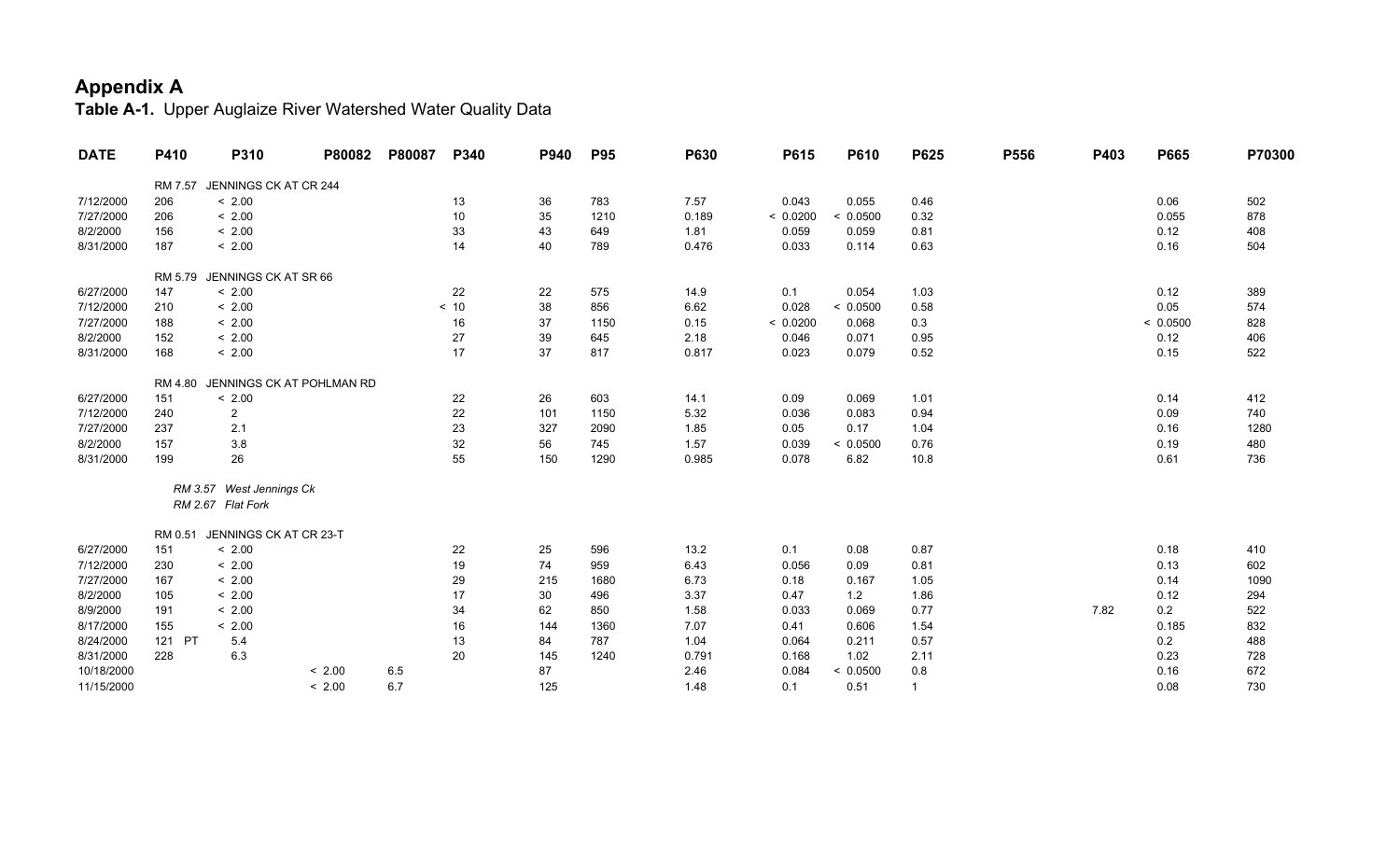# Appendix A

**Table A-1.** Upper Auglaize River Watershed Water Quality Data

| DATE | P410 | P310 | P80082 | P80087 | P340 | P940 | P95 | P630 | P615 | P610 | P625 | P556 | P403 | P665 | P70300 |
|---|---|---|---|---|---|---|---|---|---|---|---|---|---|---|---|
| | RM 7.57 JENNINGS CK AT CR 244 | | | | | | | | | | | | | | |
| 7/12/2000 | 206 | < 2.00 | | | 13 | 36 | 783 | 7.57 | 0.043 | 0.055 | 0.46 | | | 0.06 | 502 |
| 7/27/2000 | 206 | < 2.00 | | | 10 | 35 | 1210 | 0.189 | < 0.0200 | < 0.0500 | 0.32 | | | 0.055 | 878 |
| 8/2/2000 | 156 | < 2.00 | | | 33 | 43 | 649 | 1.81 | 0.059 | 0.059 | 0.81 | | | 0.12 | 408 |
| 8/31/2000 | 187 | < 2.00 | | | 14 | 40 | 789 | 0.476 | 0.033 | 0.114 | 0.63 | | | 0.16 | 504 |
| | RM 5.79 JENNINGS CK AT SR 66 | | | | | | | | | | | | | | |
| 6/27/2000 | 147 | < 2.00 | | | 22 | 22 | 575 | 14.9 | 0.1 | 0.054 | 1.03 | | | 0.12 | 389 |
| 7/12/2000 | 210 | < 2.00 | | | < 10 | 38 | 856 | 6.62 | 0.028 | < 0.0500 | 0.58 | | | 0.05 | 574 |
| 7/27/2000 | 188 | < 2.00 | | | 16 | 37 | 1150 | 0.15 | < 0.0200 | 0.068 | 0.3 | | | < 0.0500 | 828 |
| 8/2/2000 | 152 | < 2.00 | | | 27 | 39 | 645 | 2.18 | 0.046 | 0.071 | 0.95 | | | 0.12 | 406 |
| 8/31/2000 | 168 | < 2.00 | | | 17 | 37 | 817 | 0.817 | 0.023 | 0.079 | 0.52 | | | 0.15 | 522 |
| | RM 4.80 JENNINGS CK AT POHLMAN RD | | | | | | | | | | | | | | |
| 6/27/2000 | 151 | < 2.00 | | | 22 | 26 | 603 | 14.1 | 0.09 | 0.069 | 1.01 | | | 0.14 | 412 |
| 7/12/2000 | 240 | 2 | | | 22 | 101 | 1150 | 5.32 | 0.036 | 0.083 | 0.94 | | | 0.09 | 740 |
| 7/27/2000 | 237 | 2.1 | | | 23 | 327 | 2090 | 1.85 | 0.05 | 0.17 | 1.04 | | | 0.16 | 1280 |
| 8/2/2000 | 157 | 3.8 | | | 32 | 56 | 745 | 1.57 | 0.039 | < 0.0500 | 0.76 | | | 0.19 | 480 |
| 8/31/2000 | 199 | 26 | | | 55 | 150 | 1290 | 0.985 | 0.078 | 6.82 | 10.8 | | | 0.61 | 736 |
| | *RM 3.57 West Jennings Ck* | | | | | | | | | | | | | | |
| | *RM 2.67 Flat Fork* | | | | | | | | | | | | | | |
| | RM 0.51 JENNINGS CK AT CR 23-T | | | | | | | | | | | | | | |
| 6/27/2000 | 151 | < 2.00 | | | 22 | 25 | 596 | 13.2 | 0.1 | 0.08 | 0.87 | | | 0.18 | 410 |
| 7/12/2000 | 230 | < 2.00 | | | 19 | 74 | 959 | 6.43 | 0.056 | 0.09 | 0.81 | | | 0.13 | 602 |
| 7/27/2000 | 167 | < 2.00 | | | 29 | 215 | 1680 | 6.73 | 0.18 | 0.167 | 1.05 | | | 0.14 | 1090 |
| 8/2/2000 | 105 | < 2.00 | | | 17 | 30 | 496 | 3.37 | 0.47 | 1.2 | 1.86 | | | 0.12 | 294 |
| 8/9/2000 | 191 | < 2.00 | | | 34 | 62 | 850 | 1.58 | 0.033 | 0.069 | 0.77 | | 7.82 | 0.2 | 522 |
| 8/17/2000 | 155 | < 2.00 | | | 16 | 144 | 1360 | 7.07 | 0.41 | 0.606 | 1.54 | | | 0.185 | 832 |
| 8/24/2000 | 121 PT | 5.4 | | | 13 | 84 | 787 | 1.04 | 0.064 | 0.211 | 0.57 | | | 0.2 | 488 |
| 8/31/2000 | 228 | 6.3 | | | 20 | 145 | 1240 | 0.791 | 0.168 | 1.02 | 2.11 | | | 0.23 | 728 |
| 10/18/2000 | | | < 2.00 | 6.5 | | 87 | | 2.46 | 0.084 | < 0.0500 | 0.8 | | | 0.16 | 672 |
| 11/15/2000 | | | < 2.00 | 6.7 | | 125 | | 1.48 | 0.1 | 0.51 | 1 | | | 0.08 | 730 |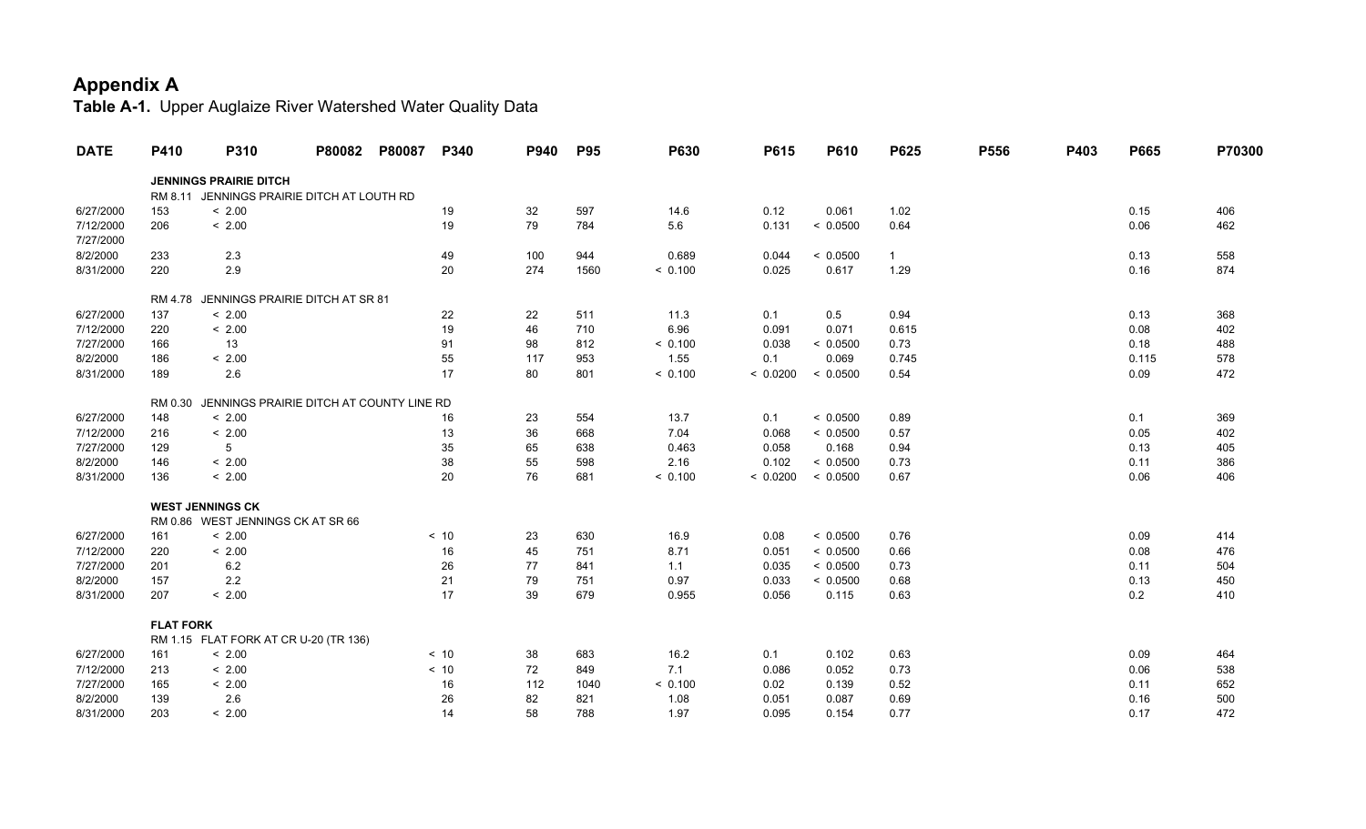# Appendix A

**Table A-1.** Upper Auglaize River Watershed Water Quality Data

| DATE | P410 | P310 | P80082 | P80087 | P340 | P940 | P95 | P630 | P615 | P610 | P625 | P556 | P403 | P665 | P70300 |
|---|---|---|---|---|---|---|---|---|---|---|---|---|---|---|---|
| | **JENNINGS PRAIRIE DITCH** | | | | | | | | | | | | | | |
| | RM 8.11 JENNINGS PRAIRIE DITCH AT LOUTH RD | | | | | | | | | | | | | | |
| 6/27/2000 | 153 | < 2.00 | | | 19 | 32 | 597 | 14.6 | 0.12 | 0.061 | 1.02 | | | 0.15 | 406 |
| 7/12/2000 | 206 | < 2.00 | | | 19 | 79 | 784 | 5.6 | 0.131 | < 0.0500 | 0.64 | | | 0.06 | 462 |
| 7/27/2000 | | | | | | | | | | | | | | | |
| 8/2/2000 | 233 | 2.3 | | | 49 | 100 | 944 | 0.689 | 0.044 | < 0.0500 | 1 | | | 0.13 | 558 |
| 8/31/2000 | 220 | 2.9 | | | 20 | 274 | 1560 | < 0.100 | 0.025 | 0.617 | 1.29 | | | 0.16 | 874 |
| | RM 4.78 JENNINGS PRAIRIE DITCH AT SR 81 | | | | | | | | | | | | | | |
| 6/27/2000 | 137 | < 2.00 | | | 22 | 22 | 511 | 11.3 | 0.1 | 0.5 | 0.94 | | | 0.13 | 368 |
| 7/12/2000 | 220 | < 2.00 | | | 19 | 46 | 710 | 6.96 | 0.091 | 0.071 | 0.615 | | | 0.08 | 402 |
| 7/27/2000 | 166 | 13 | | | 91 | 98 | 812 | < 0.100 | 0.038 | < 0.0500 | 0.73 | | | 0.18 | 488 |
| 8/2/2000 | 186 | < 2.00 | | | 55 | 117 | 953 | 1.55 | 0.1 | 0.069 | 0.745 | | | 0.115 | 578 |
| 8/31/2000 | 189 | 2.6 | | | 17 | 80 | 801 | < 0.100 | < 0.0200 | < 0.0500 | 0.54 | | | 0.09 | 472 |
| | RM 0.30 JENNINGS PRAIRIE DITCH AT COUNTY LINE RD | | | | | | | | | | | | | | |
| 6/27/2000 | 148 | < 2.00 | | | 16 | 23 | 554 | 13.7 | 0.1 | < 0.0500 | 0.89 | | | 0.1 | 369 |
| 7/12/2000 | 216 | < 2.00 | | | 13 | 36 | 668 | 7.04 | 0.068 | < 0.0500 | 0.57 | | | 0.05 | 402 |
| 7/27/2000 | 129 | 5 | | | 35 | 65 | 638 | 0.463 | 0.058 | 0.168 | 0.94 | | | 0.13 | 405 |
| 8/2/2000 | 146 | < 2.00 | | | 38 | 55 | 598 | 2.16 | 0.102 | < 0.0500 | 0.73 | | | 0.11 | 386 |
| 8/31/2000 | 136 | < 2.00 | | | 20 | 76 | 681 | < 0.100 | < 0.0200 | < 0.0500 | 0.67 | | | 0.06 | 406 |
| | **WEST JENNINGS CK** | | | | | | | | | | | | | | |
| | RM 0.86 WEST JENNINGS CK AT SR 66 | | | | | | | | | | | | | | |
| 6/27/2000 | 161 | < 2.00 | | | < 10 | 23 | 630 | 16.9 | 0.08 | < 0.0500 | 0.76 | | | 0.09 | 414 |
| 7/12/2000 | 220 | < 2.00 | | | 16 | 45 | 751 | 8.71 | 0.051 | < 0.0500 | 0.66 | | | 0.08 | 476 |
| 7/27/2000 | 201 | 6.2 | | | 26 | 77 | 841 | 1.1 | 0.035 | < 0.0500 | 0.73 | | | 0.11 | 504 |
| 8/2/2000 | 157 | 2.2 | | | 21 | 79 | 751 | 0.97 | 0.033 | < 0.0500 | 0.68 | | | 0.13 | 450 |
| 8/31/2000 | 207 | < 2.00 | | | 17 | 39 | 679 | 0.955 | 0.056 | 0.115 | 0.63 | | | 0.2 | 410 |
| | **FLAT FORK** | | | | | | | | | | | | | | |
| | RM 1.15 FLAT FORK AT CR U-20 (TR 136) | | | | | | | | | | | | | | |
| 6/27/2000 | 161 | < 2.00 | | | < 10 | 38 | 683 | 16.2 | 0.1 | 0.102 | 0.63 | | | 0.09 | 464 |
| 7/12/2000 | 213 | < 2.00 | | | < 10 | 72 | 849 | 7.1 | 0.086 | 0.052 | 0.73 | | | 0.06 | 538 |
| 7/27/2000 | 165 | < 2.00 | | | 16 | 112 | 1040 | < 0.100 | 0.02 | 0.139 | 0.52 | | | 0.11 | 652 |
| 8/2/2000 | 139 | 2.6 | | | 26 | 82 | 821 | 1.08 | 0.051 | 0.087 | 0.69 | | | 0.16 | 500 |
| 8/31/2000 | 203 | < 2.00 | | | 14 | 58 | 788 | 1.97 | 0.095 | 0.154 | 0.77 | | | 0.17 | 472 |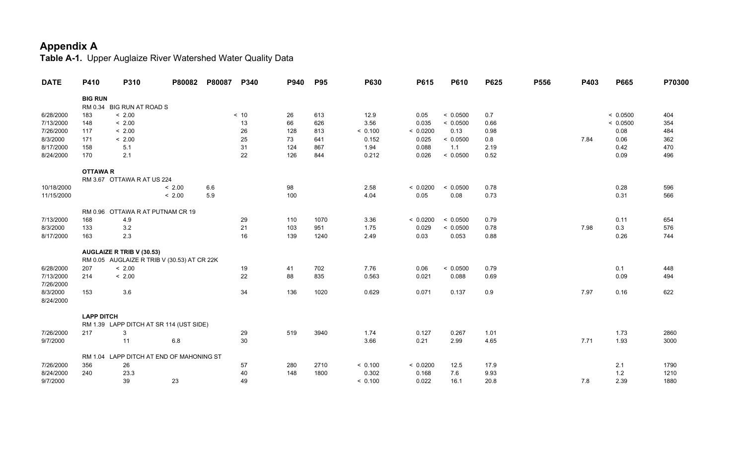## Appendix A

**Table A-1.** Upper Auglaize River Watershed Water Quality Data

| DATE | P410 | P310 | P80082 | P80087 | P340 | P940 | P95 | P630 | P615 | P610 | P625 | P556 | P403 | P665 | P70300 |
|---|---|---|---|---|---|---|---|---|---|---|---|---|---|---|---|
| | **BIG RUN** | | | | | | | | | | | | | | |
| | RM 0.34 BIG RUN AT ROAD S | | | | | | | | | | | | | | |
| 6/28/2000 | 183 | < 2.00 | | | < 10 | 26 | 613 | 12.9 | 0.05 | < 0.0500 | 0.7 | | | < 0.0500 | 404 |
| 7/13/2000 | 148 | < 2.00 | | | 13 | 66 | 626 | 3.56 | 0.035 | < 0.0500 | 0.66 | | | < 0.0500 | 354 |
| 7/26/2000 | 117 | < 2.00 | | | 26 | 128 | 813 | < 0.100 | < 0.0200 | 0.13 | 0.98 | | | 0.08 | 484 |
| 8/3/2000 | 171 | < 2.00 | | | 25 | 73 | 641 | 0.152 | 0.025 | < 0.0500 | 0.8 | | 7.84 | 0.06 | 362 |
| 8/17/2000 | 158 | 5.1 | | | 31 | 124 | 867 | 1.94 | 0.088 | 1.1 | 2.19 | | | 0.42 | 470 |
| 8/24/2000 | 170 | 2.1 | | | 22 | 126 | 844 | 0.212 | 0.026 | < 0.0500 | 0.52 | | | 0.09 | 496 |
| | **OTTAWA R** | | | | | | | | | | | | | | |
| | RM 3.67 OTTAWA R AT US 224 | | | | | | | | | | | | | | |
| 10/18/2000 | | | < 2.00 | 6.6 | | 98 | | 2.58 | < 0.0200 | < 0.0500 | 0.78 | | | 0.28 | 596 |
| 11/15/2000 | | | < 2.00 | 5.9 | | 100 | | 4.04 | 0.05 | 0.08 | 0.73 | | | 0.31 | 566 |
| | RM 0.96 OTTAWA R AT PUTNAM CR 19 | | | | | | | | | | | | | | |
| 7/13/2000 | 168 | 4.9 | | | 29 | 110 | 1070 | 3.36 | < 0.0200 | < 0.0500 | 0.79 | | | 0.11 | 654 |
| 8/3/2000 | 133 | 3.2 | | | 21 | 103 | 951 | 1.75 | 0.029 | < 0.0500 | 0.78 | | 7.98 | 0.3 | 576 |
| 8/17/2000 | 163 | 2.3 | | | 16 | 139 | 1240 | 2.49 | 0.03 | 0.053 | 0.88 | | | 0.26 | 744 |
| | **AUGLAIZE R TRIB V (30.53)** | | | | | | | | | | | | | | |
| | RM 0.05 AUGLAIZE R TRIB V (30.53) AT CR 22K | | | | | | | | | | | | | | |
| 6/28/2000 | 207 | < 2.00 | | | 19 | 41 | 702 | 7.76 | 0.06 | < 0.0500 | 0.79 | | | 0.1 | 448 |
| 7/13/2000 | 214 | < 2.00 | | | 22 | 88 | 835 | 0.563 | 0.021 | 0.088 | 0.69 | | | 0.09 | 494 |
| 7/26/2000 | | | | | | | | | | | | | | | |
| 8/3/2000 | 153 | 3.6 | | | 34 | 136 | 1020 | 0.629 | 0.071 | 0.137 | 0.9 | | 7.97 | 0.16 | 622 |
| 8/24/2000 | | | | | | | | | | | | | | | |
| | **LAPP DITCH** | | | | | | | | | | | | | | |
| | RM 1.39 LAPP DITCH AT SR 114 (UST SIDE) | | | | | | | | | | | | | | |
| 7/26/2000 | 217 | 3 | | | 29 | 519 | 3940 | 1.74 | 0.127 | 0.267 | 1.01 | | | 1.73 | 2860 |
| 9/7/2000 | | 11 | 6.8 | | 30 | | | 3.66 | 0.21 | 2.99 | 4.65 | | 7.71 | 1.93 | 3000 |
| | RM 1.04 LAPP DITCH AT END OF MAHONING ST | | | | | | | | | | | | | | |
| 7/26/2000 | 356 | 26 | | | 57 | 280 | 2710 | < 0.100 | < 0.0200 | 12.5 | 17.9 | | | 2.1 | 1790 |
| 8/24/2000 | 240 | 23.3 | | | 40 | 148 | 1800 | 0.302 | 0.168 | 7.6 | 9.93 | | | 1.2 | 1210 |
| 9/7/2000 | | 39 | 23 | | 49 | | | < 0.100 | 0.022 | 16.1 | 20.8 | | 7.8 | 2.39 | 1880 |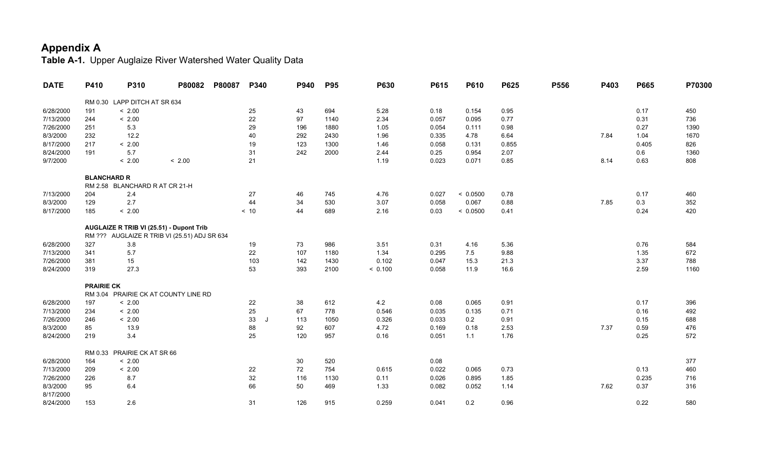## Appendix A

**Table A-1.** Upper Auglaize River Watershed Water Quality Data

| DATE | P410 | P310 | P80082 | P80087 | P340 | P940 | P95 | P630 | P615 | P610 | P625 | P556 | P403 | P665 | P70300 |
|---|---|---|---|---|---|---|---|---|---|---|---|---|---|---|---|
| | RM 0.30 LAPP DITCH AT SR 634 | | | | | | | | | | | | | | |
| 6/28/2000 | 191 | < 2.00 | | | 25 | 43 | 694 | 5.28 | 0.18 | 0.154 | 0.95 | | | 0.17 | 450 |
| 7/13/2000 | 244 | < 2.00 | | | 22 | 97 | 1140 | 2.34 | 0.057 | 0.095 | 0.77 | | | 0.31 | 736 |
| 7/26/2000 | 251 | 5.3 | | | 29 | 196 | 1880 | 1.05 | 0.054 | 0.111 | 0.98 | | | 0.27 | 1390 |
| 8/3/2000 | 232 | 12.2 | | | 40 | 292 | 2430 | 1.96 | 0.335 | 4.78 | 6.64 | | 7.84 | 1.04 | 1670 |
| 8/17/2000 | 217 | < 2.00 | | | 19 | 123 | 1300 | 1.46 | 0.058 | 0.131 | 0.855 | | | 0.405 | 826 |
| 8/24/2000 | 191 | 5.7 | | | 31 | 242 | 2000 | 2.44 | 0.25 | 0.954 | 2.07 | | | 0.6 | 1360 |
| 9/7/2000 | | < 2.00 | < 2.00 | | 21 | | | 1.19 | 0.023 | 0.071 | 0.85 | | 8.14 | 0.63 | 808 |
| | **BLANCHARD R** | | | | | | | | | | | | | | |
| | RM 2.58 BLANCHARD R AT CR 21-H | | | | | | | | | | | | | | |
| 7/13/2000 | 204 | 2.4 | | | 27 | 46 | 745 | 4.76 | 0.027 | < 0.0500 | 0.78 | | | 0.17 | 460 |
| 8/3/2000 | 129 | 2.7 | | | 44 | 34 | 530 | 3.07 | 0.058 | 0.067 | 0.88 | | 7.85 | 0.3 | 352 |
| 8/17/2000 | 185 | < 2.00 | | | < 10 | 44 | 689 | 2.16 | 0.03 | < 0.0500 | 0.41 | | | 0.24 | 420 |
| | **AUGLAIZE R TRIB VI (25.51) - Dupont Trib** | | | | | | | | | | | | | | |
| | RM ??? AUGLAIZE R TRIB VI (25.51) ADJ SR 634 | | | | | | | | | | | | | | |
| 6/28/2000 | 327 | 3.8 | | | 19 | 73 | 986 | 3.51 | 0.31 | 4.16 | 5.36 | | | 0.76 | 584 |
| 7/13/2000 | 341 | 5.7 | | | 22 | 107 | 1180 | 1.34 | 0.295 | 7.5 | 9.88 | | | 1.35 | 672 |
| 7/26/2000 | 381 | 15 | | | 103 | 142 | 1430 | 0.102 | 0.047 | 15.3 | 21.3 | | | 3.37 | 788 |
| 8/24/2000 | 319 | 27.3 | | | 53 | 393 | 2100 | < 0.100 | 0.058 | 11.9 | 16.6 | | | 2.59 | 1160 |
| | **PRAIRIE CK** | | | | | | | | | | | | | | |
| | RM 3.04 PRAIRIE CK AT COUNTY LINE RD | | | | | | | | | | | | | | |
| 6/28/2000 | 197 | < 2.00 | | | 22 | 38 | 612 | 4.2 | 0.08 | 0.065 | 0.91 | | | 0.17 | 396 |
| 7/13/2000 | 234 | < 2.00 | | | 25 | 67 | 778 | 0.546 | 0.035 | 0.135 | 0.71 | | | 0.16 | 492 |
| 7/26/2000 | 246 | < 2.00 | | | 33 J | 113 | 1050 | 0.326 | 0.033 | 0.2 | 0.91 | | | 0.15 | 688 |
| 8/3/2000 | 85 | 13.9 | | | 88 | 92 | 607 | 4.72 | 0.169 | 0.18 | 2.53 | | 7.37 | 0.59 | 476 |
| 8/24/2000 | 219 | 3.4 | | | 25 | 120 | 957 | 0.16 | 0.051 | 1.1 | 1.76 | | | 0.25 | 572 |
| | RM 0.33 PRAIRIE CK AT SR 66 | | | | | | | | | | | | | | |
| 6/28/2000 | 164 | < 2.00 | | | | 30 | 520 | | 0.08 | | | | | | 377 |
| 7/13/2000 | 209 | < 2.00 | | | 22 | 72 | 754 | 0.615 | 0.022 | 0.065 | 0.73 | | | 0.13 | 460 |
| 7/26/2000 | 226 | 8.7 | | | 32 | 116 | 1130 | 0.11 | 0.026 | 0.895 | 1.85 | | | 0.235 | 716 |
| 8/3/2000 | 95 | 6.4 | | | 66 | 50 | 469 | 1.33 | 0.082 | 0.052 | 1.14 | | 7.62 | 0.37 | 316 |
| 8/17/2000 | | | | | | | | | | | | | | | |
| 8/24/2000 | 153 | 2.6 | | | 31 | 126 | 915 | 0.259 | 0.041 | 0.2 | 0.96 | | | 0.22 | 580 |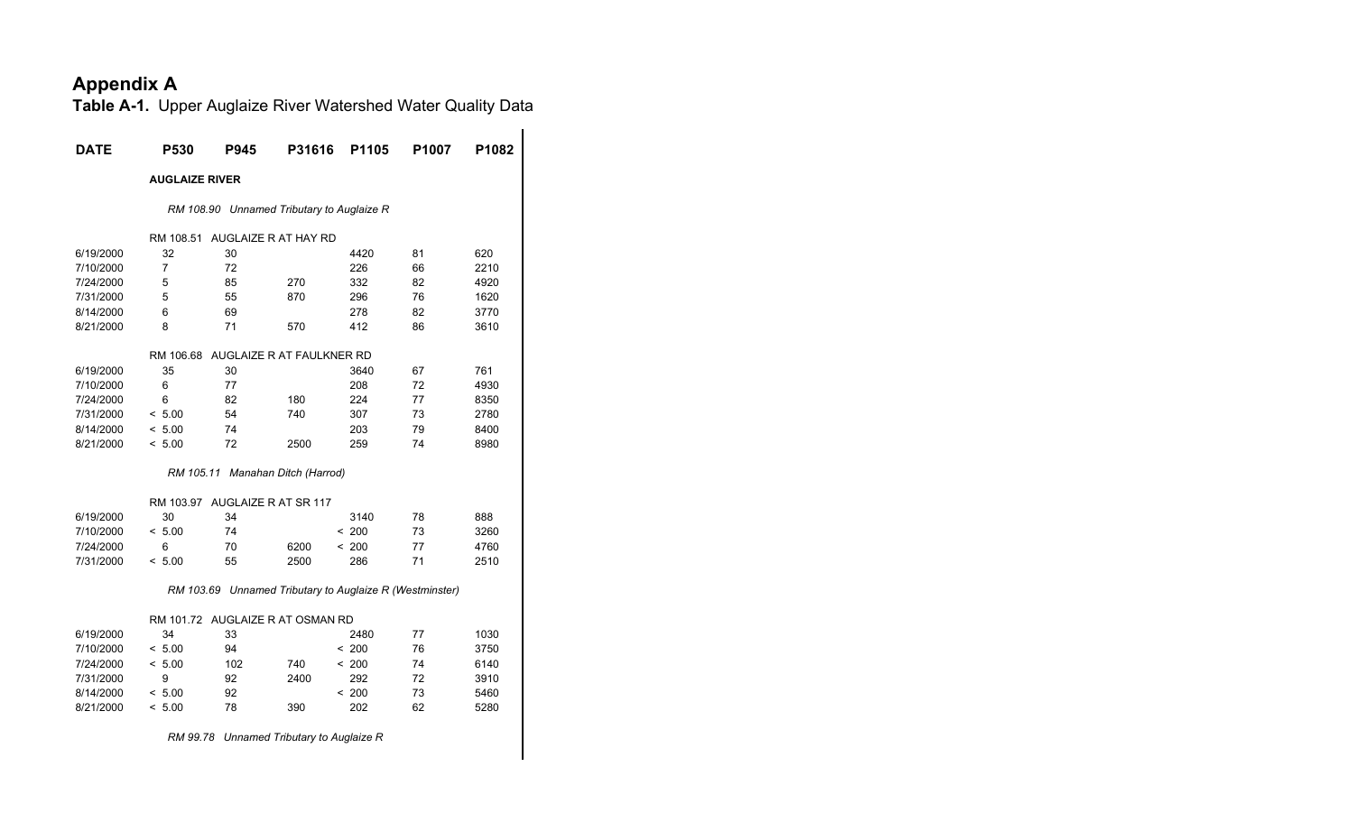# Appendix A

**Table A-1.** Upper Auglaize River Watershed Water Quality Data

| DATE | P530 | P945 | P31616 | P1105 | P1007 | P1082 |
|---|---|---|---|---|---|---|
| **AUGLAIZE RIVER** | | | | | | |
| *RM 108.90 Unnamed Tributary to Auglaize R* | | | | | | |
| RM 108.51 AUGLAIZE R AT HAY RD | | | | | | |
| 6/19/2000 | 32 | 30 | | 4420 | 81 | 620 |
| 7/10/2000 | 7 | 72 | | 226 | 66 | 2210 |
| 7/24/2000 | 5 | 85 | 270 | 332 | 82 | 4920 |
| 7/31/2000 | 5 | 55 | 870 | 296 | 76 | 1620 |
| 8/14/2000 | 6 | 69 | | 278 | 82 | 3770 |
| 8/21/2000 | 8 | 71 | 570 | 412 | 86 | 3610 |
| RM 106.68 AUGLAIZE R AT FAULKNER RD | | | | | | |
| 6/19/2000 | 35 | 30 | | 3640 | 67 | 761 |
| 7/10/2000 | 6 | 77 | | 208 | 72 | 4930 |
| 7/24/2000 | 6 | 82 | 180 | 224 | 77 | 8350 |
| 7/31/2000 | < 5.00 | 54 | 740 | 307 | 73 | 2780 |
| 8/14/2000 | < 5.00 | 74 | | 203 | 79 | 8400 |
| 8/21/2000 | < 5.00 | 72 | 2500 | 259 | 74 | 8980 |
| *RM 105.11 Manahan Ditch (Harrod)* | | | | | | |
| RM 103.97 AUGLAIZE R AT SR 117 | | | | | | |
| 6/19/2000 | 30 | 34 | | 3140 | 78 | 888 |
| 7/10/2000 | < 5.00 | 74 | | < 200 | 73 | 3260 |
| 7/24/2000 | 6 | 70 | 6200 | < 200 | 77 | 4760 |
| 7/31/2000 | < 5.00 | 55 | 2500 | 286 | 71 | 2510 |
| *RM 103.69 Unnamed Tributary to Auglaize R (Westminster)* | | | | | | |
| RM 101.72 AUGLAIZE R AT OSMAN RD | | | | | | |
| 6/19/2000 | 34 | 33 | | 2480 | 77 | 1030 |
| 7/10/2000 | < 5.00 | 94 | | < 200 | 76 | 3750 |
| 7/24/2000 | < 5.00 | 102 | 740 | < 200 | 74 | 6140 |
| 7/31/2000 | 9 | 92 | 2400 | 292 | 72 | 3910 |
| 8/14/2000 | < 5.00 | 92 | | < 200 | 73 | 5460 |
| 8/21/2000 | < 5.00 | 78 | 390 | 202 | 62 | 5280 |
| *RM 99.78 Unnamed Tributary to Auglaize R* | | | | | | |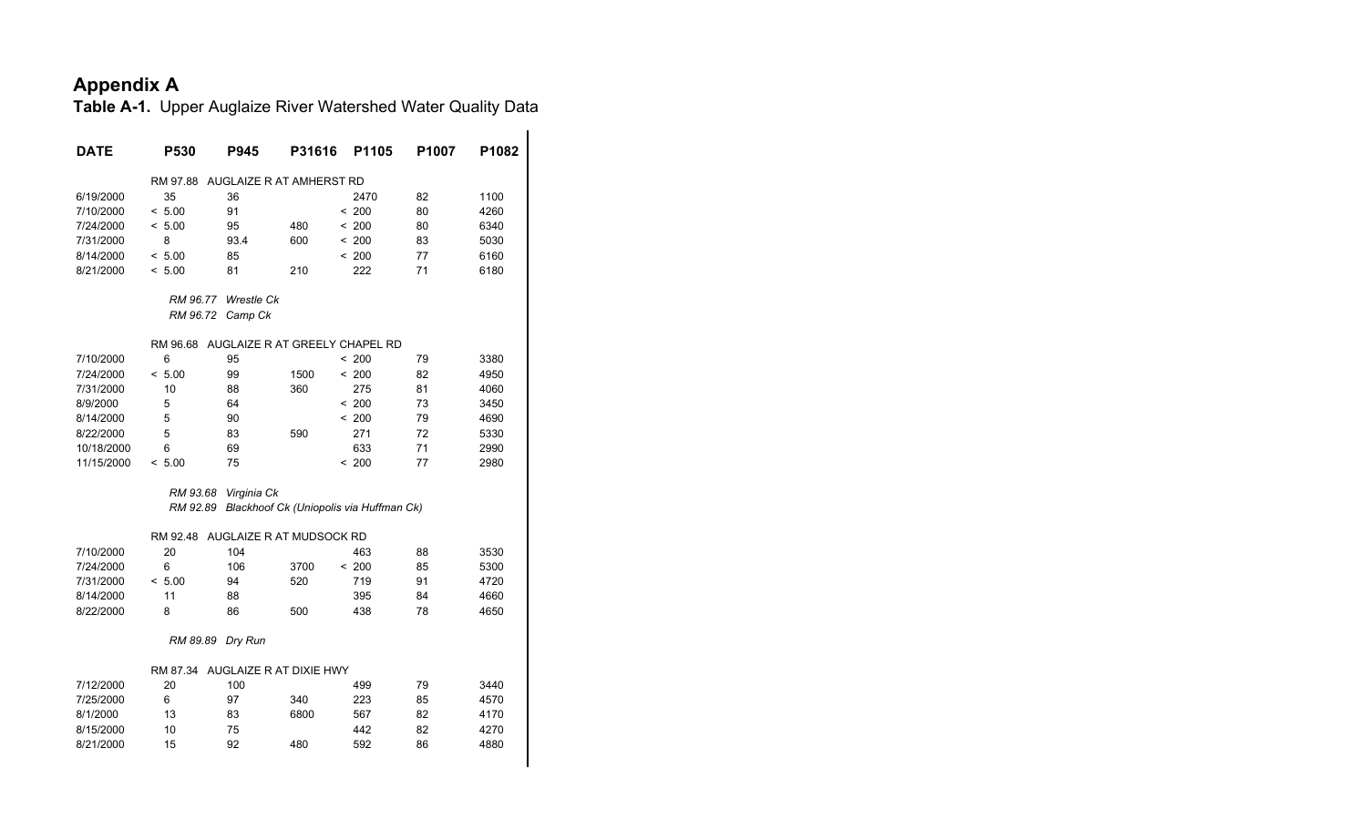# Appendix A

**Table A-1.** Upper Auglaize River Watershed Water Quality Data

| DATE | P530 | P945 | P31616 | P1105 | P1007 | P1082 |
|---|---|---|---|---|---|---|
| | RM 97.88 AUGLAIZE R AT AMHERST RD | | | | | |
| 6/19/2000 | 35 | 36 | | 2470 | 82 | 1100 |
| 7/10/2000 | < 5.00 | 91 | | < 200 | 80 | 4260 |
| 7/24/2000 | < 5.00 | 95 | 480 | < 200 | 80 | 6340 |
| 7/31/2000 | 8 | 93.4 | 600 | < 200 | 83 | 5030 |
| 8/14/2000 | < 5.00 | 85 | | < 200 | 77 | 6160 |
| 8/21/2000 | < 5.00 | 81 | 210 | 222 | 71 | 6180 |
| | *RM 96.77 Wrestle Ck* | | | | | |
| | *RM 96.72 Camp Ck* | | | | | |
| | RM 96.68 AUGLAIZE R AT GREELY CHAPEL RD | | | | | |
| 7/10/2000 | 6 | 95 | | < 200 | 79 | 3380 |
| 7/24/2000 | < 5.00 | 99 | 1500 | < 200 | 82 | 4950 |
| 7/31/2000 | 10 | 88 | 360 | 275 | 81 | 4060 |
| 8/9/2000 | 5 | 64 | | < 200 | 73 | 3450 |
| 8/14/2000 | 5 | 90 | | < 200 | 79 | 4690 |
| 8/22/2000 | 5 | 83 | 590 | 271 | 72 | 5330 |
| 10/18/2000 | 6 | 69 | | 633 | 71 | 2990 |
| 11/15/2000 | < 5.00 | 75 | | < 200 | 77 | 2980 |
| | *RM 93.68 Virginia Ck* | | | | | |
| | *RM 92.89 Blackhoof Ck (Uniopolis via Huffman Ck)* | | | | | |
| | RM 92.48 AUGLAIZE R AT MUDSOCK RD | | | | | |
| 7/10/2000 | 20 | 104 | | 463 | 88 | 3530 |
| 7/24/2000 | 6 | 106 | 3700 | < 200 | 85 | 5300 |
| 7/31/2000 | < 5.00 | 94 | 520 | 719 | 91 | 4720 |
| 8/14/2000 | 11 | 88 | | 395 | 84 | 4660 |
| 8/22/2000 | 8 | 86 | 500 | 438 | 78 | 4650 |
| | *RM 89.89 Dry Run* | | | | | |
| | RM 87.34 AUGLAIZE R AT DIXIE HWY | | | | | |
| 7/12/2000 | 20 | 100 | | 499 | 79 | 3440 |
| 7/25/2000 | 6 | 97 | 340 | 223 | 85 | 4570 |
| 8/1/2000 | 13 | 83 | 6800 | 567 | 82 | 4170 |
| 8/15/2000 | 10 | 75 | | 442 | 82 | 4270 |
| 8/21/2000 | 15 | 92 | 480 | 592 | 86 | 4880 |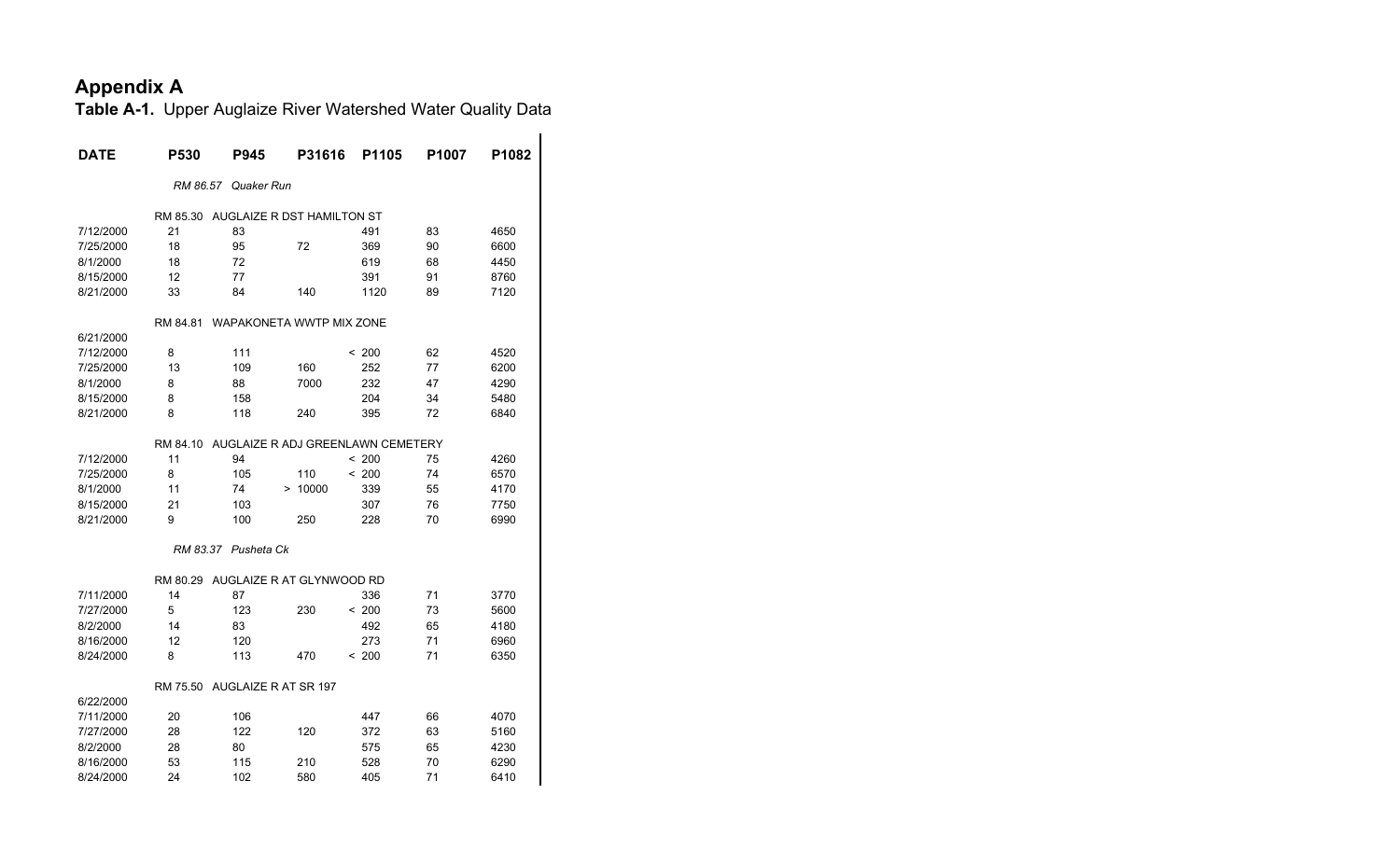# Appendix A

**Table A-1.** Upper Auglaize River Watershed Water Quality Data

| DATE | P530 | P945 | P31616 | P1105 | P1007 | P1082 |
|---|---|---|---|---|---|---|
| | *RM 86.57* | *Quaker Run* | | | | |
| | RM 85.30 | AUGLAIZE R DST HAMILTON ST | | | | |
| 7/12/2000 | 21 | 83 | | 491 | 83 | 4650 |
| 7/25/2000 | 18 | 95 | 72 | 369 | 90 | 6600 |
| 8/1/2000 | 18 | 72 | | 619 | 68 | 4450 |
| 8/15/2000 | 12 | 77 | | 391 | 91 | 8760 |
| 8/21/2000 | 33 | 84 | 140 | 1120 | 89 | 7120 |
| | RM 84.81 | WAPAKONETA WWTP MIX ZONE | | | | |
| 6/21/2000 | | | | | | |
| 7/12/2000 | 8 | 111 | | < 200 | 62 | 4520 |
| 7/25/2000 | 13 | 109 | 160 | 252 | 77 | 6200 |
| 8/1/2000 | 8 | 88 | 7000 | 232 | 47 | 4290 |
| 8/15/2000 | 8 | 158 | | 204 | 34 | 5480 |
| 8/21/2000 | 8 | 118 | 240 | 395 | 72 | 6840 |
| | RM 84.10 | AUGLAIZE R ADJ GREENLAWN CEMETERY | | | | |
| 7/12/2000 | 11 | 94 | | < 200 | 75 | 4260 |
| 7/25/2000 | 8 | 105 | 110 | < 200 | 74 | 6570 |
| 8/1/2000 | 11 | 74 | > 10000 | 339 | 55 | 4170 |
| 8/15/2000 | 21 | 103 | | 307 | 76 | 7750 |
| 8/21/2000 | 9 | 100 | 250 | 228 | 70 | 6990 |
| | *RM 83.37* | *Pusheta Ck* | | | | |
| | RM 80.29 | AUGLAIZE R AT GLYNWOOD RD | | | | |
| 7/11/2000 | 14 | 87 | | 336 | 71 | 3770 |
| 7/27/2000 | 5 | 123 | 230 | < 200 | 73 | 5600 |
| 8/2/2000 | 14 | 83 | | 492 | 65 | 4180 |
| 8/16/2000 | 12 | 120 | | 273 | 71 | 6960 |
| 8/24/2000 | 8 | 113 | 470 | < 200 | 71 | 6350 |
| | RM 75.50 | AUGLAIZE R AT SR 197 | | | | |
| 6/22/2000 | | | | | | |
| 7/11/2000 | 20 | 106 | | 447 | 66 | 4070 |
| 7/27/2000 | 28 | 122 | 120 | 372 | 63 | 5160 |
| 8/2/2000 | 28 | 80 | | 575 | 65 | 4230 |
| 8/16/2000 | 53 | 115 | 210 | 528 | 70 | 6290 |
| 8/24/2000 | 24 | 102 | 580 | 405 | 71 | 6410 |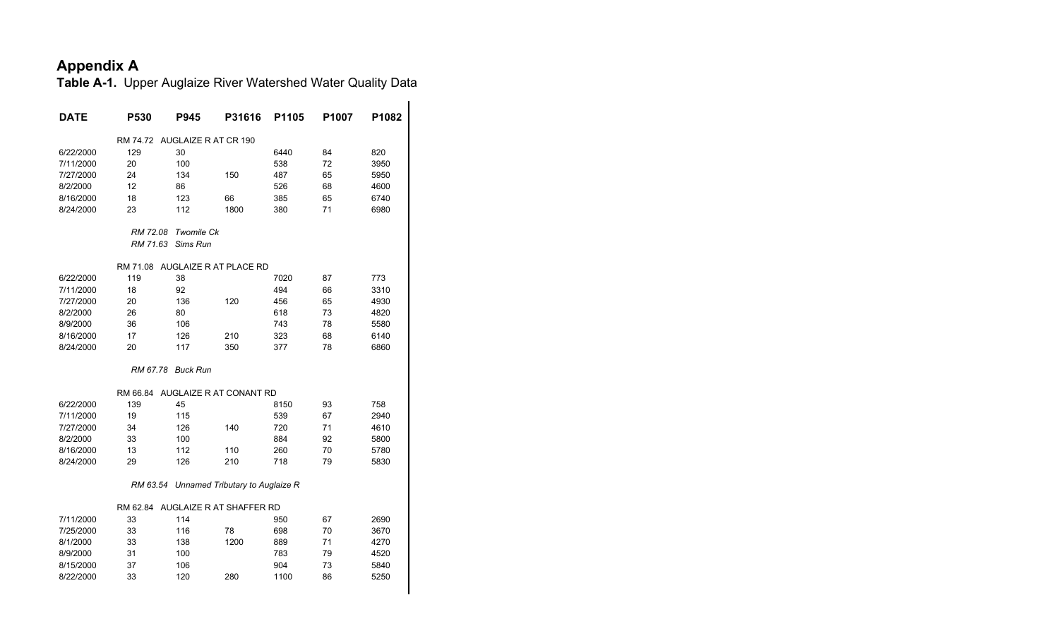# Appendix A

**Table A-1.** Upper Auglaize River Watershed Water Quality Data

| DATE | P530 | P945 | P31616 | P1105 | P1007 | P1082 |
|---|---|---|---|---|---|---|
| | RM 74.72 AUGLAIZE R AT CR 190 | | | | | |
| 6/22/2000 | 129 | 30 | | 6440 | 84 | 820 |
| 7/11/2000 | 20 | 100 | | 538 | 72 | 3950 |
| 7/27/2000 | 24 | 134 | 150 | 487 | 65 | 5950 |
| 8/2/2000 | 12 | 86 | | 526 | 68 | 4600 |
| 8/16/2000 | 18 | 123 | 66 | 385 | 65 | 6740 |
| 8/24/2000 | 23 | 112 | 1800 | 380 | 71 | 6980 |
| | *RM 72.08 Twomile Ck* | | | | | |
| | *RM 71.63 Sims Run* | | | | | |
| | RM 71.08 AUGLAIZE R AT PLACE RD | | | | | |
| 6/22/2000 | 119 | 38 | | 7020 | 87 | 773 |
| 7/11/2000 | 18 | 92 | | 494 | 66 | 3310 |
| 7/27/2000 | 20 | 136 | 120 | 456 | 65 | 4930 |
| 8/2/2000 | 26 | 80 | | 618 | 73 | 4820 |
| 8/9/2000 | 36 | 106 | | 743 | 78 | 5580 |
| 8/16/2000 | 17 | 126 | 210 | 323 | 68 | 6140 |
| 8/24/2000 | 20 | 117 | 350 | 377 | 78 | 6860 |
| | *RM 67.78 Buck Run* | | | | | |
| | RM 66.84 AUGLAIZE R AT CONANT RD | | | | | |
| 6/22/2000 | 139 | 45 | | 8150 | 93 | 758 |
| 7/11/2000 | 19 | 115 | | 539 | 67 | 2940 |
| 7/27/2000 | 34 | 126 | 140 | 720 | 71 | 4610 |
| 8/2/2000 | 33 | 100 | | 884 | 92 | 5800 |
| 8/16/2000 | 13 | 112 | 110 | 260 | 70 | 5780 |
| 8/24/2000 | 29 | 126 | 210 | 718 | 79 | 5830 |
| | *RM 63.54 Unnamed Tributary to Auglaize R* | | | | | |
| | RM 62.84 AUGLAIZE R AT SHAFFER RD | | | | | |
| 7/11/2000 | 33 | 114 | | 950 | 67 | 2690 |
| 7/25/2000 | 33 | 116 | 78 | 698 | 70 | 3670 |
| 8/1/2000 | 33 | 138 | 1200 | 889 | 71 | 4270 |
| 8/9/2000 | 31 | 100 | | 783 | 79 | 4520 |
| 8/15/2000 | 37 | 106 | | 904 | 73 | 5840 |
| 8/22/2000 | 33 | 120 | 280 | 1100 | 86 | 5250 |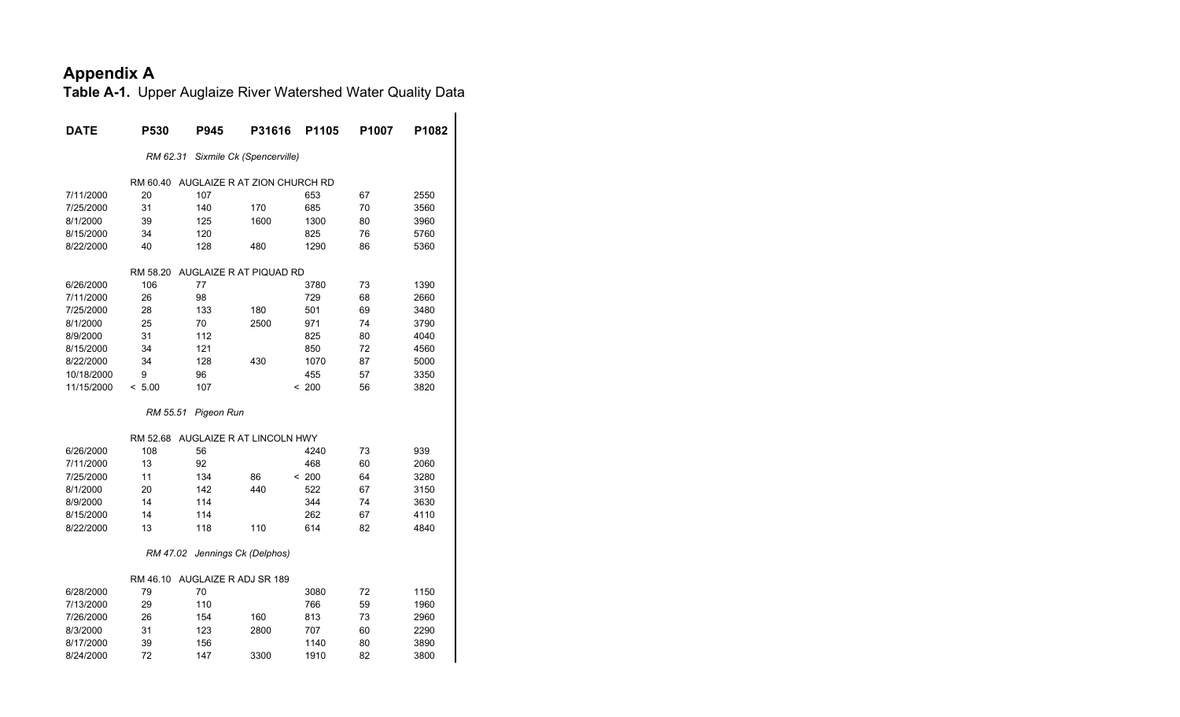# Appendix A

**Table A-1.** Upper Auglaize River Watershed Water Quality Data

| DATE | P530 | P945 | P31616 | P1105 | P1007 | P1082 |
|---|---|---|---|---|---|---|
| | *RM 62.31 Sixmile Ck (Spencerville)* | | | | | |
| | RM 60.40 AUGLAIZE R AT ZION CHURCH RD | | | | | |
| 7/11/2000 | 20 | 107 | | 653 | 67 | 2550 |
| 7/25/2000 | 31 | 140 | 170 | 685 | 70 | 3560 |
| 8/1/2000 | 39 | 125 | 1600 | 1300 | 80 | 3960 |
| 8/15/2000 | 34 | 120 | | 825 | 76 | 5760 |
| 8/22/2000 | 40 | 128 | 480 | 1290 | 86 | 5360 |
| | RM 58.20 AUGLAIZE R AT PIQUAD RD | | | | | |
| 6/26/2000 | 106 | 77 | | 3780 | 73 | 1390 |
| 7/11/2000 | 26 | 98 | | 729 | 68 | 2660 |
| 7/25/2000 | 28 | 133 | 180 | 501 | 69 | 3480 |
| 8/1/2000 | 25 | 70 | 2500 | 971 | 74 | 3790 |
| 8/9/2000 | 31 | 112 | | 825 | 80 | 4040 |
| 8/15/2000 | 34 | 121 | | 850 | 72 | 4560 |
| 8/22/2000 | 34 | 128 | 430 | 1070 | 87 | 5000 |
| 10/18/2000 | 9 | 96 | | 455 | 57 | 3350 |
| 11/15/2000 | < 5.00 | 107 | | < 200 | 56 | 3820 |
| | *RM 55.51 Pigeon Run* | | | | | |
| | RM 52.68 AUGLAIZE R AT LINCOLN HWY | | | | | |
| 6/26/2000 | 108 | 56 | | 4240 | 73 | 939 |
| 7/11/2000 | 13 | 92 | | 468 | 60 | 2060 |
| 7/25/2000 | 11 | 134 | 86 | < 200 | 64 | 3280 |
| 8/1/2000 | 20 | 142 | 440 | 522 | 67 | 3150 |
| 8/9/2000 | 14 | 114 | | 344 | 74 | 3630 |
| 8/15/2000 | 14 | 114 | | 262 | 67 | 4110 |
| 8/22/2000 | 13 | 118 | 110 | 614 | 82 | 4840 |
| | *RM 47.02 Jennings Ck (Delphos)* | | | | | |
| | RM 46.10 AUGLAIZE R ADJ SR 189 | | | | | |
| 6/28/2000 | 79 | 70 | | 3080 | 72 | 1150 |
| 7/13/2000 | 29 | 110 | | 766 | 59 | 1960 |
| 7/26/2000 | 26 | 154 | 160 | 813 | 73 | 2960 |
| 8/3/2000 | 31 | 123 | 2800 | 707 | 60 | 2290 |
| 8/17/2000 | 39 | 156 | | 1140 | 80 | 3890 |
| 8/24/2000 | 72 | 147 | 3300 | 1910 | 82 | 3800 |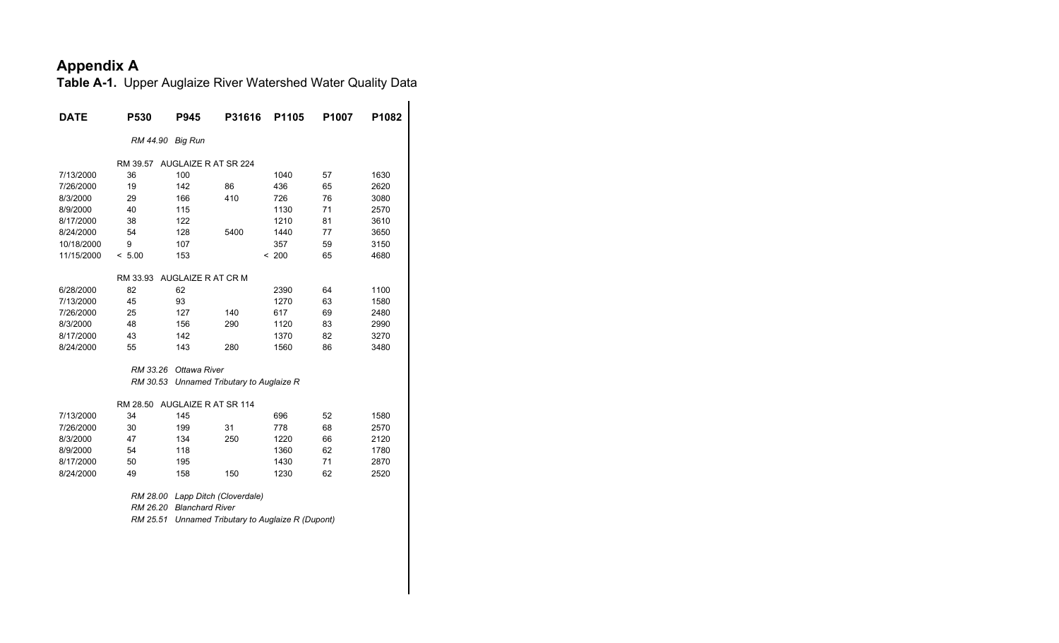# Appendix A

**Table A-1.** Upper Auglaize River Watershed Water Quality Data

| DATE | P530 | P945 | P31616 | P1105 | P1007 | P1082 |
|---|---|---|---|---|---|---|
| | *RM 44.90 Big Run* | | | | | |
| | RM 39.57 AUGLAIZE R AT SR 224 | | | | | |
| 7/13/2000 | 36 | 100 | | 1040 | 57 | 1630 |
| 7/26/2000 | 19 | 142 | 86 | 436 | 65 | 2620 |
| 8/3/2000 | 29 | 166 | 410 | 726 | 76 | 3080 |
| 8/9/2000 | 40 | 115 | | 1130 | 71 | 2570 |
| 8/17/2000 | 38 | 122 | | 1210 | 81 | 3610 |
| 8/24/2000 | 54 | 128 | 5400 | 1440 | 77 | 3650 |
| 10/18/2000 | 9 | 107 | | 357 | 59 | 3150 |
| 11/15/2000 | < 5.00 | 153 | | < 200 | 65 | 4680 |
| | RM 33.93 AUGLAIZE R AT CR M | | | | | |
| 6/28/2000 | 82 | 62 | | 2390 | 64 | 1100 |
| 7/13/2000 | 45 | 93 | | 1270 | 63 | 1580 |
| 7/26/2000 | 25 | 127 | 140 | 617 | 69 | 2480 |
| 8/3/2000 | 48 | 156 | 290 | 1120 | 83 | 2990 |
| 8/17/2000 | 43 | 142 | | 1370 | 82 | 3270 |
| 8/24/2000 | 55 | 143 | 280 | 1560 | 86 | 3480 |
| | *RM 33.26 Ottawa River* | | | | | |
| | *RM 30.53 Unnamed Tributary to Auglaize R* | | | | | |
| | RM 28.50 AUGLAIZE R AT SR 114 | | | | | |
| 7/13/2000 | 34 | 145 | | 696 | 52 | 1580 |
| 7/26/2000 | 30 | 199 | 31 | 778 | 68 | 2570 |
| 8/3/2000 | 47 | 134 | 250 | 1220 | 66 | 2120 |
| 8/9/2000 | 54 | 118 | | 1360 | 62 | 1780 |
| 8/17/2000 | 50 | 195 | | 1430 | 71 | 2870 |
| 8/24/2000 | 49 | 158 | 150 | 1230 | 62 | 2520 |
| | *RM 28.00 Lapp Ditch (Cloverdale)* | | | | | |
| | *RM 26.20 Blanchard River* | | | | | |
| | *RM 25.51 Unnamed Tributary to Auglaize R (Dupont)* | | | | | |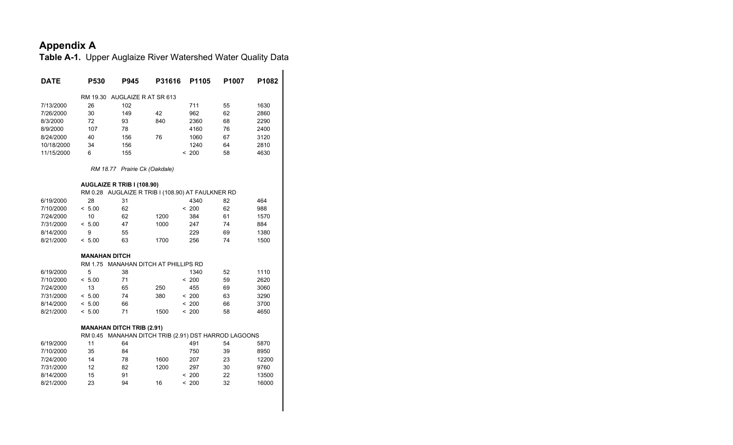# Appendix A

**Table A-1.** Upper Auglaize River Watershed Water Quality Data

| DATE | P530 | P945 | P31616 | P1105 | P1007 | P1082 |
|---|---|---|---|---|---|---|
| | RM 19.30 | AUGLAIZE R AT SR 613 | | | | |
| 7/13/2000 | 26 | 102 | | 711 | 55 | 1630 |
| 7/26/2000 | 30 | 149 | 42 | 962 | 62 | 2860 |
| 8/3/2000 | 72 | 93 | 840 | 2360 | 68 | 2290 |
| 8/9/2000 | 107 | 78 | | 4160 | 76 | 2400 |
| 8/24/2000 | 40 | 156 | 76 | 1060 | 67 | 3120 |
| 10/18/2000 | 34 | 156 | | 1240 | 64 | 2810 |
| 11/15/2000 | 6 | 155 | | < 200 | 58 | 4630 |
| | *RM 18.77* | *Prairie Ck (Oakdale)* | | | | |
| | **AUGLAIZE R TRIB I (108.90)** | | | | | |
| | RM 0.28 | AUGLAIZE R TRIB I (108.90) AT FAULKNER RD | | | | |
| 6/19/2000 | 28 | 31 | | 4340 | 82 | 464 |
| 7/10/2000 | < 5.00 | 62 | | < 200 | 62 | 988 |
| 7/24/2000 | 10 | 62 | 1200 | 384 | 61 | 1570 |
| 7/31/2000 | < 5.00 | 47 | 1000 | 247 | 74 | 884 |
| 8/14/2000 | 9 | 55 | | 229 | 69 | 1380 |
| 8/21/2000 | < 5.00 | 63 | 1700 | 256 | 74 | 1500 |
| | **MANAHAN DITCH** | | | | | |
| | RM 1.75 | MANAHAN DITCH AT PHILLIPS RD | | | | |
| 6/19/2000 | 5 | 38 | | 1340 | 52 | 1110 |
| 7/10/2000 | < 5.00 | 71 | | < 200 | 59 | 2620 |
| 7/24/2000 | 13 | 65 | 250 | 455 | 69 | 3060 |
| 7/31/2000 | < 5.00 | 74 | 380 | < 200 | 63 | 3290 |
| 8/14/2000 | < 5.00 | 66 | | < 200 | 66 | 3700 |
| 8/21/2000 | < 5.00 | 71 | 1500 | < 200 | 58 | 4650 |
| | **MANAHAN DITCH TRIB (2.91)** | | | | | |
| | RM 0.45 | MANAHAN DITCH TRIB (2.91) DST HARROD LAGOONS | | | | |
| 6/19/2000 | 11 | 64 | | 491 | 54 | 5870 |
| 7/10/2000 | 35 | 84 | | 750 | 39 | 8950 |
| 7/24/2000 | 14 | 78 | 1600 | 207 | 23 | 12200 |
| 7/31/2000 | 12 | 82 | 1200 | 297 | 30 | 9760 |
| 8/14/2000 | 15 | 91 | | < 200 | 22 | 13500 |
| 8/21/2000 | 23 | 94 | 16 | < 200 | 32 | 16000 |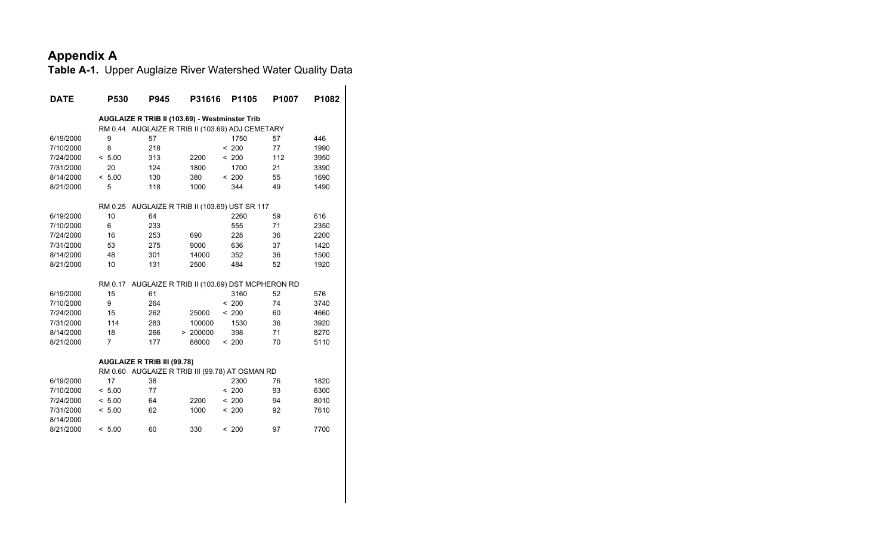## Appendix A

**Table A-1.** Upper Auglaize River Watershed Water Quality Data

| DATE | P530 | P945 | P31616 | P1105 | P1007 | P1082 |
|---|---|---|---|---|---|---|
| | **AUGLAIZE R TRIB II (103.69) - Westminster Trib** | | | | | |
| | RM 0.44 AUGLAIZE R TRIB II (103.69) ADJ CEMETARY | | | | | |
| 6/19/2000 | 9 | 57 | | 1750 | 57 | 446 |
| 7/10/2000 | 8 | 218 | | < 200 | 77 | 1990 |
| 7/24/2000 | < 5.00 | 313 | 2200 | < 200 | 112 | 3950 |
| 7/31/2000 | 20 | 124 | 1800 | 1700 | 21 | 3390 |
| 8/14/2000 | < 5.00 | 130 | 380 | < 200 | 55 | 1690 |
| 8/21/2000 | 5 | 118 | 1000 | 344 | 49 | 1490 |
| | RM 0.25 AUGLAIZE R TRIB II (103.69) UST SR 117 | | | | | |
| 6/19/2000 | 10 | 64 | | 2260 | 59 | 616 |
| 7/10/2000 | 6 | 233 | | 555 | 71 | 2350 |
| 7/24/2000 | 16 | 253 | 690 | 228 | 36 | 2200 |
| 7/31/2000 | 53 | 275 | 9000 | 636 | 37 | 1420 |
| 8/14/2000 | 48 | 301 | 14000 | 352 | 36 | 1500 |
| 8/21/2000 | 10 | 131 | 2500 | 484 | 52 | 1920 |
| | RM 0.17 AUGLAIZE R TRIB II (103.69) DST MCPHERON RD | | | | | |
| 6/19/2000 | 15 | 61 | | 3160 | 52 | 576 |
| 7/10/2000 | 9 | 264 | | < 200 | 74 | 3740 |
| 7/24/2000 | 15 | 262 | 25000 | < 200 | 60 | 4660 |
| 7/31/2000 | 114 | 283 | 100000 | 1530 | 36 | 3920 |
| 8/14/2000 | 18 | 266 | > 200000 | 398 | 71 | 8270 |
| 8/21/2000 | 7 | 177 | 88000 | < 200 | 70 | 5110 |
| | **AUGLAIZE R TRIB III (99.78)** | | | | | |
| | RM 0.60 AUGLAIZE R TRIB III (99.78) AT OSMAN RD | | | | | |
| 6/19/2000 | 17 | 38 | | 2300 | 76 | 1820 |
| 7/10/2000 | < 5.00 | 77 | | < 200 | 93 | 6300 |
| 7/24/2000 | < 5.00 | 64 | 2200 | < 200 | 94 | 8010 |
| 7/31/2000 | < 5.00 | 62 | 1000 | < 200 | 92 | 7610 |
| 8/14/2000 | | | | | | |
| 8/21/2000 | < 5.00 | 60 | 330 | < 200 | 97 | 7700 |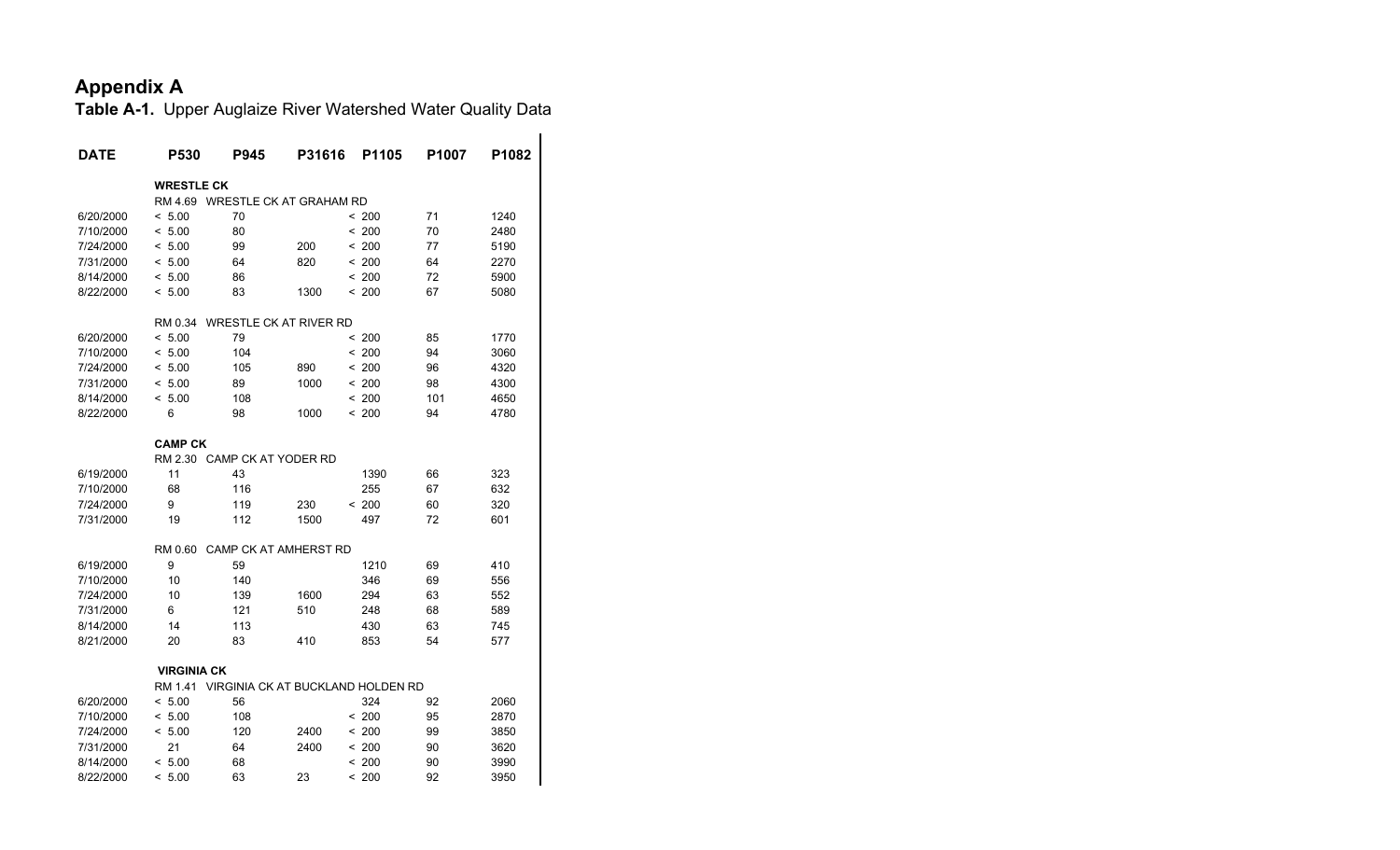# Appendix A

**Table A-1.** Upper Auglaize River Watershed Water Quality Data

| DATE | P530 | P945 | P31616 | P1105 | P1007 | P1082 |
|---|---|---|---|---|---|---|
| **WRESTLE CK** | | | | | | |
| RM 4.69 WRESTLE CK AT GRAHAM RD | | | | | | |
| 6/20/2000 | < 5.00 | 70 | | < 200 | 71 | 1240 |
| 7/10/2000 | < 5.00 | 80 | | < 200 | 70 | 2480 |
| 7/24/2000 | < 5.00 | 99 | 200 | < 200 | 77 | 5190 |
| 7/31/2000 | < 5.00 | 64 | 820 | < 200 | 64 | 2270 |
| 8/14/2000 | < 5.00 | 86 | | < 200 | 72 | 5900 |
| 8/22/2000 | < 5.00 | 83 | 1300 | < 200 | 67 | 5080 |
| RM 0.34 WRESTLE CK AT RIVER RD | | | | | | |
| 6/20/2000 | < 5.00 | 79 | | < 200 | 85 | 1770 |
| 7/10/2000 | < 5.00 | 104 | | < 200 | 94 | 3060 |
| 7/24/2000 | < 5.00 | 105 | 890 | < 200 | 96 | 4320 |
| 7/31/2000 | < 5.00 | 89 | 1000 | < 200 | 98 | 4300 |
| 8/14/2000 | < 5.00 | 108 | | < 200 | 101 | 4650 |
| 8/22/2000 | 6 | 98 | 1000 | < 200 | 94 | 4780 |
| **CAMP CK** | | | | | | |
| RM 2.30 CAMP CK AT YODER RD | | | | | | |
| 6/19/2000 | 11 | 43 | | 1390 | 66 | 323 |
| 7/10/2000 | 68 | 116 | | 255 | 67 | 632 |
| 7/24/2000 | 9 | 119 | 230 | < 200 | 60 | 320 |
| 7/31/2000 | 19 | 112 | 1500 | 497 | 72 | 601 |
| RM 0.60 CAMP CK AT AMHERST RD | | | | | | |
| 6/19/2000 | 9 | 59 | | 1210 | 69 | 410 |
| 7/10/2000 | 10 | 140 | | 346 | 69 | 556 |
| 7/24/2000 | 10 | 139 | 1600 | 294 | 63 | 552 |
| 7/31/2000 | 6 | 121 | 510 | 248 | 68 | 589 |
| 8/14/2000 | 14 | 113 | | 430 | 63 | 745 |
| 8/21/2000 | 20 | 83 | 410 | 853 | 54 | 577 |
| **VIRGINIA CK** | | | | | | |
| RM 1.41 VIRGINIA CK AT BUCKLAND HOLDEN RD | | | | | | |
| 6/20/2000 | < 5.00 | 56 | | 324 | 92 | 2060 |
| 7/10/2000 | < 5.00 | 108 | | < 200 | 95 | 2870 |
| 7/24/2000 | < 5.00 | 120 | 2400 | < 200 | 99 | 3850 |
| 7/31/2000 | 21 | 64 | 2400 | < 200 | 90 | 3620 |
| 8/14/2000 | < 5.00 | 68 | | < 200 | 90 | 3990 |
| 8/22/2000 | < 5.00 | 63 | 23 | < 200 | 92 | 3950 |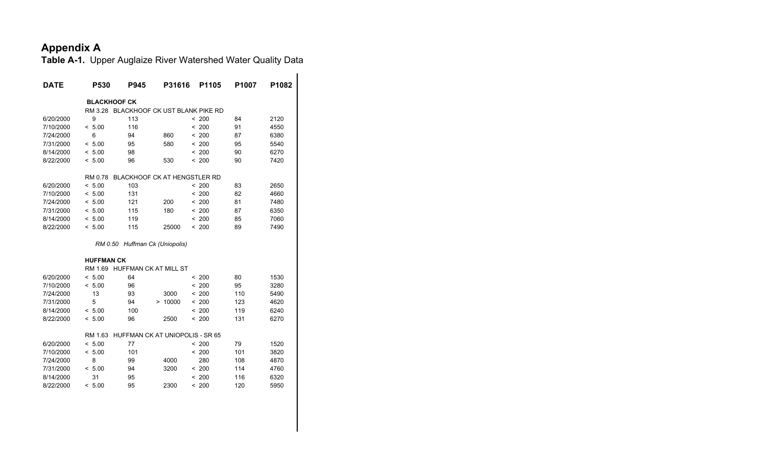# Appendix A

**Table A-1.** Upper Auglaize River Watershed Water Quality Data

| DATE | P530 | P945 | P31616 | P1105 | P1007 | P1082 |
|---|---|---|---|---|---|---|
| **BLACKHOOF CK** | | | | | | |
| RM 3.28 BLACKHOOF CK UST BLANK PIKE RD | | | | | | |
| 6/20/2000 | 9 | 113 | | < 200 | 84 | 2120 |
| 7/10/2000 | < 5.00 | 116 | | < 200 | 91 | 4550 |
| 7/24/2000 | 6 | 94 | 860 | < 200 | 87 | 6380 |
| 7/31/2000 | < 5.00 | 95 | 580 | < 200 | 95 | 5540 |
| 8/14/2000 | < 5.00 | 98 | | < 200 | 90 | 6270 |
| 8/22/2000 | < 5.00 | 96 | 530 | < 200 | 90 | 7420 |
| RM 0.78 BLACKHOOF CK AT HENGSTLER RD | | | | | | |
| 6/20/2000 | < 5.00 | 103 | | < 200 | 83 | 2650 |
| 7/10/2000 | < 5.00 | 131 | | < 200 | 82 | 4660 |
| 7/24/2000 | < 5.00 | 121 | 200 | < 200 | 81 | 7480 |
| 7/31/2000 | < 5.00 | 115 | 180 | < 200 | 87 | 6350 |
| 8/14/2000 | < 5.00 | 119 | | < 200 | 85 | 7060 |
| 8/22/2000 | < 5.00 | 115 | 25000 | < 200 | 89 | 7490 |
| *RM 0.50 Huffman Ck (Uniopolis)* | | | | | | |
| **HUFFMAN CK** | | | | | | |
| RM 1.69 HUFFMAN CK AT MILL ST | | | | | | |
| 6/20/2000 | < 5.00 | 64 | | < 200 | 80 | 1530 |
| 7/10/2000 | < 5.00 | 96 | | < 200 | 95 | 3280 |
| 7/24/2000 | 13 | 93 | 3000 | < 200 | 110 | 5490 |
| 7/31/2000 | 5 | 94 | > 10000 | < 200 | 123 | 4620 |
| 8/14/2000 | < 5.00 | 100 | | < 200 | 119 | 6240 |
| 8/22/2000 | < 5.00 | 96 | 2500 | < 200 | 131 | 6270 |
| RM 1.63 HUFFMAN CK AT UNIOPOLIS - SR 65 | | | | | | |
| 6/20/2000 | < 5.00 | 77 | | < 200 | 79 | 1520 |
| 7/10/2000 | < 5.00 | 101 | | < 200 | 101 | 3820 |
| 7/24/2000 | 8 | 99 | 4000 | 280 | 108 | 4870 |
| 7/31/2000 | < 5.00 | 94 | 3200 | < 200 | 114 | 4760 |
| 8/14/2000 | 31 | 95 | | < 200 | 116 | 6320 |
| 8/22/2000 | < 5.00 | 95 | 2300 | < 200 | 120 | 5950 |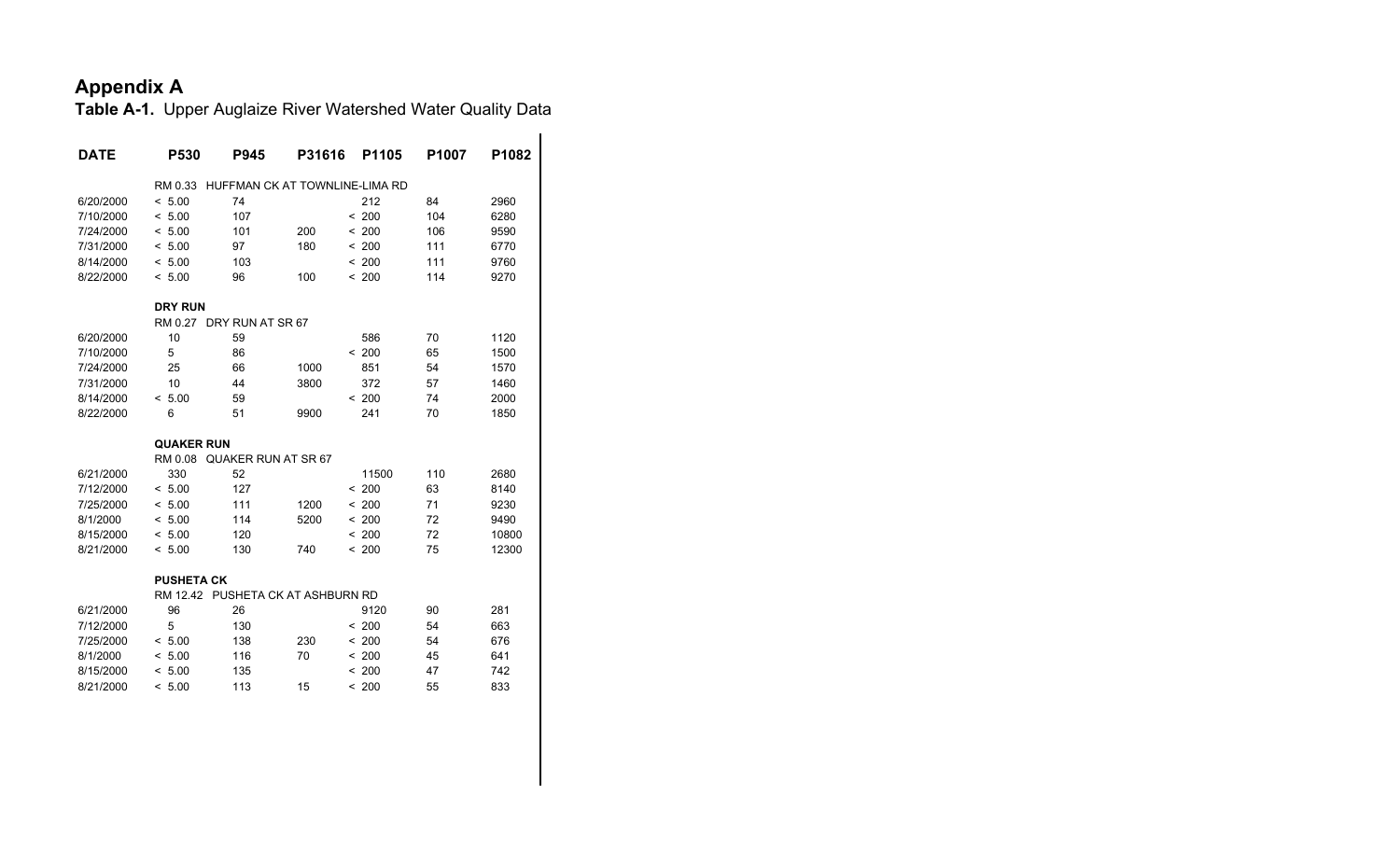# Appendix A

**Table A-1.** Upper Auglaize River Watershed Water Quality Data

| DATE | P530 | P945 | P31616 | P1105 | P1007 | P1082 |
|---|---|---|---|---|---|---|
| | RM 0.33 | HUFFMAN CK AT TOWNLINE-LIMA RD | | | | |
| 6/20/2000 | < 5.00 | 74 | | 212 | 84 | 2960 |
| 7/10/2000 | < 5.00 | 107 | | < 200 | 104 | 6280 |
| 7/24/2000 | < 5.00 | 101 | 200 | < 200 | 106 | 9590 |
| 7/31/2000 | < 5.00 | 97 | 180 | < 200 | 111 | 6770 |
| 8/14/2000 | < 5.00 | 103 | | < 200 | 111 | 9760 |
| 8/22/2000 | < 5.00 | 96 | 100 | < 200 | 114 | 9270 |
| | **DRY RUN** | | | | | |
| | RM 0.27 | DRY RUN AT SR 67 | | | | |
| 6/20/2000 | 10 | 59 | | 586 | 70 | 1120 |
| 7/10/2000 | 5 | 86 | | < 200 | 65 | 1500 |
| 7/24/2000 | 25 | 66 | 1000 | 851 | 54 | 1570 |
| 7/31/2000 | 10 | 44 | 3800 | 372 | 57 | 1460 |
| 8/14/2000 | < 5.00 | 59 | | < 200 | 74 | 2000 |
| 8/22/2000 | 6 | 51 | 9900 | 241 | 70 | 1850 |
| | **QUAKER RUN** | | | | | |
| | RM 0.08 | QUAKER RUN AT SR 67 | | | | |
| 6/21/2000 | 330 | 52 | | 11500 | 110 | 2680 |
| 7/12/2000 | < 5.00 | 127 | | < 200 | 63 | 8140 |
| 7/25/2000 | < 5.00 | 111 | 1200 | < 200 | 71 | 9230 |
| 8/1/2000 | < 5.00 | 114 | 5200 | < 200 | 72 | 9490 |
| 8/15/2000 | < 5.00 | 120 | | < 200 | 72 | 10800 |
| 8/21/2000 | < 5.00 | 130 | 740 | < 200 | 75 | 12300 |
| | **PUSHETA CK** | | | | | |
| | RM 12.42 | PUSHETA CK AT ASHBURN RD | | | | |
| 6/21/2000 | 96 | 26 | | 9120 | 90 | 281 |
| 7/12/2000 | 5 | 130 | | < 200 | 54 | 663 |
| 7/25/2000 | < 5.00 | 138 | 230 | < 200 | 54 | 676 |
| 8/1/2000 | < 5.00 | 116 | 70 | < 200 | 45 | 641 |
| 8/15/2000 | < 5.00 | 135 | | < 200 | 47 | 742 |
| 8/21/2000 | < 5.00 | 113 | 15 | < 200 | 55 | 833 |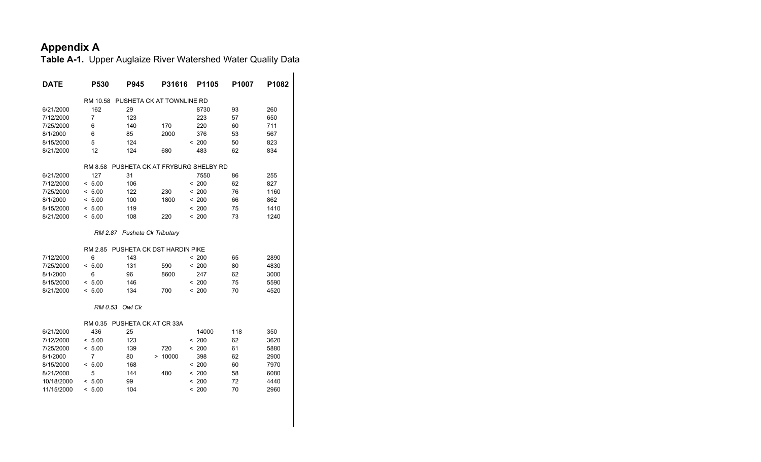# Appendix A

**Table A-1.** Upper Auglaize River Watershed Water Quality Data

| DATE | P530 | P945 | P31616 | P1105 | P1007 | P1082 |
|---|---|---|---|---|---|---|
| | RM 10.58 PUSHETA CK AT TOWNLINE RD | | | | | |
| 6/21/2000 | 162 | 29 | | 8730 | 93 | 260 |
| 7/12/2000 | 7 | 123 | | 223 | 57 | 650 |
| 7/25/2000 | 6 | 140 | 170 | 220 | 60 | 711 |
| 8/1/2000 | 6 | 85 | 2000 | 376 | 53 | 567 |
| 8/15/2000 | 5 | 124 | | < 200 | 50 | 823 |
| 8/21/2000 | 12 | 124 | 680 | 483 | 62 | 834 |
| | RM 8.58 PUSHETA CK AT FRYBURG SHELBY RD | | | | | |
| 6/21/2000 | 127 | 31 | | 7550 | 86 | 255 |
| 7/12/2000 | < 5.00 | 106 | | < 200 | 62 | 827 |
| 7/25/2000 | < 5.00 | 122 | 230 | < 200 | 76 | 1160 |
| 8/1/2000 | < 5.00 | 100 | 1800 | < 200 | 66 | 862 |
| 8/15/2000 | < 5.00 | 119 | | < 200 | 75 | 1410 |
| 8/21/2000 | < 5.00 | 108 | 220 | < 200 | 73 | 1240 |
| | *RM 2.87 Pusheta Ck Tributary* | | | | | |
| | RM 2.85 PUSHETA CK DST HARDIN PIKE | | | | | |
| 7/12/2000 | 6 | 143 | | < 200 | 65 | 2890 |
| 7/25/2000 | < 5.00 | 131 | 590 | < 200 | 80 | 4830 |
| 8/1/2000 | 6 | 96 | 8600 | 247 | 62 | 3000 |
| 8/15/2000 | < 5.00 | 146 | | < 200 | 75 | 5590 |
| 8/21/2000 | < 5.00 | 134 | 700 | < 200 | 70 | 4520 |
| | *RM 0.53 Owl Ck* | | | | | |
| | RM 0.35 PUSHETA CK AT CR 33A | | | | | |
| 6/21/2000 | 436 | 25 | | 14000 | 118 | 350 |
| 7/12/2000 | < 5.00 | 123 | | < 200 | 62 | 3620 |
| 7/25/2000 | < 5.00 | 139 | 720 | < 200 | 61 | 5880 |
| 8/1/2000 | 7 | 80 | > 10000 | 398 | 62 | 2900 |
| 8/15/2000 | < 5.00 | 168 | | < 200 | 60 | 7970 |
| 8/21/2000 | 5 | 144 | 480 | < 200 | 58 | 6080 |
| 10/18/2000 | < 5.00 | 99 | | < 200 | 72 | 4440 |
| 11/15/2000 | < 5.00 | 104 | | < 200 | 70 | 2960 |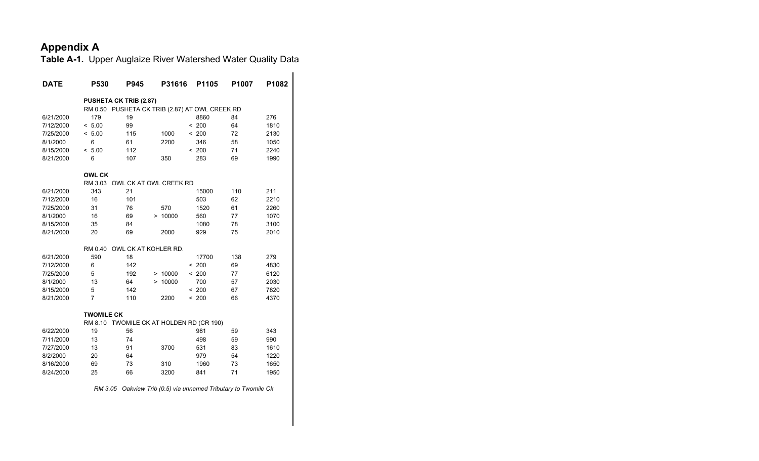# Appendix A

**Table A-1.** Upper Auglaize River Watershed Water Quality Data

| DATE | P530 | P945 | P31616 | P1105 | P1007 | P1082 |
|---|---|---|---|---|---|---|
| | **PUSHETA CK TRIB (2.87)** | | | | | |
| | RM 0.50 PUSHETA CK TRIB (2.87) AT OWL CREEK RD | | | | | |
| 6/21/2000 | 179 | 19 | | 8860 | 84 | 276 |
| 7/12/2000 | < 5.00 | 99 | | < 200 | 64 | 1810 |
| 7/25/2000 | < 5.00 | 115 | 1000 | < 200 | 72 | 2130 |
| 8/1/2000 | 6 | 61 | 2200 | 346 | 58 | 1050 |
| 8/15/2000 | < 5.00 | 112 | | < 200 | 71 | 2240 |
| 8/21/2000 | 6 | 107 | 350 | 283 | 69 | 1990 |
| | **OWL CK** | | | | | |
| | RM 3.03 OWL CK AT OWL CREEK RD | | | | | |
| 6/21/2000 | 343 | 21 | | 15000 | 110 | 211 |
| 7/12/2000 | 16 | 101 | | 503 | 62 | 2210 |
| 7/25/2000 | 31 | 76 | 570 | 1520 | 61 | 2260 |
| 8/1/2000 | 16 | 69 | > 10000 | 560 | 77 | 1070 |
| 8/15/2000 | 35 | 84 | | 1080 | 78 | 3100 |
| 8/21/2000 | 20 | 69 | 2000 | 929 | 75 | 2010 |
| | RM 0.40 OWL CK AT KOHLER RD. | | | | | |
| 6/21/2000 | 590 | 18 | | 17700 | 138 | 279 |
| 7/12/2000 | 6 | 142 | | < 200 | 69 | 4830 |
| 7/25/2000 | 5 | 192 | > 10000 | < 200 | 77 | 6120 |
| 8/1/2000 | 13 | 64 | > 10000 | 700 | 57 | 2030 |
| 8/15/2000 | 5 | 142 | | < 200 | 67 | 7820 |
| 8/21/2000 | 7 | 110 | 2200 | < 200 | 66 | 4370 |
| | **TWOMILE CK** | | | | | |
| | RM 8.10 TWOMILE CK AT HOLDEN RD (CR 190) | | | | | |
| 6/22/2000 | 19 | 56 | | 981 | 59 | 343 |
| 7/11/2000 | 13 | 74 | | 498 | 59 | 990 |
| 7/27/2000 | 13 | 91 | 3700 | 531 | 83 | 1610 |
| 8/2/2000 | 20 | 64 | | 979 | 54 | 1220 |
| 8/16/2000 | 69 | 73 | 310 | 1960 | 73 | 1650 |
| 8/24/2000 | 25 | 66 | 3200 | 841 | 71 | 1950 |
| | *RM 3.05 Oakview Trib (0.5) via unnamed Tributary to Twomile Ck* | | | | | |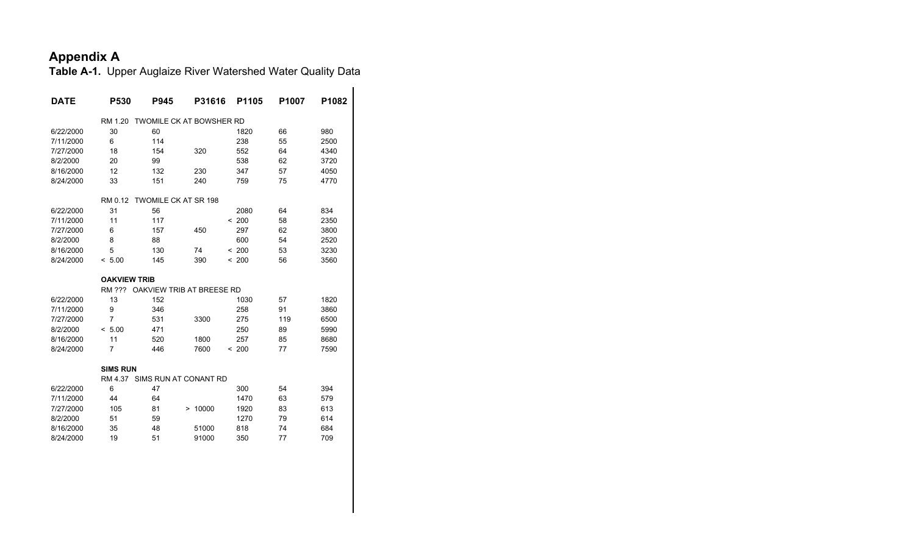# Appendix A

**Table A-1.** Upper Auglaize River Watershed Water Quality Data

| DATE | P530 | P945 | P31616 | P1105 | P1007 | P1082 |
|---|---|---|---|---|---|---|
| | RM 1.20 TWOMILE CK AT BOWSHER RD | | | | | |
| 6/22/2000 | 30 | 60 | | 1820 | 66 | 980 |
| 7/11/2000 | 6 | 114 | | 238 | 55 | 2500 |
| 7/27/2000 | 18 | 154 | 320 | 552 | 64 | 4340 |
| 8/2/2000 | 20 | 99 | | 538 | 62 | 3720 |
| 8/16/2000 | 12 | 132 | 230 | 347 | 57 | 4050 |
| 8/24/2000 | 33 | 151 | 240 | 759 | 75 | 4770 |
| | RM 0.12 TWOMILE CK AT SR 198 | | | | | |
| 6/22/2000 | 31 | 56 | | 2080 | 64 | 834 |
| 7/11/2000 | 11 | 117 | | < 200 | 58 | 2350 |
| 7/27/2000 | 6 | 157 | 450 | 297 | 62 | 3800 |
| 8/2/2000 | 8 | 88 | | 600 | 54 | 2520 |
| 8/16/2000 | 5 | 130 | 74 | < 200 | 53 | 3230 |
| 8/24/2000 | < 5.00 | 145 | 390 | < 200 | 56 | 3560 |
| | **OAKVIEW TRIB** | | | | | |
| | RM ??? OAKVIEW TRIB AT BREESE RD | | | | | |
| 6/22/2000 | 13 | 152 | | 1030 | 57 | 1820 |
| 7/11/2000 | 9 | 346 | | 258 | 91 | 3860 |
| 7/27/2000 | 7 | 531 | 3300 | 275 | 119 | 6500 |
| 8/2/2000 | < 5.00 | 471 | | 250 | 89 | 5990 |
| 8/16/2000 | 11 | 520 | 1800 | 257 | 85 | 8680 |
| 8/24/2000 | 7 | 446 | 7600 | < 200 | 77 | 7590 |
| | **SIMS RUN** | | | | | |
| | RM 4.37 SIMS RUN AT CONANT RD | | | | | |
| 6/22/2000 | 6 | 47 | | 300 | 54 | 394 |
| 7/11/2000 | 44 | 64 | | 1470 | 63 | 579 |
| 7/27/2000 | 105 | 81 | > 10000 | 1920 | 83 | 613 |
| 8/2/2000 | 51 | 59 | | 1270 | 79 | 614 |
| 8/16/2000 | 35 | 48 | 51000 | 818 | 74 | 684 |
| 8/24/2000 | 19 | 51 | 91000 | 350 | 77 | 709 |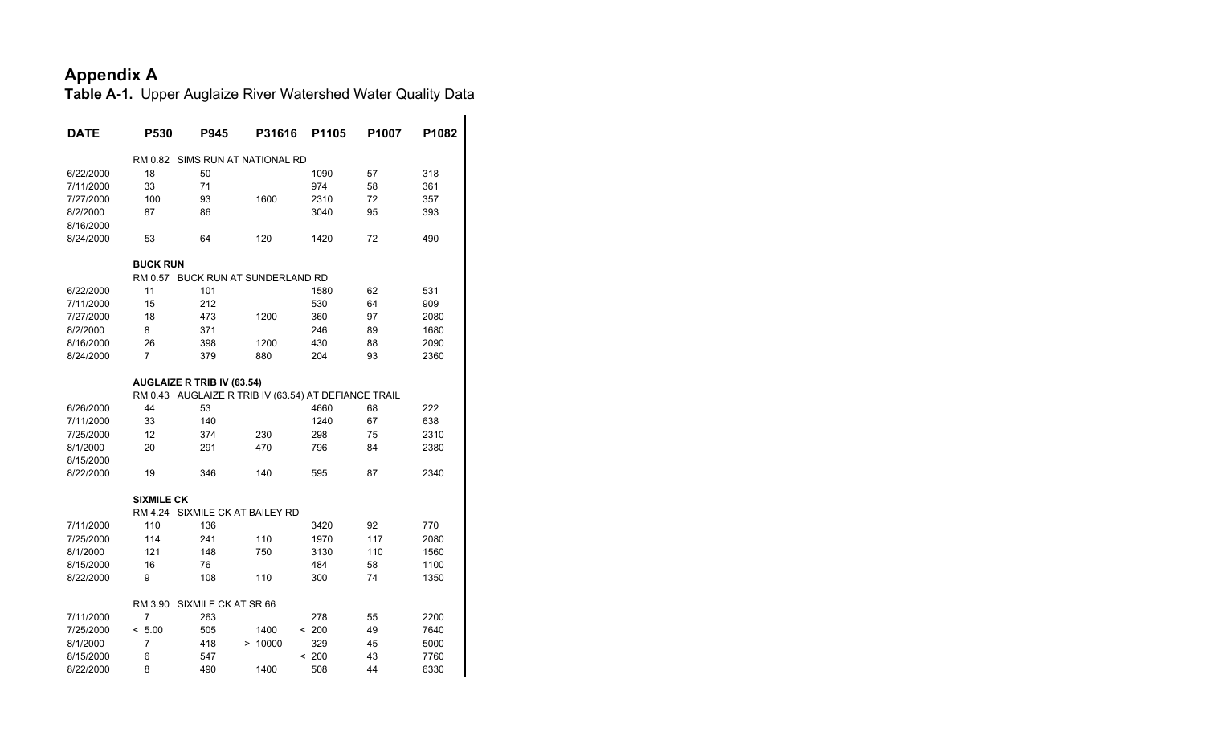# Appendix A

**Table A-1.** Upper Auglaize River Watershed Water Quality Data

| DATE | P530 | P945 | P31616 | P1105 | P1007 | P1082 |
|---|---|---|---|---|---|---|
| | RM 0.82 SIMS RUN AT NATIONAL RD | | | | | |
| 6/22/2000 | 18 | 50 | | 1090 | 57 | 318 |
| 7/11/2000 | 33 | 71 | | 974 | 58 | 361 |
| 7/27/2000 | 100 | 93 | 1600 | 2310 | 72 | 357 |
| 8/2/2000 | 87 | 86 | | 3040 | 95 | 393 |
| 8/16/2000 | | | | | | |
| 8/24/2000 | 53 | 64 | 120 | 1420 | 72 | 490 |
| | **BUCK RUN** | | | | | |
| | RM 0.57 BUCK RUN AT SUNDERLAND RD | | | | | |
| 6/22/2000 | 11 | 101 | | 1580 | 62 | 531 |
| 7/11/2000 | 15 | 212 | | 530 | 64 | 909 |
| 7/27/2000 | 18 | 473 | 1200 | 360 | 97 | 2080 |
| 8/2/2000 | 8 | 371 | | 246 | 89 | 1680 |
| 8/16/2000 | 26 | 398 | 1200 | 430 | 88 | 2090 |
| 8/24/2000 | 7 | 379 | 880 | 204 | 93 | 2360 |
| | **AUGLAIZE R TRIB IV (63.54)** | | | | | |
| | RM 0.43 AUGLAIZE R TRIB IV (63.54) AT DEFIANCE TRAIL | | | | | |
| 6/26/2000 | 44 | 53 | | 4660 | 68 | 222 |
| 7/11/2000 | 33 | 140 | | 1240 | 67 | 638 |
| 7/25/2000 | 12 | 374 | 230 | 298 | 75 | 2310 |
| 8/1/2000 | 20 | 291 | 470 | 796 | 84 | 2380 |
| 8/15/2000 | | | | | | |
| 8/22/2000 | 19 | 346 | 140 | 595 | 87 | 2340 |
| | **SIXMILE CK** | | | | | |
| | RM 4.24 SIXMILE CK AT BAILEY RD | | | | | |
| 7/11/2000 | 110 | 136 | | 3420 | 92 | 770 |
| 7/25/2000 | 114 | 241 | 110 | 1970 | 117 | 2080 |
| 8/1/2000 | 121 | 148 | 750 | 3130 | 110 | 1560 |
| 8/15/2000 | 16 | 76 | | 484 | 58 | 1100 |
| 8/22/2000 | 9 | 108 | 110 | 300 | 74 | 1350 |
| | RM 3.90 SIXMILE CK AT SR 66 | | | | | |
| 7/11/2000 | 7 | 263 | | 278 | 55 | 2200 |
| 7/25/2000 | < 5.00 | 505 | 1400 | < 200 | 49 | 7640 |
| 8/1/2000 | 7 | 418 | > 10000 | 329 | 45 | 5000 |
| 8/15/2000 | 6 | 547 | | < 200 | 43 | 7760 |
| 8/22/2000 | 8 | 490 | 1400 | 508 | 44 | 6330 |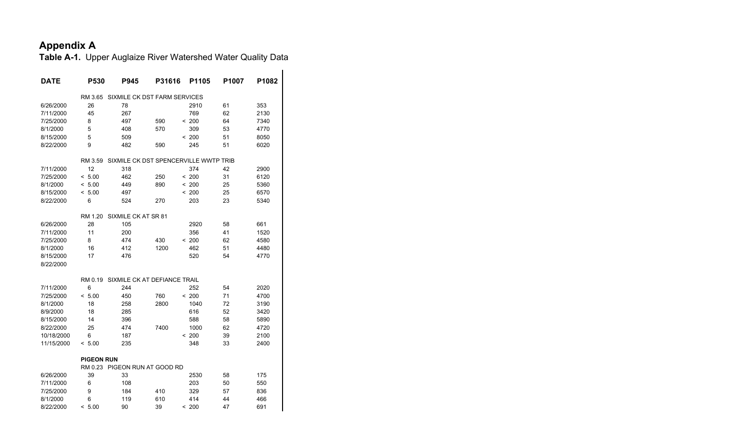# Appendix A

**Table A-1.** Upper Auglaize River Watershed Water Quality Data

| DATE | P530 | P945 | P31616 | P1105 | P1007 | P1082 |
|---|---|---|---|---|---|---|
| | RM 3.65 SIXMILE CK DST FARM SERVICES | | | | | |
| 6/26/2000 | 26 | 78 | | 2910 | 61 | 353 |
| 7/11/2000 | 45 | 267 | | 769 | 62 | 2130 |
| 7/25/2000 | 8 | 497 | 590 | < 200 | 64 | 7340 |
| 8/1/2000 | 5 | 408 | 570 | 309 | 53 | 4770 |
| 8/15/2000 | 5 | 509 | | < 200 | 51 | 8050 |
| 8/22/2000 | 9 | 482 | 590 | 245 | 51 | 6020 |
| | RM 3.59 SIXMILE CK DST SPENCERVILLE WWTP TRIB | | | | | |
| 7/11/2000 | 12 | 318 | | 374 | 42 | 2900 |
| 7/25/2000 | < 5.00 | 462 | 250 | < 200 | 31 | 6120 |
| 8/1/2000 | < 5.00 | 449 | 890 | < 200 | 25 | 5360 |
| 8/15/2000 | < 5.00 | 497 | | < 200 | 25 | 6570 |
| 8/22/2000 | 6 | 524 | 270 | 203 | 23 | 5340 |
| | RM 1.20 SIXMILE CK AT SR 81 | | | | | |
| 6/26/2000 | 28 | 105 | | 2920 | 58 | 661 |
| 7/11/2000 | 11 | 200 | | 356 | 41 | 1520 |
| 7/25/2000 | 8 | 474 | 430 | < 200 | 62 | 4580 |
| 8/1/2000 | 16 | 412 | 1200 | 462 | 51 | 4480 |
| 8/15/2000 | 17 | 476 | | 520 | 54 | 4770 |
| 8/22/2000 | | | | | | |
| | RM 0.19 SIXMILE CK AT DEFIANCE TRAIL | | | | | |
| 7/11/2000 | 6 | 244 | | 252 | 54 | 2020 |
| 7/25/2000 | < 5.00 | 450 | 760 | < 200 | 71 | 4700 |
| 8/1/2000 | 18 | 258 | 2800 | 1040 | 72 | 3190 |
| 8/9/2000 | 18 | 285 | | 616 | 52 | 3420 |
| 8/15/2000 | 14 | 396 | | 588 | 58 | 5890 |
| 8/22/2000 | 25 | 474 | 7400 | 1000 | 62 | 4720 |
| 10/18/2000 | 6 | 187 | | < 200 | 39 | 2100 |
| 11/15/2000 | < 5.00 | 235 | | 348 | 33 | 2400 |
| | **PIGEON RUN** | | | | | |
| | RM 0.23 PIGEON RUN AT GOOD RD | | | | | |
| 6/26/2000 | 39 | 33 | | 2530 | 58 | 175 |
| 7/11/2000 | 6 | 108 | | 203 | 50 | 550 |
| 7/25/2000 | 9 | 184 | 410 | 329 | 57 | 836 |
| 8/1/2000 | 6 | 119 | 610 | 414 | 44 | 466 |
| 8/22/2000 | < 5.00 | 90 | 39 | < 200 | 47 | 691 |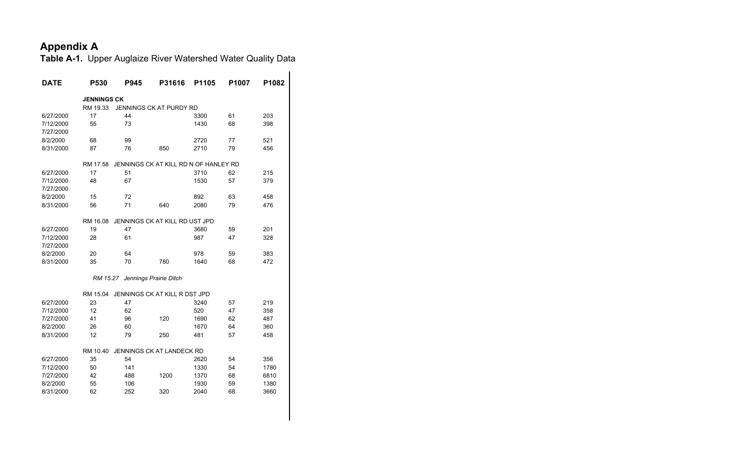# Appendix A

**Table A-1.** Upper Auglaize River Watershed Water Quality Data

| DATE | P530 | P945 | P31616 | P1105 | P1007 | P1082 |
|---|---|---|---|---|---|---|
| | **JENNINGS CK** | | | | | |
| | RM 19.33 | JENNINGS CK AT PURDY RD | | | | |
| 6/27/2000 | 17 | 44 | | 3300 | 61 | 203 |
| 7/12/2000 | 55 | 73 | | 1430 | 68 | 398 |
| 7/27/2000 | | | | | | |
| 8/2/2000 | 68 | 99 | | 2720 | 77 | 521 |
| 8/31/2000 | 87 | 76 | 850 | 2710 | 79 | 456 |
| | RM 17.58 | JENNINGS CK AT KILL RD N OF HANLEY RD | | | | |
| 6/27/2000 | 17 | 51 | | 3710 | 62 | 215 |
| 7/12/2000 | 48 | 67 | | 1530 | 57 | 379 |
| 7/27/2000 | | | | | | |
| 8/2/2000 | 15 | 72 | | 892 | 63 | 458 |
| 8/31/2000 | 56 | 71 | 640 | 2080 | 79 | 476 |
| | RM 16.08 | JENNINGS CK AT KILL RD UST JPD | | | | |
| 6/27/2000 | 19 | 47 | | 3680 | 59 | 201 |
| 7/12/2000 | 28 | 61 | | 987 | 47 | 328 |
| 7/27/2000 | | | | | | |
| 8/2/2000 | 20 | 64 | | 978 | 59 | 383 |
| 8/31/2000 | 35 | 70 | 780 | 1640 | 68 | 472 |
| | *RM 15.27* | *Jennings Prairie Ditch* | | | | |
| | RM 15.04 | JENNINGS CK AT KILL R DST JPD | | | | |
| 6/27/2000 | 23 | 47 | | 3240 | 57 | 219 |
| 7/12/2000 | 12 | 62 | | 520 | 47 | 358 |
| 7/27/2000 | 41 | 96 | 120 | 1690 | 62 | 487 |
| 8/2/2000 | 26 | 60 | | 1670 | 64 | 360 |
| 8/31/2000 | 12 | 79 | 250 | 481 | 57 | 458 |
| | RM 10.40 | JENNINGS CK AT LANDECK RD | | | | |
| 6/27/2000 | 35 | 54 | | 2620 | 54 | 356 |
| 7/12/2000 | 50 | 141 | | 1330 | 54 | 1780 |
| 7/27/2000 | 42 | 488 | 1200 | 1370 | 68 | 6810 |
| 8/2/2000 | 55 | 106 | | 1930 | 59 | 1380 |
| 8/31/2000 | 62 | 252 | 320 | 2040 | 68 | 3660 |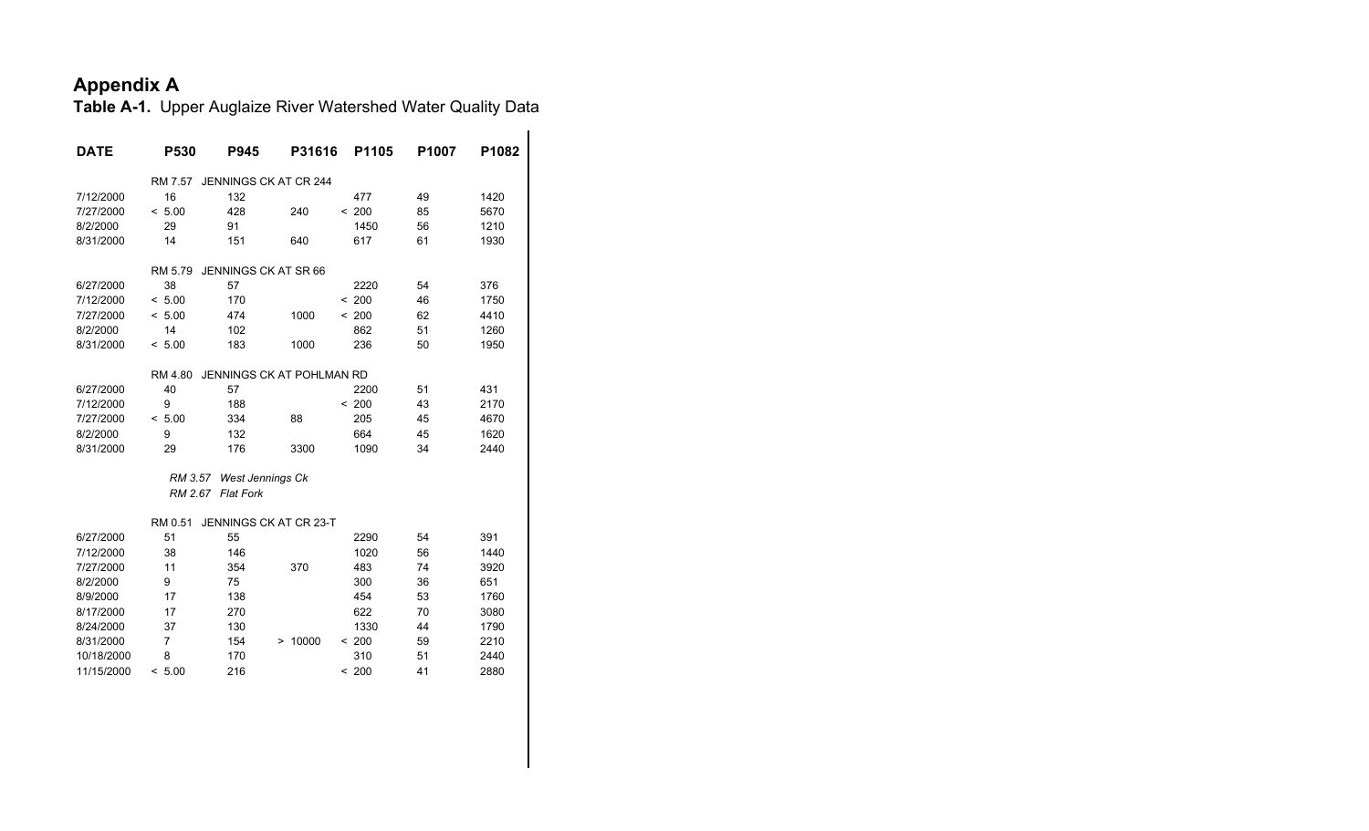# Appendix A

**Table A-1.** Upper Auglaize River Watershed Water Quality Data

| DATE | P530 | P945 | P31616 | P1105 | P1007 | P1082 |
|---|---|---|---|---|---|---|
| | RM 7.57 JENNINGS CK AT CR 244 | | | | | |
| 7/12/2000 | 16 | 132 | | 477 | 49 | 1420 |
| 7/27/2000 | < 5.00 | 428 | 240 | < 200 | 85 | 5670 |
| 8/2/2000 | 29 | 91 | | 1450 | 56 | 1210 |
| 8/31/2000 | 14 | 151 | 640 | 617 | 61 | 1930 |
| | RM 5.79 JENNINGS CK AT SR 66 | | | | | |
| 6/27/2000 | 38 | 57 | | 2220 | 54 | 376 |
| 7/12/2000 | < 5.00 | 170 | | < 200 | 46 | 1750 |
| 7/27/2000 | < 5.00 | 474 | 1000 | < 200 | 62 | 4410 |
| 8/2/2000 | 14 | 102 | | 862 | 51 | 1260 |
| 8/31/2000 | < 5.00 | 183 | 1000 | 236 | 50 | 1950 |
| | RM 4.80 JENNINGS CK AT POHLMAN RD | | | | | |
| 6/27/2000 | 40 | 57 | | 2200 | 51 | 431 |
| 7/12/2000 | 9 | 188 | | < 200 | 43 | 2170 |
| 7/27/2000 | < 5.00 | 334 | 88 | 205 | 45 | 4670 |
| 8/2/2000 | 9 | 132 | | 664 | 45 | 1620 |
| 8/31/2000 | 29 | 176 | 3300 | 1090 | 34 | 2440 |
| | *RM 3.57 West Jennings Ck* | | | | | |
| | *RM 2.67 Flat Fork* | | | | | |
| | RM 0.51 JENNINGS CK AT CR 23-T | | | | | |
| 6/27/2000 | 51 | 55 | | 2290 | 54 | 391 |
| 7/12/2000 | 38 | 146 | | 1020 | 56 | 1440 |
| 7/27/2000 | 11 | 354 | 370 | 483 | 74 | 3920 |
| 8/2/2000 | 9 | 75 | | 300 | 36 | 651 |
| 8/9/2000 | 17 | 138 | | 454 | 53 | 1760 |
| 8/17/2000 | 17 | 270 | | 622 | 70 | 3080 |
| 8/24/2000 | 37 | 130 | | 1330 | 44 | 1790 |
| 8/31/2000 | 7 | 154 | > 10000 | < 200 | 59 | 2210 |
| 10/18/2000 | 8 | 170 | | 310 | 51 | 2440 |
| 11/15/2000 | < 5.00 | 216 | | < 200 | 41 | 2880 |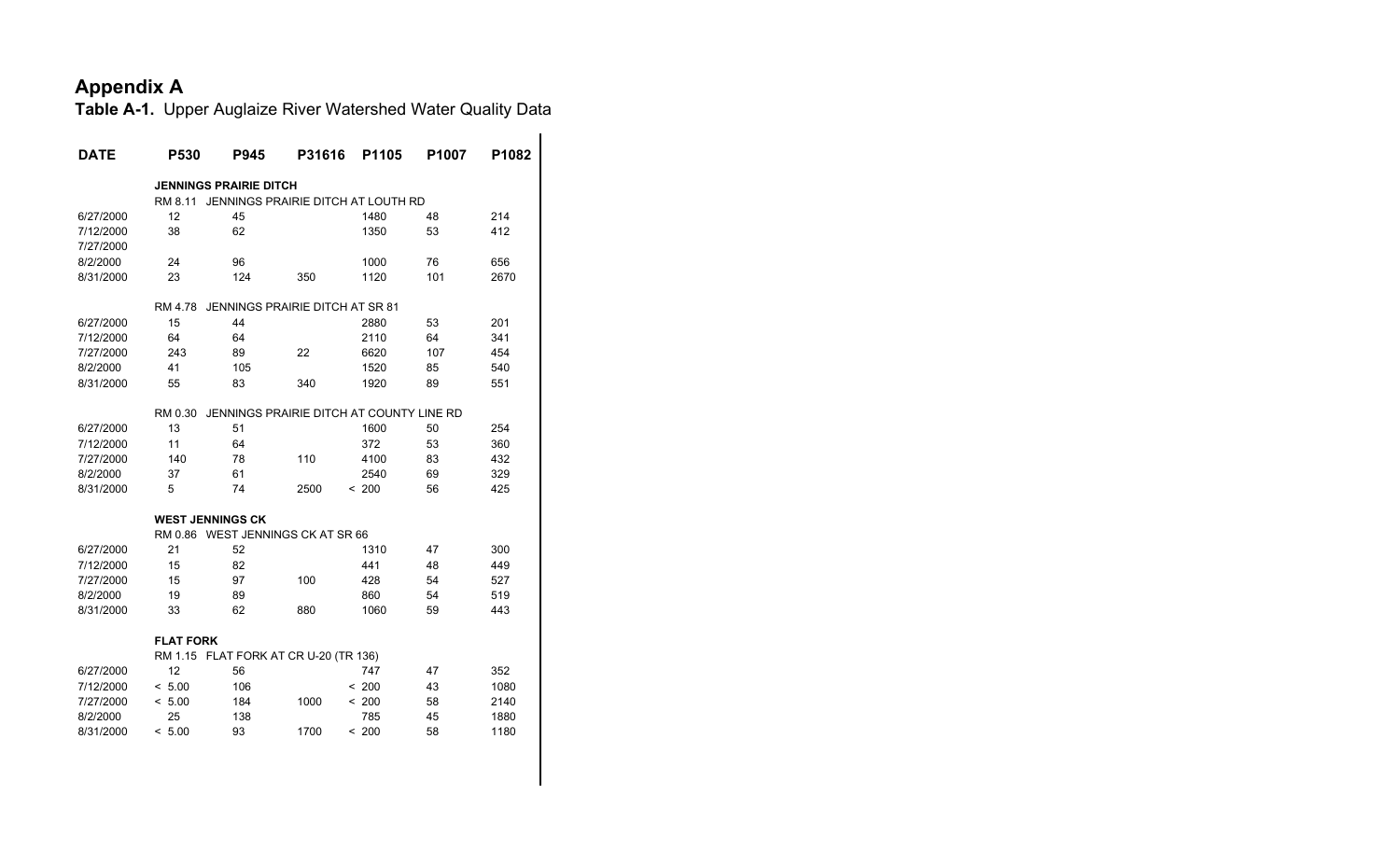# Appendix A

**Table A-1.** Upper Auglaize River Watershed Water Quality Data

| DATE | P530 | P945 | P31616 | P1105 | P1007 | P1082 |
|---|---|---|---|---|---|---|
| | **JENNINGS PRAIRIE DITCH** | | | | | |
| | RM 8.11 JENNINGS PRAIRIE DITCH AT LOUTH RD | | | | | |
| 6/27/2000 | 12 | 45 | | 1480 | 48 | 214 |
| 7/12/2000 | 38 | 62 | | 1350 | 53 | 412 |
| 7/27/2000 | | | | | | |
| 8/2/2000 | 24 | 96 | | 1000 | 76 | 656 |
| 8/31/2000 | 23 | 124 | 350 | 1120 | 101 | 2670 |
| | RM 4.78 JENNINGS PRAIRIE DITCH AT SR 81 | | | | | |
| 6/27/2000 | 15 | 44 | | 2880 | 53 | 201 |
| 7/12/2000 | 64 | 64 | | 2110 | 64 | 341 |
| 7/27/2000 | 243 | 89 | 22 | 6620 | 107 | 454 |
| 8/2/2000 | 41 | 105 | | 1520 | 85 | 540 |
| 8/31/2000 | 55 | 83 | 340 | 1920 | 89 | 551 |
| | RM 0.30 JENNINGS PRAIRIE DITCH AT COUNTY LINE RD | | | | | |
| 6/27/2000 | 13 | 51 | | 1600 | 50 | 254 |
| 7/12/2000 | 11 | 64 | | 372 | 53 | 360 |
| 7/27/2000 | 140 | 78 | 110 | 4100 | 83 | 432 |
| 8/2/2000 | 37 | 61 | | 2540 | 69 | 329 |
| 8/31/2000 | 5 | 74 | 2500 | < 200 | 56 | 425 |
| | **WEST JENNINGS CK** | | | | | |
| | RM 0.86 WEST JENNINGS CK AT SR 66 | | | | | |
| 6/27/2000 | 21 | 52 | | 1310 | 47 | 300 |
| 7/12/2000 | 15 | 82 | | 441 | 48 | 449 |
| 7/27/2000 | 15 | 97 | 100 | 428 | 54 | 527 |
| 8/2/2000 | 19 | 89 | | 860 | 54 | 519 |
| 8/31/2000 | 33 | 62 | 880 | 1060 | 59 | 443 |
| | **FLAT FORK** | | | | | |
| | RM 1.15 FLAT FORK AT CR U-20 (TR 136) | | | | | |
| 6/27/2000 | 12 | 56 | | 747 | 47 | 352 |
| 7/12/2000 | < 5.00 | 106 | | < 200 | 43 | 1080 |
| 7/27/2000 | < 5.00 | 184 | 1000 | < 200 | 58 | 2140 |
| 8/2/2000 | 25 | 138 | | 785 | 45 | 1880 |
| 8/31/2000 | < 5.00 | 93 | 1700 | < 200 | 58 | 1180 |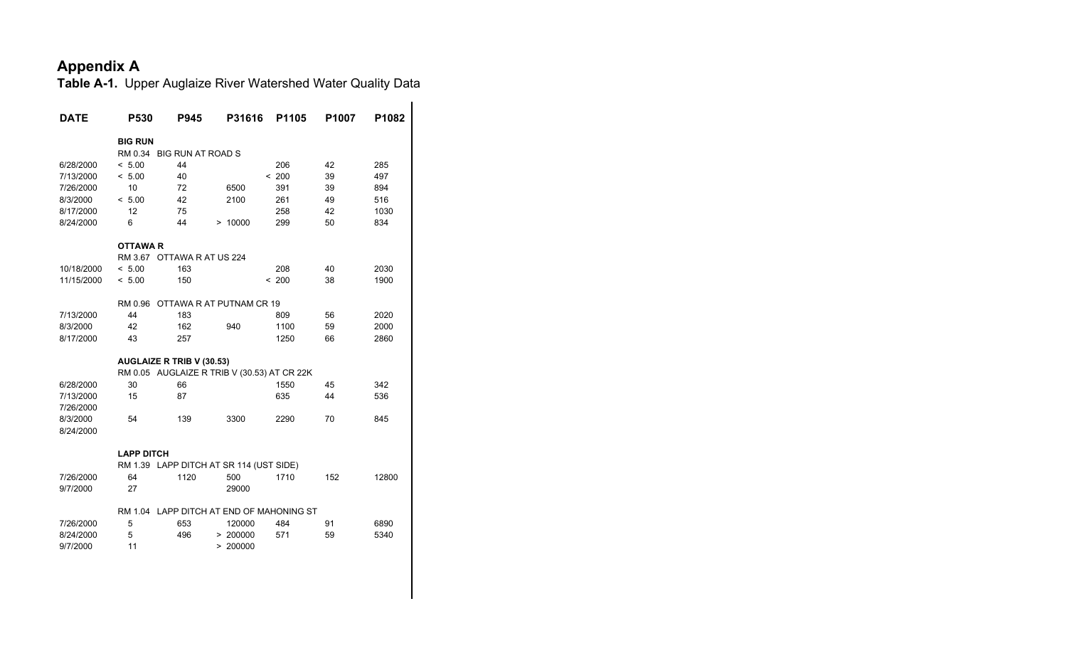# Appendix A

**Table A-1.** Upper Auglaize River Watershed Water Quality Data

| DATE | P530 | P945 | P31616 | P1105 | P1007 | P1082 |
|---|---|---|---|---|---|---|
| | **BIG RUN** | | | | | |
| | RM 0.34 BIG RUN AT ROAD S | | | | | |
| 6/28/2000 | < 5.00 | 44 | | 206 | 42 | 285 |
| 7/13/2000 | < 5.00 | 40 | | < 200 | 39 | 497 |
| 7/26/2000 | 10 | 72 | 6500 | 391 | 39 | 894 |
| 8/3/2000 | < 5.00 | 42 | 2100 | 261 | 49 | 516 |
| 8/17/2000 | 12 | 75 | | 258 | 42 | 1030 |
| 8/24/2000 | 6 | 44 | > 10000 | 299 | 50 | 834 |
| | **OTTAWA R** | | | | | |
| | RM 3.67 OTTAWA R AT US 224 | | | | | |
| 10/18/2000 | < 5.00 | 163 | | 208 | 40 | 2030 |
| 11/15/2000 | < 5.00 | 150 | | < 200 | 38 | 1900 |
| | RM 0.96 OTTAWA R AT PUTNAM CR 19 | | | | | |
| 7/13/2000 | 44 | 183 | | 809 | 56 | 2020 |
| 8/3/2000 | 42 | 162 | 940 | 1100 | 59 | 2000 |
| 8/17/2000 | 43 | 257 | | 1250 | 66 | 2860 |
| | **AUGLAIZE R TRIB V (30.53)** | | | | | |
| | RM 0.05 AUGLAIZE R TRIB V (30.53) AT CR 22K | | | | | |
| 6/28/2000 | 30 | 66 | | 1550 | 45 | 342 |
| 7/13/2000 | 15 | 87 | | 635 | 44 | 536 |
| 7/26/2000 | | | | | | |
| 8/3/2000 | 54 | 139 | 3300 | 2290 | 70 | 845 |
| 8/24/2000 | | | | | | |
| | **LAPP DITCH** | | | | | |
| | RM 1.39 LAPP DITCH AT SR 114 (UST SIDE) | | | | | |
| 7/26/2000 | 64 | 1120 | 500 | 1710 | 152 | 12800 |
| 9/7/2000 | 27 | | 29000 | | | |
| | RM 1.04 LAPP DITCH AT END OF MAHONING ST | | | | | |
| 7/26/2000 | 5 | 653 | 120000 | 484 | 91 | 6890 |
| 8/24/2000 | 5 | 496 | > 200000 | 571 | 59 | 5340 |
| 9/7/2000 | 11 | | > 200000 | | | |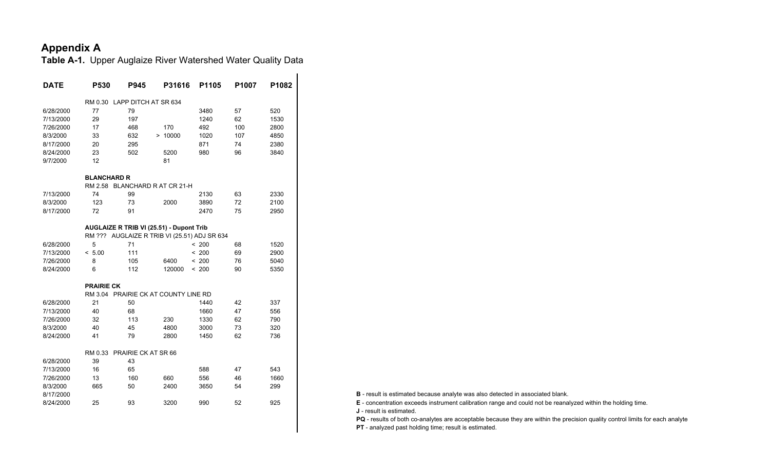# Appendix A

**Table A-1.** Upper Auglaize River Watershed Water Quality Data

| DATE | P530 | P945 | P31616 | P1105 | P1007 | P1082 |
|---|---|---|---|---|---|---|
| | RM 0.30 LAPP DITCH AT SR 634 | | | | | |
| 6/28/2000 | 77 | 79 | | 3480 | 57 | 520 |
| 7/13/2000 | 29 | 197 | | 1240 | 62 | 1530 |
| 7/26/2000 | 17 | 468 | 170 | 492 | 100 | 2800 |
| 8/3/2000 | 33 | 632 | > 10000 | 1020 | 107 | 4850 |
| 8/17/2000 | 20 | 295 | | 871 | 74 | 2380 |
| 8/24/2000 | 23 | 502 | 5200 | 980 | 96 | 3840 |
| 9/7/2000 | 12 | | 81 | | | |
| | **BLANCHARD R** | | | | | |
| | RM 2.58 BLANCHARD R AT CR 21-H | | | | | |
| 7/13/2000 | 74 | 99 | | 2130 | 63 | 2330 |
| 8/3/2000 | 123 | 73 | 2000 | 3890 | 72 | 2100 |
| 8/17/2000 | 72 | 91 | | 2470 | 75 | 2950 |
| | **AUGLAIZE R TRIB VI (25.51) - Dupont Trib** | | | | | |
| | RM ??? AUGLAIZE R TRIB VI (25.51) ADJ SR 634 | | | | | |
| 6/28/2000 | 5 | 71 | | < 200 | 68 | 1520 |
| 7/13/2000 | < 5.00 | 111 | | < 200 | 69 | 2900 |
| 7/26/2000 | 8 | 105 | 6400 | < 200 | 76 | 5040 |
| 8/24/2000 | 6 | 112 | 120000 | < 200 | 90 | 5350 |
| | **PRAIRIE CK** | | | | | |
| | RM 3.04 PRAIRIE CK AT COUNTY LINE RD | | | | | |
| 6/28/2000 | 21 | 50 | | 1440 | 42 | 337 |
| 7/13/2000 | 40 | 68 | | 1660 | 47 | 556 |
| 7/26/2000 | 32 | 113 | 230 | 1330 | 62 | 790 |
| 8/3/2000 | 40 | 45 | 4800 | 3000 | 73 | 320 |
| 8/24/2000 | 41 | 79 | 2800 | 1450 | 62 | 736 |
| | RM 0.33 PRAIRIE CK AT SR 66 | | | | | |
| 6/28/2000 | 39 | 43 | | | | |
| 7/13/2000 | 16 | 65 | | 588 | 47 | 543 |
| 7/26/2000 | 13 | 160 | 660 | 556 | 46 | 1660 |
| 8/3/2000 | 665 | 50 | 2400 | 3650 | 54 | 299 |
| 8/17/2000 | | | | | | |
| 8/24/2000 | 25 | 93 | 3200 | 990 | 52 | 925 |

**B** - result is estimated because analyte was also detected in associated blank.

**E** - concentration exceeds instrument calibration range and could not be reanalyzed within the holding time.

**J** - result is estimated.

**PQ** - results of both co-analytes are acceptable because they are within the precision quality control limits for each analyte

**PT** - analyzed past holding time; result is estimated.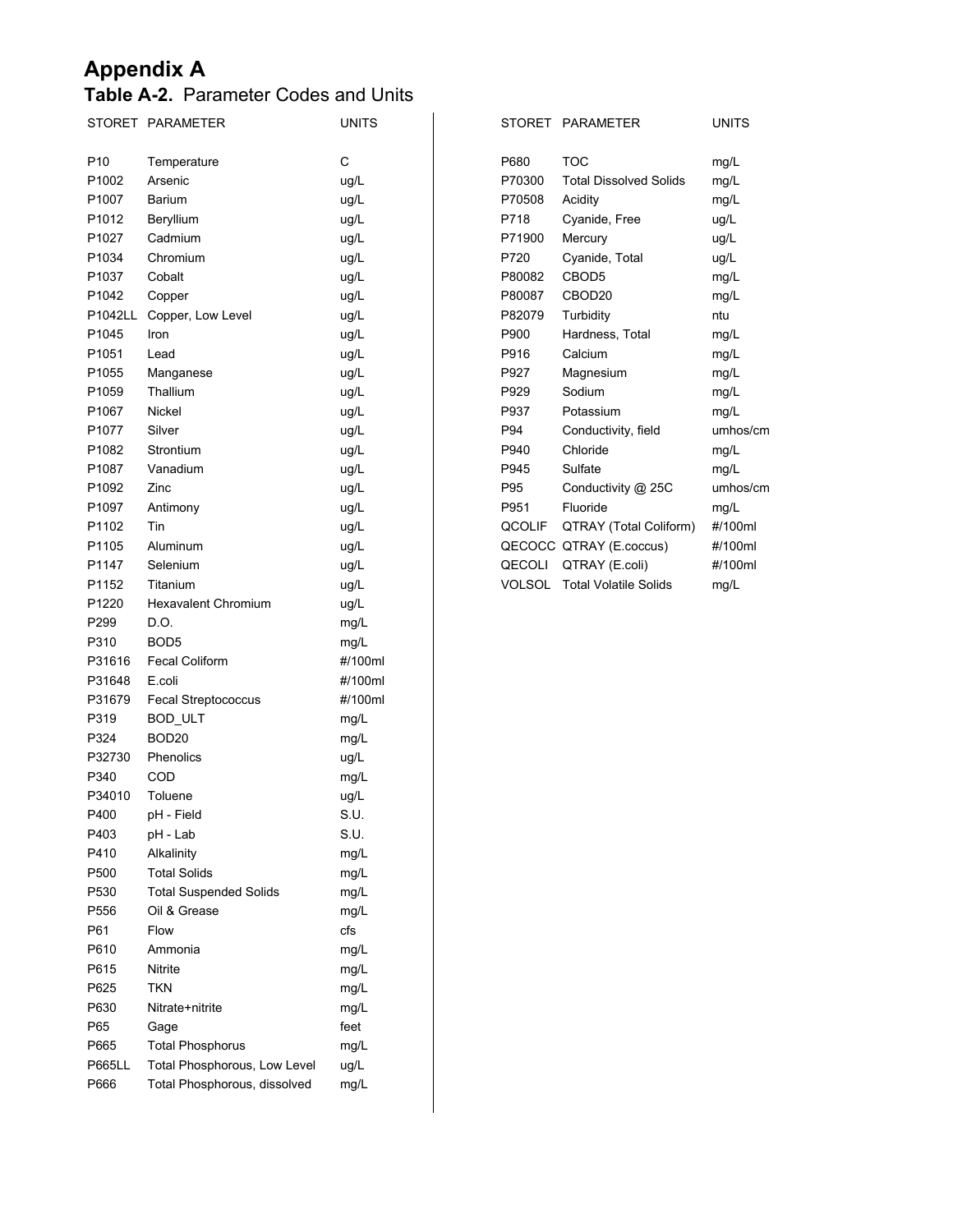# Appendix A

## **Table A-2.** Parameter Codes and Units

| STORET | PARAMETER | UNITS |
|---|---|---|
| P10 | Temperature | C |
| P1002 | Arsenic | ug/L |
| P1007 | Barium | ug/L |
| P1012 | Beryllium | ug/L |
| P1027 | Cadmium | ug/L |
| P1034 | Chromium | ug/L |
| P1037 | Cobalt | ug/L |
| P1042 | Copper | ug/L |
| P1042LL | Copper, Low Level | ug/L |
| P1045 | Iron | ug/L |
| P1051 | Lead | ug/L |
| P1055 | Manganese | ug/L |
| P1059 | Thallium | ug/L |
| P1067 | Nickel | ug/L |
| P1077 | Silver | ug/L |
| P1082 | Strontium | ug/L |
| P1087 | Vanadium | ug/L |
| P1092 | Zinc | ug/L |
| P1097 | Antimony | ug/L |
| P1102 | Tin | ug/L |
| P1105 | Aluminum | ug/L |
| P1147 | Selenium | ug/L |
| P1152 | Titanium | ug/L |
| P1220 | Hexavalent Chromium | ug/L |
| P299 | D.O. | mg/L |
| P310 | BOD5 | mg/L |
| P31616 | Fecal Coliform | #/100ml |
| P31648 | E.coli | #/100ml |
| P31679 | Fecal Streptococcus | #/100ml |
| P319 | BOD_ULT | mg/L |
| P324 | BOD20 | mg/L |
| P32730 | Phenolics | ug/L |
| P340 | COD | mg/L |
| P34010 | Toluene | ug/L |
| P400 | pH - Field | S.U. |
| P403 | pH - Lab | S.U. |
| P410 | Alkalinity | mg/L |
| P500 | Total Solids | mg/L |
| P530 | Total Suspended Solids | mg/L |
| P556 | Oil & Grease | mg/L |
| P61 | Flow | cfs |
| P610 | Ammonia | mg/L |
| P615 | Nitrite | mg/L |
| P625 | TKN | mg/L |
| P630 | Nitrate+nitrite | mg/L |
| P65 | Gage | feet |
| P665 | Total Phosphorus | mg/L |
| P665LL | Total Phosphorous, Low Level | ug/L |
| P666 | Total Phosphorous, dissolved | mg/L |
| P680 | TOC | mg/L |
| P70300 | Total Dissolved Solids | mg/L |
| P70508 | Acidity | mg/L |
| P718 | Cyanide, Free | ug/L |
| P71900 | Mercury | ug/L |
| P720 | Cyanide, Total | ug/L |
| P80082 | CBOD5 | mg/L |
| P80087 | CBOD20 | mg/L |
| P82079 | Turbidity | ntu |
| P900 | Hardness, Total | mg/L |
| P916 | Calcium | mg/L |
| P927 | Magnesium | mg/L |
| P929 | Sodium | mg/L |
| P937 | Potassium | mg/L |
| P94 | Conductivity, field | umhos/cm |
| P940 | Chloride | mg/L |
| P945 | Sulfate | mg/L |
| P95 | Conductivity @ 25C | umhos/cm |
| P951 | Fluoride | mg/L |
| QCOLIF | QTRAY (Total Coliform) | #/100ml |
| QECOCC | QTRAY (E.coccus) | #/100ml |
| QECOLI | QTRAY (E.coli) | #/100ml |
| VOLSOL | Total Volatile Solids | mg/L |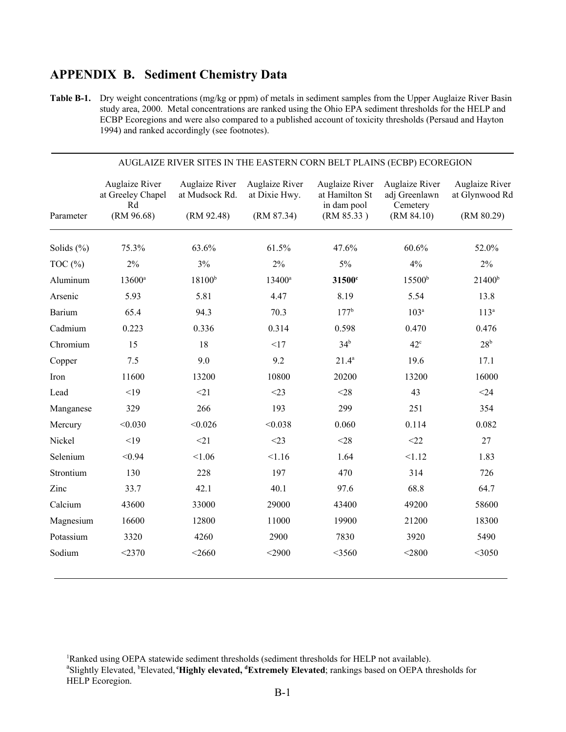## APPENDIX B. Sediment Chemistry Data

**Table B-1.** Dry weight concentrations (mg/kg or ppm) of metals in sediment samples from the Upper Auglaize River Basin study area, 2000. Metal concentrations are ranked using the Ohio EPA sediment thresholds for the HELP and ECBP Ecoregions and were also compared to a published account of toxicity thresholds (Persaud and Hayton 1994) and ranked accordingly (see footnotes).

| | AUGLAIZE RIVER SITES IN THE EASTERN CORN BELT PLAINS (ECBP) ECOREGION | | | | | |
|---|---|---|---|---|---|---|
| Parameter | Auglaize River at Greeley Chapel Rd (RM 96.68) | Auglaize River at Mudsock Rd. (RM 92.48) | Auglaize River at Dixie Hwy. (RM 87.34) | Auglaize River at Hamilton St in dam pool (RM 85.33 ) | Auglaize River adj Greenlawn Cemetery (RM 84.10) | Auglaize River at Glynwood Rd (RM 80.29) |
| Solids (%) | 75.3% | 63.6% | 61.5% | 47.6% | 60.6% | 52.0% |
| TOC (%) | 2% | 3% | 2% | 5% | 4% | 2% |
| Aluminum | 13600[a] | 18100[b] | 13400[a] | **31500**[c] | 15500[b] | 21400[b] |
| Arsenic | 5.93 | 5.81 | 4.47 | 8.19 | 5.54 | 13.8 |
| Barium | 65.4 | 94.3 | 70.3 | 177[b] | 103[a] | 113[a] |
| Cadmium | 0.223 | 0.336 | 0.314 | 0.598 | 0.470 | 0.476 |
| Chromium | 15 | 18 | <17 | 34[b] | 42[c] | 28[b] |
| Copper | 7.5 | 9.0 | 9.2 | 21.4[a] | 19.6 | 17.1 |
| Iron | 11600 | 13200 | 10800 | 20200 | 13200 | 16000 |
| Lead | <19 | <21 | <23 | <28 | 43 | <24 |
| Manganese | 329 | 266 | 193 | 299 | 251 | 354 |
| Mercury | <0.030 | <0.026 | <0.038 | 0.060 | 0.114 | 0.082 |
| Nickel | <19 | <21 | <23 | <28 | <22 | 27 |
| Selenium | <0.94 | <1.06 | <1.16 | 1.64 | <1.12 | 1.83 |
| Strontium | 130 | 228 | 197 | 470 | 314 | 726 |
| Zinc | 33.7 | 42.1 | 40.1 | 97.6 | 68.8 | 64.7 |
| Calcium | 43600 | 33000 | 29000 | 43400 | 49200 | 58600 |
| Magnesium | 16600 | 12800 | 11000 | 19900 | 21200 | 18300 |
| Potassium | 3320 | 4260 | 2900 | 7830 | 3920 | 5490 |
| Sodium | <2370 | <2660 | <2900 | <3560 | <2800 | <3050 |

[1]Ranked using OEPA statewide sediment thresholds (sediment thresholds for HELP not available).
[a]Slightly Elevated, [b]Elevated, [c]**Highly elevated,** [d]**Extremely Elevated**; rankings based on OEPA thresholds for HELP Ecoregion.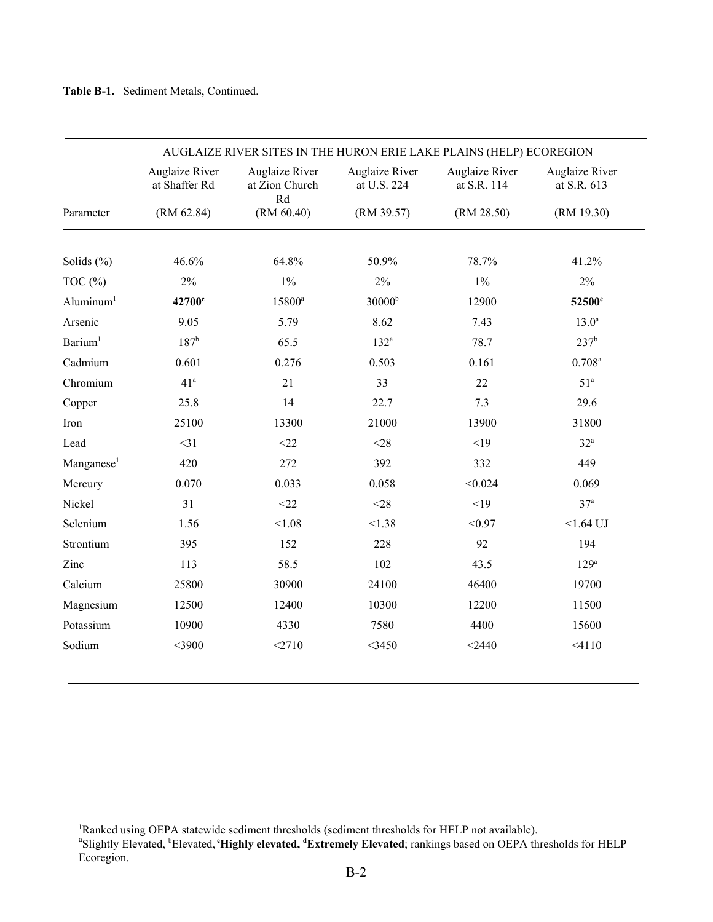**Table B-1.** Sediment Metals, Continued.

| | AUGLAIZE RIVER SITES IN THE HURON ERIE LAKE PLAINS (HELP) ECOREGION | | | | |
|---|---|---|---|---|---|
| Parameter | Auglaize River at Shaffer Rd (RM 62.84) | Auglaize River at Zion Church Rd (RM 60.40) | Auglaize River at U.S. 224 (RM 39.57) | Auglaize River at S.R. 114 (RM 28.50) | Auglaize River at S.R. 613 (RM 19.30) |
| Solids (%) | 46.6% | 64.8% | 50.9% | 78.7% | 41.2% |
| TOC (%) | 2% | 1% | 2% | 1% | 2% |
| Aluminum[1] | **42700[c]** | 15800[a] | 30000[b] | 12900 | **52500[c]** |
| Arsenic | 9.05 | 5.79 | 8.62 | 7.43 | 13.0[a] |
| Barium[1] | 187[b] | 65.5 | 132[a] | 78.7 | 237[b] |
| Cadmium | 0.601 | 0.276 | 0.503 | 0.161 | 0.708[a] |
| Chromium | 41[a] | 21 | 33 | 22 | 51[a] |
| Copper | 25.8 | 14 | 22.7 | 7.3 | 29.6 |
| Iron | 25100 | 13300 | 21000 | 13900 | 31800 |
| Lead | <31 | <22 | <28 | <19 | 32[a] |
| Manganese[1] | 420 | 272 | 392 | 332 | 449 |
| Mercury | 0.070 | 0.033 | 0.058 | <0.024 | 0.069 |
| Nickel | 31 | <22 | <28 | <19 | 37[a] |
| Selenium | 1.56 | <1.08 | <1.38 | <0.97 | <1.64 UJ |
| Strontium | 395 | 152 | 228 | 92 | 194 |
| Zinc | 113 | 58.5 | 102 | 43.5 | 129[a] |
| Calcium | 25800 | 30900 | 24100 | 46400 | 19700 |
| Magnesium | 12500 | 12400 | 10300 | 12200 | 11500 |
| Potassium | 10900 | 4330 | 7580 | 4400 | 15600 |
| Sodium | <3900 | <2710 | <3450 | <2440 | <4110 |

[1]Ranked using OEPA statewide sediment thresholds (sediment thresholds for HELP not available).
[a]Slightly Elevated, [b]Elevated, [c]**Highly elevated, [d]Extremely Elevated**; rankings based on OEPA thresholds for HELP Ecoregion.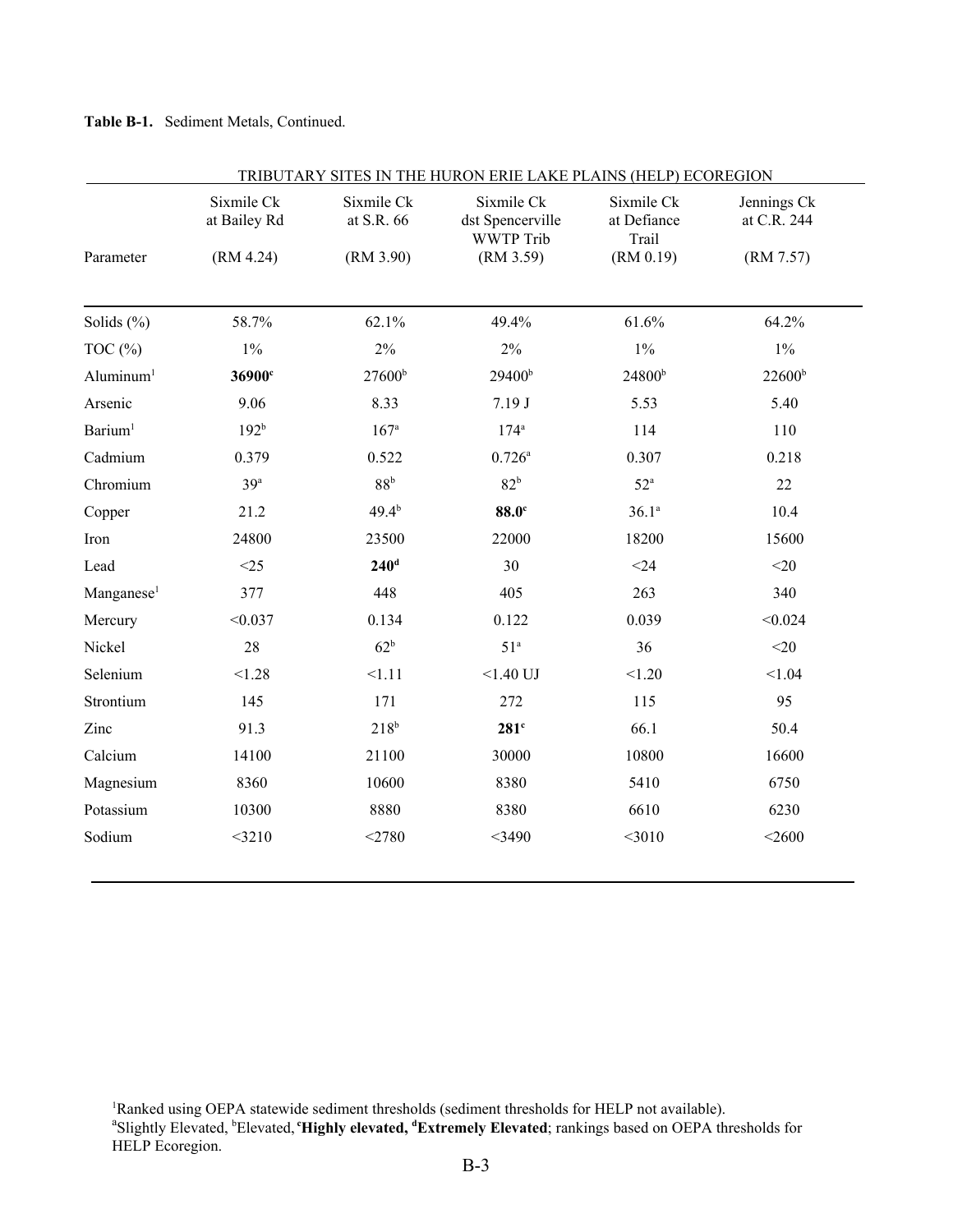**Table B-1.** Sediment Metals, Continued.

| | TRIBUTARY SITES IN THE HURON ERIE LAKE PLAINS (HELP) ECOREGION | | | | |
|---|---|---|---|---|---|
| Parameter | Sixmile Ck at Bailey Rd (RM 4.24) | Sixmile Ck at S.R. 66 (RM 3.90) | Sixmile Ck dst Spencerville WWTP Trib (RM 3.59) | Sixmile Ck at Defiance Trail (RM 0.19) | Jennings Ck at C.R. 244 (RM 7.57) |
| Solids (%) | 58.7% | 62.1% | 49.4% | 61.6% | 64.2% |
| TOC (%) | 1% | 2% | 2% | 1% | 1% |
| Aluminum[1] | **36900**[c] | 27600[b] | 29400[b] | 24800[b] | 22600[b] |
| Arsenic | 9.06 | 8.33 | 7.19 J | 5.53 | 5.40 |
| Barium[1] | 192[b] | 167[a] | 174[a] | 114 | 110 |
| Cadmium | 0.379 | 0.522 | 0.726[a] | 0.307 | 0.218 |
| Chromium | 39[a] | 88[b] | 82[b] | 52[a] | 22 |
| Copper | 21.2 | 49.4[b] | **88.0**[c] | 36.1[a] | 10.4 |
| Iron | 24800 | 23500 | 22000 | 18200 | 15600 |
| Lead | <25 | **240**[d] | 30 | <24 | <20 |
| Manganese[1] | 377 | 448 | 405 | 263 | 340 |
| Mercury | <0.037 | 0.134 | 0.122 | 0.039 | <0.024 |
| Nickel | 28 | 62[b] | 51[a] | 36 | <20 |
| Selenium | <1.28 | <1.11 | <1.40 UJ | <1.20 | <1.04 |
| Strontium | 145 | 171 | 272 | 115 | 95 |
| Zinc | 91.3 | 218[b] | **281**[c] | 66.1 | 50.4 |
| Calcium | 14100 | 21100 | 30000 | 10800 | 16600 |
| Magnesium | 8360 | 10600 | 8380 | 5410 | 6750 |
| Potassium | 10300 | 8880 | 8380 | 6610 | 6230 |
| Sodium | <3210 | <2780 | <3490 | <3010 | <2600 |

[1]Ranked using OEPA statewide sediment thresholds (sediment thresholds for HELP not available).
[a]Slightly Elevated, [b]Elevated, [c]**Highly elevated,** [d]**Extremely Elevated**; rankings based on OEPA thresholds for HELP Ecoregion.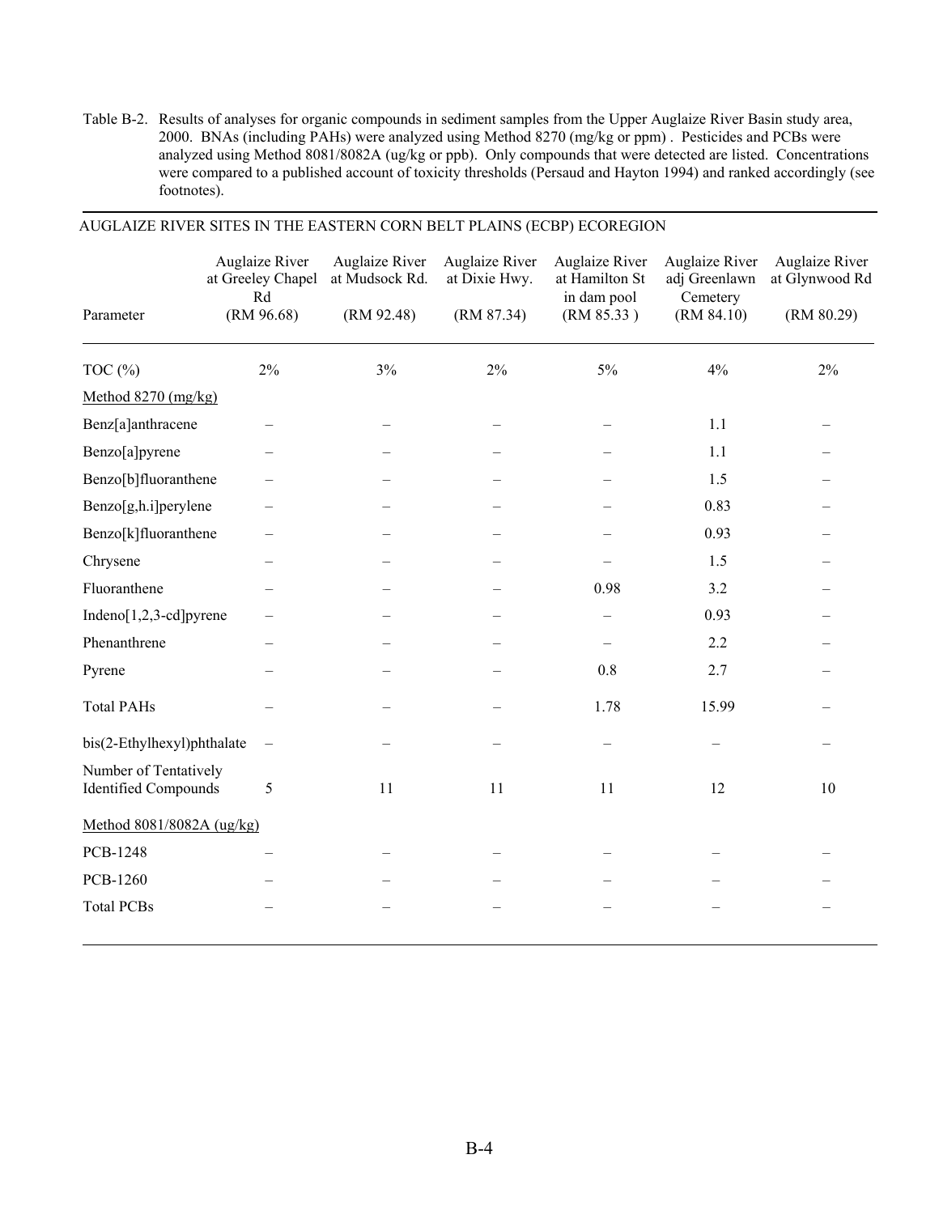Table B-2. Results of analyses for organic compounds in sediment samples from the Upper Auglaize River Basin study area, 2000. BNAs (including PAHs) were analyzed using Method 8270 (mg/kg or ppm). Pesticides and PCBs were analyzed using Method 8081/8082A (ug/kg or ppb). Only compounds that were detected are listed. Concentrations were compared to a published account of toxicity thresholds (Persaud and Hayton 1994) and ranked accordingly (see footnotes).

AUGLAIZE RIVER SITES IN THE EASTERN CORN BELT PLAINS (ECBP) ECOREGION

| Parameter | Auglaize River at Greeley Chapel Rd (RM 96.68) | Auglaize River at Mudsock Rd. (RM 92.48) | Auglaize River at Dixie Hwy. (RM 87.34) | Auglaize River at Hamilton St in dam pool (RM 85.33 ) | Auglaize River adj Greenlawn Cemetery (RM 84.10) | Auglaize River at Glynwood Rd (RM 80.29) |
|---|---|---|---|---|---|---|
| TOC (%) | 2% | 3% | 2% | 5% | 4% | 2% |
| Method 8270 (mg/kg) | | | | | | |
| Benz[a]anthracene | – | – | – | – | 1.1 | – |
| Benzo[a]pyrene | – | – | – | – | 1.1 | – |
| Benzo[b]fluoranthene | – | – | – | – | 1.5 | – |
| Benzo[g,h.i]perylene | – | – | – | – | 0.83 | – |
| Benzo[k]fluoranthene | – | – | – | – | 0.93 | – |
| Chrysene | – | – | – | – | 1.5 | – |
| Fluoranthene | – | – | – | 0.98 | 3.2 | – |
| Indeno[1,2,3-cd]pyrene | – | – | – | – | 0.93 | – |
| Phenanthrene | – | – | – | – | 2.2 | – |
| Pyrene | – | – | – | 0.8 | 2.7 | – |
| Total PAHs | – | – | – | 1.78 | 15.99 | – |
| bis(2-Ethylhexyl)phthalate | – | – | – | – | – | – |
| Number of Tentatively Identified Compounds | 5 | 11 | 11 | 11 | 12 | 10 |
| Method 8081/8082A (ug/kg) | | | | | | |
| PCB-1248 | – | – | – | – | – | – |
| PCB-1260 | – | – | – | – | – | – |
| Total PCBs | – | – | – | – | – | – |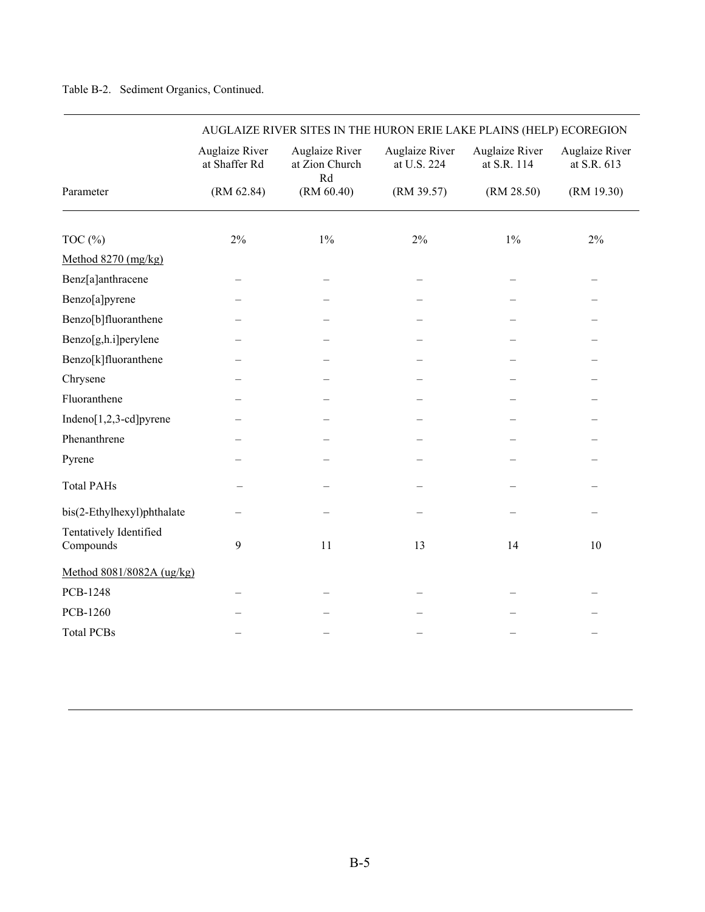Table B-2. Sediment Organics, Continued.

| | AUGLAIZE RIVER SITES IN THE HURON ERIE LAKE PLAINS (HELP) ECOREGION | | | | |
|---|---|---|---|---|---|
| | Auglaize River at Shaffer Rd | Auglaize River at Zion Church Rd | Auglaize River at U.S. 224 | Auglaize River at S.R. 114 | Auglaize River at S.R. 613 |
| Parameter | (RM 62.84) | (RM 60.40) | (RM 39.57) | (RM 28.50) | (RM 19.30) |
| TOC (%) | 2% | 1% | 2% | 1% | 2% |
| Method 8270 (mg/kg) | | | | | |
| Benz[a]anthracene | – | – | – | – | – |
| Benzo[a]pyrene | – | – | – | – | – |
| Benzo[b]fluoranthene | – | – | – | – | – |
| Benzo[g,h.i]perylene | – | – | – | – | – |
| Benzo[k]fluoranthene | – | – | – | – | – |
| Chrysene | – | – | – | – | – |
| Fluoranthene | – | – | – | – | – |
| Indeno[1,2,3-cd]pyrene | – | – | – | – | – |
| Phenanthrene | – | – | – | – | – |
| Pyrene | – | – | – | – | – |
| Total PAHs | – | – | – | – | – |
| bis(2-Ethylhexyl)phthalate | – | – | – | – | – |
| Tentatively Identified Compounds | 9 | 11 | 13 | 14 | 10 |
| Method 8081/8082A (ug/kg) | | | | | |
| PCB-1248 | – | – | – | – | – |
| PCB-1260 | – | – | – | – | – |
| Total PCBs | – | – | – | – | – |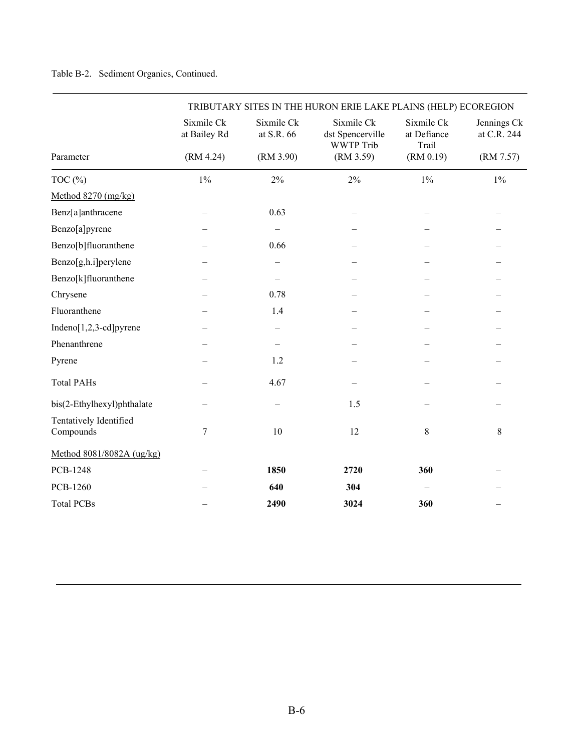Table B-2. Sediment Organics, Continued.

| | TRIBUTARY SITES IN THE HURON ERIE LAKE PLAINS (HELP) ECOREGION | | | | |
|---|---|---|---|---|---|
| | Sixmile Ck at Bailey Rd | Sixmile Ck at S.R. 66 | Sixmile Ck dst Spencerville WWTP Trib | Sixmile Ck at Defiance Trail | Jennings Ck at C.R. 244 |
| Parameter | (RM 4.24) | (RM 3.90) | (RM 3.59) | (RM 0.19) | (RM 7.57) |
| TOC (%) | 1% | 2% | 2% | 1% | 1% |
| Method 8270 (mg/kg) | | | | | |
| Benz[a]anthracene | – | 0.63 | – | – | – |
| Benzo[a]pyrene | – | – | – | – | – |
| Benzo[b]fluoranthene | – | 0.66 | – | – | – |
| Benzo[g,h.i]perylene | – | – | – | – | – |
| Benzo[k]fluoranthene | – | – | – | – | – |
| Chrysene | – | 0.78 | – | – | – |
| Fluoranthene | – | 1.4 | – | – | – |
| Indeno[1,2,3-cd]pyrene | – | – | – | – | – |
| Phenanthrene | – | – | – | – | – |
| Pyrene | – | 1.2 | – | – | – |
| Total PAHs | – | 4.67 | – | – | – |
| bis(2-Ethylhexyl)phthalate | – | – | 1.5 | – | – |
| Tentatively Identified Compounds | 7 | 10 | 12 | 8 | 8 |
| Method 8081/8082A (ug/kg) | | | | | |
| PCB-1248 | – | **1850** | **2720** | **360** | – |
| PCB-1260 | – | **640** | **304** | – | – |
| Total PCBs | – | **2490** | **3024** | **360** | – |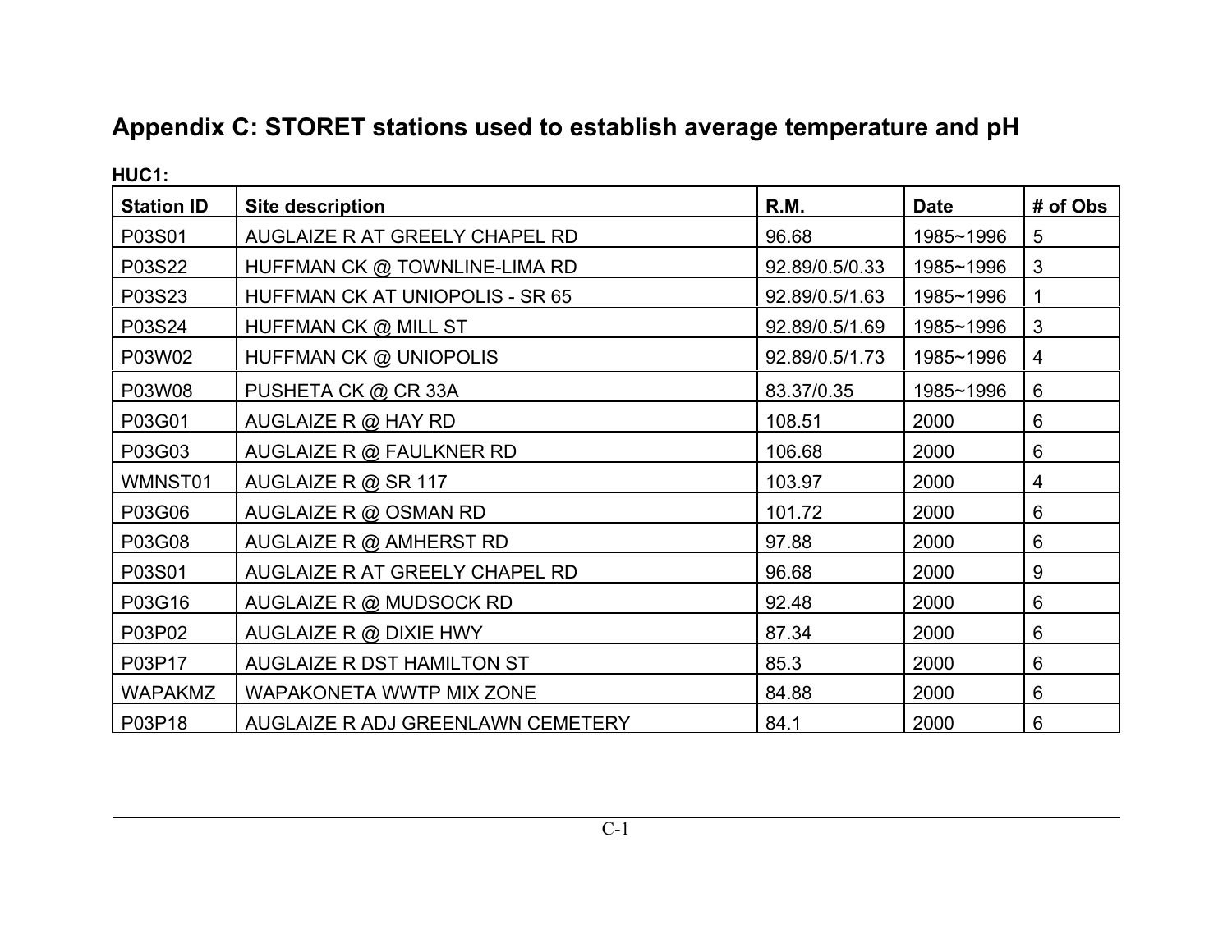# Appendix C: STORET stations used to establish average temperature and pH

**HUC1:**

| Station ID | Site description | R.M. | Date | # of Obs |
|---|---|---|---|---|
| P03S01 | AUGLAIZE R AT GREELY CHAPEL RD | 96.68 | 1985~1996 | 5 |
| P03S22 | HUFFMAN CK @ TOWNLINE-LIMA RD | 92.89/0.5/0.33 | 1985~1996 | 3 |
| P03S23 | HUFFMAN CK AT UNIOPOLIS - SR 65 | 92.89/0.5/1.63 | 1985~1996 | 1 |
| P03S24 | HUFFMAN CK @ MILL ST | 92.89/0.5/1.69 | 1985~1996 | 3 |
| P03W02 | HUFFMAN CK @ UNIOPOLIS | 92.89/0.5/1.73 | 1985~1996 | 4 |
| P03W08 | PUSHETA CK @ CR 33A | 83.37/0.35 | 1985~1996 | 6 |
| P03G01 | AUGLAIZE R @ HAY RD | 108.51 | 2000 | 6 |
| P03G03 | AUGLAIZE R @ FAULKNER RD | 106.68 | 2000 | 6 |
| WMNST01 | AUGLAIZE R @ SR 117 | 103.97 | 2000 | 4 |
| P03G06 | AUGLAIZE R @ OSMAN RD | 101.72 | 2000 | 6 |
| P03G08 | AUGLAIZE R @ AMHERST RD | 97.88 | 2000 | 6 |
| P03S01 | AUGLAIZE R AT GREELY CHAPEL RD | 96.68 | 2000 | 9 |
| P03G16 | AUGLAIZE R @ MUDSOCK RD | 92.48 | 2000 | 6 |
| P03P02 | AUGLAIZE R @ DIXIE HWY | 87.34 | 2000 | 6 |
| P03P17 | AUGLAIZE R DST HAMILTON ST | 85.3 | 2000 | 6 |
| WAPAKMZ | WAPAKONETA WWTP MIX ZONE | 84.88 | 2000 | 6 |
| P03P18 | AUGLAIZE R ADJ GREENLAWN CEMETERY | 84.1 | 2000 | 6 |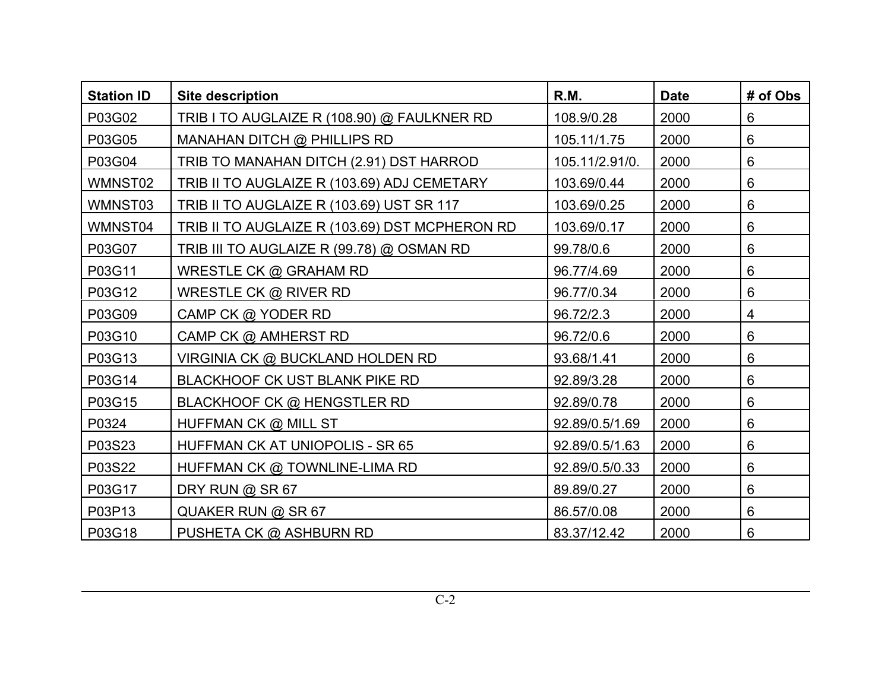| Station ID | Site description | R.M. | Date | # of Obs |
|---|---|---|---|---|
| P03G02 | TRIB I TO AUGLAIZE R (108.90) @ FAULKNER RD | 108.9/0.28 | 2000 | 6 |
| P03G05 | MANAHAN DITCH @ PHILLIPS RD | 105.11/1.75 | 2000 | 6 |
| P03G04 | TRIB TO MANAHAN DITCH (2.91) DST HARROD | 105.11/2.91/0. | 2000 | 6 |
| WMNST02 | TRIB II TO AUGLAIZE R (103.69) ADJ CEMETARY | 103.69/0.44 | 2000 | 6 |
| WMNST03 | TRIB II TO AUGLAIZE R (103.69) UST SR 117 | 103.69/0.25 | 2000 | 6 |
| WMNST04 | TRIB II TO AUGLAIZE R (103.69) DST MCPHERON RD | 103.69/0.17 | 2000 | 6 |
| P03G07 | TRIB III TO AUGLAIZE R (99.78) @ OSMAN RD | 99.78/0.6 | 2000 | 6 |
| P03G11 | WRESTLE CK @ GRAHAM RD | 96.77/4.69 | 2000 | 6 |
| P03G12 | WRESTLE CK @ RIVER RD | 96.77/0.34 | 2000 | 6 |
| P03G09 | CAMP CK @ YODER RD | 96.72/2.3 | 2000 | 4 |
| P03G10 | CAMP CK @ AMHERST RD | 96.72/0.6 | 2000 | 6 |
| P03G13 | VIRGINIA CK @ BUCKLAND HOLDEN RD | 93.68/1.41 | 2000 | 6 |
| P03G14 | BLACKHOOF CK UST BLANK PIKE RD | 92.89/3.28 | 2000 | 6 |
| P03G15 | BLACKHOOF CK @ HENGSTLER RD | 92.89/0.78 | 2000 | 6 |
| P0324 | HUFFMAN CK @ MILL ST | 92.89/0.5/1.69 | 2000 | 6 |
| P03S23 | HUFFMAN CK AT UNIOPOLIS - SR 65 | 92.89/0.5/1.63 | 2000 | 6 |
| P03S22 | HUFFMAN CK @ TOWNLINE-LIMA RD | 92.89/0.5/0.33 | 2000 | 6 |
| P03G17 | DRY RUN @ SR 67 | 89.89/0.27 | 2000 | 6 |
| P03P13 | QUAKER RUN @ SR 67 | 86.57/0.08 | 2000 | 6 |
| P03G18 | PUSHETA CK @ ASHBURN RD | 83.37/12.42 | 2000 | 6 |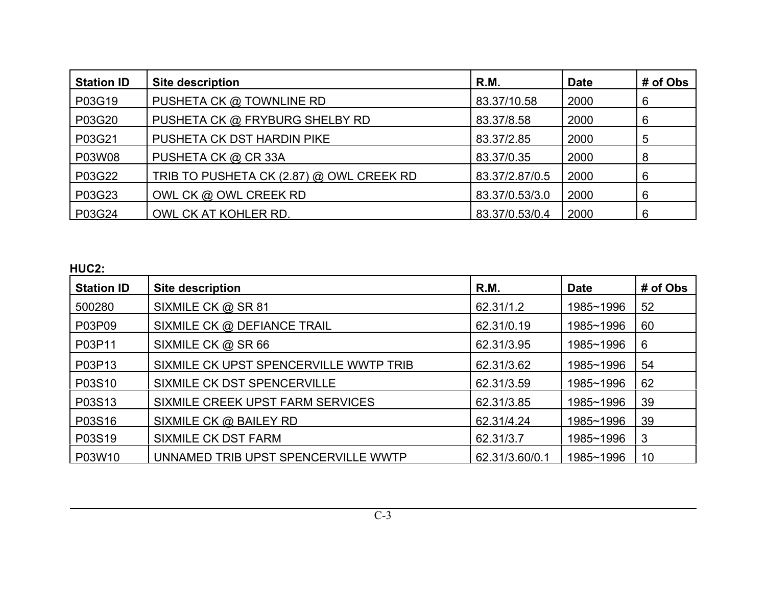| Station ID | Site description | R.M. | Date | # of Obs |
|---|---|---|---|---|
| P03G19 | PUSHETA CK @ TOWNLINE RD | 83.37/10.58 | 2000 | 6 |
| P03G20 | PUSHETA CK @ FRYBURG SHELBY RD | 83.37/8.58 | 2000 | 6 |
| P03G21 | PUSHETA CK DST HARDIN PIKE | 83.37/2.85 | 2000 | 5 |
| P03W08 | PUSHETA CK @ CR 33A | 83.37/0.35 | 2000 | 8 |
| P03G22 | TRIB TO PUSHETA CK (2.87) @ OWL CREEK RD | 83.37/2.87/0.5 | 2000 | 6 |
| P03G23 | OWL CK @ OWL CREEK RD | 83.37/0.53/3.0 | 2000 | 6 |
| P03G24 | OWL CK AT KOHLER RD. | 83.37/0.53/0.4 | 2000 | 6 |

**HUC2:**

| Station ID | Site description | R.M. | Date | # of Obs |
|---|---|---|---|---|
| 500280 | SIXMILE CK @ SR 81 | 62.31/1.2 | 1985~1996 | 52 |
| P03P09 | SIXMILE CK @ DEFIANCE TRAIL | 62.31/0.19 | 1985~1996 | 60 |
| P03P11 | SIXMILE CK @ SR 66 | 62.31/3.95 | 1985~1996 | 6 |
| P03P13 | SIXMILE CK UPST SPENCERVILLE WWTP TRIB | 62.31/3.62 | 1985~1996 | 54 |
| P03S10 | SIXMILE CK DST SPENCERVILLE | 62.31/3.59 | 1985~1996 | 62 |
| P03S13 | SIXMILE CREEK UPST FARM SERVICES | 62.31/3.85 | 1985~1996 | 39 |
| P03S16 | SIXMILE CK @ BAILEY RD | 62.31/4.24 | 1985~1996 | 39 |
| P03S19 | SIXMILE CK DST FARM | 62.31/3.7 | 1985~1996 | 3 |
| P03W10 | UNNAMED TRIB UPST SPENCERVILLE WWTP | 62.31/3.60/0.1 | 1985~1996 | 10 |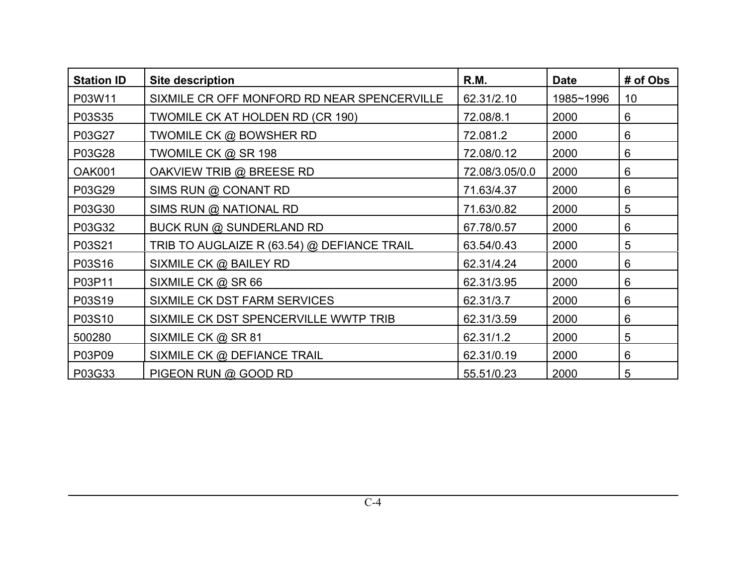| Station ID | Site description | R.M. | Date | # of Obs |
|---|---|---|---|---|
| P03W11 | SIXMILE CR OFF MONFORD RD NEAR SPENCERVILLE | 62.31/2.10 | 1985~1996 | 10 |
| P03S35 | TWOMILE CK AT HOLDEN RD (CR 190) | 72.08/8.1 | 2000 | 6 |
| P03G27 | TWOMILE CK @ BOWSHER RD | 72.081.2 | 2000 | 6 |
| P03G28 | TWOMILE CK @ SR 198 | 72.08/0.12 | 2000 | 6 |
| OAK001 | OAKVIEW TRIB @ BREESE RD | 72.08/3.05/0.0 | 2000 | 6 |
| P03G29 | SIMS RUN @ CONANT RD | 71.63/4.37 | 2000 | 6 |
| P03G30 | SIMS RUN @ NATIONAL RD | 71.63/0.82 | 2000 | 5 |
| P03G32 | BUCK RUN @ SUNDERLAND RD | 67.78/0.57 | 2000 | 6 |
| P03S21 | TRIB TO AUGLAIZE R (63.54) @ DEFIANCE TRAIL | 63.54/0.43 | 2000 | 5 |
| P03S16 | SIXMILE CK @ BAILEY RD | 62.31/4.24 | 2000 | 6 |
| P03P11 | SIXMILE CK @ SR 66 | 62.31/3.95 | 2000 | 6 |
| P03S19 | SIXMILE CK DST FARM SERVICES | 62.31/3.7 | 2000 | 6 |
| P03S10 | SIXMILE CK DST SPENCERVILLE WWTP TRIB | 62.31/3.59 | 2000 | 6 |
| 500280 | SIXMILE CK @ SR 81 | 62.31/1.2 | 2000 | 5 |
| P03P09 | SIXMILE CK @ DEFIANCE TRAIL | 62.31/0.19 | 2000 | 6 |
| P03G33 | PIGEON RUN @ GOOD RD | 55.51/0.23 | 2000 | 5 |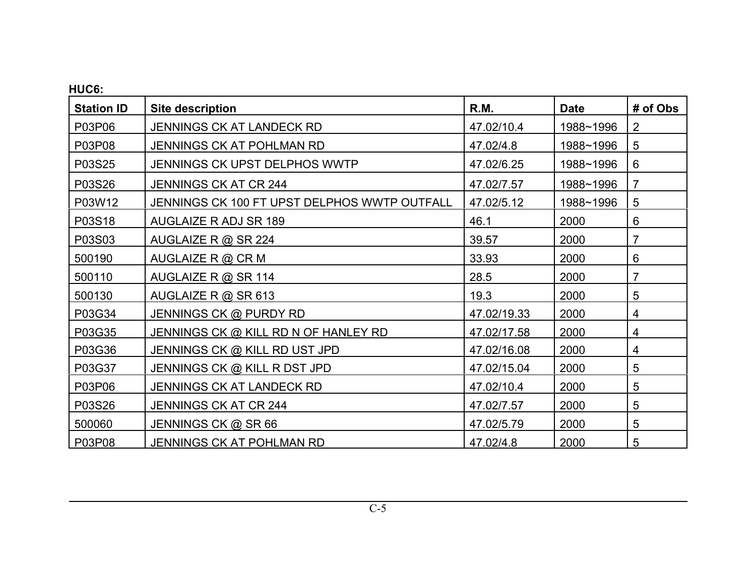**HUC6:**

| Station ID | Site description | R.M. | Date | # of Obs |
|---|---|---|---|---|
| P03P06 | JENNINGS CK AT LANDECK RD | 47.02/10.4 | 1988~1996 | 2 |
| P03P08 | JENNINGS CK AT POHLMAN RD | 47.02/4.8 | 1988~1996 | 5 |
| P03S25 | JENNINGS CK UPST DELPHOS WWTP | 47.02/6.25 | 1988~1996 | 6 |
| P03S26 | JENNINGS CK AT CR 244 | 47.02/7.57 | 1988~1996 | 7 |
| P03W12 | JENNINGS CK 100 FT UPST DELPHOS WWTP OUTFALL | 47.02/5.12 | 1988~1996 | 5 |
| P03S18 | AUGLAIZE R ADJ SR 189 | 46.1 | 2000 | 6 |
| P03S03 | AUGLAIZE R @ SR 224 | 39.57 | 2000 | 7 |
| 500190 | AUGLAIZE R @ CR M | 33.93 | 2000 | 6 |
| 500110 | AUGLAIZE R @ SR 114 | 28.5 | 2000 | 7 |
| 500130 | AUGLAIZE R @ SR 613 | 19.3 | 2000 | 5 |
| P03G34 | JENNINGS CK @ PURDY RD | 47.02/19.33 | 2000 | 4 |
| P03G35 | JENNINGS CK @ KILL RD N OF HANLEY RD | 47.02/17.58 | 2000 | 4 |
| P03G36 | JENNINGS CK @ KILL RD UST JPD | 47.02/16.08 | 2000 | 4 |
| P03G37 | JENNINGS CK @ KILL R DST JPD | 47.02/15.04 | 2000 | 5 |
| P03P06 | JENNINGS CK AT LANDECK RD | 47.02/10.4 | 2000 | 5 |
| P03S26 | JENNINGS CK AT CR 244 | 47.02/7.57 | 2000 | 5 |
| 500060 | JENNINGS CK @ SR 66 | 47.02/5.79 | 2000 | 5 |
| P03P08 | JENNINGS CK AT POHLMAN RD | 47.02/4.8 | 2000 | 5 |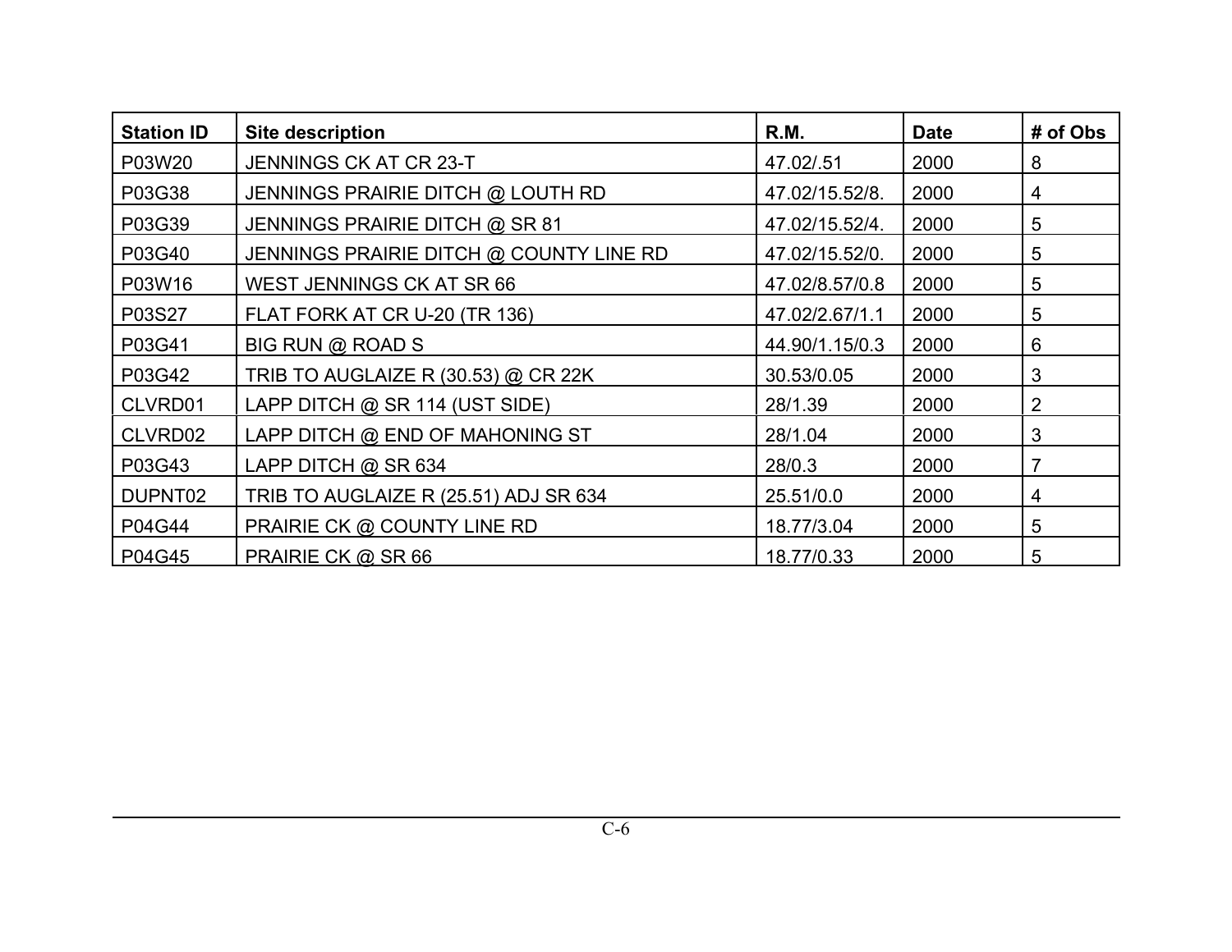| Station ID | Site description | R.M. | Date | # of Obs |
|---|---|---|---|---|
| P03W20 | JENNINGS CK AT CR 23-T | 47.02/.51 | 2000 | 8 |
| P03G38 | JENNINGS PRAIRIE DITCH @ LOUTH RD | 47.02/15.52/8. | 2000 | 4 |
| P03G39 | JENNINGS PRAIRIE DITCH @ SR 81 | 47.02/15.52/4. | 2000 | 5 |
| P03G40 | JENNINGS PRAIRIE DITCH @ COUNTY LINE RD | 47.02/15.52/0. | 2000 | 5 |
| P03W16 | WEST JENNINGS CK AT SR 66 | 47.02/8.57/0.8 | 2000 | 5 |
| P03S27 | FLAT FORK AT CR U-20 (TR 136) | 47.02/2.67/1.1 | 2000 | 5 |
| P03G41 | BIG RUN @ ROAD S | 44.90/1.15/0.3 | 2000 | 6 |
| P03G42 | TRIB TO AUGLAIZE R (30.53) @ CR 22K | 30.53/0.05 | 2000 | 3 |
| CLVRD01 | LAPP DITCH @ SR 114 (UST SIDE) | 28/1.39 | 2000 | 2 |
| CLVRD02 | LAPP DITCH @ END OF MAHONING ST | 28/1.04 | 2000 | 3 |
| P03G43 | LAPP DITCH @ SR 634 | 28/0.3 | 2000 | 7 |
| DUPNT02 | TRIB TO AUGLAIZE R (25.51) ADJ SR 634 | 25.51/0.0 | 2000 | 4 |
| P04G44 | PRAIRIE CK @ COUNTY LINE RD | 18.77/3.04 | 2000 | 5 |
| P04G45 | PRAIRIE CK @ SR 66 | 18.77/0.33 | 2000 | 5 |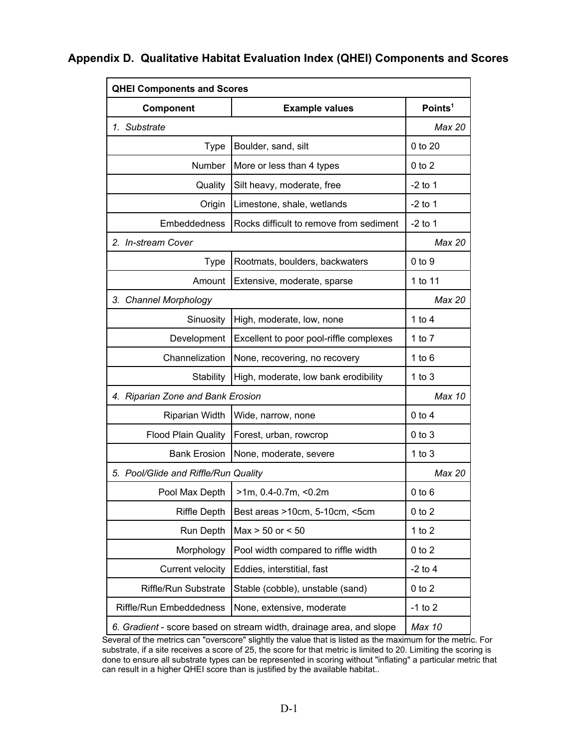## Appendix D.  Qualitative Habitat Evaluation Index (QHEI) Components and Scores

| QHEI Components and Scores | | |
|---|---|---|
| **Component** | **Example values** | **Points[1]** |
| *1. Substrate* | | *Max 20* |
| Type | Boulder, sand, silt | 0 to 20 |
| Number | More or less than 4 types | 0 to 2 |
| Quality | Silt heavy, moderate, free | -2 to 1 |
| Origin | Limestone, shale, wetlands | -2 to 1 |
| Embeddedness | Rocks difficult to remove from sediment | -2 to 1 |
| *2. In-stream Cover* | | *Max 20* |
| Type | Rootmats, boulders, backwaters | 0 to 9 |
| Amount | Extensive, moderate, sparse | 1 to 11 |
| *3. Channel Morphology* | | *Max 20* |
| Sinuosity | High, moderate, low, none | 1 to 4 |
| Development | Excellent to poor pool-riffle complexes | 1 to 7 |
| Channelization | None, recovering, no recovery | 1 to 6 |
| Stability | High, moderate, low bank erodibility | 1 to 3 |
| *4. Riparian Zone and Bank Erosion* | | *Max 10* |
| Riparian Width | Wide, narrow, none | 0 to 4 |
| Flood Plain Quality | Forest, urban, rowcrop | 0 to 3 |
| Bank Erosion | None, moderate, severe | 1 to 3 |
| *5. Pool/Glide and Riffle/Run Quality* | | *Max 20* |
| Pool Max Depth | >1m, 0.4-0.7m, <0.2m | 0 to 6 |
| Riffle Depth | Best areas >10cm, 5-10cm, <5cm | 0 to 2 |
| Run Depth | Max > 50 or < 50 | 1 to 2 |
| Morphology | Pool width compared to riffle width | 0 to 2 |
| Current velocity | Eddies, interstitial, fast | -2 to 4 |
| Riffle/Run Substrate | Stable (cobble), unstable (sand) | 0 to 2 |
| Riffle/Run Embeddedness | None, extensive, moderate | -1 to 2 |
| *6. Gradient* - score based on stream width, drainage area, and slope | | *Max 10* |

Several of the metrics can "overscore" slightly the value that is listed as the maximum for the metric. For substrate, if a site receives a score of 25, the score for that metric is limited to 20. Limiting the scoring is done to ensure all substrate types can be represented in scoring without "inflating" a particular metric that can result in a higher QHEI score than is justified by the available habitat..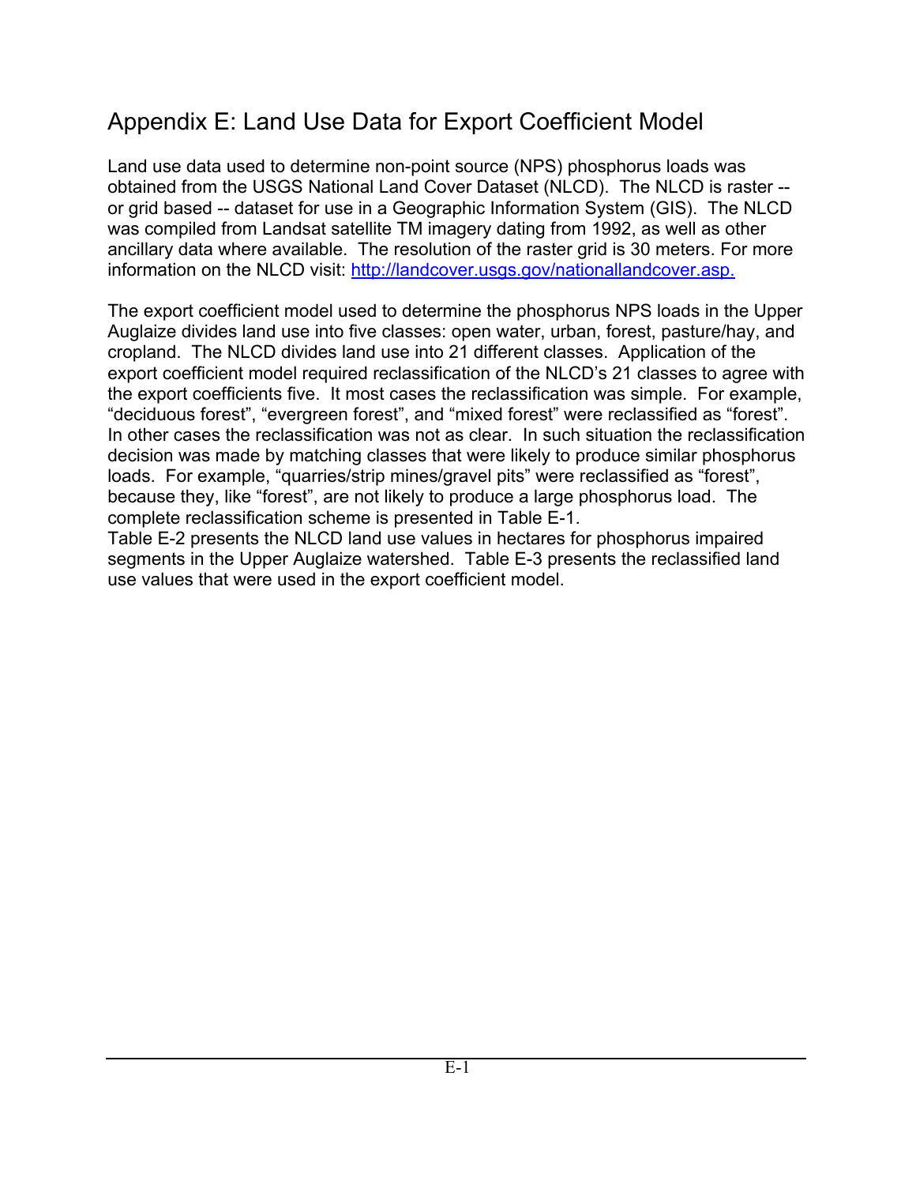# Appendix E: Land Use Data for Export Coefficient Model

Land use data used to determine non-point source (NPS) phosphorus loads was obtained from the USGS National Land Cover Dataset (NLCD). The NLCD is raster -- or grid based -- dataset for use in a Geographic Information System (GIS). The NLCD was compiled from Landsat satellite TM imagery dating from 1992, as well as other ancillary data where available. The resolution of the raster grid is 30 meters. For more information on the NLCD visit: http://landcover.usgs.gov/nationallandcover.asp.

The export coefficient model used to determine the phosphorus NPS loads in the Upper Auglaize divides land use into five classes: open water, urban, forest, pasture/hay, and cropland. The NLCD divides land use into 21 different classes. Application of the export coefficient model required reclassification of the NLCD's 21 classes to agree with the export coefficients five. It most cases the reclassification was simple. For example, "deciduous forest", "evergreen forest", and "mixed forest" were reclassified as "forest". In other cases the reclassification was not as clear. In such situation the reclassification decision was made by matching classes that were likely to produce similar phosphorus loads. For example, "quarries/strip mines/gravel pits" were reclassified as "forest", because they, like "forest", are not likely to produce a large phosphorus load. The complete reclassification scheme is presented in Table E-1.
Table E-2 presents the NLCD land use values in hectares for phosphorus impaired segments in the Upper Auglaize watershed. Table E-3 presents the reclassified land use values that were used in the export coefficient model.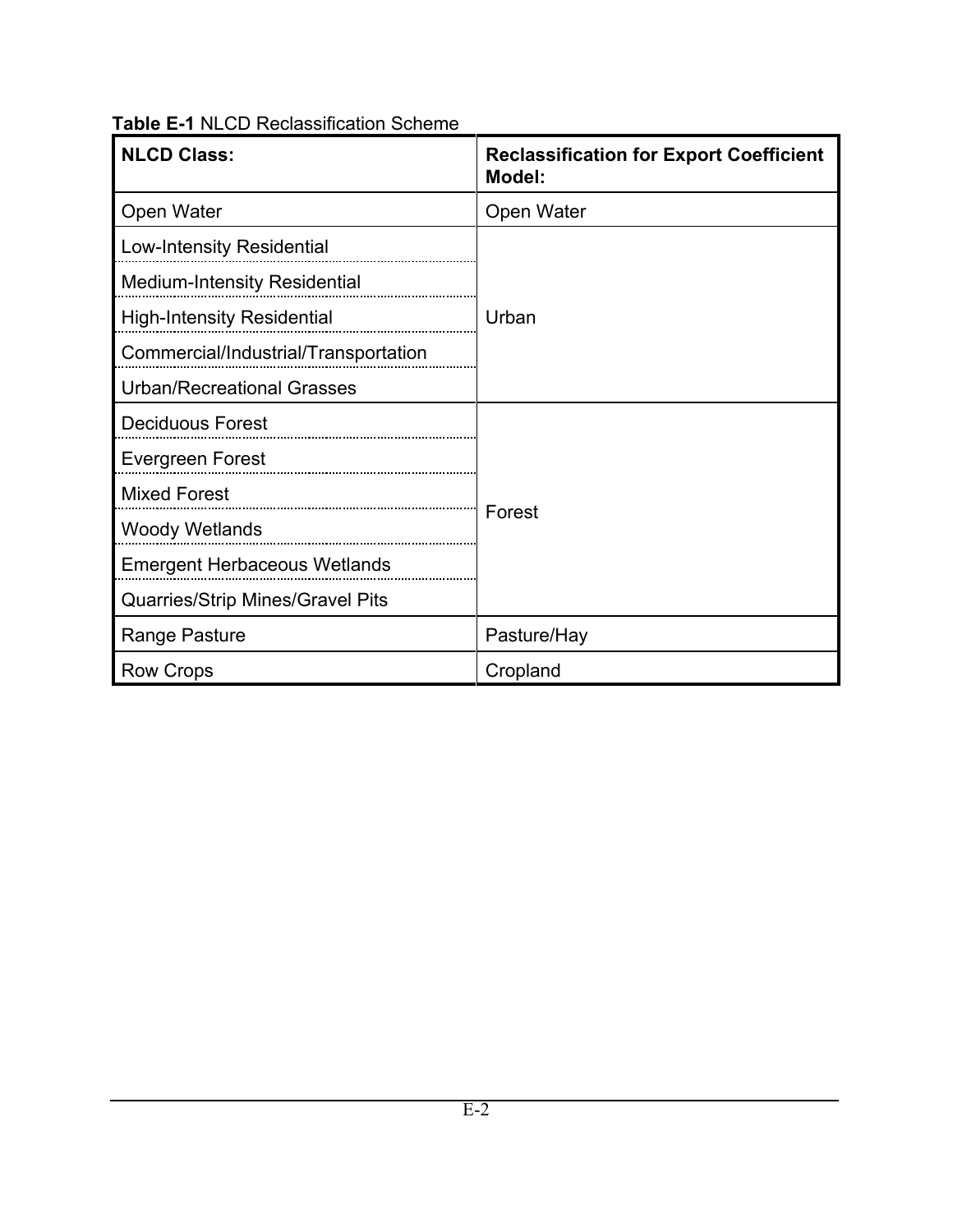**Table E-1** NLCD Reclassification Scheme

| NLCD Class: | Reclassification for Export Coefficient Model: |
|---|---|
| Open Water | Open Water |
| Low-Intensity Residential | Urban |
| Medium-Intensity Residential | Urban |
| High-Intensity Residential | Urban |
| Commercial/Industrial/Transportation | Urban |
| Urban/Recreational Grasses | Urban |
| Deciduous Forest | Forest |
| Evergreen Forest | Forest |
| Mixed Forest | Forest |
| Woody Wetlands | Forest |
| Emergent Herbaceous Wetlands | Forest |
| Quarries/Strip Mines/Gravel Pits | Forest |
| Range Pasture | Pasture/Hay |
| Row Crops | Cropland |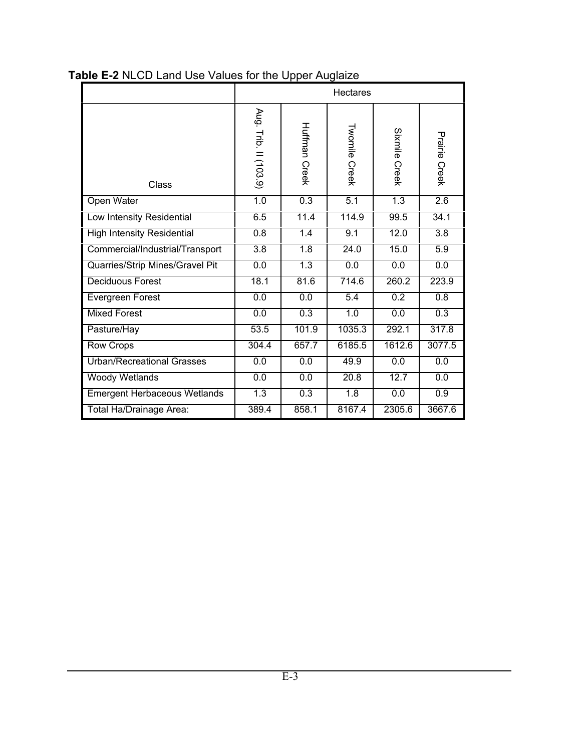**Table E-2** NLCD Land Use Values for the Upper Auglaize

| | Hectares | | | | |
|---|---|---|---|---|---|
| Class | Aug. Trib. II (103.9) | Huffman Creek | Twomile Creek | Sixmile Creek | Prairie Creek |
| Open Water | 1.0 | 0.3 | 5.1 | 1.3 | 2.6 |
| Low Intensity Residential | 6.5 | 11.4 | 114.9 | 99.5 | 34.1 |
| High Intensity Residential | 0.8 | 1.4 | 9.1 | 12.0 | 3.8 |
| Commercial/Industrial/Transport | 3.8 | 1.8 | 24.0 | 15.0 | 5.9 |
| Quarries/Strip Mines/Gravel Pit | 0.0 | 1.3 | 0.0 | 0.0 | 0.0 |
| Deciduous Forest | 18.1 | 81.6 | 714.6 | 260.2 | 223.9 |
| Evergreen Forest | 0.0 | 0.0 | 5.4 | 0.2 | 0.8 |
| Mixed Forest | 0.0 | 0.3 | 1.0 | 0.0 | 0.3 |
| Pasture/Hay | 53.5 | 101.9 | 1035.3 | 292.1 | 317.8 |
| Row Crops | 304.4 | 657.7 | 6185.5 | 1612.6 | 3077.5 |
| Urban/Recreational Grasses | 0.0 | 0.0 | 49.9 | 0.0 | 0.0 |
| Woody Wetlands | 0.0 | 0.0 | 20.8 | 12.7 | 0.0 |
| Emergent Herbaceous Wetlands | 1.3 | 0.3 | 1.8 | 0.0 | 0.9 |
| Total Ha/Drainage Area: | 389.4 | 858.1 | 8167.4 | 2305.6 | 3667.6 |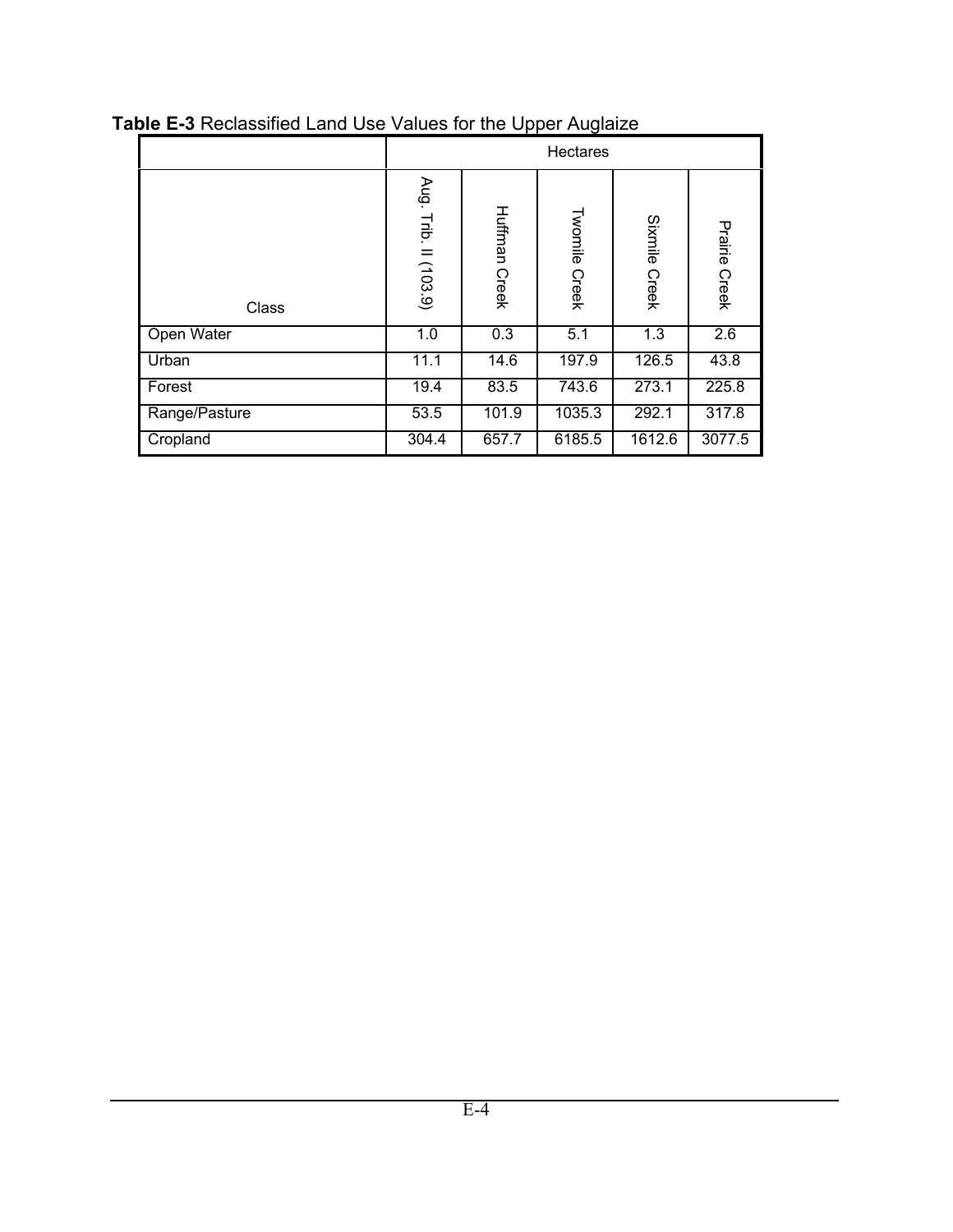**Table E-3** Reclassified Land Use Values for the Upper Auglaize

| | Hectares | | | | |
|---|---|---|---|---|---|
| Class | Aug. Trib. II (103.9) | Huffman Creek | Twomile Creek | Sixmile Creek | Prairie Creek |
| Open Water | 1.0 | 0.3 | 5.1 | 1.3 | 2.6 |
| Urban | 11.1 | 14.6 | 197.9 | 126.5 | 43.8 |
| Forest | 19.4 | 83.5 | 743.6 | 273.1 | 225.8 |
| Range/Pasture | 53.5 | 101.9 | 1035.3 | 292.1 | 317.8 |
| Cropland | 304.4 | 657.7 | 6185.5 | 1612.6 | 3077.5 |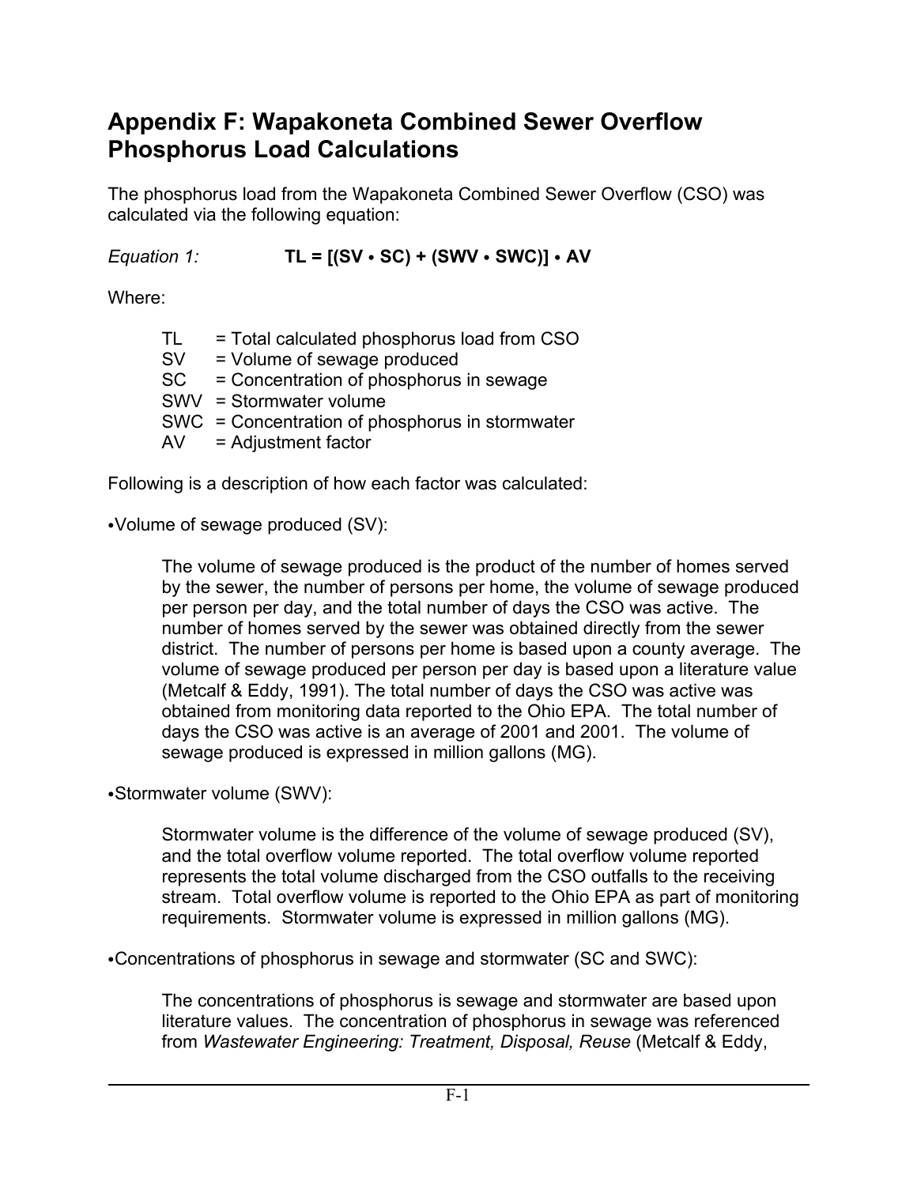# Appendix F: Wapakoneta Combined Sewer Overflow Phosphorus Load Calculations

The phosphorus load from the Wapakoneta Combined Sewer Overflow (CSO) was calculated via the following equation:

*Equation 1:* $$TL = [(SV \bullet SC) + (SWV \bullet SWC)] \bullet AV$$

Where:

- TL = Total calculated phosphorus load from CSO
- SV = Volume of sewage produced
- SC = Concentration of phosphorus in sewage
- SWV = Stormwater volume
- SWC = Concentration of phosphorus in stormwater
- AV = Adjustment factor

Following is a description of how each factor was calculated:

•Volume of sewage produced (SV):

The volume of sewage produced is the product of the number of homes served by the sewer, the number of persons per home, the volume of sewage produced per person per day, and the total number of days the CSO was active. The number of homes served by the sewer was obtained directly from the sewer district. The number of persons per home is based upon a county average. The volume of sewage produced per person per day is based upon a literature value (Metcalf & Eddy, 1991). The total number of days the CSO was active was obtained from monitoring data reported to the Ohio EPA. The total number of days the CSO was active is an average of 2001 and 2001. The volume of sewage produced is expressed in million gallons (MG).

•Stormwater volume (SWV):

Stormwater volume is the difference of the volume of sewage produced (SV), and the total overflow volume reported. The total overflow volume reported represents the total volume discharged from the CSO outfalls to the receiving stream. Total overflow volume is reported to the Ohio EPA as part of monitoring requirements. Stormwater volume is expressed in million gallons (MG).

•Concentrations of phosphorus in sewage and stormwater (SC and SWC):

The concentrations of phosphorus is sewage and stormwater are based upon literature values. The concentration of phosphorus in sewage was referenced from *Wastewater Engineering: Treatment, Disposal, Reuse* (Metcalf & Eddy,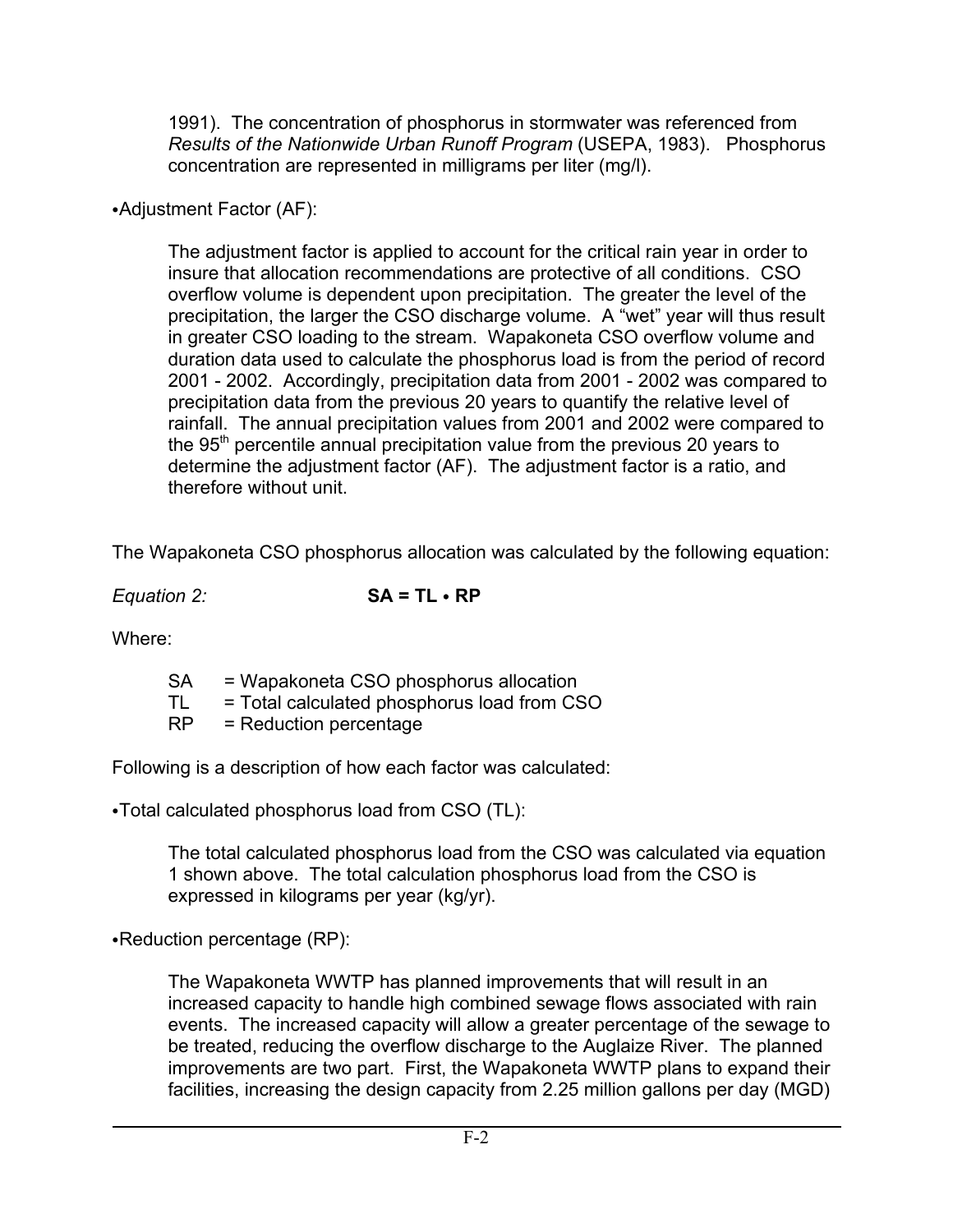1991). The concentration of phosphorus in stormwater was referenced from *Results of the Nationwide Urban Runoff Program* (USEPA, 1983). Phosphorus concentration are represented in milligrams per liter (mg/l).

•Adjustment Factor (AF):

The adjustment factor is applied to account for the critical rain year in order to insure that allocation recommendations are protective of all conditions. CSO overflow volume is dependent upon precipitation. The greater the level of the precipitation, the larger the CSO discharge volume. A "wet" year will thus result in greater CSO loading to the stream. Wapakoneta CSO overflow volume and duration data used to calculate the phosphorus load is from the period of record 2001 - 2002. Accordingly, precipitation data from 2001 - 2002 was compared to precipitation data from the previous 20 years to quantify the relative level of rainfall. The annual precipitation values from 2001 and 2002 were compared to the 95$^{th}$ percentile annual precipitation value from the previous 20 years to determine the adjustment factor (AF). The adjustment factor is a ratio, and therefore without unit.

The Wapakoneta CSO phosphorus allocation was calculated by the following equation:

*Equation 2:* **SA = TL • RP**

Where:

SA = Wapakoneta CSO phosphorus allocation
TL = Total calculated phosphorus load from CSO
RP = Reduction percentage

Following is a description of how each factor was calculated:

•Total calculated phosphorus load from CSO (TL):

The total calculated phosphorus load from the CSO was calculated via equation 1 shown above. The total calculation phosphorus load from the CSO is expressed in kilograms per year (kg/yr).

•Reduction percentage (RP):

The Wapakoneta WWTP has planned improvements that will result in an increased capacity to handle high combined sewage flows associated with rain events. The increased capacity will allow a greater percentage of the sewage to be treated, reducing the overflow discharge to the Auglaize River. The planned improvements are two part. First, the Wapakoneta WWTP plans to expand their facilities, increasing the design capacity from 2.25 million gallons per day (MGD)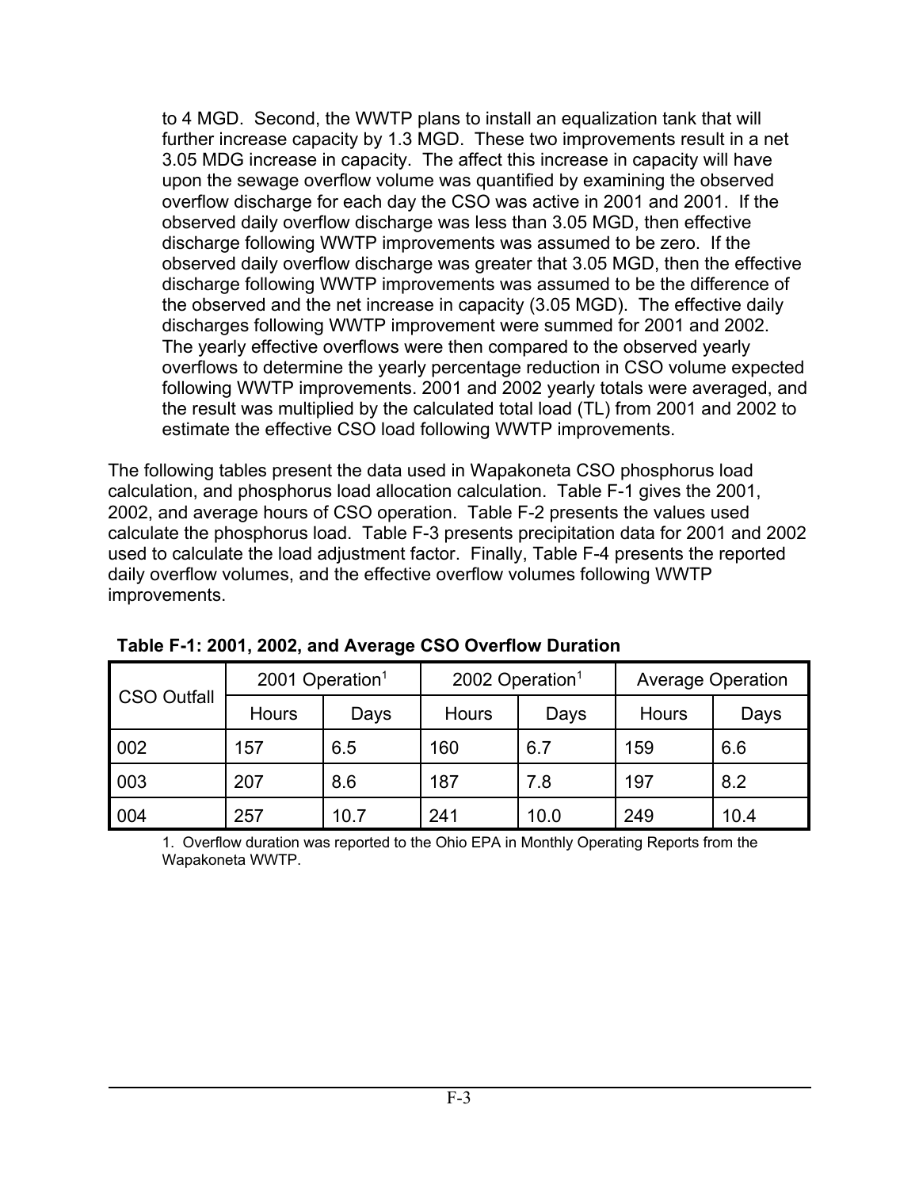to 4 MGD. Second, the WWTP plans to install an equalization tank that will further increase capacity by 1.3 MGD. These two improvements result in a net 3.05 MDG increase in capacity. The affect this increase in capacity will have upon the sewage overflow volume was quantified by examining the observed overflow discharge for each day the CSO was active in 2001 and 2001. If the observed daily overflow discharge was less than 3.05 MGD, then effective discharge following WWTP improvements was assumed to be zero. If the observed daily overflow discharge was greater that 3.05 MGD, then the effective discharge following WWTP improvements was assumed to be the difference of the observed and the net increase in capacity (3.05 MGD). The effective daily discharges following WWTP improvement were summed for 2001 and 2002. The yearly effective overflows were then compared to the observed yearly overflows to determine the yearly percentage reduction in CSO volume expected following WWTP improvements. 2001 and 2002 yearly totals were averaged, and the result was multiplied by the calculated total load (TL) from 2001 and 2002 to estimate the effective CSO load following WWTP improvements.

The following tables present the data used in Wapakoneta CSO phosphorus load calculation, and phosphorus load allocation calculation. Table F-1 gives the 2001, 2002, and average hours of CSO operation. Table F-2 presents the values used calculate the phosphorus load. Table F-3 presents precipitation data for 2001 and 2002 used to calculate the load adjustment factor. Finally, Table F-4 presents the reported daily overflow volumes, and the effective overflow volumes following WWTP improvements.

**Table F-1: 2001, 2002, and Average CSO Overflow Duration**

| CSO Outfall | 2001 Operation[1] | | 2002 Operation[1] | | Average Operation | |
|---|---|---|---|---|---|---|
| | Hours | Days | Hours | Days | Hours | Days |
| 002 | 157 | 6.5 | 160 | 6.7 | 159 | 6.6 |
| 003 | 207 | 8.6 | 187 | 7.8 | 197 | 8.2 |
| 004 | 257 | 10.7 | 241 | 10.0 | 249 | 10.4 |

1. Overflow duration was reported to the Ohio EPA in Monthly Operating Reports from the Wapakoneta WWTP.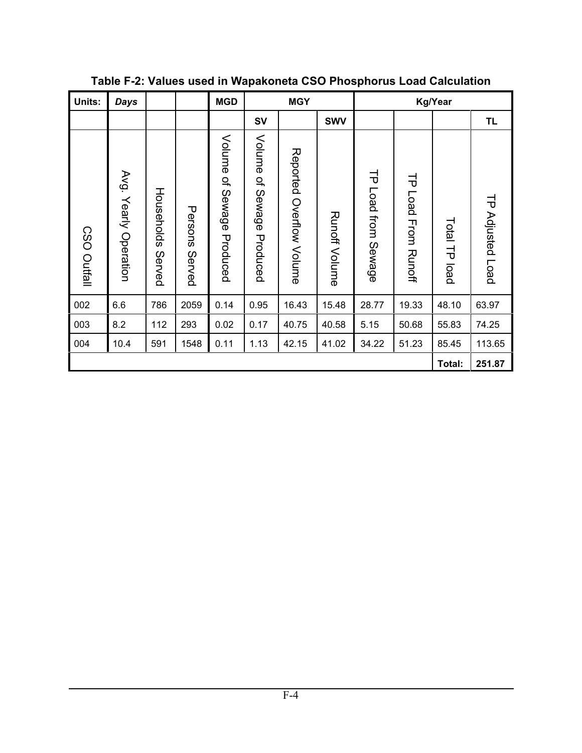**Table F-2: Values used in Wapakoneta CSO Phosphorus Load Calculation**

| Units: | Days | | | MGD | MGY | | | Kg/Year | | | |
|---|---|---|---|---|---|---|---|---|---|---|---|
| | | | | | SV | | SWV | | | | TL |
| CSO Outfall | Avg. Yearly Operation | Households Served | Persons Served | Volume of Sewage Produced | Volume of Sewage Produced | Reported Overflow Volume | Runoff Volume | TP Load from Sewage | TP Load From Runoff | Total TP load | TP Adjusted Load |
| 002 | 6.6 | 786 | 2059 | 0.14 | 0.95 | 16.43 | 15.48 | 28.77 | 19.33 | 48.10 | 63.97 |
| 003 | 8.2 | 112 | 293 | 0.02 | 0.17 | 40.75 | 40.58 | 5.15 | 50.68 | 55.83 | 74.25 |
| 004 | 10.4 | 591 | 1548 | 0.11 | 1.13 | 42.15 | 41.02 | 34.22 | 51.23 | 85.45 | 113.65 |
| | | | | | | | | | | **Total:** | **251.87** |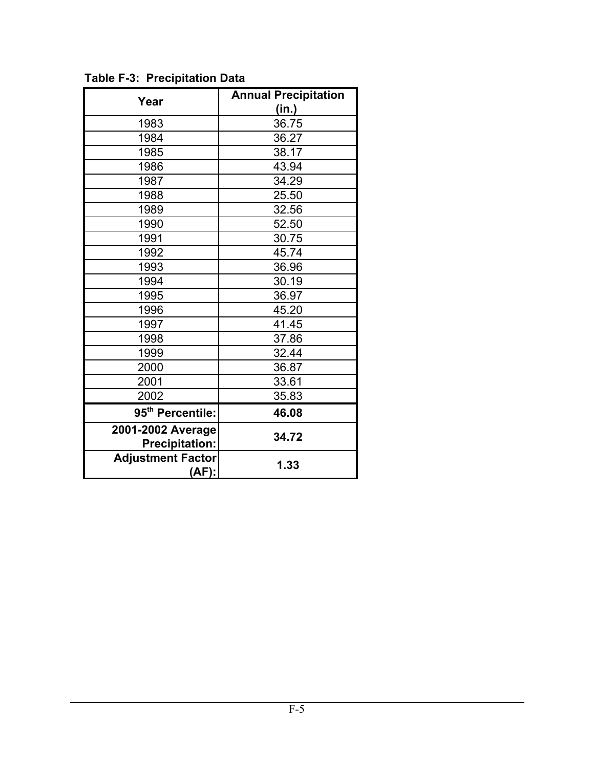**Table F-3: Precipitation Data**

| Year | Annual Precipitation (in.) |
|---|---|
| 1983 | 36.75 |
| 1984 | 36.27 |
| 1985 | 38.17 |
| 1986 | 43.94 |
| 1987 | 34.29 |
| 1988 | 25.50 |
| 1989 | 32.56 |
| 1990 | 52.50 |
| 1991 | 30.75 |
| 1992 | 45.74 |
| 1993 | 36.96 |
| 1994 | 30.19 |
| 1995 | 36.97 |
| 1996 | 45.20 |
| 1997 | 41.45 |
| 1998 | 37.86 |
| 1999 | 32.44 |
| 2000 | 36.87 |
| 2001 | 33.61 |
| 2002 | 35.83 |
| **95th Percentile:** | **46.08** |
| **2001-2002 Average Precipitation:** | **34.72** |
| **Adjustment Factor (AF):** | **1.33** |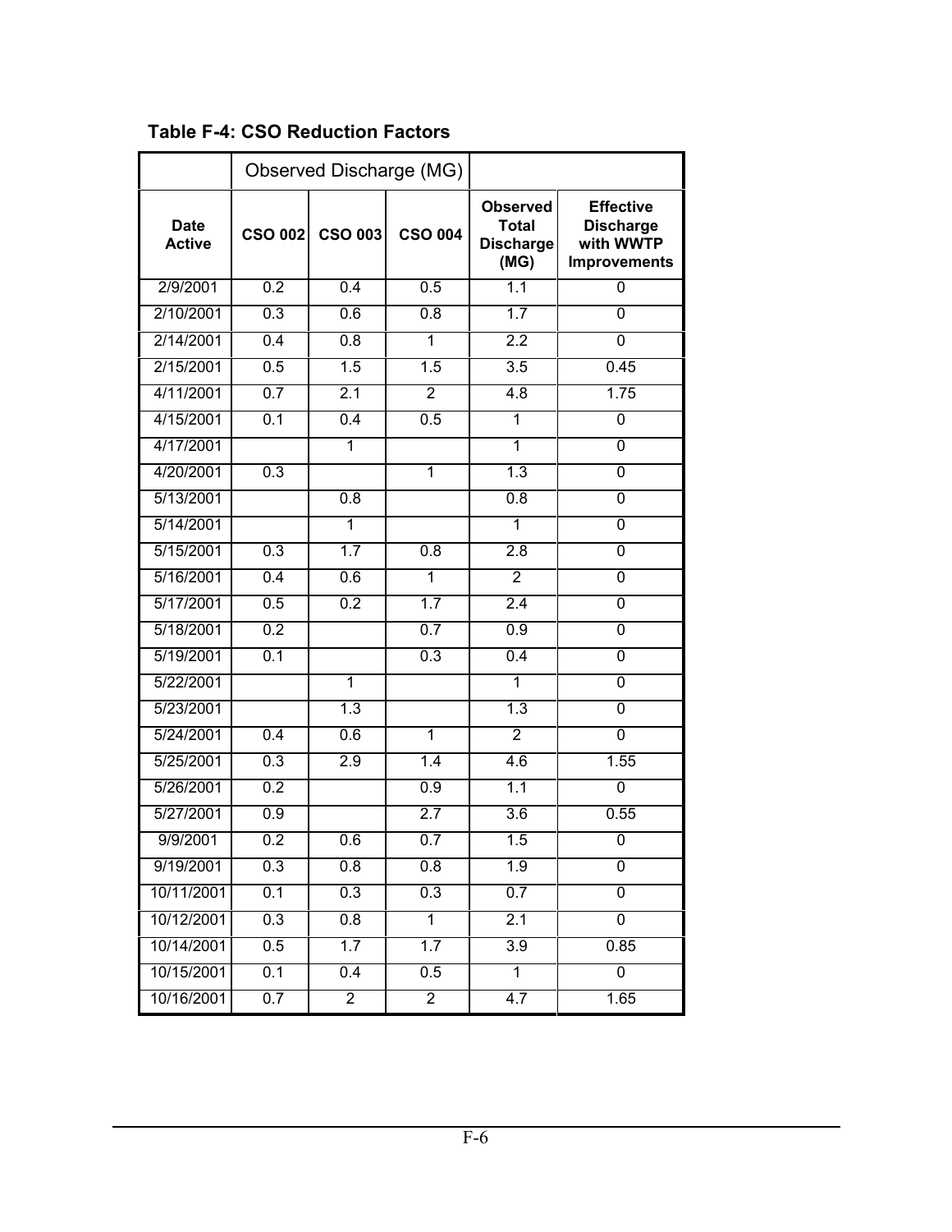**Table F-4: CSO Reduction Factors**

| | Observed Discharge (MG) | | | | |
|---|---|---|---|---|---|
| **Date Active** | **CSO 002** | **CSO 003** | **CSO 004** | **Observed Total Discharge (MG)** | **Effective Discharge with WWTP Improvements** |
| 2/9/2001 | 0.2 | 0.4 | 0.5 | 1.1 | 0 |
| 2/10/2001 | 0.3 | 0.6 | 0.8 | 1.7 | 0 |
| 2/14/2001 | 0.4 | 0.8 | 1 | 2.2 | 0 |
| 2/15/2001 | 0.5 | 1.5 | 1.5 | 3.5 | 0.45 |
| 4/11/2001 | 0.7 | 2.1 | 2 | 4.8 | 1.75 |
| 4/15/2001 | 0.1 | 0.4 | 0.5 | 1 | 0 |
| 4/17/2001 | | 1 | | 1 | 0 |
| 4/20/2001 | 0.3 | | 1 | 1.3 | 0 |
| 5/13/2001 | | 0.8 | | 0.8 | 0 |
| 5/14/2001 | | 1 | | 1 | 0 |
| 5/15/2001 | 0.3 | 1.7 | 0.8 | 2.8 | 0 |
| 5/16/2001 | 0.4 | 0.6 | 1 | 2 | 0 |
| 5/17/2001 | 0.5 | 0.2 | 1.7 | 2.4 | 0 |
| 5/18/2001 | 0.2 | | 0.7 | 0.9 | 0 |
| 5/19/2001 | 0.1 | | 0.3 | 0.4 | 0 |
| 5/22/2001 | | 1 | | 1 | 0 |
| 5/23/2001 | | 1.3 | | 1.3 | 0 |
| 5/24/2001 | 0.4 | 0.6 | 1 | 2 | 0 |
| 5/25/2001 | 0.3 | 2.9 | 1.4 | 4.6 | 1.55 |
| 5/26/2001 | 0.2 | | 0.9 | 1.1 | 0 |
| 5/27/2001 | 0.9 | | 2.7 | 3.6 | 0.55 |
| 9/9/2001 | 0.2 | 0.6 | 0.7 | 1.5 | 0 |
| 9/19/2001 | 0.3 | 0.8 | 0.8 | 1.9 | 0 |
| 10/11/2001 | 0.1 | 0.3 | 0.3 | 0.7 | 0 |
| 10/12/2001 | 0.3 | 0.8 | 1 | 2.1 | 0 |
| 10/14/2001 | 0.5 | 1.7 | 1.7 | 3.9 | 0.85 |
| 10/15/2001 | 0.1 | 0.4 | 0.5 | 1 | 0 |
| 10/16/2001 | 0.7 | 2 | 2 | 4.7 | 1.65 |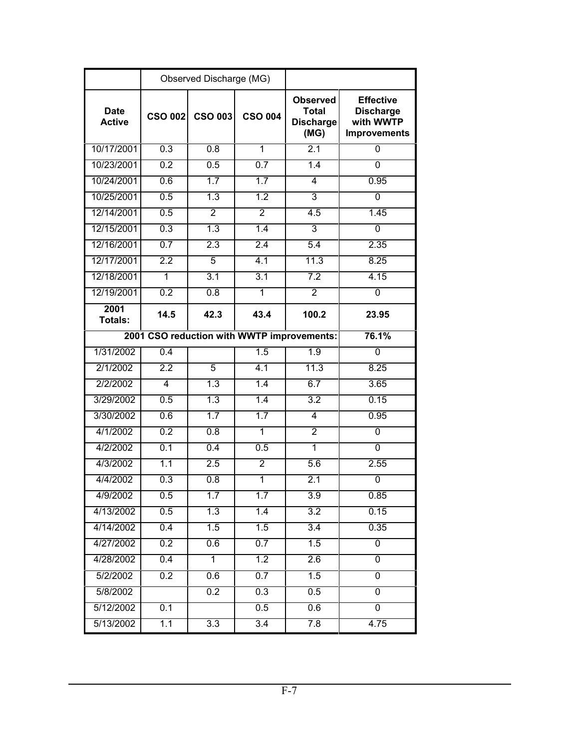| | Observed Discharge (MG) | | | | |
|---|---|---|---|---|---|
| **Date Active** | **CSO 002** | **CSO 003** | **CSO 004** | **Observed Total Discharge (MG)** | **Effective Discharge with WWTP Improvements** |
| 10/17/2001 | 0.3 | 0.8 | 1 | 2.1 | 0 |
| 10/23/2001 | 0.2 | 0.5 | 0.7 | 1.4 | 0 |
| 10/24/2001 | 0.6 | 1.7 | 1.7 | 4 | 0.95 |
| 10/25/2001 | 0.5 | 1.3 | 1.2 | 3 | 0 |
| 12/14/2001 | 0.5 | 2 | 2 | 4.5 | 1.45 |
| 12/15/2001 | 0.3 | 1.3 | 1.4 | 3 | 0 |
| 12/16/2001 | 0.7 | 2.3 | 2.4 | 5.4 | 2.35 |
| 12/17/2001 | 2.2 | 5 | 4.1 | 11.3 | 8.25 |
| 12/18/2001 | 1 | 3.1 | 3.1 | 7.2 | 4.15 |
| 12/19/2001 | 0.2 | 0.8 | 1 | 2 | 0 |
| **2001 Totals:** | **14.5** | **42.3** | **43.4** | **100.2** | **23.95** |
| **2001 CSO reduction with WWTP improvements:** | | | | | **76.1%** |
| 1/31/2002 | 0.4 | | 1.5 | 1.9 | 0 |
| 2/1/2002 | 2.2 | 5 | 4.1 | 11.3 | 8.25 |
| 2/2/2002 | 4 | 1.3 | 1.4 | 6.7 | 3.65 |
| 3/29/2002 | 0.5 | 1.3 | 1.4 | 3.2 | 0.15 |
| 3/30/2002 | 0.6 | 1.7 | 1.7 | 4 | 0.95 |
| 4/1/2002 | 0.2 | 0.8 | 1 | 2 | 0 |
| 4/2/2002 | 0.1 | 0.4 | 0.5 | 1 | 0 |
| 4/3/2002 | 1.1 | 2.5 | 2 | 5.6 | 2.55 |
| 4/4/2002 | 0.3 | 0.8 | 1 | 2.1 | 0 |
| 4/9/2002 | 0.5 | 1.7 | 1.7 | 3.9 | 0.85 |
| 4/13/2002 | 0.5 | 1.3 | 1.4 | 3.2 | 0.15 |
| 4/14/2002 | 0.4 | 1.5 | 1.5 | 3.4 | 0.35 |
| 4/27/2002 | 0.2 | 0.6 | 0.7 | 1.5 | 0 |
| 4/28/2002 | 0.4 | 1 | 1.2 | 2.6 | 0 |
| 5/2/2002 | 0.2 | 0.6 | 0.7 | 1.5 | 0 |
| 5/8/2002 | | 0.2 | 0.3 | 0.5 | 0 |
| 5/12/2002 | 0.1 | | 0.5 | 0.6 | 0 |
| 5/13/2002 | 1.1 | 3.3 | 3.4 | 7.8 | 4.75 |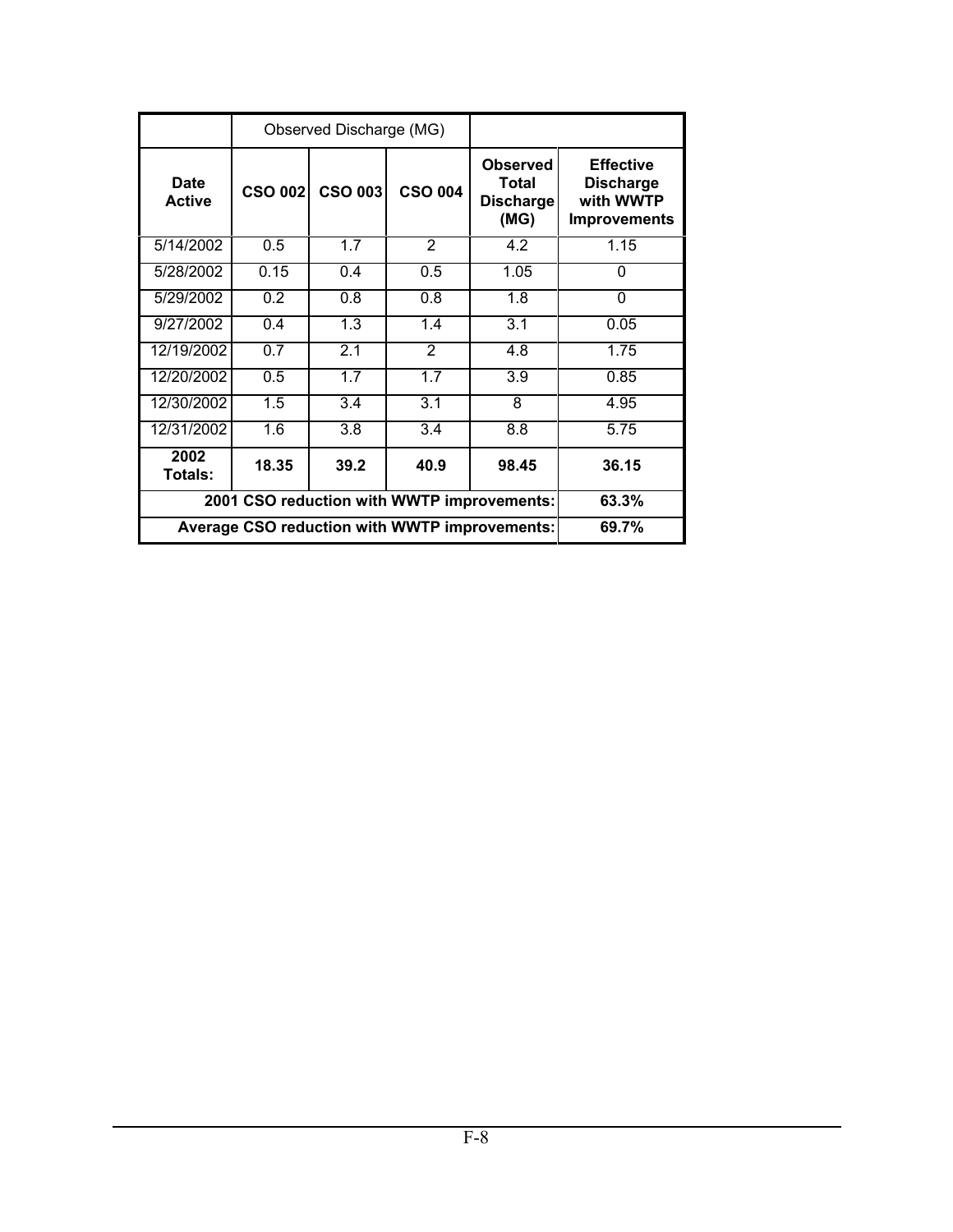| | Observed Discharge (MG) | | | | |
|---|---|---|---|---|---|
| **Date Active** | **CSO 002** | **CSO 003** | **CSO 004** | **Observed Total Discharge (MG)** | **Effective Discharge with WWTP Improvements** |
| 5/14/2002 | 0.5 | 1.7 | 2 | 4.2 | 1.15 |
| 5/28/2002 | 0.15 | 0.4 | 0.5 | 1.05 | 0 |
| 5/29/2002 | 0.2 | 0.8 | 0.8 | 1.8 | 0 |
| 9/27/2002 | 0.4 | 1.3 | 1.4 | 3.1 | 0.05 |
| 12/19/2002 | 0.7 | 2.1 | 2 | 4.8 | 1.75 |
| 12/20/2002 | 0.5 | 1.7 | 1.7 | 3.9 | 0.85 |
| 12/30/2002 | 1.5 | 3.4 | 3.1 | 8 | 4.95 |
| 12/31/2002 | 1.6 | 3.8 | 3.4 | 8.8 | 5.75 |
| **2002 Totals:** | **18.35** | **39.2** | **40.9** | **98.45** | **36.15** |
| **2001 CSO reduction with WWTP improvements:** | | | | | **63.3%** |
| **Average CSO reduction with WWTP improvements:** | | | | | **69.7%** |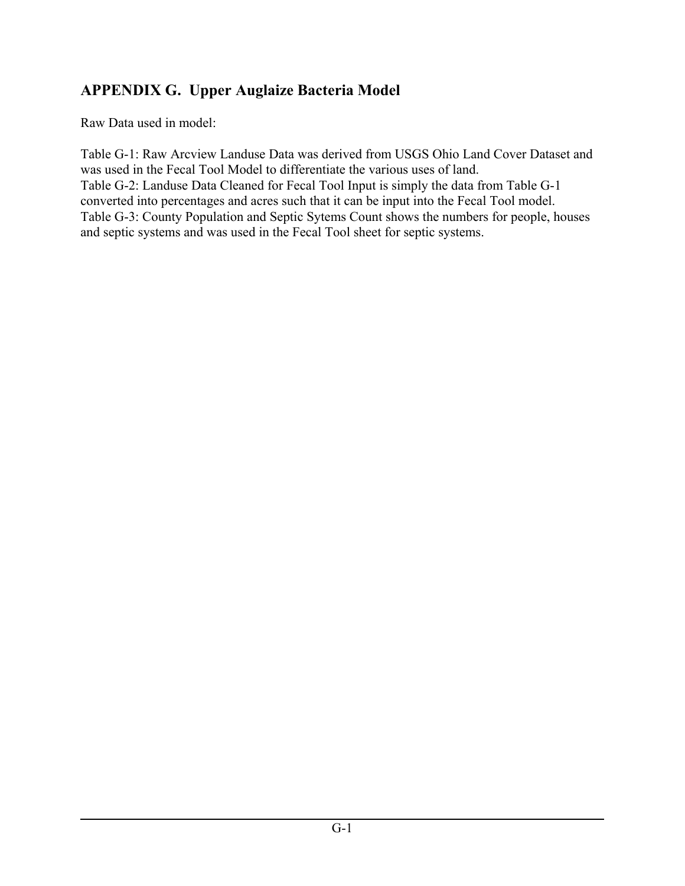# APPENDIX G. Upper Auglaize Bacteria Model

Raw Data used in model:

Table G-1: Raw Arcview Landuse Data was derived from USGS Ohio Land Cover Dataset and was used in the Fecal Tool Model to differentiate the various uses of land.
Table G-2: Landuse Data Cleaned for Fecal Tool Input is simply the data from Table G-1 converted into percentages and acres such that it can be input into the Fecal Tool model.
Table G-3: County Population and Septic Sytems Count shows the numbers for people, houses and septic systems and was used in the Fecal Tool sheet for septic systems.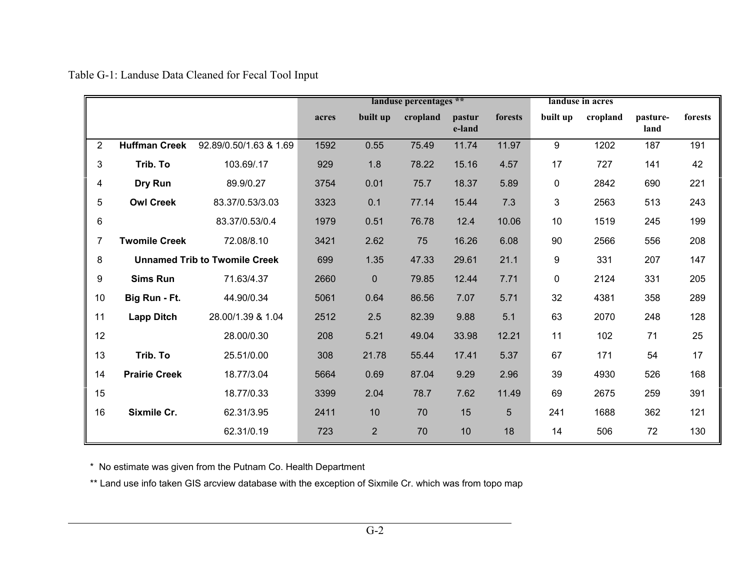Table G-1: Landuse Data Cleaned for Fecal Tool Input

| | | | | landuse percentages ** | | | | landuse in acres | | | |
|---|---|---|---|---|---|---|---|---|---|---|---|
| | | | acres | built up | cropland | pasture-land | forests | built up | cropland | pasture-land | forests |
| 2 | **Huffman Creek** | 92.89/0.50/1.63 & 1.69 | 1592 | 0.55 | 75.49 | 11.74 | 11.97 | 9 | 1202 | 187 | 191 |
| 3 | **Trib. To** | 103.69/.17 | 929 | 1.8 | 78.22 | 15.16 | 4.57 | 17 | 727 | 141 | 42 |
| 4 | **Dry Run** | 89.9/0.27 | 3754 | 0.01 | 75.7 | 18.37 | 5.89 | 0 | 2842 | 690 | 221 |
| 5 | **Owl Creek** | 83.37/0.53/3.03 | 3323 | 0.1 | 77.14 | 15.44 | 7.3 | 3 | 2563 | 513 | 243 |
| 6 | | 83.37/0.53/0.4 | 1979 | 0.51 | 76.78 | 12.4 | 10.06 | 10 | 1519 | 245 | 199 |
| 7 | **Twomile Creek** | 72.08/8.10 | 3421 | 2.62 | 75 | 16.26 | 6.08 | 90 | 2566 | 556 | 208 |
| 8 | **Unnamed Trib to Twomile Creek** | | 699 | 1.35 | 47.33 | 29.61 | 21.1 | 9 | 331 | 207 | 147 |
| 9 | **Sims Run** | 71.63/4.37 | 2660 | 0 | 79.85 | 12.44 | 7.71 | 0 | 2124 | 331 | 205 |
| 10 | **Big Run - Ft.** | 44.90/0.34 | 5061 | 0.64 | 86.56 | 7.07 | 5.71 | 32 | 4381 | 358 | 289 |
| 11 | **Lapp Ditch** | 28.00/1.39 & 1.04 | 2512 | 2.5 | 82.39 | 9.88 | 5.1 | 63 | 2070 | 248 | 128 |
| 12 | | 28.00/0.30 | 208 | 5.21 | 49.04 | 33.98 | 12.21 | 11 | 102 | 71 | 25 |
| 13 | **Trib. To** | 25.51/0.00 | 308 | 21.78 | 55.44 | 17.41 | 5.37 | 67 | 171 | 54 | 17 |
| 14 | **Prairie Creek** | 18.77/3.04 | 5664 | 0.69 | 87.04 | 9.29 | 2.96 | 39 | 4930 | 526 | 168 |
| 15 | | 18.77/0.33 | 3399 | 2.04 | 78.7 | 7.62 | 11.49 | 69 | 2675 | 259 | 391 |
| 16 | **Sixmile Cr.** | 62.31/3.95 | 2411 | 10 | 70 | 15 | 5 | 241 | 1688 | 362 | 121 |
| | | 62.31/0.19 | 723 | 2 | 70 | 10 | 18 | 14 | 506 | 72 | 130 |

* No estimate was given from the Putnam Co. Health Department

** Land use info taken GIS arcview database with the exception of Sixmile Cr. which was from topo map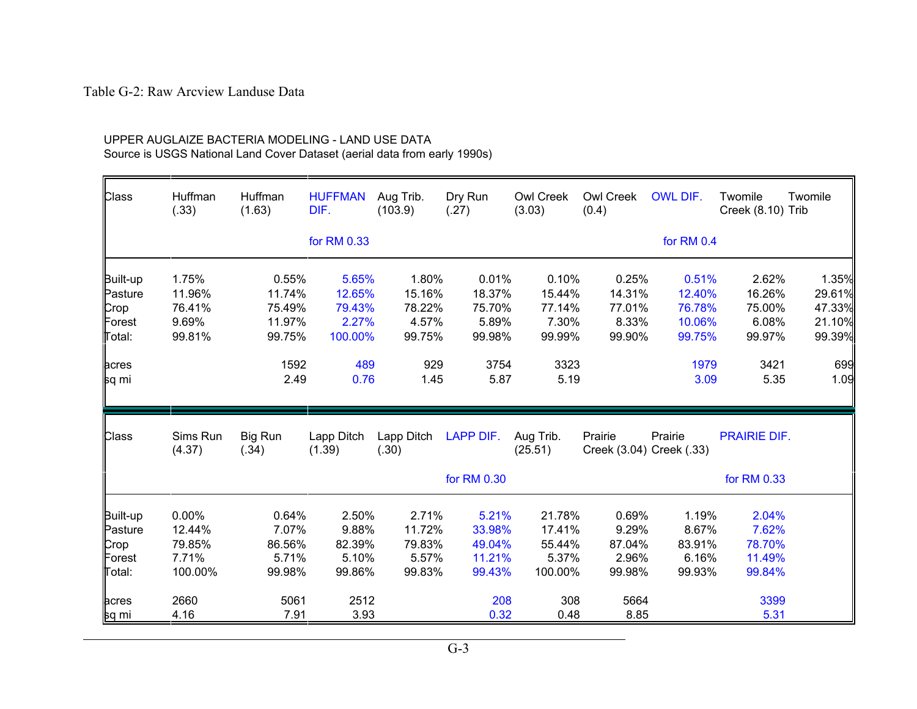Table G-2: Raw Arcview Landuse Data

UPPER AUGLAIZE BACTERIA MODELING - LAND USE DATA
Source is USGS National Land Cover Dataset (aerial data from early 1990s)

| Class | Huffman (.33) | Huffman (1.63) | HUFFMAN DIF. for RM 0.33 | Aug Trib. (103.9) | Dry Run (.27) | Owl Creek (3.03) | Owl Creek (0.4) | OWL DIF. for RM 0.4 | Twomile Creek (8.10) | Twomile Trib |
|---|---|---|---|---|---|---|---|---|---|---|
| Built-up | 1.75% | 0.55% | 5.65% | 1.80% | 0.01% | 0.10% | 0.25% | 0.51% | 2.62% | 1.35% |
| Pasture | 11.96% | 11.74% | 12.65% | 15.16% | 18.37% | 15.44% | 14.31% | 12.40% | 16.26% | 29.61% |
| Crop | 76.41% | 75.49% | 79.43% | 78.22% | 75.70% | 77.14% | 77.01% | 76.78% | 75.00% | 47.33% |
| Forest | 9.69% | 11.97% | 2.27% | 4.57% | 5.89% | 7.30% | 8.33% | 10.06% | 6.08% | 21.10% |
| Total: | 99.81% | 99.75% | 100.00% | 99.75% | 99.98% | 99.99% | 99.90% | 99.75% | 99.97% | 99.39% |
| acres | | 1592 | 489 | 929 | 3754 | 3323 | | 1979 | 3421 | 699 |
| sq mi | | 2.49 | 0.76 | 1.45 | 5.87 | 5.19 | | 3.09 | 5.35 | 1.09 |

| Class | Sims Run (4.37) | Big Run (.34) | Lapp Ditch (1.39) | Lapp Ditch (.30) | LAPP DIF. for RM 0.30 | Aug Trib. (25.51) | Prairie Creek (3.04) | Prairie Creek (.33) | PRAIRIE DIF. for RM 0.33 |
|---|---|---|---|---|---|---|---|---|---|
| Built-up | 0.00% | 0.64% | 2.50% | 2.71% | 5.21% | 21.78% | 0.69% | 1.19% | 2.04% |
| Pasture | 12.44% | 7.07% | 9.88% | 11.72% | 33.98% | 17.41% | 9.29% | 8.67% | 7.62% |
| Crop | 79.85% | 86.56% | 82.39% | 79.83% | 49.04% | 55.44% | 87.04% | 83.91% | 78.70% |
| Forest | 7.71% | 5.71% | 5.10% | 5.57% | 11.21% | 5.37% | 2.96% | 6.16% | 11.49% |
| Total: | 100.00% | 99.98% | 99.86% | 99.83% | 99.43% | 100.00% | 99.98% | 99.93% | 99.84% |
| acres | 2660 | 5061 | 2512 | | 208 | 308 | 5664 | | 3399 |
| sq mi | 4.16 | 7.91 | 3.93 | | 0.32 | 0.48 | 8.85 | | 5.31 |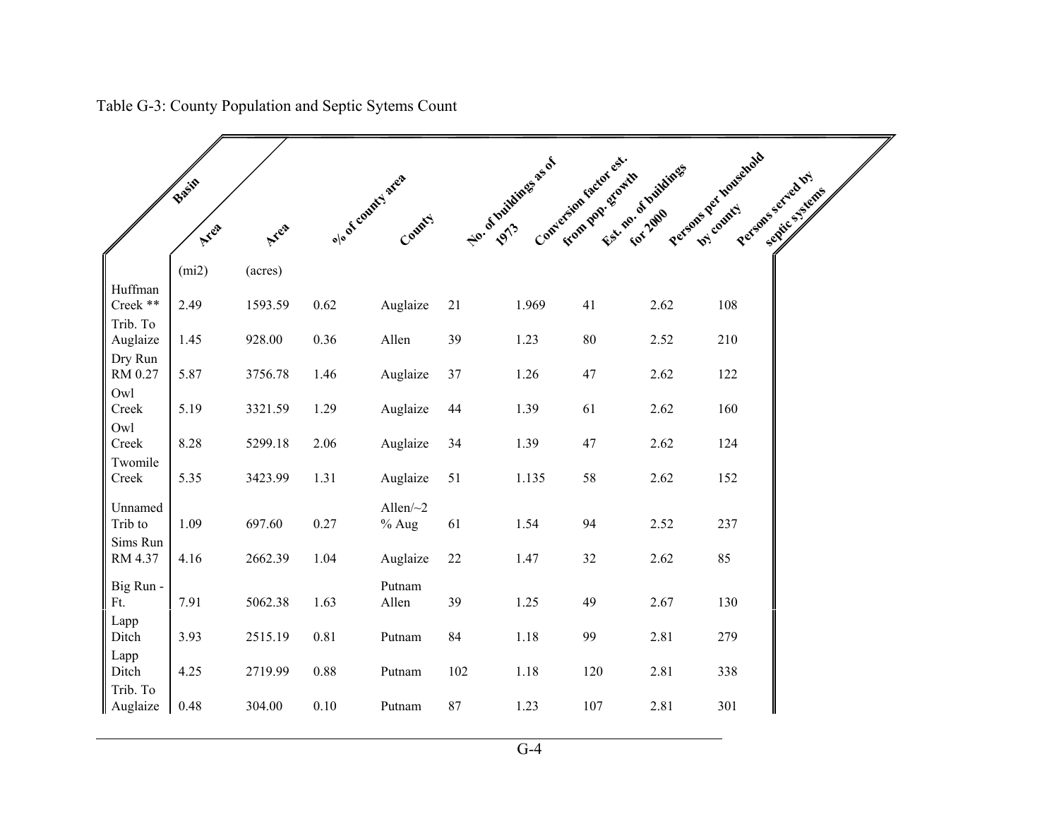Table G-3: County Population and Septic Sytems Count

| Basin | Area | Area | % of county area | County | No. of buildings as of 1973 | Conversion factor est. from pop. growth | Est. no. of buildings for 2000 | Persons per household by county | Persons served by septic systems |
|---|---|---|---|---|---|---|---|---|---|
| | (mi2) | (acres) | | | | | | | |
| Huffman Creek ** | 2.49 | 1593.59 | 0.62 | Auglaize | 21 | 1.969 | 41 | 2.62 | 108 |
| Trib. To Auglaize | 1.45 | 928.00 | 0.36 | Allen | 39 | 1.23 | 80 | 2.52 | 210 |
| Dry Run RM 0.27 | 5.87 | 3756.78 | 1.46 | Auglaize | 37 | 1.26 | 47 | 2.62 | 122 |
| Owl Creek | 5.19 | 3321.59 | 1.29 | Auglaize | 44 | 1.39 | 61 | 2.62 | 160 |
| Owl Creek | 8.28 | 5299.18 | 2.06 | Auglaize | 34 | 1.39 | 47 | 2.62 | 124 |
| Twomile Creek | 5.35 | 3423.99 | 1.31 | Auglaize | 51 | 1.135 | 58 | 2.62 | 152 |
| Unnamed Trib to | 1.09 | 697.60 | 0.27 | Allen/~2 % Aug | 61 | 1.54 | 94 | 2.52 | 237 |
| Sims Run RM 4.37 | 4.16 | 2662.39 | 1.04 | Auglaize | 22 | 1.47 | 32 | 2.62 | 85 |
| Big Run - Ft. | 7.91 | 5062.38 | 1.63 | Putnam Allen | 39 | 1.25 | 49 | 2.67 | 130 |
| Lapp Ditch | 3.93 | 2515.19 | 0.81 | Putnam | 84 | 1.18 | 99 | 2.81 | 279 |
| Lapp Ditch | 4.25 | 2719.99 | 0.88 | Putnam | 102 | 1.18 | 120 | 2.81 | 338 |
| Trib. To Auglaize | 0.48 | 304.00 | 0.10 | Putnam | 87 | 1.23 | 107 | 2.81 | 301 |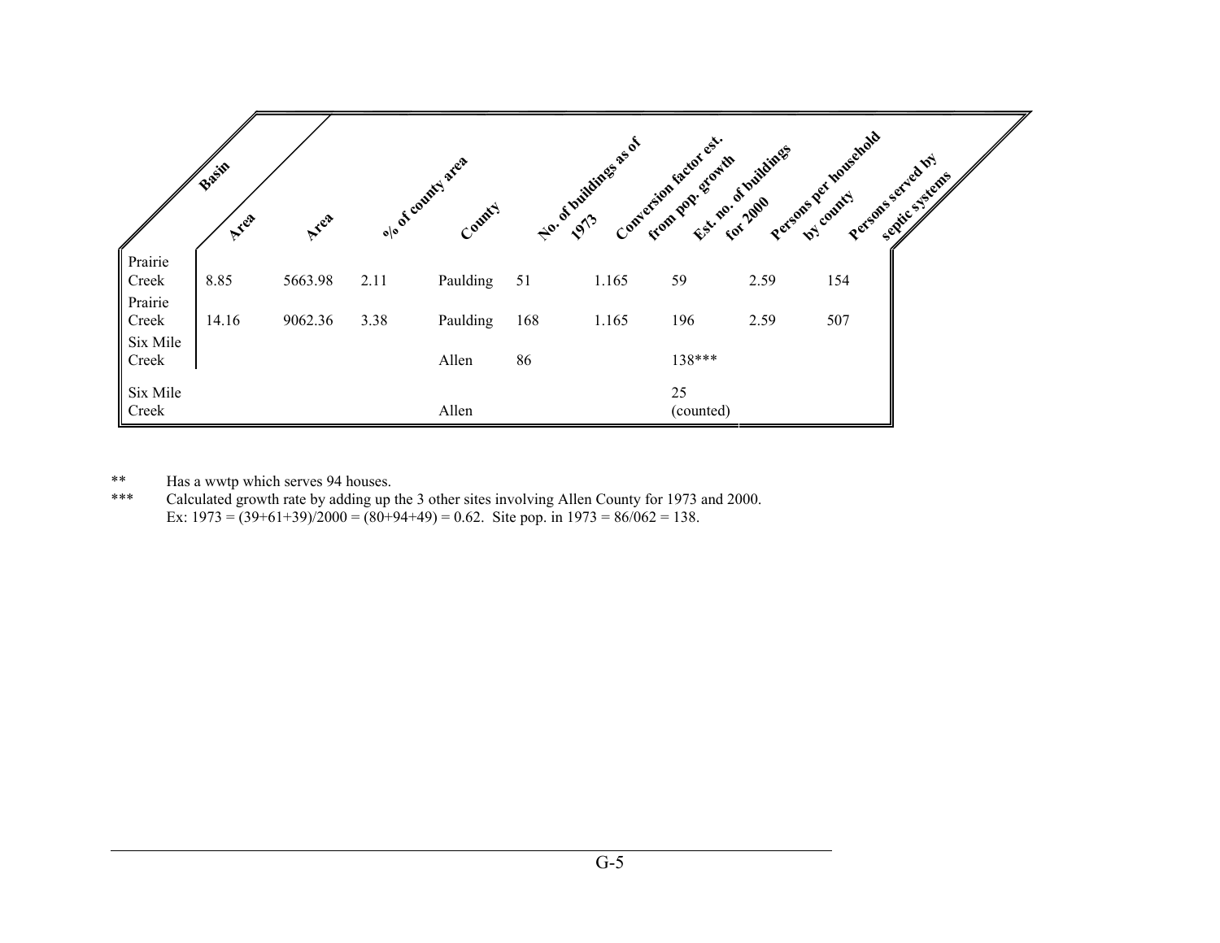| Basin | Area | Area | % of county area | County | No. of buildings as of 1973 | Conversion factor est. from pop. growth | Est. no. of buildings for 2000 | Persons per household by county | Persons served by septic systems |
|---|---|---|---|---|---|---|---|---|---|
| Prairie Creek | 8.85 | 5663.98 | 2.11 | Paulding | 51 | 1.165 | 59 | 2.59 | 154 |
| Prairie Creek | 14.16 | 9062.36 | 3.38 | Paulding | 168 | 1.165 | 196 | 2.59 | 507 |
| Six Mile Creek | | | | Allen | 86 | | 138*** | | |
| Six Mile Creek | | | | Allen | | | 25 (counted) | | |

** Has a wwtp which serves 94 houses.

*** Calculated growth rate by adding up the 3 other sites involving Allen County for 1973 and 2000.
Ex: 1973 = (39+61+39)/2000 = (80+94+49) = 0.62. Site pop. in 1973 = 86/062 = 138.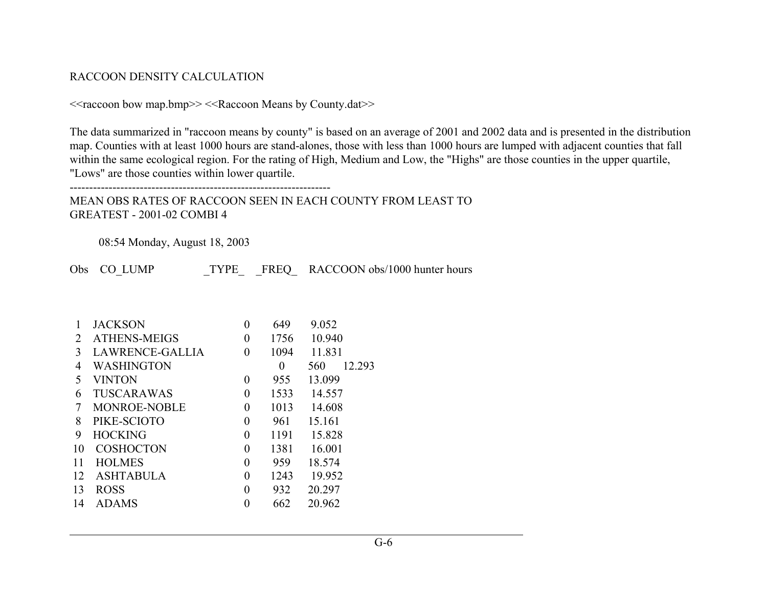RACCOON DENSITY CALCULATION

<<raccoon bow map.bmp>> <<Raccoon Means by County.dat>>

The data summarized in "raccoon means by county" is based on an average of 2001 and 2002 data and is presented in the distribution map. Counties with at least 1000 hours are stand-alones, those with less than 1000 hours are lumped with adjacent counties that fall within the same ecological region. For the rating of High, Medium and Low, the "Highs" are those counties in the upper quartile, "Lows" are those counties within lower quartile.

---

MEAN OBS RATES OF RACCOON SEEN IN EACH COUNTY FROM LEAST TO GREATEST - 2001-02 COMBI 4

08:54 Monday, August 18, 2003

| Obs | CO_LUMP | _TYPE_ | _FREQ_ | RACCOON obs/1000 hunter hours |
|---|---|---|---|---|
| 1 | JACKSON | 0 | 649 | 9.052 |
| 2 | ATHENS-MEIGS | 0 | 1756 | 10.940 |
| 3 | LAWRENCE-GALLIA | 0 | 1094 | 11.831 |
| 4 | WASHINGTON | 0 | 560 | 12.293 |
| 5 | VINTON | 0 | 955 | 13.099 |
| 6 | TUSCARAWAS | 0 | 1533 | 14.557 |
| 7 | MONROE-NOBLE | 0 | 1013 | 14.608 |
| 8 | PIKE-SCIOTO | 0 | 961 | 15.161 |
| 9 | HOCKING | 0 | 1191 | 15.828 |
| 10 | COSHOCTON | 0 | 1381 | 16.001 |
| 11 | HOLMES | 0 | 959 | 18.574 |
| 12 | ASHTABULA | 0 | 1243 | 19.952 |
| 13 | ROSS | 0 | 932 | 20.297 |
| 14 | ADAMS | 0 | 662 | 20.962 |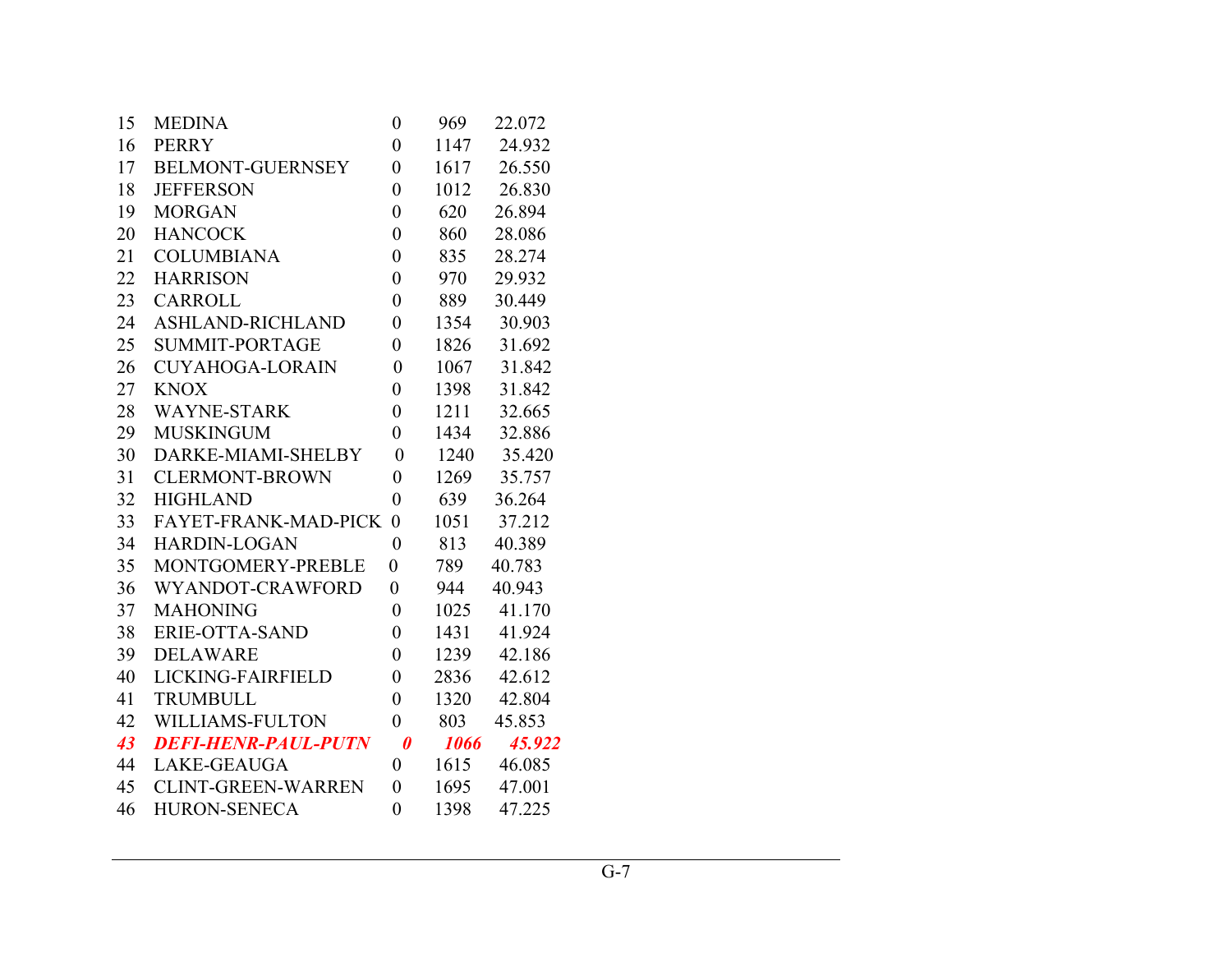| | | | | |
|---|---|---|---|---|
| 15 | MEDINA | 0 | 969 | 22.072 |
| 16 | PERRY | 0 | 1147 | 24.932 |
| 17 | BELMONT-GUERNSEY | 0 | 1617 | 26.550 |
| 18 | JEFFERSON | 0 | 1012 | 26.830 |
| 19 | MORGAN | 0 | 620 | 26.894 |
| 20 | HANCOCK | 0 | 860 | 28.086 |
| 21 | COLUMBIANA | 0 | 835 | 28.274 |
| 22 | HARRISON | 0 | 970 | 29.932 |
| 23 | CARROLL | 0 | 889 | 30.449 |
| 24 | ASHLAND-RICHLAND | 0 | 1354 | 30.903 |
| 25 | SUMMIT-PORTAGE | 0 | 1826 | 31.692 |
| 26 | CUYAHOGA-LORAIN | 0 | 1067 | 31.842 |
| 27 | KNOX | 0 | 1398 | 31.842 |
| 28 | WAYNE-STARK | 0 | 1211 | 32.665 |
| 29 | MUSKINGUM | 0 | 1434 | 32.886 |
| 30 | DARKE-MIAMI-SHELBY | 0 | 1240 | 35.420 |
| 31 | CLERMONT-BROWN | 0 | 1269 | 35.757 |
| 32 | HIGHLAND | 0 | 639 | 36.264 |
| 33 | FAYET-FRANK-MAD-PICK | 0 | 1051 | 37.212 |
| 34 | HARDIN-LOGAN | 0 | 813 | 40.389 |
| 35 | MONTGOMERY-PREBLE | 0 | 789 | 40.783 |
| 36 | WYANDOT-CRAWFORD | 0 | 944 | 40.943 |
| 37 | MAHONING | 0 | 1025 | 41.170 |
| 38 | ERIE-OTTA-SAND | 0 | 1431 | 41.924 |
| 39 | DELAWARE | 0 | 1239 | 42.186 |
| 40 | LICKING-FAIRFIELD | 0 | 2836 | 42.612 |
| 41 | TRUMBULL | 0 | 1320 | 42.804 |
| 42 | WILLIAMS-FULTON | 0 | 803 | 45.853 |
| ***43*** | ***DEFI-HENR-PAUL-PUTN*** | ***0*** | ***1066*** | ***45.922*** |
| 44 | LAKE-GEAUGA | 0 | 1615 | 46.085 |
| 45 | CLINT-GREEN-WARREN | 0 | 1695 | 47.001 |
| 46 | HURON-SENECA | 0 | 1398 | 47.225 |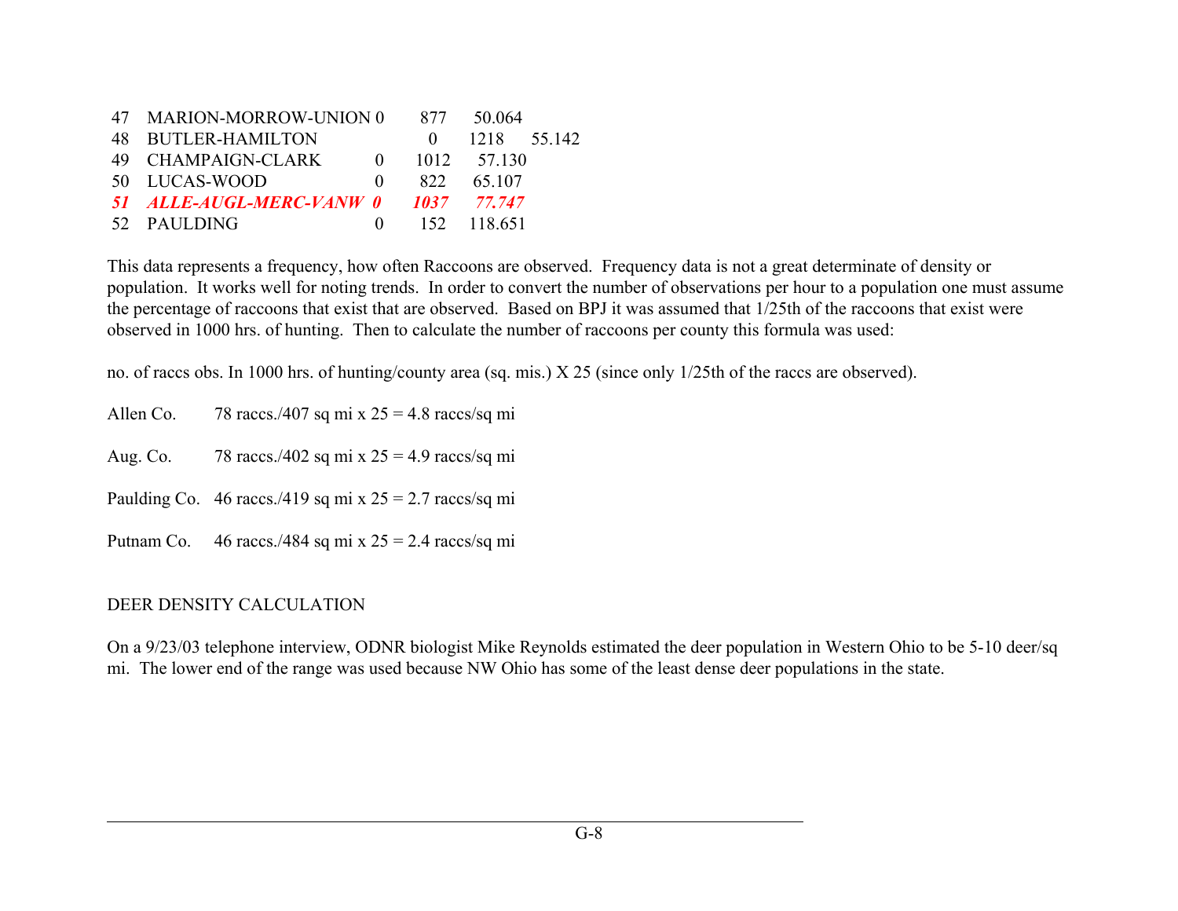| | | | | |
|---|---|---|---|---|
| 47 | MARION-MORROW-UNION | 0 | 877 | 50.064 |
| 48 | BUTLER-HAMILTON | 0 | 1218 | 55.142 |
| 49 | CHAMPAIGN-CLARK | 0 | 1012 | 57.130 |
| 50 | LUCAS-WOOD | 0 | 822 | 65.107 |
| ***51*** | ***ALLE-AUGL-MERC-VANW*** | ***0*** | ***1037*** | ***77.747*** |
| 52 | PAULDING | 0 | 152 | 118.651 |

This data represents a frequency, how often Raccoons are observed. Frequency data is not a great determinate of density or population. It works well for noting trends. In order to convert the number of observations per hour to a population one must assume the percentage of raccoons that exist that are observed. Based on BPJ it was assumed that 1/25th of the raccoons that exist were observed in 1000 hrs. of hunting. Then to calculate the number of raccoons per county this formula was used:

no. of raccs obs. In 1000 hrs. of hunting/county area (sq. mis.) X 25 (since only 1/25th of the raccs are observed).

Allen Co. 78 raccs./407 sq mi x 25 = 4.8 raccs/sq mi

Aug. Co. 78 raccs./402 sq mi x 25 = 4.9 raccs/sq mi

Paulding Co. 46 raccs./419 sq mi x 25 = 2.7 raccs/sq mi

Putnam Co. 46 raccs./484 sq mi x 25 = 2.4 raccs/sq mi

DEER DENSITY CALCULATION

On a 9/23/03 telephone interview, ODNR biologist Mike Reynolds estimated the deer population in Western Ohio to be 5-10 deer/sq mi. The lower end of the range was used because NW Ohio has some of the least dense deer populations in the state.